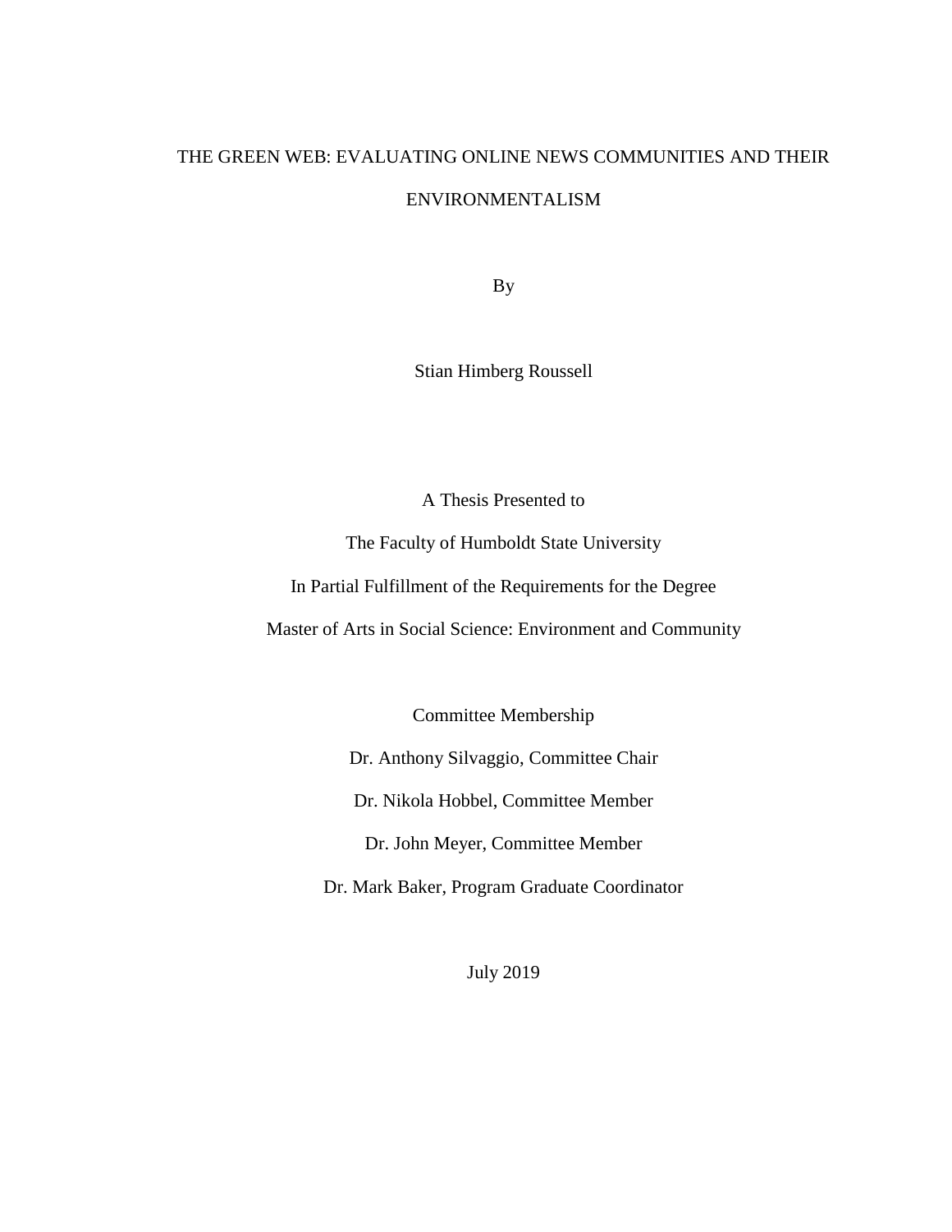# THE GREEN WEB: EVALUATING ONLINE NEWS COMMUNITIES AND THEIR ENVIRONMENTALISM

By

Stian Himberg Roussell

A Thesis Presented to

The Faculty of Humboldt State University

In Partial Fulfillment of the Requirements for the Degree

Master of Arts in Social Science: Environment and Community

Committee Membership

Dr. Anthony Silvaggio, Committee Chair

Dr. Nikola Hobbel, Committee Member

Dr. John Meyer, Committee Member

Dr. Mark Baker, Program Graduate Coordinator

July 2019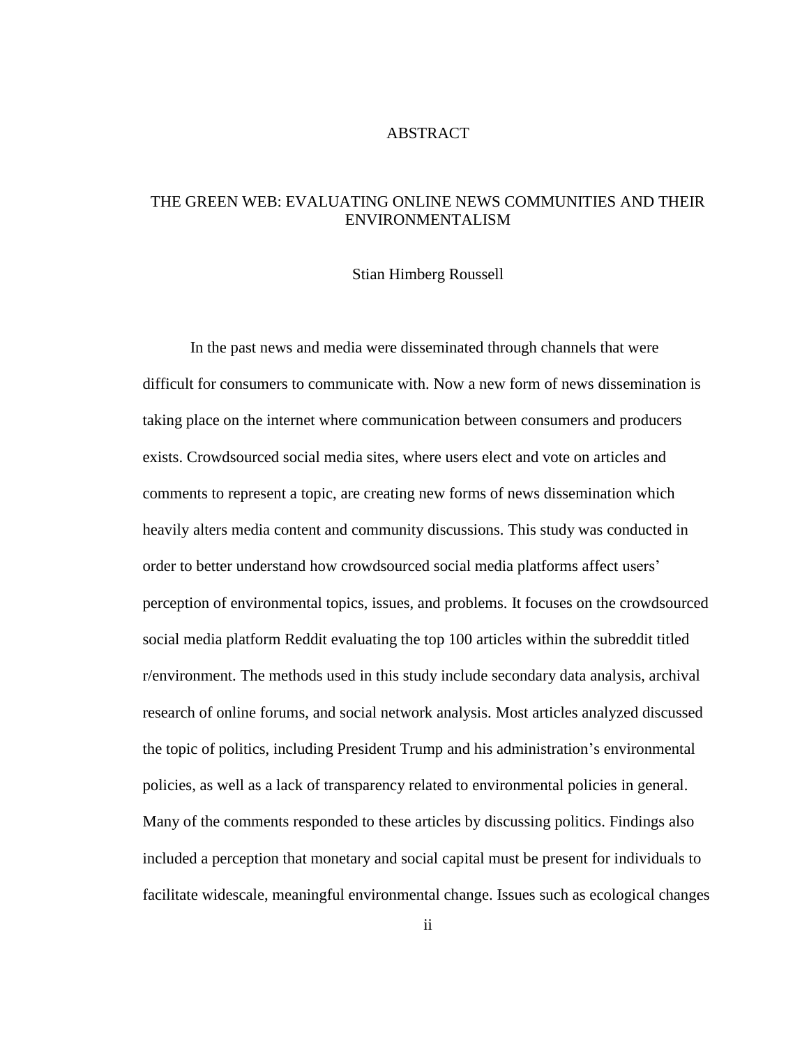# ABSTRACT

## THE GREEN WEB: EVALUATING ONLINE NEWS COMMUNITIES AND THEIR ENVIRONMENTALISM

Stian Himberg Roussell

In the past news and media were disseminated through channels that were difficult for consumers to communicate with. Now a new form of news dissemination is taking place on the internet where communication between consumers and producers exists. Crowdsourced social media sites, where users elect and vote on articles and comments to represent a topic, are creating new forms of news dissemination which heavily alters media content and community discussions. This study was conducted in order to better understand how crowdsourced social media platforms affect users' perception of environmental topics, issues, and problems. It focuses on the crowdsourced social media platform Reddit evaluating the top 100 articles within the subreddit titled r/environment. The methods used in this study include secondary data analysis, archival research of online forums, and social network analysis. Most articles analyzed discussed the topic of politics, including President Trump and his administration's environmental policies, as well as a lack of transparency related to environmental policies in general. Many of the comments responded to these articles by discussing politics. Findings also included a perception that monetary and social capital must be present for individuals to facilitate widescale, meaningful environmental change. Issues such as ecological changes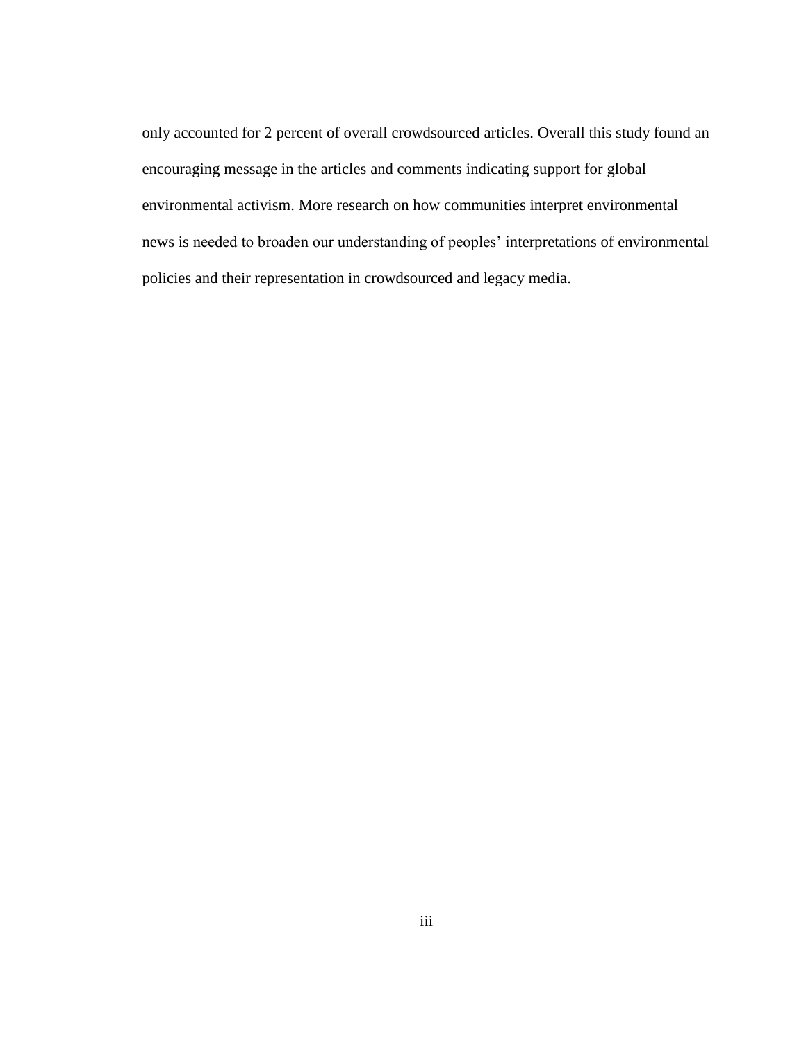only accounted for 2 percent of overall crowdsourced articles. Overall this study found an encouraging message in the articles and comments indicating support for global environmental activism. More research on how communities interpret environmental news is needed to broaden our understanding of peoples' interpretations of environmental policies and their representation in crowdsourced and legacy media.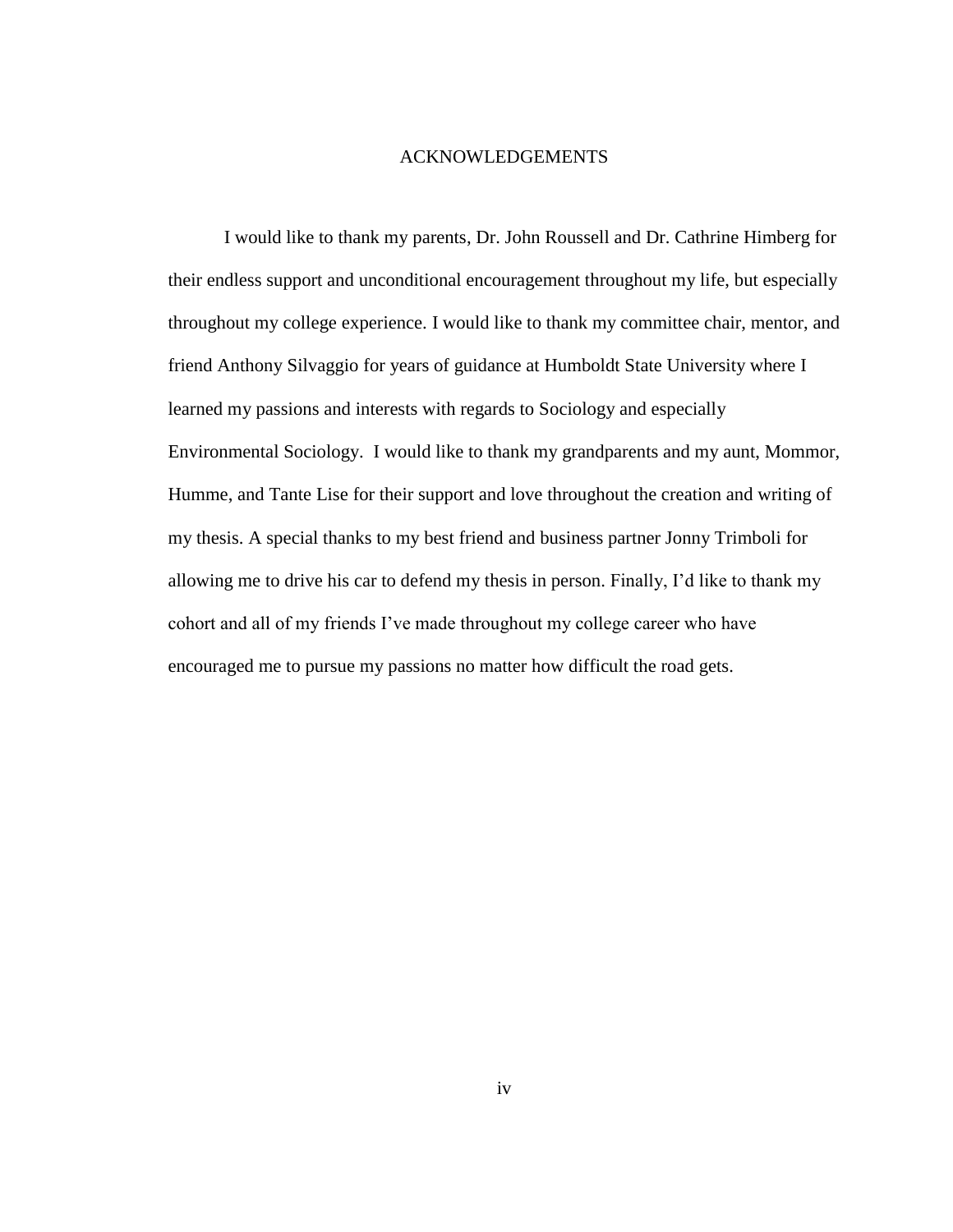# ACKNOWLEDGEMENTS

I would like to thank my parents, Dr. John Roussell and Dr. Cathrine Himberg for their endless support and unconditional encouragement throughout my life, but especially throughout my college experience. I would like to thank my committee chair, mentor, and friend Anthony Silvaggio for years of guidance at Humboldt State University where I learned my passions and interests with regards to Sociology and especially Environmental Sociology. I would like to thank my grandparents and my aunt, Mommor, Humme, and Tante Lise for their support and love throughout the creation and writing of my thesis. A special thanks to my best friend and business partner Jonny Trimboli for allowing me to drive his car to defend my thesis in person. Finally, I'd like to thank my cohort and all of my friends I've made throughout my college career who have encouraged me to pursue my passions no matter how difficult the road gets.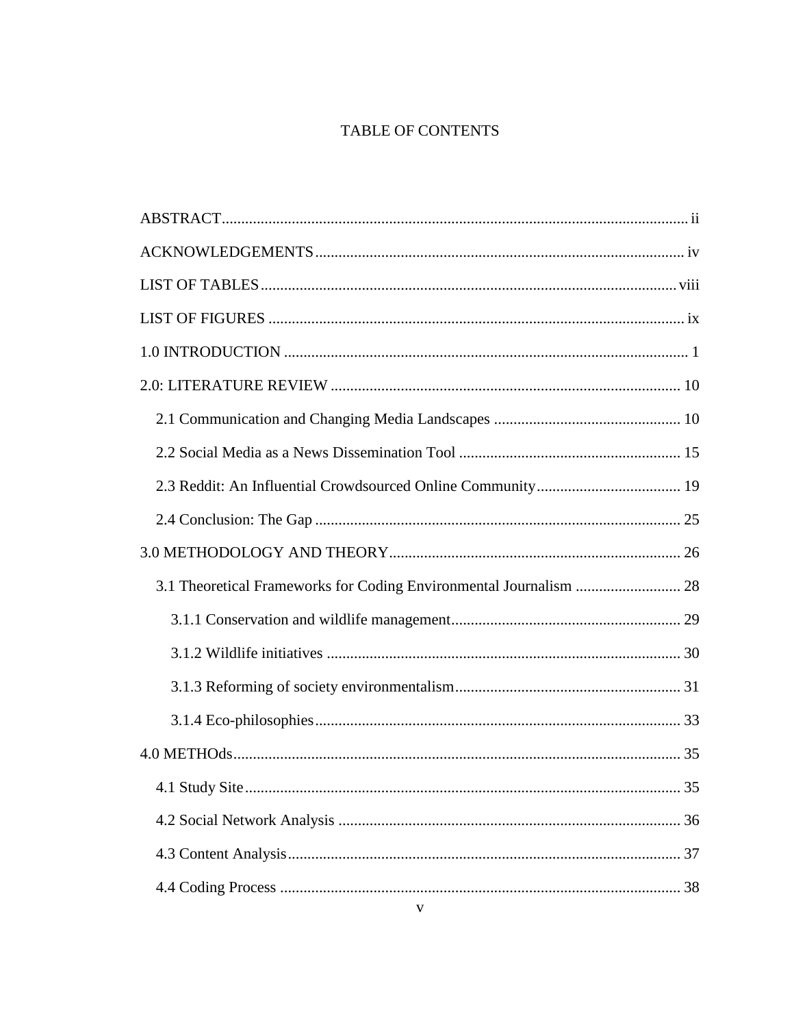# TABLE OF CONTENTS

ABSTRACT ..... ii

ACKNOWLEDGEMENTS ..... iv

LIST OF TABLES ..... viii

LIST OF FIGURES ..... ix

1.0 INTRODUCTION ..... 1

2.0: LITERATURE REVIEW ..... 10

- 2.1 Communication and Changing Media Landscapes ..... 10
- 2.2 Social Media as a News Dissemination Tool ..... 15
- 2.3 Reddit: An Influential Crowdsourced Online Community ..... 19
- 2.4 Conclusion: The Gap ..... 25

3.0 METHODOLOGY AND THEORY ..... 26

- 3.1 Theoretical Frameworks for Coding Environmental Journalism ..... 28
  - 3.1.1 Conservation and wildlife management ..... 29
  - 3.1.2 Wildlife initiatives ..... 30
  - 3.1.3 Reforming of society environmentalism ..... 31
  - 3.1.4 Eco-philosophies ..... 33

4.0 METHOds ..... 35

- 4.1 Study Site ..... 35
- 4.2 Social Network Analysis ..... 36
- 4.3 Content Analysis ..... 37
- 4.4 Coding Process ..... 38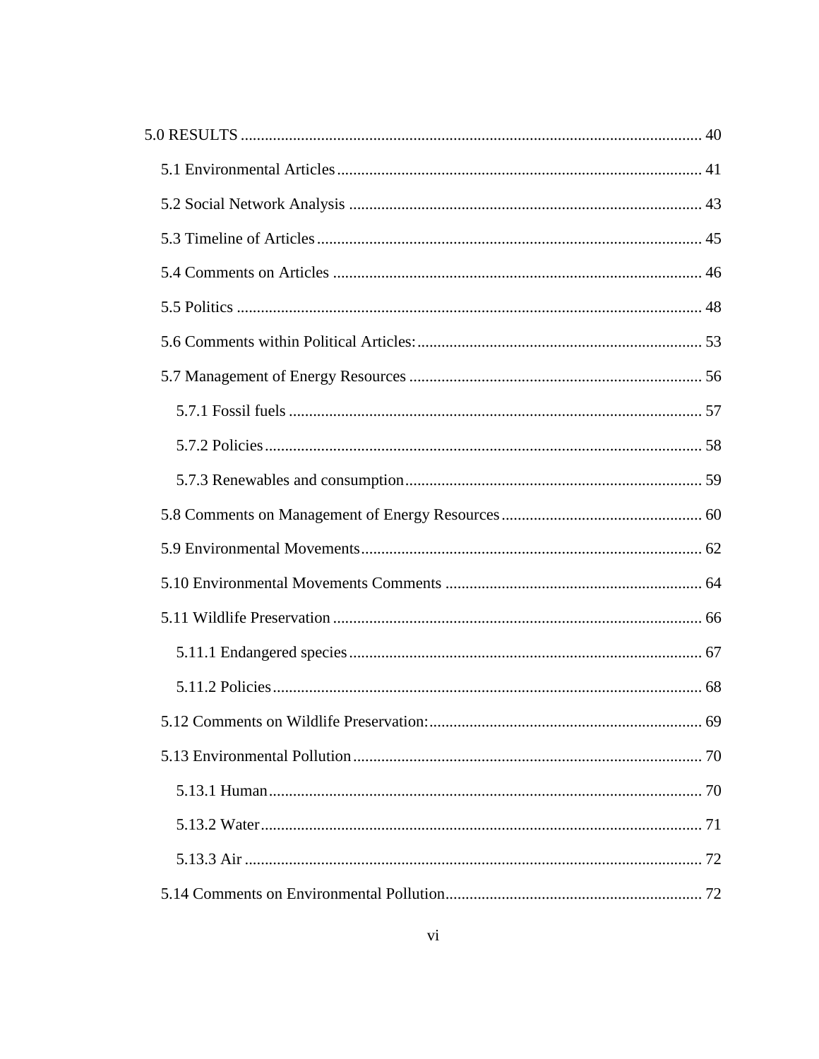5.0 RESULTS ........................................................................................................ 40

5.1 Environmental Articles ............................................................................ 41

5.2 Social Network Analysis ......................................................................... 43

5.3 Timeline of Articles ................................................................................ 45

5.4 Comments on Articles ............................................................................ 46

5.5 Politics .................................................................................................... 48

5.6 Comments within Political Articles: ...................................................... 53

5.7 Management of Energy Resources ........................................................ 56

5.7.1 Fossil fuels ........................................................................................ 57

5.7.2 Policies .............................................................................................. 58

5.7.3 Renewables and consumption ........................................................... 59

5.8 Comments on Management of Energy Resources .................................. 60

5.9 Environmental Movements ..................................................................... 62

5.10 Environmental Movements Comments ................................................ 64

5.11 Wildlife Preservation ........................................................................... 66

5.11.1 Endangered species ......................................................................... 67

5.11.2 Policies ............................................................................................ 68

5.12 Comments on Wildlife Preservation: .................................................... 69

5.13 Environmental Pollution ....................................................................... 70

5.13.1 Human ............................................................................................. 70

5.13.2 Water ............................................................................................... 71

5.13.3 Air ................................................................................................... 72

5.14 Comments on Environmental Pollution ................................................ 72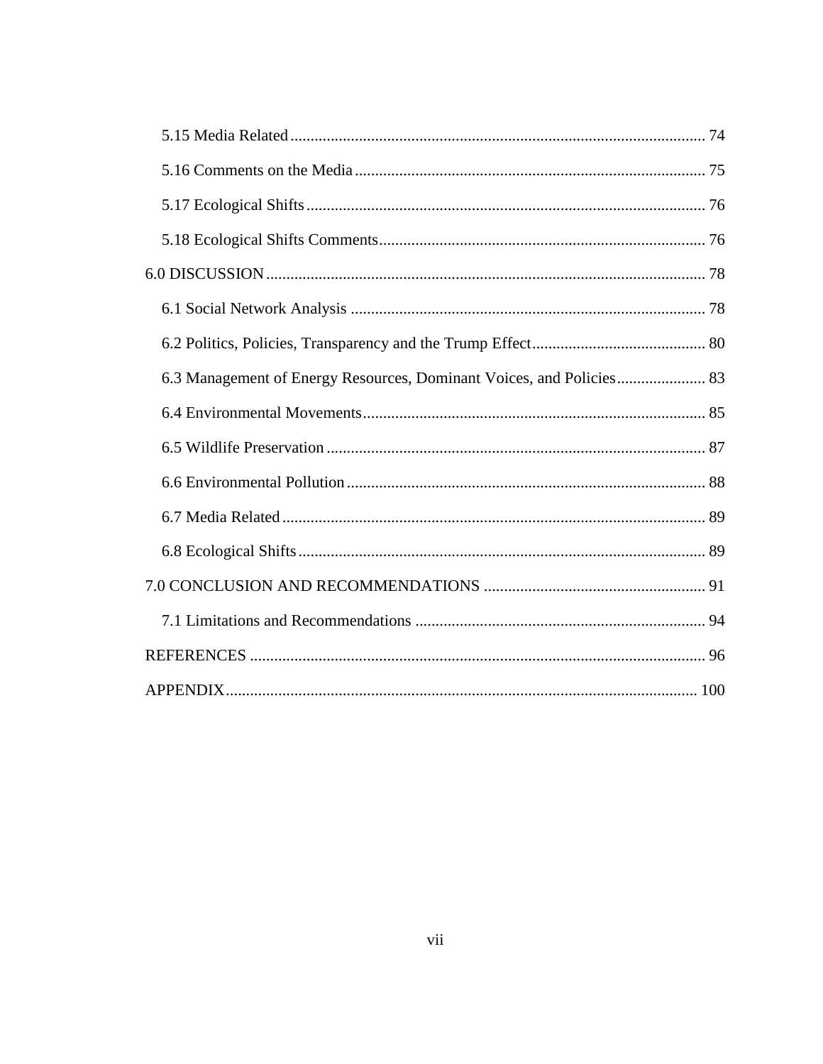5.15 Media Related ........................................................................................................ 74

5.16 Comments on the Media ......................................................................................... 75

5.17 Ecological Shifts .................................................................................................... 76

5.18 Ecological Shifts Comments .................................................................................. 76

6.0 DISCUSSION ............................................................................................................... 78

6.1 Social Network Analysis ......................................................................................... 78

6.2 Politics, Policies, Transparency and the Trump Effect ........................................... 80

6.3 Management of Energy Resources, Dominant Voices, and Policies ...................... 83

6.4 Environmental Movements ..................................................................................... 85

6.5 Wildlife Preservation .............................................................................................. 87

6.6 Environmental Pollution ......................................................................................... 88

6.7 Media Related ......................................................................................................... 89

6.8 Ecological Shifts ..................................................................................................... 89

7.0 CONCLUSION AND RECOMMENDATIONS ....................................................... 91

7.1 Limitations and Recommendations ........................................................................ 94

REFERENCES .................................................................................................................. 96

APPENDIX ..................................................................................................................... 100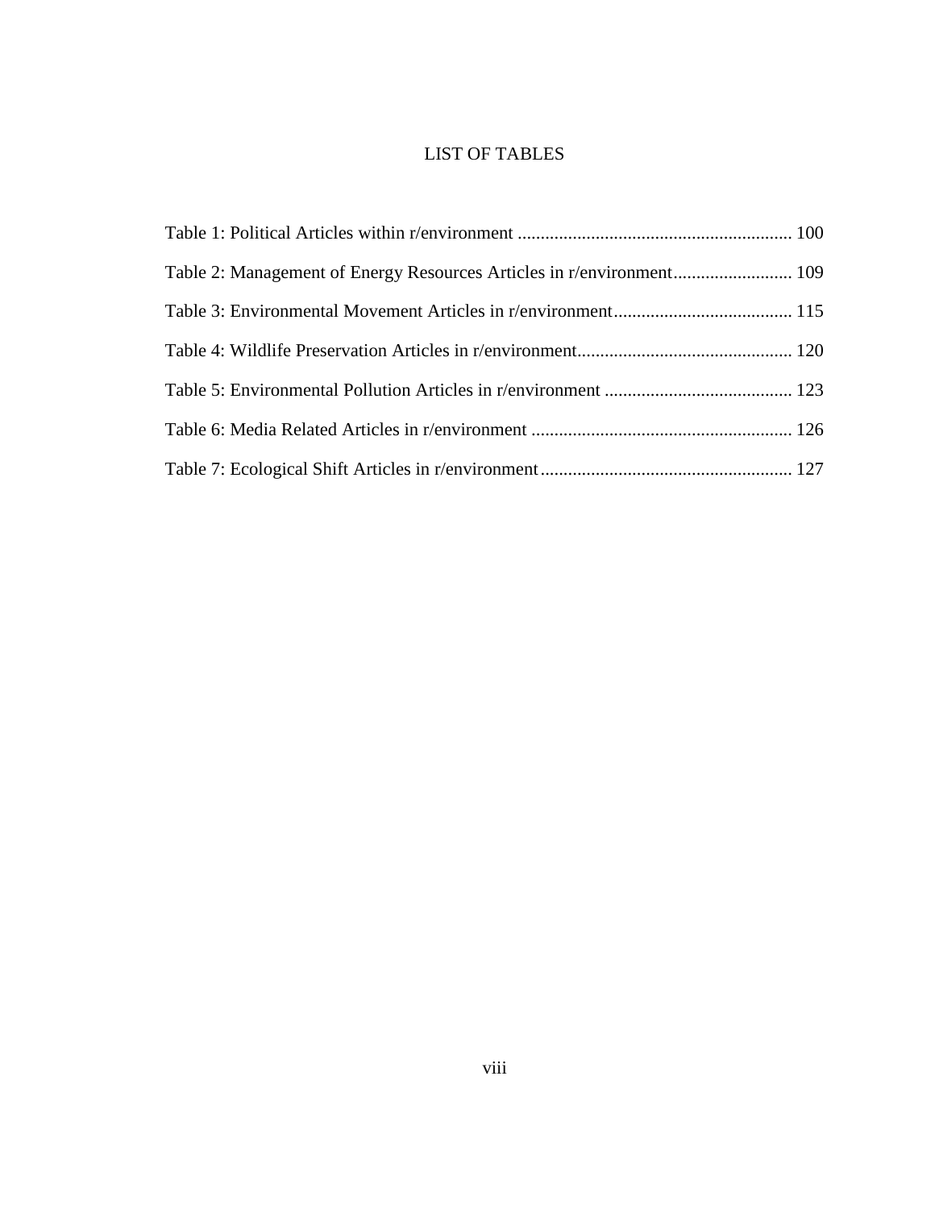# LIST OF TABLES

Table 1: Political Articles within r/environment ........................................................... 100

Table 2: Management of Energy Resources Articles in r/environment.......................... 109

Table 3: Environmental Movement Articles in r/environment....................................... 115

Table 4: Wildlife Preservation Articles in r/environment............................................... 120

Table 5: Environmental Pollution Articles in r/environment ......................................... 123

Table 6: Media Related Articles in r/environment ......................................................... 126

Table 7: Ecological Shift Articles in r/environment....................................................... 127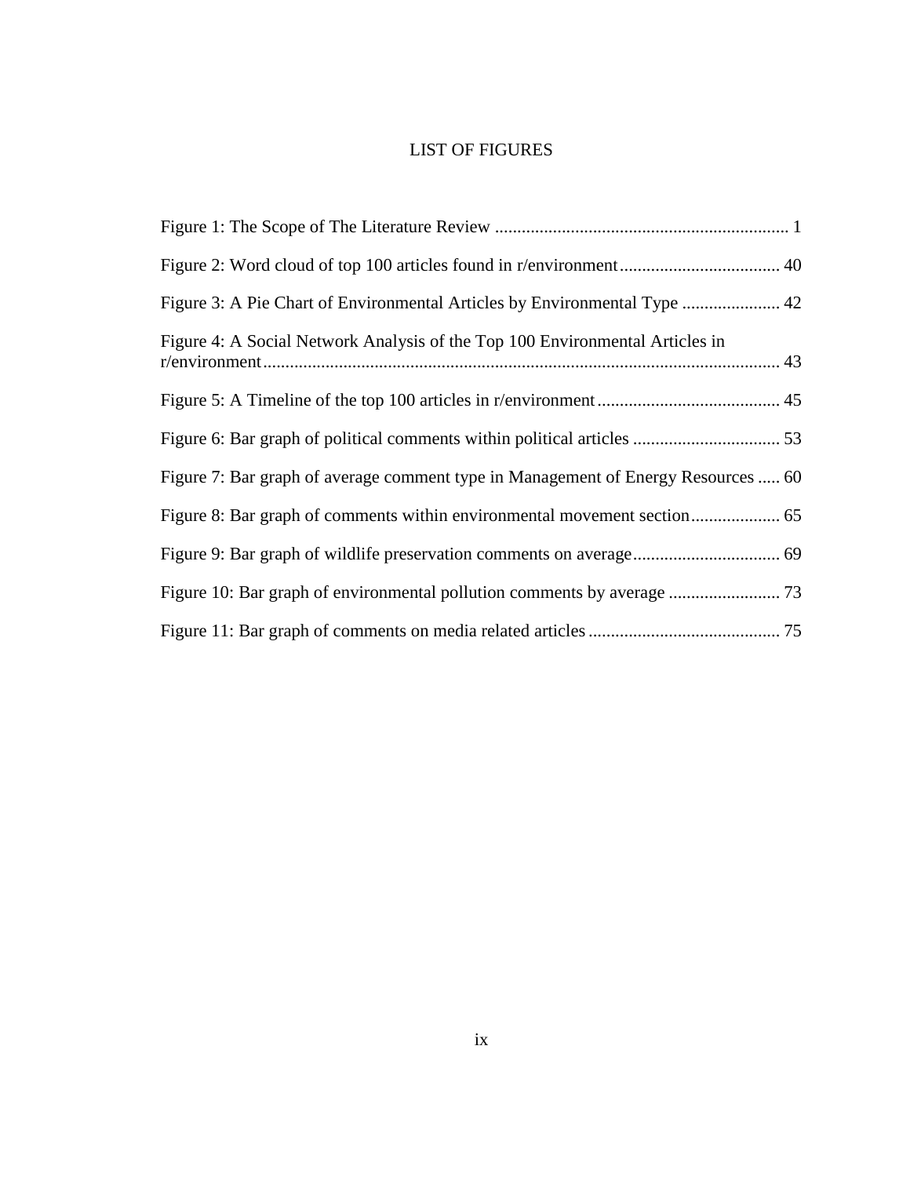# LIST OF FIGURES

Figure 1: The Scope of The Literature Review ... 1

Figure 2: Word cloud of top 100 articles found in r/environment ... 40

Figure 3: A Pie Chart of Environmental Articles by Environmental Type ... 42

Figure 4: A Social Network Analysis of the Top 100 Environmental Articles in r/environment ... 43

Figure 5: A Timeline of the top 100 articles in r/environment ... 45

Figure 6: Bar graph of political comments within political articles ... 53

Figure 7: Bar graph of average comment type in Management of Energy Resources ... 60

Figure 8: Bar graph of comments within environmental movement section ... 65

Figure 9: Bar graph of wildlife preservation comments on average ... 69

Figure 10: Bar graph of environmental pollution comments by average ... 73

Figure 11: Bar graph of comments on media related articles ... 75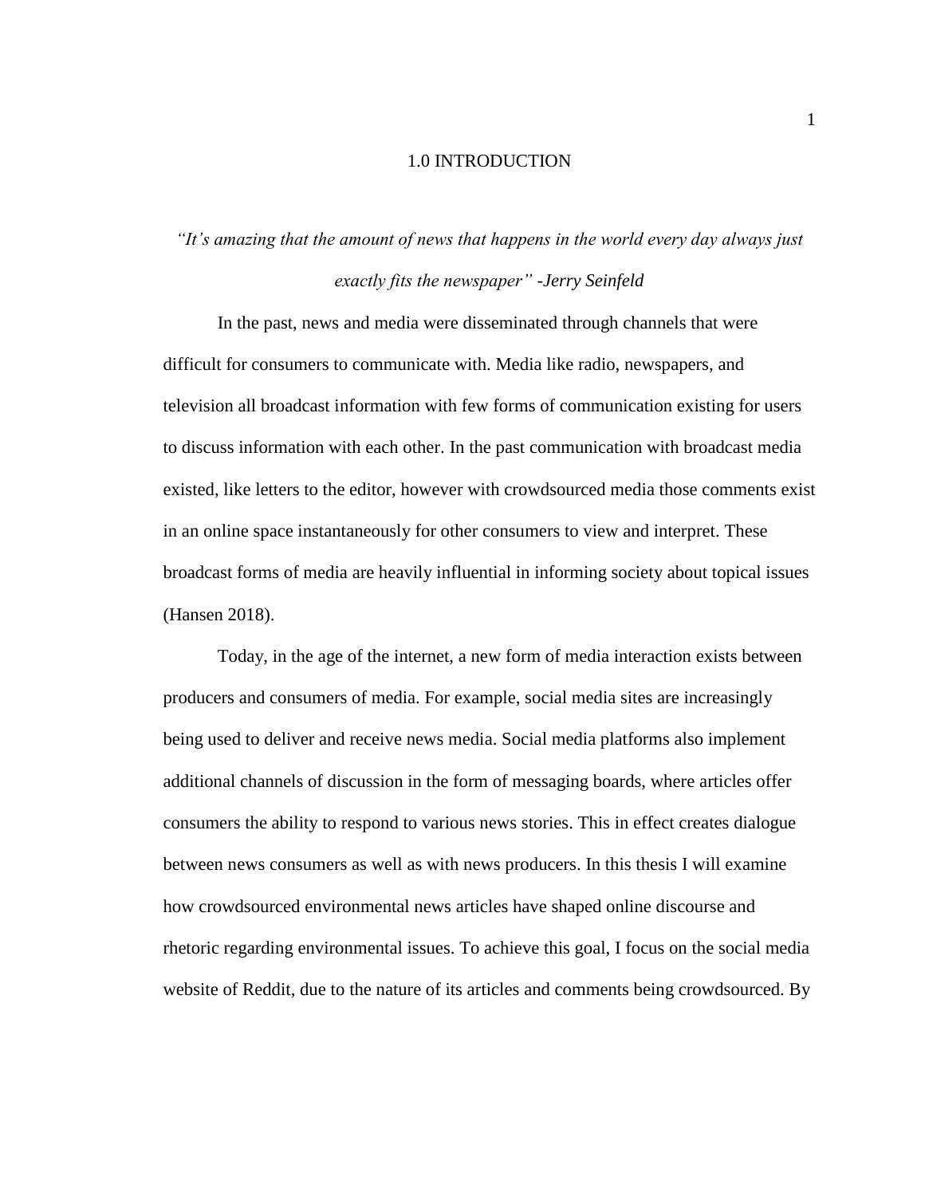# 1.0 INTRODUCTION

*"It's amazing that the amount of news that happens in the world every day always just exactly fits the newspaper" -Jerry Seinfeld*

In the past, news and media were disseminated through channels that were difficult for consumers to communicate with. Media like radio, newspapers, and television all broadcast information with few forms of communication existing for users to discuss information with each other. In the past communication with broadcast media existed, like letters to the editor, however with crowdsourced media those comments exist in an online space instantaneously for other consumers to view and interpret. These broadcast forms of media are heavily influential in informing society about topical issues (Hansen 2018).

Today, in the age of the internet, a new form of media interaction exists between producers and consumers of media. For example, social media sites are increasingly being used to deliver and receive news media. Social media platforms also implement additional channels of discussion in the form of messaging boards, where articles offer consumers the ability to respond to various news stories. This in effect creates dialogue between news consumers as well as with news producers. In this thesis I will examine how crowdsourced environmental news articles have shaped online discourse and rhetoric regarding environmental issues. To achieve this goal, I focus on the social media website of Reddit, due to the nature of its articles and comments being crowdsourced. By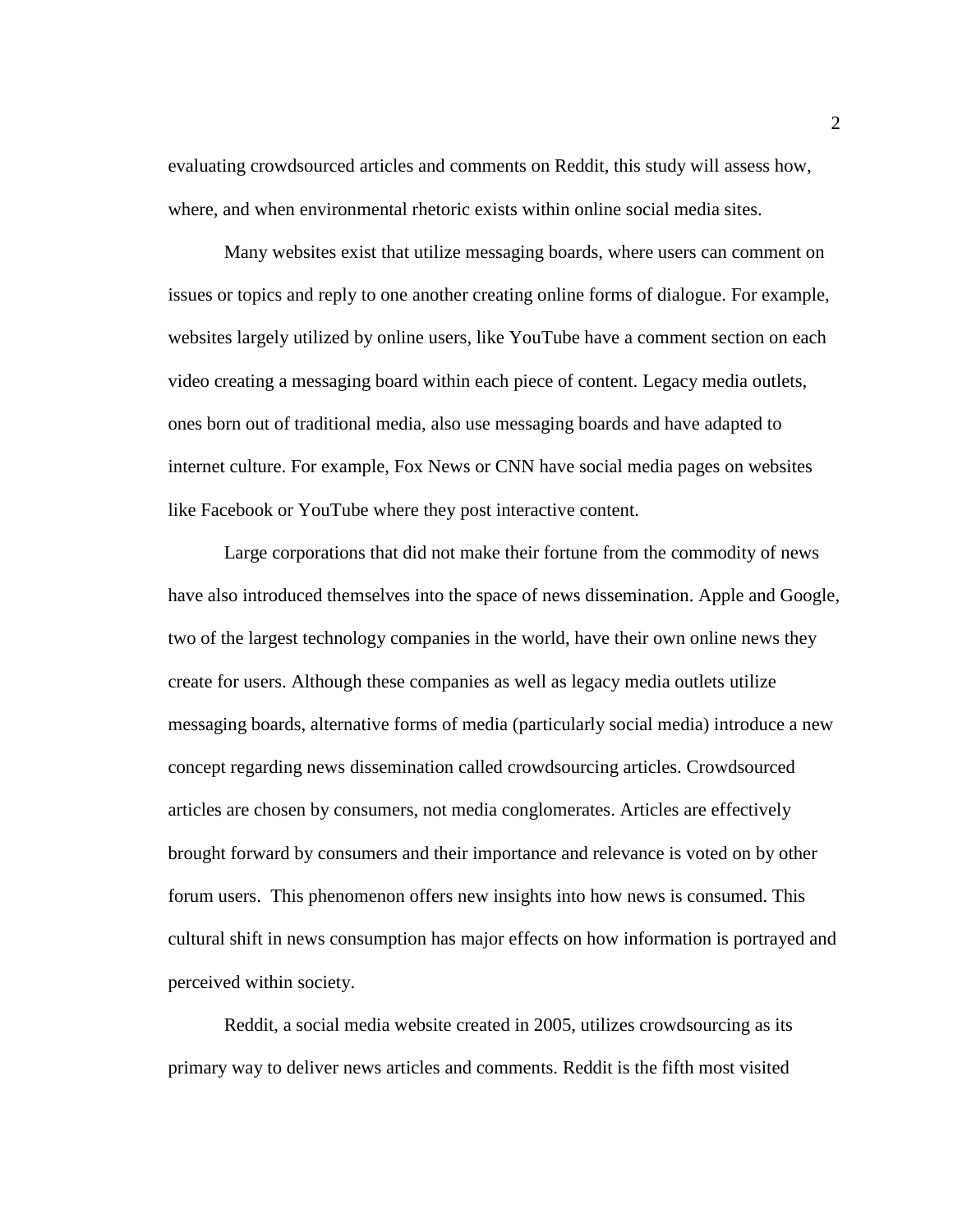evaluating crowdsourced articles and comments on Reddit, this study will assess how, where, and when environmental rhetoric exists within online social media sites.

Many websites exist that utilize messaging boards, where users can comment on issues or topics and reply to one another creating online forms of dialogue. For example, websites largely utilized by online users, like YouTube have a comment section on each video creating a messaging board within each piece of content. Legacy media outlets, ones born out of traditional media, also use messaging boards and have adapted to internet culture. For example, Fox News or CNN have social media pages on websites like Facebook or YouTube where they post interactive content.

Large corporations that did not make their fortune from the commodity of news have also introduced themselves into the space of news dissemination. Apple and Google, two of the largest technology companies in the world, have their own online news they create for users. Although these companies as well as legacy media outlets utilize messaging boards, alternative forms of media (particularly social media) introduce a new concept regarding news dissemination called crowdsourcing articles. Crowdsourced articles are chosen by consumers, not media conglomerates. Articles are effectively brought forward by consumers and their importance and relevance is voted on by other forum users. This phenomenon offers new insights into how news is consumed. This cultural shift in news consumption has major effects on how information is portrayed and perceived within society.

Reddit, a social media website created in 2005, utilizes crowdsourcing as its primary way to deliver news articles and comments. Reddit is the fifth most visited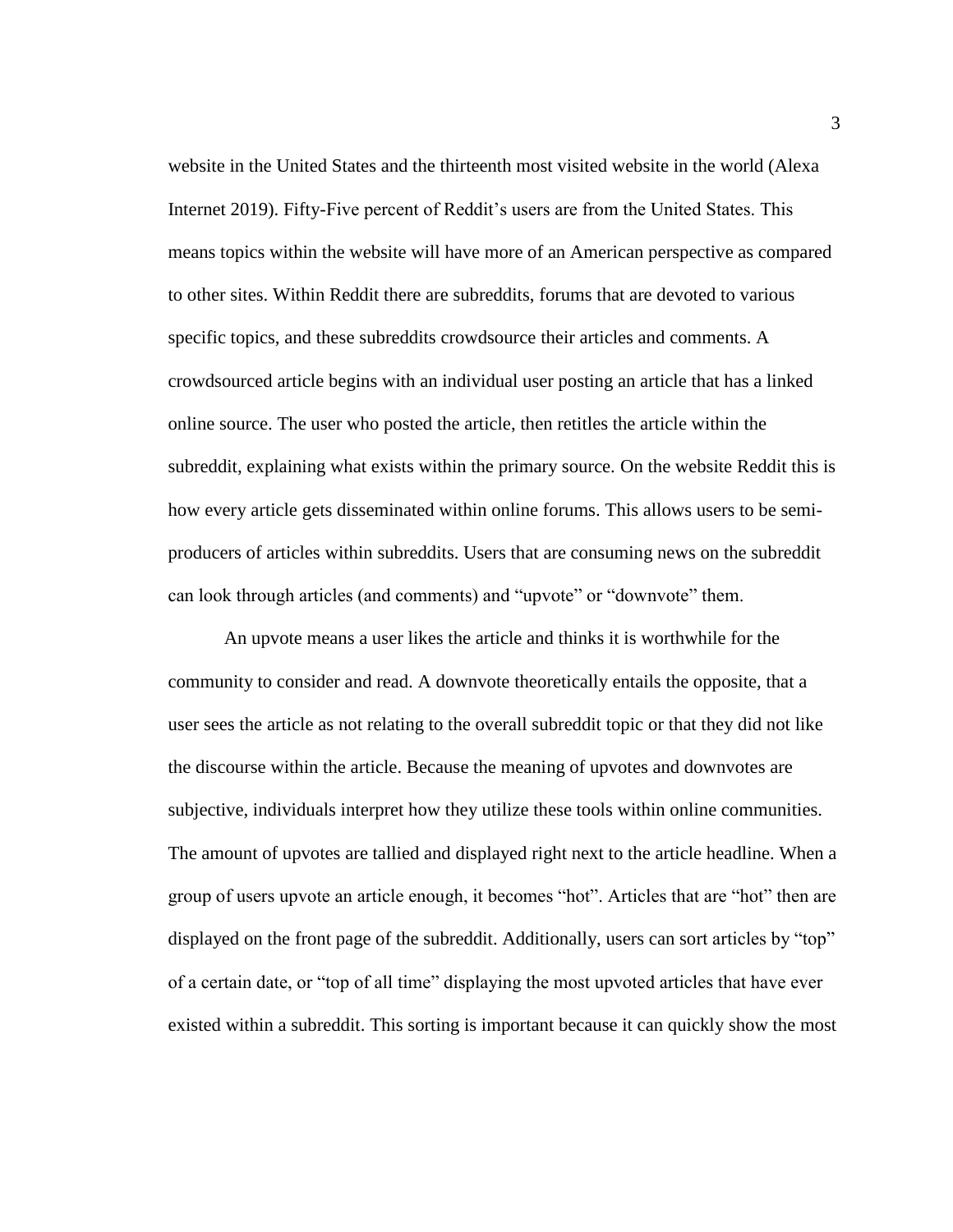website in the United States and the thirteenth most visited website in the world (Alexa Internet 2019). Fifty-Five percent of Reddit's users are from the United States. This means topics within the website will have more of an American perspective as compared to other sites. Within Reddit there are subreddits, forums that are devoted to various specific topics, and these subreddits crowdsource their articles and comments. A crowdsourced article begins with an individual user posting an article that has a linked online source. The user who posted the article, then retitles the article within the subreddit, explaining what exists within the primary source. On the website Reddit this is how every article gets disseminated within online forums. This allows users to be semi-producers of articles within subreddits. Users that are consuming news on the subreddit can look through articles (and comments) and "upvote" or "downvote" them.

An upvote means a user likes the article and thinks it is worthwhile for the community to consider and read. A downvote theoretically entails the opposite, that a user sees the article as not relating to the overall subreddit topic or that they did not like the discourse within the article. Because the meaning of upvotes and downvotes are subjective, individuals interpret how they utilize these tools within online communities. The amount of upvotes are tallied and displayed right next to the article headline. When a group of users upvote an article enough, it becomes "hot". Articles that are "hot" then are displayed on the front page of the subreddit. Additionally, users can sort articles by "top" of a certain date, or "top of all time" displaying the most upvoted articles that have ever existed within a subreddit. This sorting is important because it can quickly show the most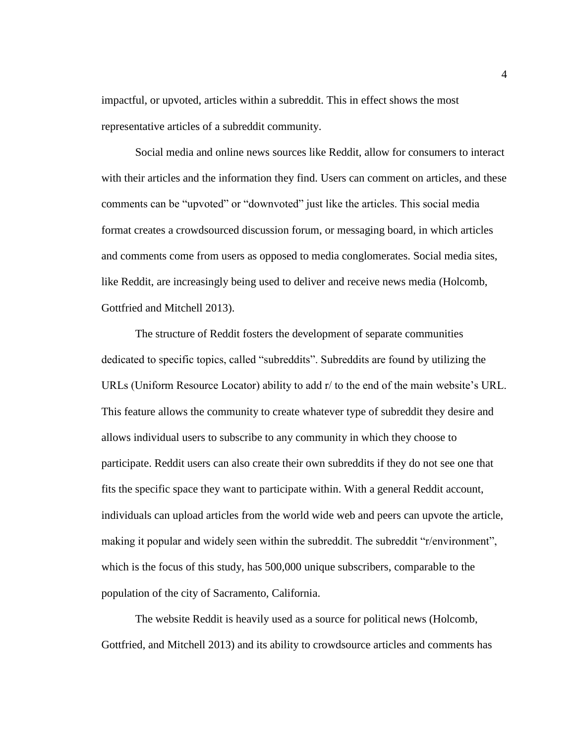impactful, or upvoted, articles within a subreddit. This in effect shows the most representative articles of a subreddit community.

Social media and online news sources like Reddit, allow for consumers to interact with their articles and the information they find. Users can comment on articles, and these comments can be "upvoted" or "downvoted" just like the articles. This social media format creates a crowdsourced discussion forum, or messaging board, in which articles and comments come from users as opposed to media conglomerates. Social media sites, like Reddit, are increasingly being used to deliver and receive news media (Holcomb, Gottfried and Mitchell 2013).

The structure of Reddit fosters the development of separate communities dedicated to specific topics, called "subreddits". Subreddits are found by utilizing the URLs (Uniform Resource Locator) ability to add r/ to the end of the main website's URL. This feature allows the community to create whatever type of subreddit they desire and allows individual users to subscribe to any community in which they choose to participate. Reddit users can also create their own subreddits if they do not see one that fits the specific space they want to participate within. With a general Reddit account, individuals can upload articles from the world wide web and peers can upvote the article, making it popular and widely seen within the subreddit. The subreddit "r/environment", which is the focus of this study, has 500,000 unique subscribers, comparable to the population of the city of Sacramento, California.

The website Reddit is heavily used as a source for political news (Holcomb, Gottfried, and Mitchell 2013) and its ability to crowdsource articles and comments has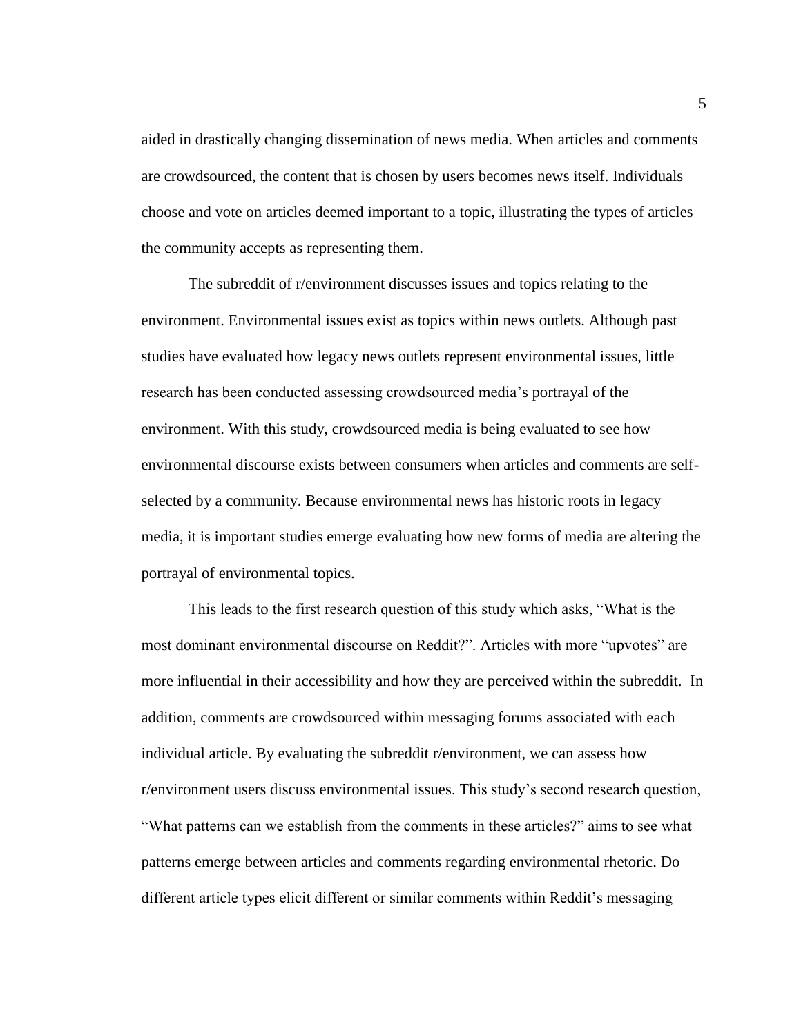aided in drastically changing dissemination of news media. When articles and comments are crowdsourced, the content that is chosen by users becomes news itself. Individuals choose and vote on articles deemed important to a topic, illustrating the types of articles the community accepts as representing them.

The subreddit of r/environment discusses issues and topics relating to the environment. Environmental issues exist as topics within news outlets. Although past studies have evaluated how legacy news outlets represent environmental issues, little research has been conducted assessing crowdsourced media's portrayal of the environment. With this study, crowdsourced media is being evaluated to see how environmental discourse exists between consumers when articles and comments are self-selected by a community. Because environmental news has historic roots in legacy media, it is important studies emerge evaluating how new forms of media are altering the portrayal of environmental topics.

This leads to the first research question of this study which asks, "What is the most dominant environmental discourse on Reddit?". Articles with more "upvotes" are more influential in their accessibility and how they are perceived within the subreddit. In addition, comments are crowdsourced within messaging forums associated with each individual article. By evaluating the subreddit r/environment, we can assess how r/environment users discuss environmental issues. This study's second research question, "What patterns can we establish from the comments in these articles?" aims to see what patterns emerge between articles and comments regarding environmental rhetoric. Do different article types elicit different or similar comments within Reddit's messaging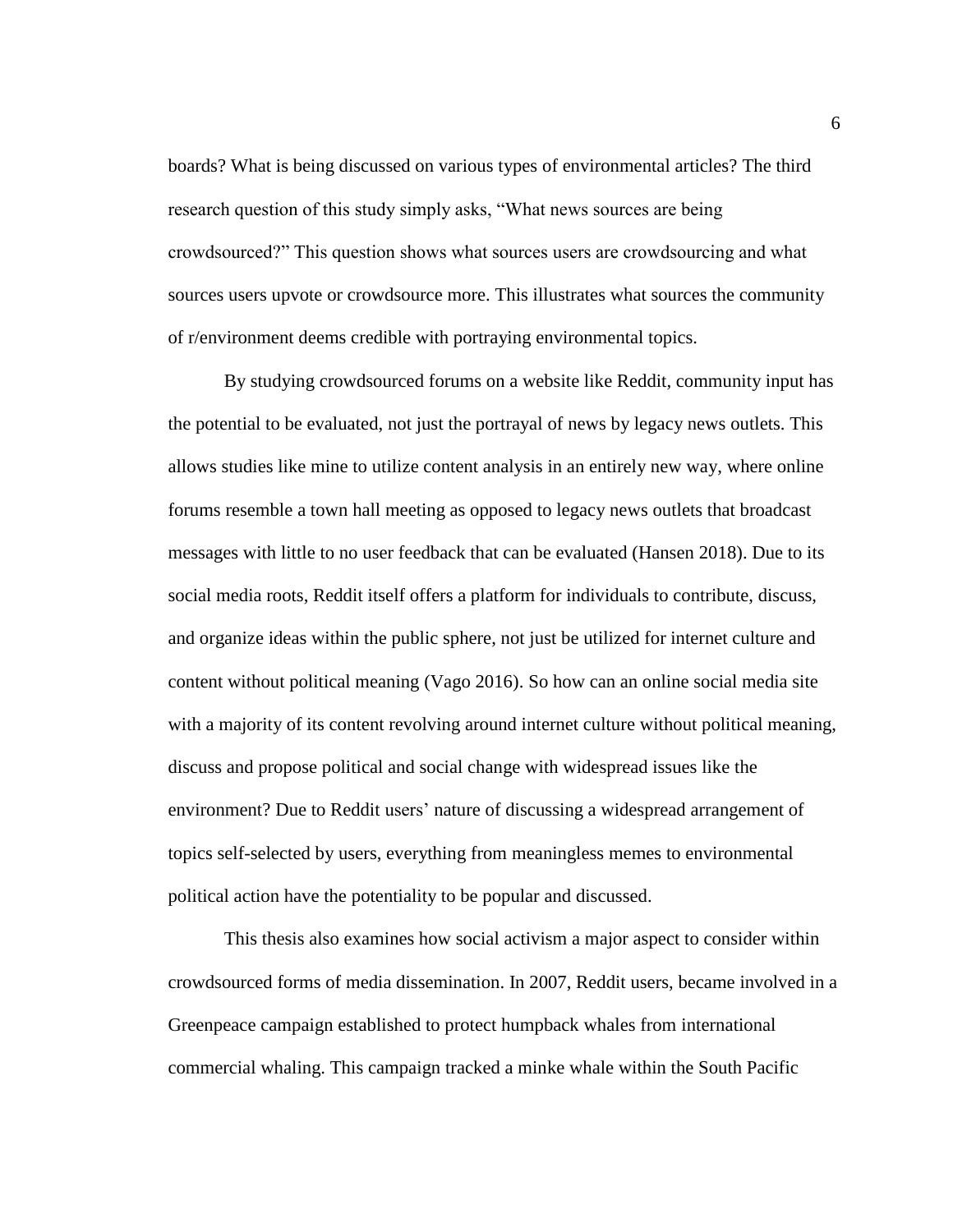boards? What is being discussed on various types of environmental articles? The third research question of this study simply asks, "What news sources are being crowdsourced?" This question shows what sources users are crowdsourcing and what sources users upvote or crowdsource more. This illustrates what sources the community of r/environment deems credible with portraying environmental topics.

By studying crowdsourced forums on a website like Reddit, community input has the potential to be evaluated, not just the portrayal of news by legacy news outlets. This allows studies like mine to utilize content analysis in an entirely new way, where online forums resemble a town hall meeting as opposed to legacy news outlets that broadcast messages with little to no user feedback that can be evaluated (Hansen 2018). Due to its social media roots, Reddit itself offers a platform for individuals to contribute, discuss, and organize ideas within the public sphere, not just be utilized for internet culture and content without political meaning (Vago 2016). So how can an online social media site with a majority of its content revolving around internet culture without political meaning, discuss and propose political and social change with widespread issues like the environment? Due to Reddit users' nature of discussing a widespread arrangement of topics self-selected by users, everything from meaningless memes to environmental political action have the potentiality to be popular and discussed.

This thesis also examines how social activism a major aspect to consider within crowdsourced forms of media dissemination. In 2007, Reddit users, became involved in a Greenpeace campaign established to protect humpback whales from international commercial whaling. This campaign tracked a minke whale within the South Pacific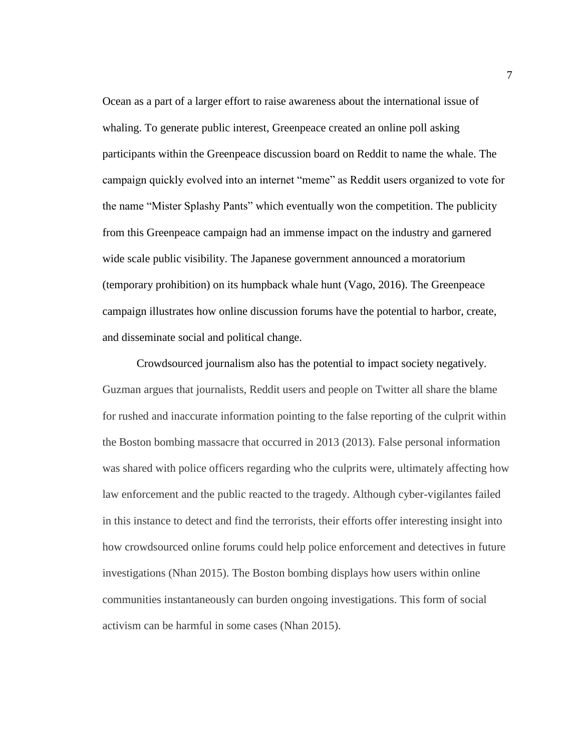Ocean as a part of a larger effort to raise awareness about the international issue of whaling. To generate public interest, Greenpeace created an online poll asking participants within the Greenpeace discussion board on Reddit to name the whale. The campaign quickly evolved into an internet "meme" as Reddit users organized to vote for the name "Mister Splashy Pants" which eventually won the competition. The publicity from this Greenpeace campaign had an immense impact on the industry and garnered wide scale public visibility. The Japanese government announced a moratorium (temporary prohibition) on its humpback whale hunt (Vago, 2016). The Greenpeace campaign illustrates how online discussion forums have the potential to harbor, create, and disseminate social and political change.

Crowdsourced journalism also has the potential to impact society negatively. Guzman argues that journalists, Reddit users and people on Twitter all share the blame for rushed and inaccurate information pointing to the false reporting of the culprit within the Boston bombing massacre that occurred in 2013 (2013). False personal information was shared with police officers regarding who the culprits were, ultimately affecting how law enforcement and the public reacted to the tragedy. Although cyber-vigilantes failed in this instance to detect and find the terrorists, their efforts offer interesting insight into how crowdsourced online forums could help police enforcement and detectives in future investigations (Nhan 2015). The Boston bombing displays how users within online communities instantaneously can burden ongoing investigations. This form of social activism can be harmful in some cases (Nhan 2015).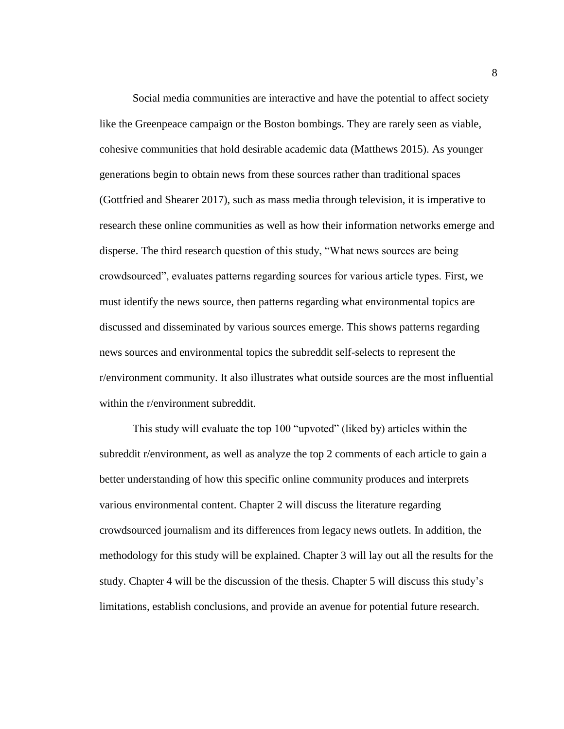Social media communities are interactive and have the potential to affect society like the Greenpeace campaign or the Boston bombings. They are rarely seen as viable, cohesive communities that hold desirable academic data (Matthews 2015). As younger generations begin to obtain news from these sources rather than traditional spaces (Gottfried and Shearer 2017), such as mass media through television, it is imperative to research these online communities as well as how their information networks emerge and disperse. The third research question of this study, "What news sources are being crowdsourced", evaluates patterns regarding sources for various article types. First, we must identify the news source, then patterns regarding what environmental topics are discussed and disseminated by various sources emerge. This shows patterns regarding news sources and environmental topics the subreddit self-selects to represent the r/environment community. It also illustrates what outside sources are the most influential within the r/environment subreddit.

This study will evaluate the top 100 "upvoted" (liked by) articles within the subreddit r/environment, as well as analyze the top 2 comments of each article to gain a better understanding of how this specific online community produces and interprets various environmental content. Chapter 2 will discuss the literature regarding crowdsourced journalism and its differences from legacy news outlets. In addition, the methodology for this study will be explained. Chapter 3 will lay out all the results for the study. Chapter 4 will be the discussion of the thesis. Chapter 5 will discuss this study's limitations, establish conclusions, and provide an avenue for potential future research.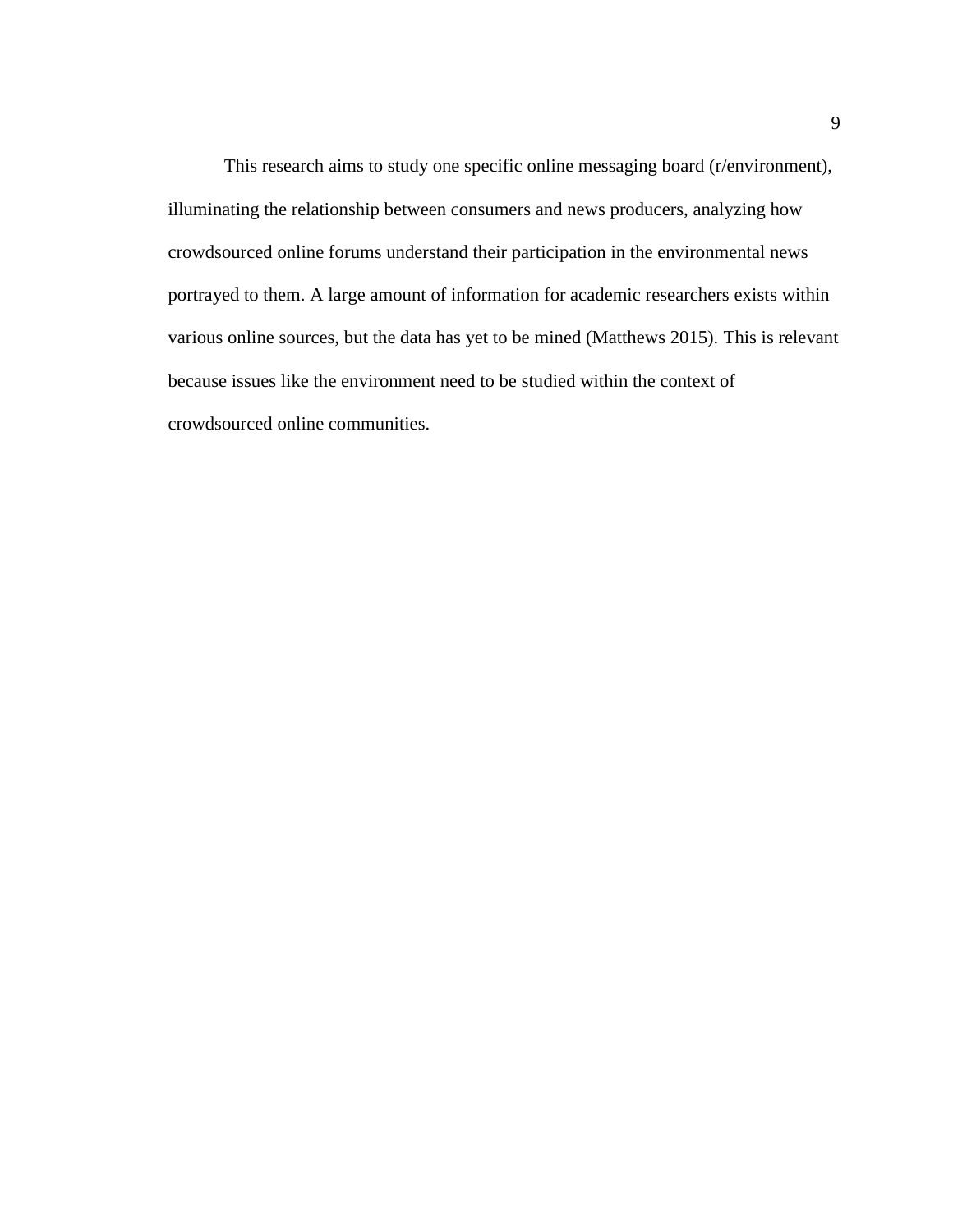This research aims to study one specific online messaging board (r/environment), illuminating the relationship between consumers and news producers, analyzing how crowdsourced online forums understand their participation in the environmental news portrayed to them. A large amount of information for academic researchers exists within various online sources, but the data has yet to be mined (Matthews 2015). This is relevant because issues like the environment need to be studied within the context of crowdsourced online communities.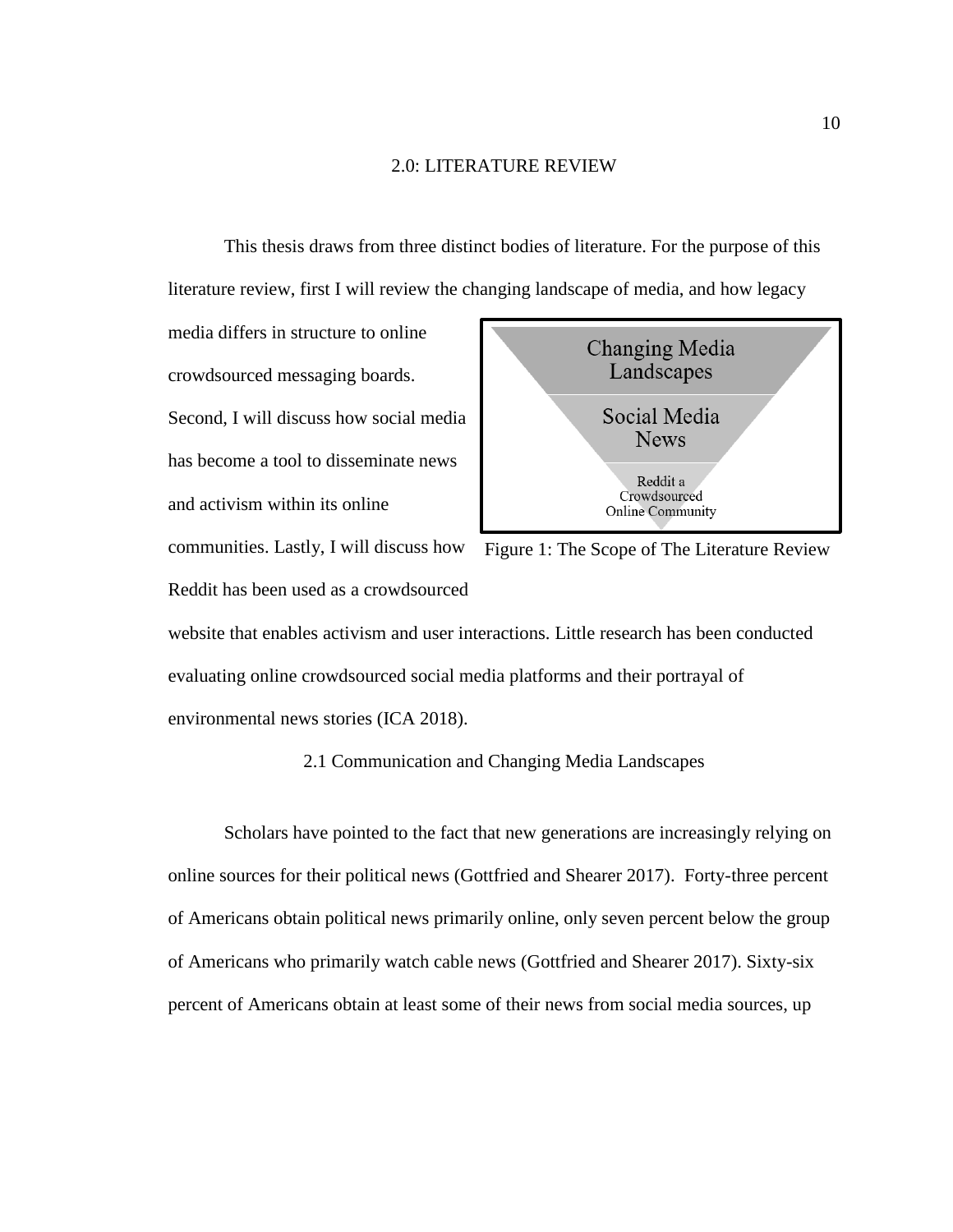## 2.0: LITERATURE REVIEW

This thesis draws from three distinct bodies of literature. For the purpose of this literature review, first I will review the changing landscape of media, and how legacy media differs in structure to online crowdsourced messaging boards. Second, I will discuss how social media has become a tool to disseminate news and activism within its online communities. Lastly, I will discuss how Reddit has been used as a crowdsourced website that enables activism and user interactions. Little research has been conducted evaluating online crowdsourced social media platforms and their portrayal of environmental news stories (ICA 2018).

Changing Media Landscapes

Social Media News

Reddit a Crowdsourced Online Community

Figure 1: The Scope of The Literature Review

### 2.1 Communication and Changing Media Landscapes

Scholars have pointed to the fact that new generations are increasingly relying on online sources for their political news (Gottfried and Shearer 2017). Forty-three percent of Americans obtain political news primarily online, only seven percent below the group of Americans who primarily watch cable news (Gottfried and Shearer 2017). Sixty-six percent of Americans obtain at least some of their news from social media sources, up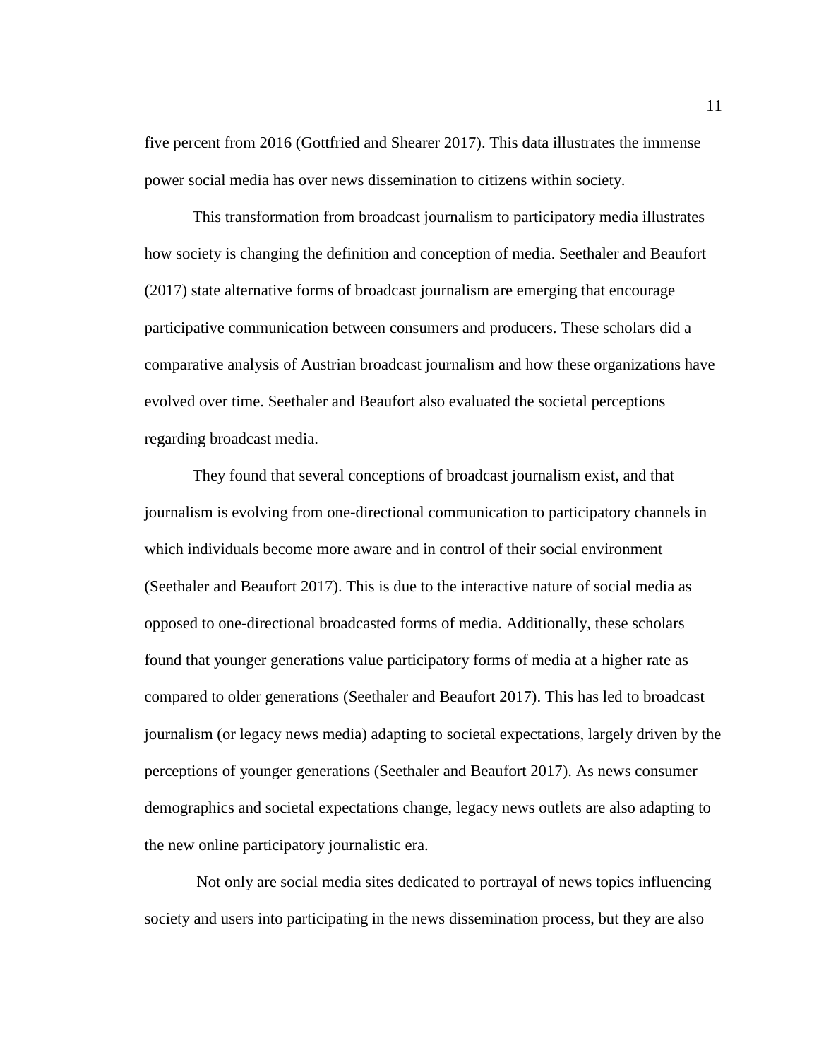five percent from 2016 (Gottfried and Shearer 2017). This data illustrates the immense power social media has over news dissemination to citizens within society.

This transformation from broadcast journalism to participatory media illustrates how society is changing the definition and conception of media. Seethaler and Beaufort (2017) state alternative forms of broadcast journalism are emerging that encourage participative communication between consumers and producers. These scholars did a comparative analysis of Austrian broadcast journalism and how these organizations have evolved over time. Seethaler and Beaufort also evaluated the societal perceptions regarding broadcast media.

They found that several conceptions of broadcast journalism exist, and that journalism is evolving from one-directional communication to participatory channels in which individuals become more aware and in control of their social environment (Seethaler and Beaufort 2017). This is due to the interactive nature of social media as opposed to one-directional broadcasted forms of media. Additionally, these scholars found that younger generations value participatory forms of media at a higher rate as compared to older generations (Seethaler and Beaufort 2017). This has led to broadcast journalism (or legacy news media) adapting to societal expectations, largely driven by the perceptions of younger generations (Seethaler and Beaufort 2017). As news consumer demographics and societal expectations change, legacy news outlets are also adapting to the new online participatory journalistic era.

Not only are social media sites dedicated to portrayal of news topics influencing society and users into participating in the news dissemination process, but they are also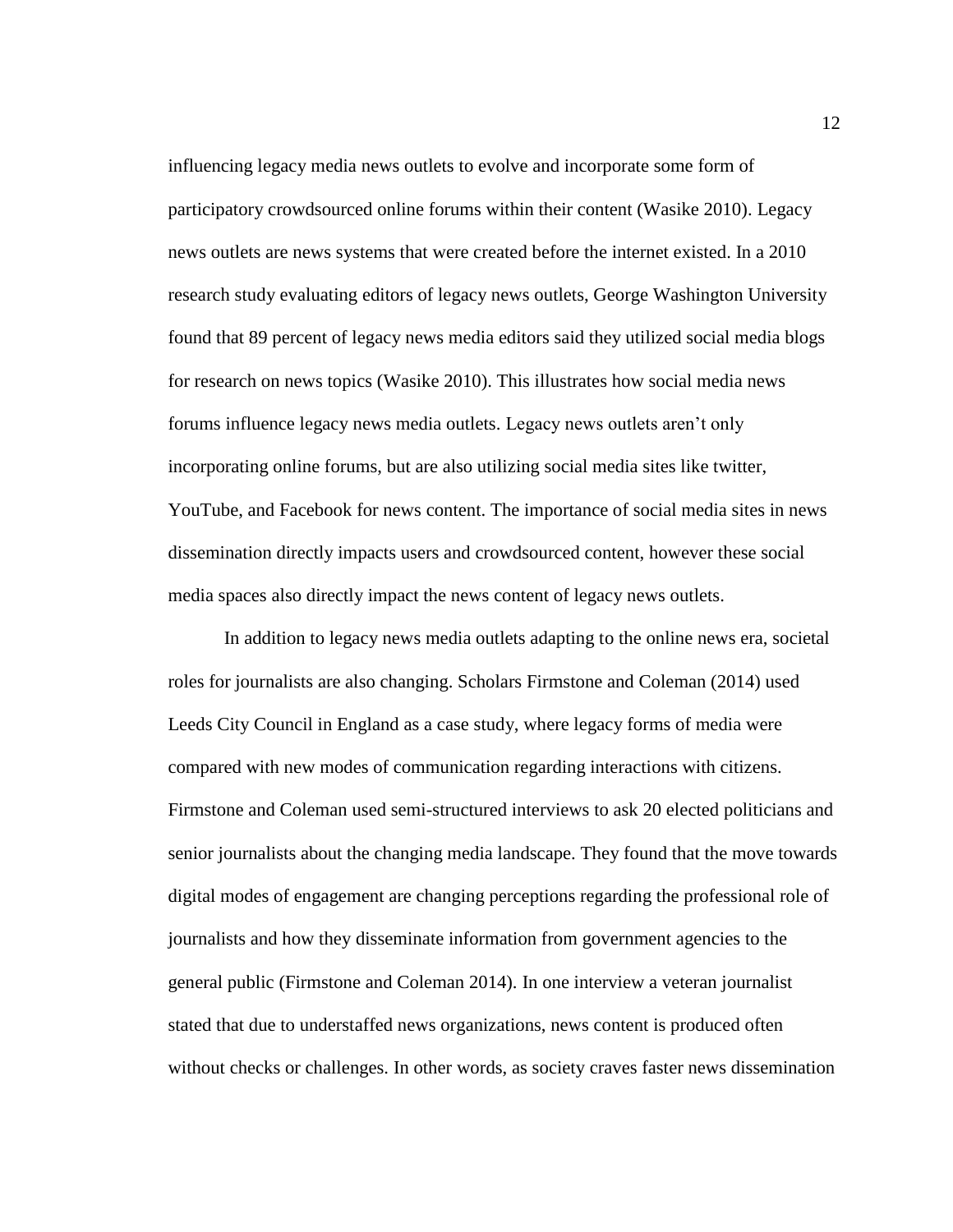influencing legacy media news outlets to evolve and incorporate some form of participatory crowdsourced online forums within their content (Wasike 2010). Legacy news outlets are news systems that were created before the internet existed. In a 2010 research study evaluating editors of legacy news outlets, George Washington University found that 89 percent of legacy news media editors said they utilized social media blogs for research on news topics (Wasike 2010). This illustrates how social media news forums influence legacy news media outlets. Legacy news outlets aren't only incorporating online forums, but are also utilizing social media sites like twitter, YouTube, and Facebook for news content. The importance of social media sites in news dissemination directly impacts users and crowdsourced content, however these social media spaces also directly impact the news content of legacy news outlets.

In addition to legacy news media outlets adapting to the online news era, societal roles for journalists are also changing. Scholars Firmstone and Coleman (2014) used Leeds City Council in England as a case study, where legacy forms of media were compared with new modes of communication regarding interactions with citizens. Firmstone and Coleman used semi-structured interviews to ask 20 elected politicians and senior journalists about the changing media landscape. They found that the move towards digital modes of engagement are changing perceptions regarding the professional role of journalists and how they disseminate information from government agencies to the general public (Firmstone and Coleman 2014). In one interview a veteran journalist stated that due to understaffed news organizations, news content is produced often without checks or challenges. In other words, as society craves faster news dissemination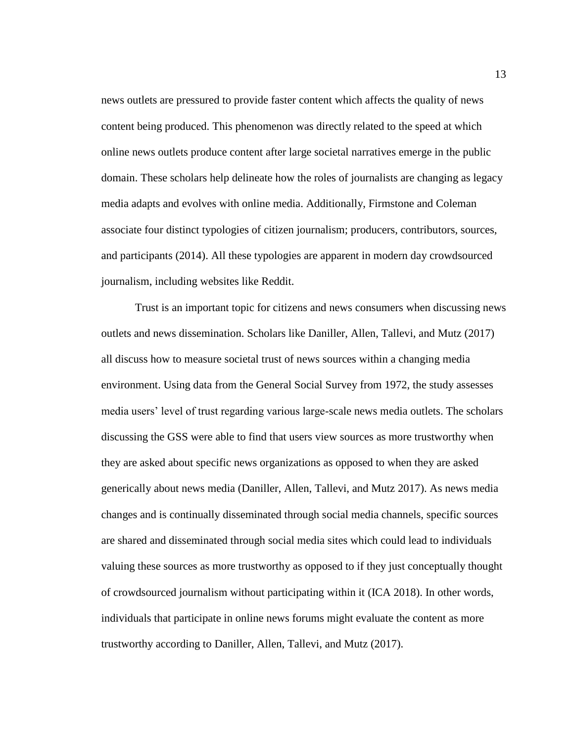news outlets are pressured to provide faster content which affects the quality of news content being produced. This phenomenon was directly related to the speed at which online news outlets produce content after large societal narratives emerge in the public domain. These scholars help delineate how the roles of journalists are changing as legacy media adapts and evolves with online media. Additionally, Firmstone and Coleman associate four distinct typologies of citizen journalism; producers, contributors, sources, and participants (2014). All these typologies are apparent in modern day crowdsourced journalism, including websites like Reddit.

Trust is an important topic for citizens and news consumers when discussing news outlets and news dissemination. Scholars like Daniller, Allen, Tallevi, and Mutz (2017) all discuss how to measure societal trust of news sources within a changing media environment. Using data from the General Social Survey from 1972, the study assesses media users' level of trust regarding various large-scale news media outlets. The scholars discussing the GSS were able to find that users view sources as more trustworthy when they are asked about specific news organizations as opposed to when they are asked generically about news media (Daniller, Allen, Tallevi, and Mutz 2017). As news media changes and is continually disseminated through social media channels, specific sources are shared and disseminated through social media sites which could lead to individuals valuing these sources as more trustworthy as opposed to if they just conceptually thought of crowdsourced journalism without participating within it (ICA 2018). In other words, individuals that participate in online news forums might evaluate the content as more trustworthy according to Daniller, Allen, Tallevi, and Mutz (2017).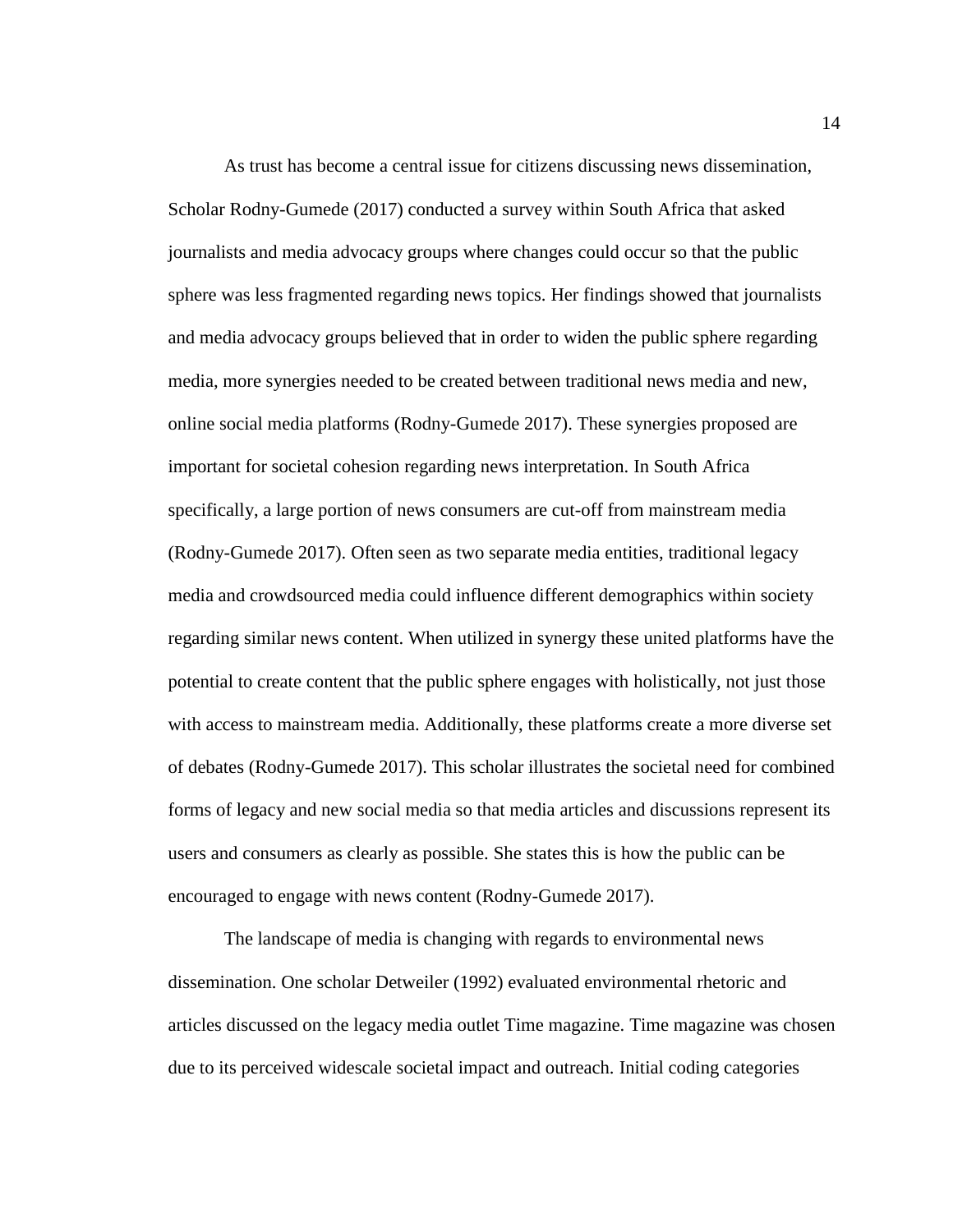As trust has become a central issue for citizens discussing news dissemination, Scholar Rodny-Gumede (2017) conducted a survey within South Africa that asked journalists and media advocacy groups where changes could occur so that the public sphere was less fragmented regarding news topics. Her findings showed that journalists and media advocacy groups believed that in order to widen the public sphere regarding media, more synergies needed to be created between traditional news media and new, online social media platforms (Rodny-Gumede 2017). These synergies proposed are important for societal cohesion regarding news interpretation. In South Africa specifically, a large portion of news consumers are cut-off from mainstream media (Rodny-Gumede 2017). Often seen as two separate media entities, traditional legacy media and crowdsourced media could influence different demographics within society regarding similar news content. When utilized in synergy these united platforms have the potential to create content that the public sphere engages with holistically, not just those with access to mainstream media. Additionally, these platforms create a more diverse set of debates (Rodny-Gumede 2017). This scholar illustrates the societal need for combined forms of legacy and new social media so that media articles and discussions represent its users and consumers as clearly as possible. She states this is how the public can be encouraged to engage with news content (Rodny-Gumede 2017).

The landscape of media is changing with regards to environmental news dissemination. One scholar Detweiler (1992) evaluated environmental rhetoric and articles discussed on the legacy media outlet Time magazine. Time magazine was chosen due to its perceived widescale societal impact and outreach. Initial coding categories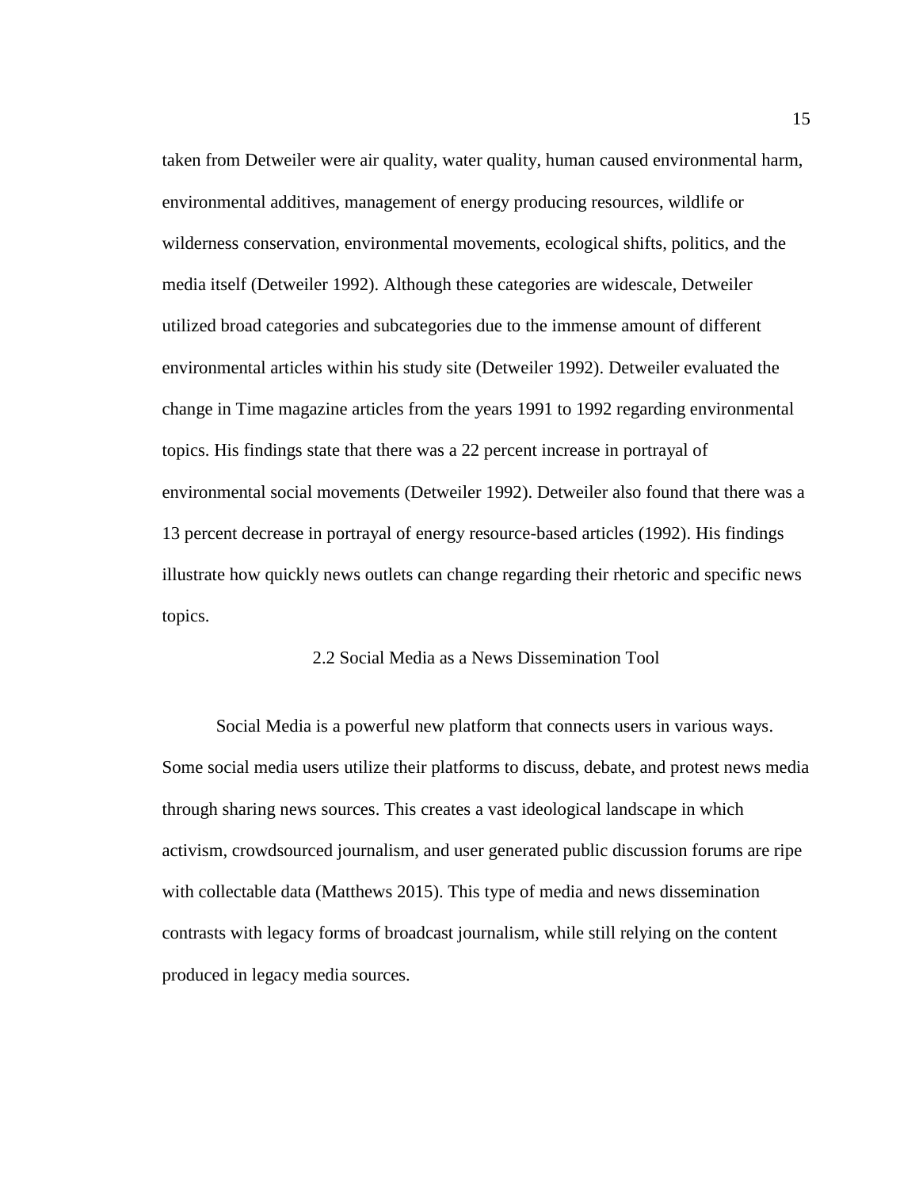taken from Detweiler were air quality, water quality, human caused environmental harm, environmental additives, management of energy producing resources, wildlife or wilderness conservation, environmental movements, ecological shifts, politics, and the media itself (Detweiler 1992). Although these categories are widescale, Detweiler utilized broad categories and subcategories due to the immense amount of different environmental articles within his study site (Detweiler 1992). Detweiler evaluated the change in Time magazine articles from the years 1991 to 1992 regarding environmental topics. His findings state that there was a 22 percent increase in portrayal of environmental social movements (Detweiler 1992). Detweiler also found that there was a 13 percent decrease in portrayal of energy resource-based articles (1992). His findings illustrate how quickly news outlets can change regarding their rhetoric and specific news topics.

## 2.2 Social Media as a News Dissemination Tool

Social Media is a powerful new platform that connects users in various ways. Some social media users utilize their platforms to discuss, debate, and protest news media through sharing news sources. This creates a vast ideological landscape in which activism, crowdsourced journalism, and user generated public discussion forums are ripe with collectable data (Matthews 2015). This type of media and news dissemination contrasts with legacy forms of broadcast journalism, while still relying on the content produced in legacy media sources.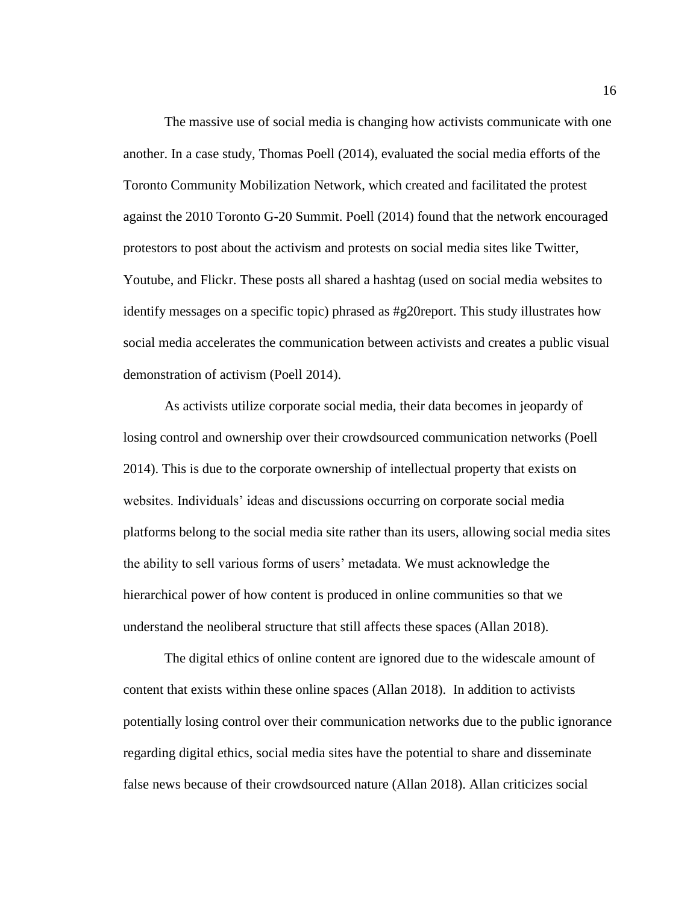The massive use of social media is changing how activists communicate with one another. In a case study, Thomas Poell (2014), evaluated the social media efforts of the Toronto Community Mobilization Network, which created and facilitated the protest against the 2010 Toronto G-20 Summit. Poell (2014) found that the network encouraged protestors to post about the activism and protests on social media sites like Twitter, Youtube, and Flickr. These posts all shared a hashtag (used on social media websites to identify messages on a specific topic) phrased as #g20report. This study illustrates how social media accelerates the communication between activists and creates a public visual demonstration of activism (Poell 2014).

As activists utilize corporate social media, their data becomes in jeopardy of losing control and ownership over their crowdsourced communication networks (Poell 2014). This is due to the corporate ownership of intellectual property that exists on websites. Individuals' ideas and discussions occurring on corporate social media platforms belong to the social media site rather than its users, allowing social media sites the ability to sell various forms of users' metadata. We must acknowledge the hierarchical power of how content is produced in online communities so that we understand the neoliberal structure that still affects these spaces (Allan 2018).

The digital ethics of online content are ignored due to the widescale amount of content that exists within these online spaces (Allan 2018). In addition to activists potentially losing control over their communication networks due to the public ignorance regarding digital ethics, social media sites have the potential to share and disseminate false news because of their crowdsourced nature (Allan 2018). Allan criticizes social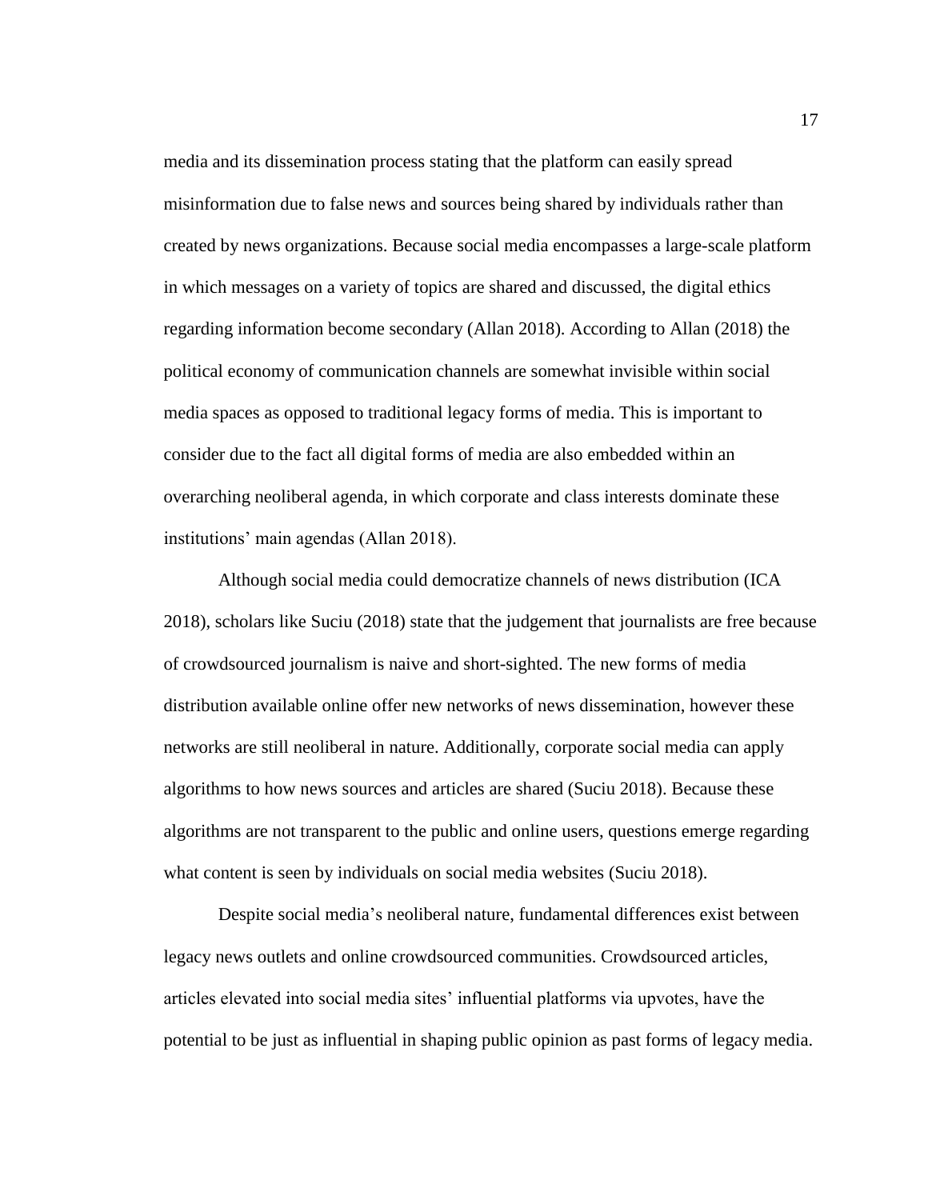media and its dissemination process stating that the platform can easily spread misinformation due to false news and sources being shared by individuals rather than created by news organizations. Because social media encompasses a large-scale platform in which messages on a variety of topics are shared and discussed, the digital ethics regarding information become secondary (Allan 2018). According to Allan (2018) the political economy of communication channels are somewhat invisible within social media spaces as opposed to traditional legacy forms of media. This is important to consider due to the fact all digital forms of media are also embedded within an overarching neoliberal agenda, in which corporate and class interests dominate these institutions' main agendas (Allan 2018).

Although social media could democratize channels of news distribution (ICA 2018), scholars like Suciu (2018) state that the judgement that journalists are free because of crowdsourced journalism is naive and short-sighted. The new forms of media distribution available online offer new networks of news dissemination, however these networks are still neoliberal in nature. Additionally, corporate social media can apply algorithms to how news sources and articles are shared (Suciu 2018). Because these algorithms are not transparent to the public and online users, questions emerge regarding what content is seen by individuals on social media websites (Suciu 2018).

Despite social media's neoliberal nature, fundamental differences exist between legacy news outlets and online crowdsourced communities. Crowdsourced articles, articles elevated into social media sites' influential platforms via upvotes, have the potential to be just as influential in shaping public opinion as past forms of legacy media.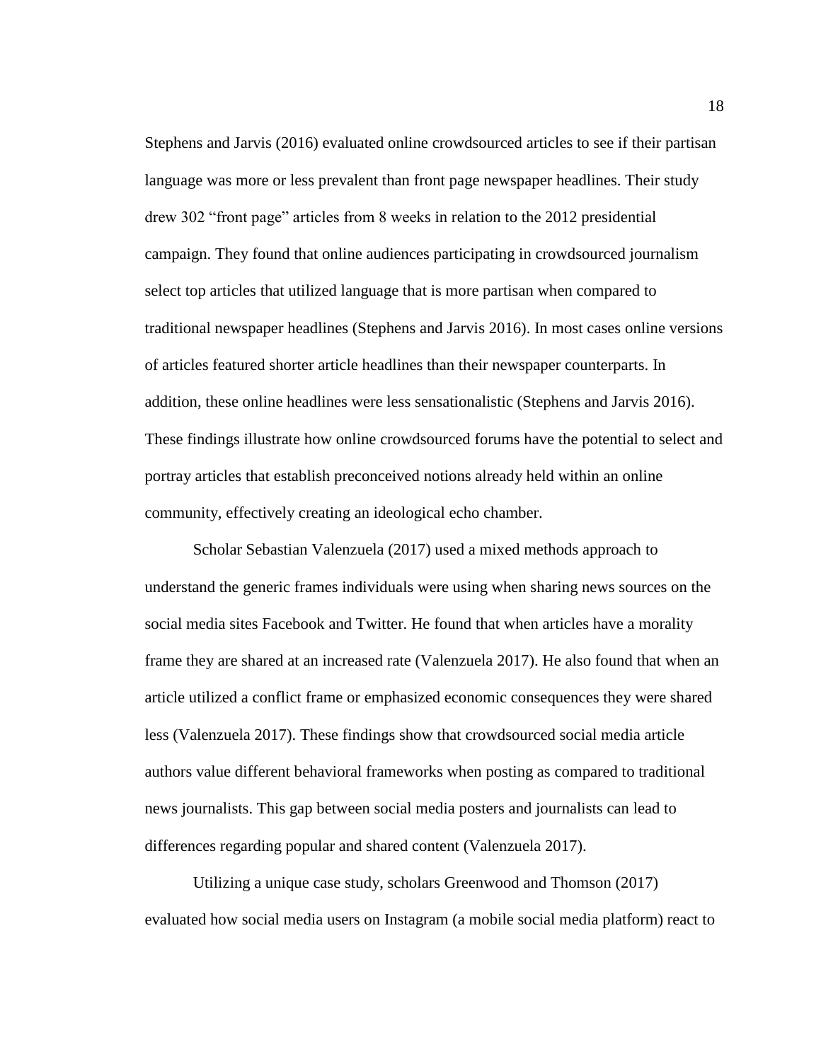Stephens and Jarvis (2016) evaluated online crowdsourced articles to see if their partisan language was more or less prevalent than front page newspaper headlines. Their study drew 302 "front page" articles from 8 weeks in relation to the 2012 presidential campaign. They found that online audiences participating in crowdsourced journalism select top articles that utilized language that is more partisan when compared to traditional newspaper headlines (Stephens and Jarvis 2016). In most cases online versions of articles featured shorter article headlines than their newspaper counterparts. In addition, these online headlines were less sensationalistic (Stephens and Jarvis 2016). These findings illustrate how online crowdsourced forums have the potential to select and portray articles that establish preconceived notions already held within an online community, effectively creating an ideological echo chamber.

Scholar Sebastian Valenzuela (2017) used a mixed methods approach to understand the generic frames individuals were using when sharing news sources on the social media sites Facebook and Twitter. He found that when articles have a morality frame they are shared at an increased rate (Valenzuela 2017). He also found that when an article utilized a conflict frame or emphasized economic consequences they were shared less (Valenzuela 2017). These findings show that crowdsourced social media article authors value different behavioral frameworks when posting as compared to traditional news journalists. This gap between social media posters and journalists can lead to differences regarding popular and shared content (Valenzuela 2017).

Utilizing a unique case study, scholars Greenwood and Thomson (2017) evaluated how social media users on Instagram (a mobile social media platform) react to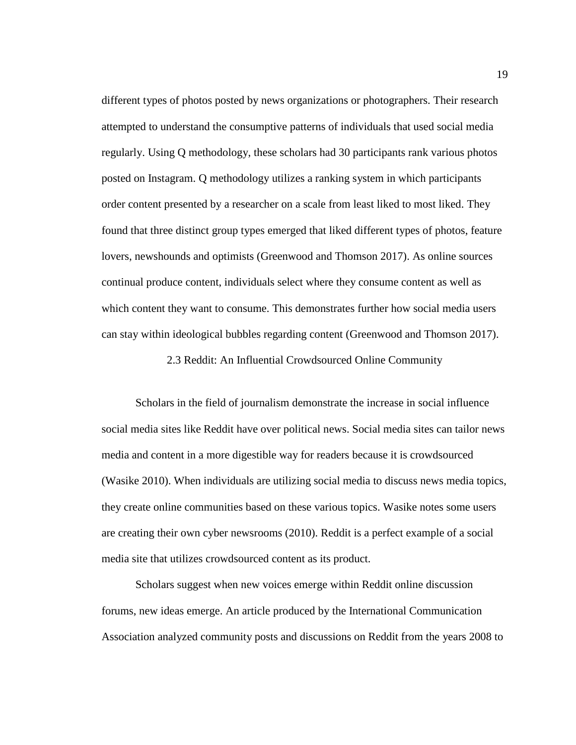different types of photos posted by news organizations or photographers. Their research attempted to understand the consumptive patterns of individuals that used social media regularly. Using Q methodology, these scholars had 30 participants rank various photos posted on Instagram. Q methodology utilizes a ranking system in which participants order content presented by a researcher on a scale from least liked to most liked. They found that three distinct group types emerged that liked different types of photos, feature lovers, newshounds and optimists (Greenwood and Thomson 2017). As online sources continual produce content, individuals select where they consume content as well as which content they want to consume. This demonstrates further how social media users can stay within ideological bubbles regarding content (Greenwood and Thomson 2017).

## 2.3 Reddit: An Influential Crowdsourced Online Community

Scholars in the field of journalism demonstrate the increase in social influence social media sites like Reddit have over political news. Social media sites can tailor news media and content in a more digestible way for readers because it is crowdsourced (Wasike 2010). When individuals are utilizing social media to discuss news media topics, they create online communities based on these various topics. Wasike notes some users are creating their own cyber newsrooms (2010). Reddit is a perfect example of a social media site that utilizes crowdsourced content as its product.

Scholars suggest when new voices emerge within Reddit online discussion forums, new ideas emerge. An article produced by the International Communication Association analyzed community posts and discussions on Reddit from the years 2008 to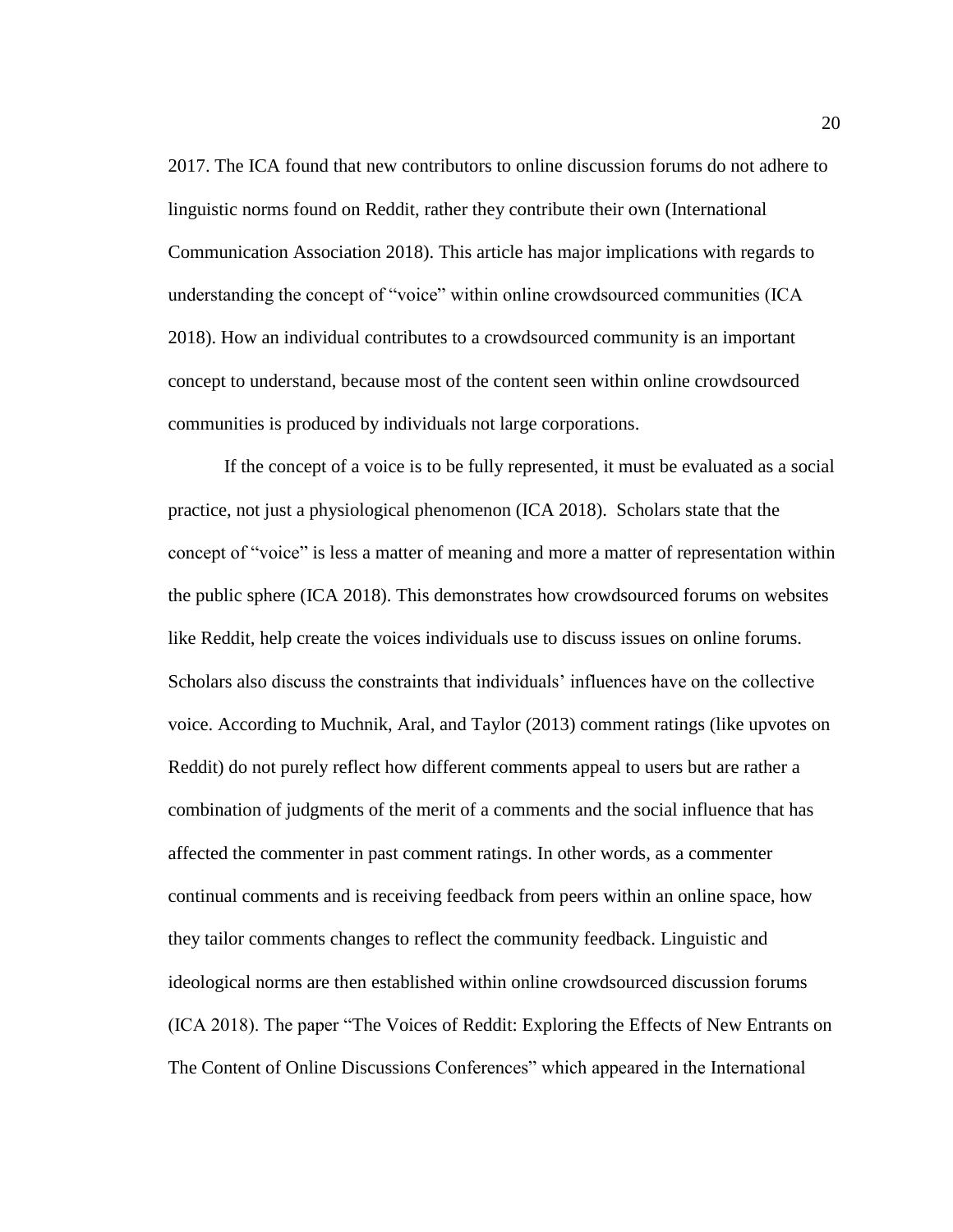2017. The ICA found that new contributors to online discussion forums do not adhere to linguistic norms found on Reddit, rather they contribute their own (International Communication Association 2018). This article has major implications with regards to understanding the concept of "voice" within online crowdsourced communities (ICA 2018). How an individual contributes to a crowdsourced community is an important concept to understand, because most of the content seen within online crowdsourced communities is produced by individuals not large corporations.

If the concept of a voice is to be fully represented, it must be evaluated as a social practice, not just a physiological phenomenon (ICA 2018). Scholars state that the concept of "voice" is less a matter of meaning and more a matter of representation within the public sphere (ICA 2018). This demonstrates how crowdsourced forums on websites like Reddit, help create the voices individuals use to discuss issues on online forums. Scholars also discuss the constraints that individuals' influences have on the collective voice. According to Muchnik, Aral, and Taylor (2013) comment ratings (like upvotes on Reddit) do not purely reflect how different comments appeal to users but are rather a combination of judgments of the merit of a comments and the social influence that has affected the commenter in past comment ratings. In other words, as a commenter continual comments and is receiving feedback from peers within an online space, how they tailor comments changes to reflect the community feedback. Linguistic and ideological norms are then established within online crowdsourced discussion forums (ICA 2018). The paper "The Voices of Reddit: Exploring the Effects of New Entrants on The Content of Online Discussions Conferences" which appeared in the International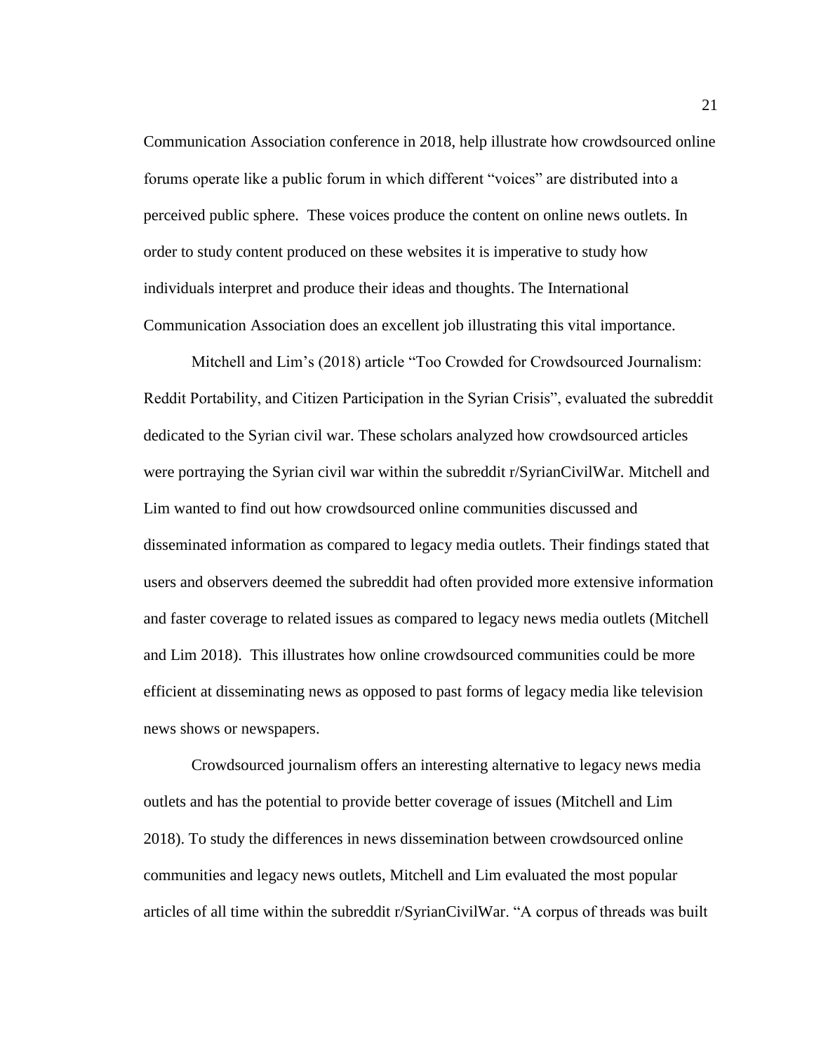Communication Association conference in 2018, help illustrate how crowdsourced online forums operate like a public forum in which different "voices" are distributed into a perceived public sphere. These voices produce the content on online news outlets. In order to study content produced on these websites it is imperative to study how individuals interpret and produce their ideas and thoughts. The International Communication Association does an excellent job illustrating this vital importance.

Mitchell and Lim's (2018) article "Too Crowded for Crowdsourced Journalism: Reddit Portability, and Citizen Participation in the Syrian Crisis", evaluated the subreddit dedicated to the Syrian civil war. These scholars analyzed how crowdsourced articles were portraying the Syrian civil war within the subreddit r/SyrianCivilWar. Mitchell and Lim wanted to find out how crowdsourced online communities discussed and disseminated information as compared to legacy media outlets. Their findings stated that users and observers deemed the subreddit had often provided more extensive information and faster coverage to related issues as compared to legacy news media outlets (Mitchell and Lim 2018). This illustrates how online crowdsourced communities could be more efficient at disseminating news as opposed to past forms of legacy media like television news shows or newspapers.

Crowdsourced journalism offers an interesting alternative to legacy news media outlets and has the potential to provide better coverage of issues (Mitchell and Lim 2018). To study the differences in news dissemination between crowdsourced online communities and legacy news outlets, Mitchell and Lim evaluated the most popular articles of all time within the subreddit r/SyrianCivilWar. "A corpus of threads was built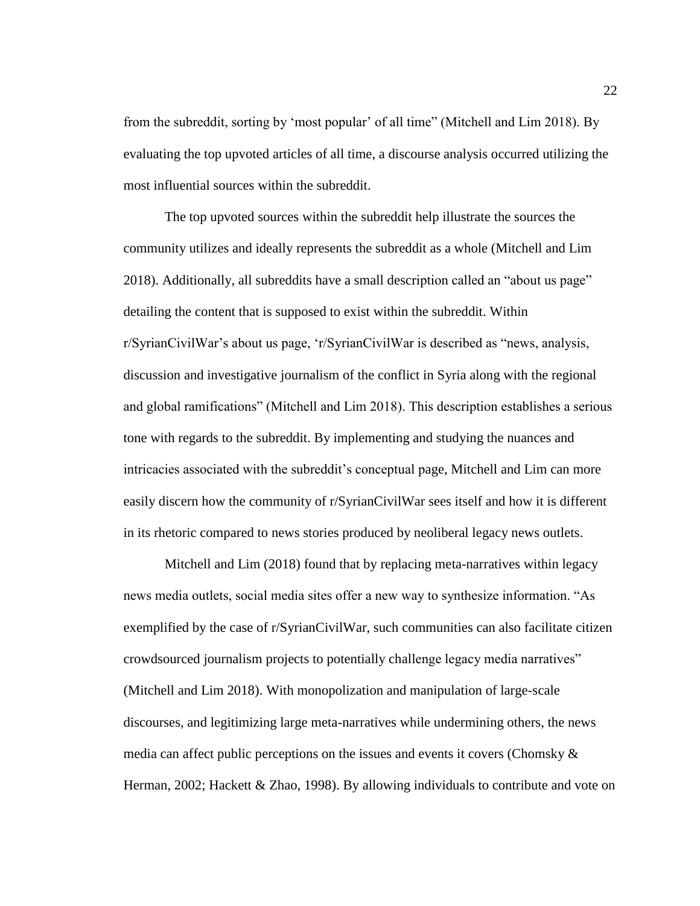from the subreddit, sorting by 'most popular' of all time" (Mitchell and Lim 2018). By evaluating the top upvoted articles of all time, a discourse analysis occurred utilizing the most influential sources within the subreddit.

The top upvoted sources within the subreddit help illustrate the sources the community utilizes and ideally represents the subreddit as a whole (Mitchell and Lim 2018). Additionally, all subreddits have a small description called an "about us page" detailing the content that is supposed to exist within the subreddit. Within r/SyrianCivilWar's about us page, 'r/SyrianCivilWar is described as "news, analysis, discussion and investigative journalism of the conflict in Syria along with the regional and global ramifications" (Mitchell and Lim 2018). This description establishes a serious tone with regards to the subreddit. By implementing and studying the nuances and intricacies associated with the subreddit's conceptual page, Mitchell and Lim can more easily discern how the community of r/SyrianCivilWar sees itself and how it is different in its rhetoric compared to news stories produced by neoliberal legacy news outlets.

Mitchell and Lim (2018) found that by replacing meta-narratives within legacy news media outlets, social media sites offer a new way to synthesize information. "As exemplified by the case of r/SyrianCivilWar, such communities can also facilitate citizen crowdsourced journalism projects to potentially challenge legacy media narratives" (Mitchell and Lim 2018). With monopolization and manipulation of large-scale discourses, and legitimizing large meta-narratives while undermining others, the news media can affect public perceptions on the issues and events it covers (Chomsky & Herman, 2002; Hackett & Zhao, 1998). By allowing individuals to contribute and vote on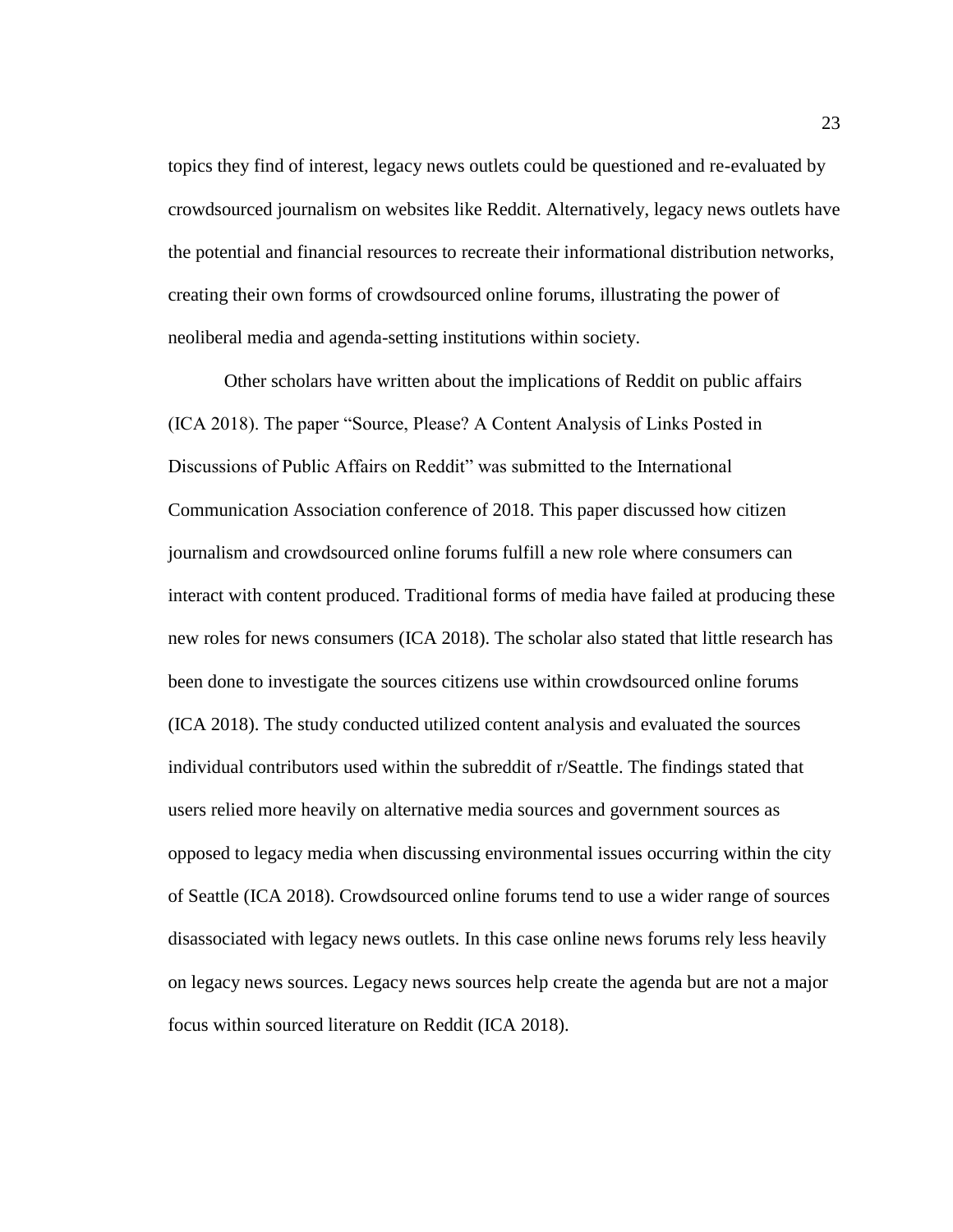topics they find of interest, legacy news outlets could be questioned and re-evaluated by crowdsourced journalism on websites like Reddit. Alternatively, legacy news outlets have the potential and financial resources to recreate their informational distribution networks, creating their own forms of crowdsourced online forums, illustrating the power of neoliberal media and agenda-setting institutions within society.

Other scholars have written about the implications of Reddit on public affairs (ICA 2018). The paper "Source, Please? A Content Analysis of Links Posted in Discussions of Public Affairs on Reddit" was submitted to the International Communication Association conference of 2018. This paper discussed how citizen journalism and crowdsourced online forums fulfill a new role where consumers can interact with content produced. Traditional forms of media have failed at producing these new roles for news consumers (ICA 2018). The scholar also stated that little research has been done to investigate the sources citizens use within crowdsourced online forums (ICA 2018). The study conducted utilized content analysis and evaluated the sources individual contributors used within the subreddit of r/Seattle. The findings stated that users relied more heavily on alternative media sources and government sources as opposed to legacy media when discussing environmental issues occurring within the city of Seattle (ICA 2018). Crowdsourced online forums tend to use a wider range of sources disassociated with legacy news outlets. In this case online news forums rely less heavily on legacy news sources. Legacy news sources help create the agenda but are not a major focus within sourced literature on Reddit (ICA 2018).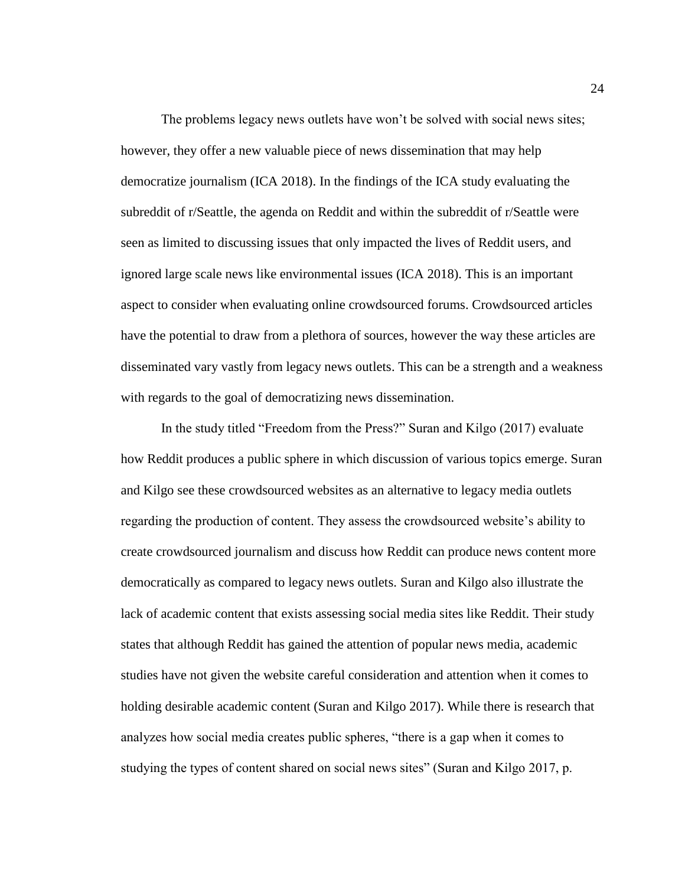The problems legacy news outlets have won't be solved with social news sites; however, they offer a new valuable piece of news dissemination that may help democratize journalism (ICA 2018). In the findings of the ICA study evaluating the subreddit of r/Seattle, the agenda on Reddit and within the subreddit of r/Seattle were seen as limited to discussing issues that only impacted the lives of Reddit users, and ignored large scale news like environmental issues (ICA 2018). This is an important aspect to consider when evaluating online crowdsourced forums. Crowdsourced articles have the potential to draw from a plethora of sources, however the way these articles are disseminated vary vastly from legacy news outlets. This can be a strength and a weakness with regards to the goal of democratizing news dissemination.

In the study titled "Freedom from the Press?" Suran and Kilgo (2017) evaluate how Reddit produces a public sphere in which discussion of various topics emerge. Suran and Kilgo see these crowdsourced websites as an alternative to legacy media outlets regarding the production of content. They assess the crowdsourced website's ability to create crowdsourced journalism and discuss how Reddit can produce news content more democratically as compared to legacy news outlets. Suran and Kilgo also illustrate the lack of academic content that exists assessing social media sites like Reddit. Their study states that although Reddit has gained the attention of popular news media, academic studies have not given the website careful consideration and attention when it comes to holding desirable academic content (Suran and Kilgo 2017). While there is research that analyzes how social media creates public spheres, "there is a gap when it comes to studying the types of content shared on social news sites" (Suran and Kilgo 2017, p.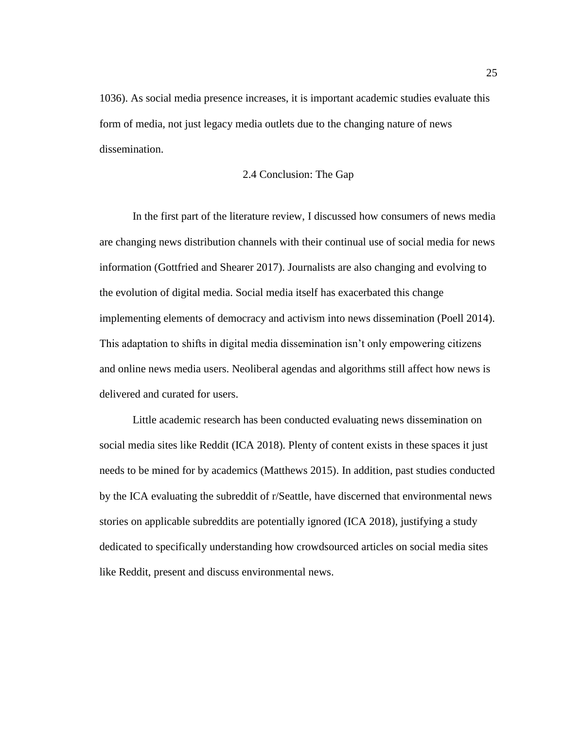1036). As social media presence increases, it is important academic studies evaluate this form of media, not just legacy media outlets due to the changing nature of news dissemination.

## 2.4 Conclusion: The Gap

In the first part of the literature review, I discussed how consumers of news media are changing news distribution channels with their continual use of social media for news information (Gottfried and Shearer 2017). Journalists are also changing and evolving to the evolution of digital media. Social media itself has exacerbated this change implementing elements of democracy and activism into news dissemination (Poell 2014). This adaptation to shifts in digital media dissemination isn't only empowering citizens and online news media users. Neoliberal agendas and algorithms still affect how news is delivered and curated for users.

Little academic research has been conducted evaluating news dissemination on social media sites like Reddit (ICA 2018). Plenty of content exists in these spaces it just needs to be mined for by academics (Matthews 2015). In addition, past studies conducted by the ICA evaluating the subreddit of r/Seattle, have discerned that environmental news stories on applicable subreddits are potentially ignored (ICA 2018), justifying a study dedicated to specifically understanding how crowdsourced articles on social media sites like Reddit, present and discuss environmental news.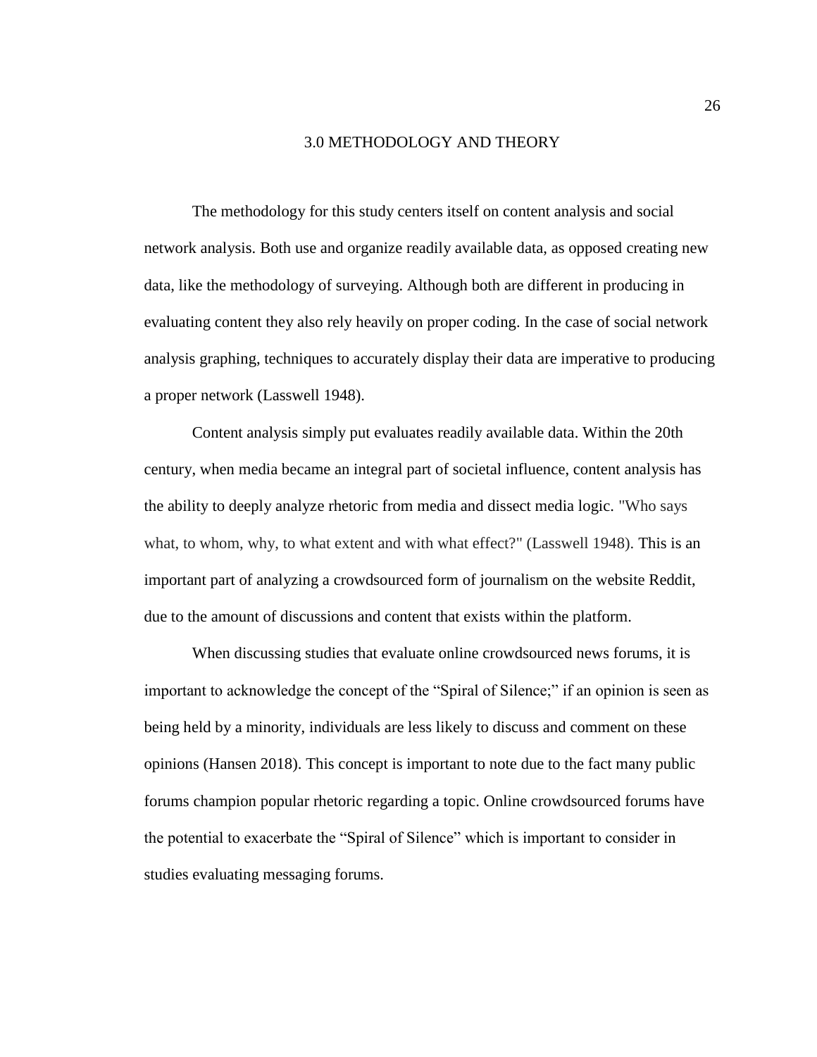# 3.0 METHODOLOGY AND THEORY

The methodology for this study centers itself on content analysis and social network analysis. Both use and organize readily available data, as opposed creating new data, like the methodology of surveying. Although both are different in producing in evaluating content they also rely heavily on proper coding. In the case of social network analysis graphing, techniques to accurately display their data are imperative to producing a proper network (Lasswell 1948).

Content analysis simply put evaluates readily available data. Within the 20th century, when media became an integral part of societal influence, content analysis has the ability to deeply analyze rhetoric from media and dissect media logic. "Who says what, to whom, why, to what extent and with what effect?" (Lasswell 1948). This is an important part of analyzing a crowdsourced form of journalism on the website Reddit, due to the amount of discussions and content that exists within the platform.

When discussing studies that evaluate online crowdsourced news forums, it is important to acknowledge the concept of the "Spiral of Silence;" if an opinion is seen as being held by a minority, individuals are less likely to discuss and comment on these opinions (Hansen 2018). This concept is important to note due to the fact many public forums champion popular rhetoric regarding a topic. Online crowdsourced forums have the potential to exacerbate the "Spiral of Silence" which is important to consider in studies evaluating messaging forums.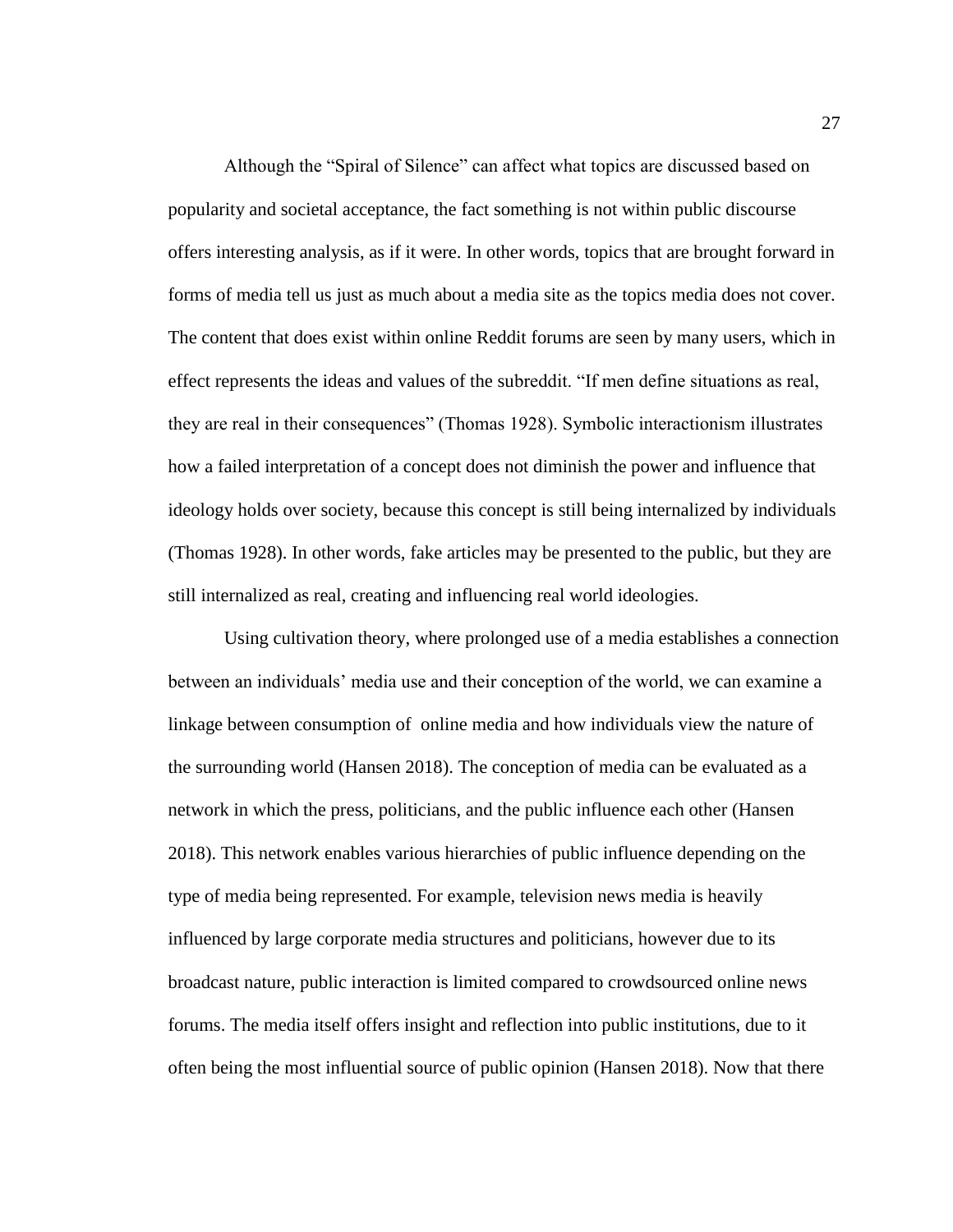Although the “Spiral of Silence” can affect what topics are discussed based on popularity and societal acceptance, the fact something is not within public discourse offers interesting analysis, as if it were. In other words, topics that are brought forward in forms of media tell us just as much about a media site as the topics media does not cover. The content that does exist within online Reddit forums are seen by many users, which in effect represents the ideas and values of the subreddit. “If men define situations as real, they are real in their consequences” (Thomas 1928). Symbolic interactionism illustrates how a failed interpretation of a concept does not diminish the power and influence that ideology holds over society, because this concept is still being internalized by individuals (Thomas 1928). In other words, fake articles may be presented to the public, but they are still internalized as real, creating and influencing real world ideologies.

Using cultivation theory, where prolonged use of a media establishes a connection between an individuals’ media use and their conception of the world, we can examine a linkage between consumption of online media and how individuals view the nature of the surrounding world (Hansen 2018). The conception of media can be evaluated as a network in which the press, politicians, and the public influence each other (Hansen 2018). This network enables various hierarchies of public influence depending on the type of media being represented. For example, television news media is heavily influenced by large corporate media structures and politicians, however due to its broadcast nature, public interaction is limited compared to crowdsourced online news forums. The media itself offers insight and reflection into public institutions, due to it often being the most influential source of public opinion (Hansen 2018). Now that there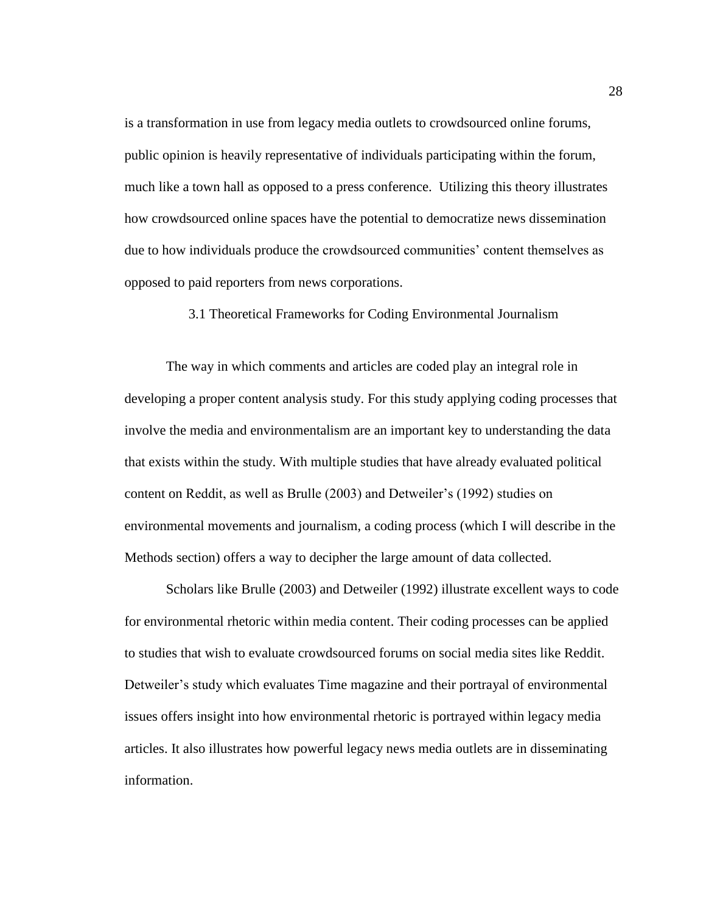is a transformation in use from legacy media outlets to crowdsourced online forums, public opinion is heavily representative of individuals participating within the forum, much like a town hall as opposed to a press conference. Utilizing this theory illustrates how crowdsourced online spaces have the potential to democratize news dissemination due to how individuals produce the crowdsourced communities' content themselves as opposed to paid reporters from news corporations.

### 3.1 Theoretical Frameworks for Coding Environmental Journalism

The way in which comments and articles are coded play an integral role in developing a proper content analysis study. For this study applying coding processes that involve the media and environmentalism are an important key to understanding the data that exists within the study. With multiple studies that have already evaluated political content on Reddit, as well as Brulle (2003) and Detweiler's (1992) studies on environmental movements and journalism, a coding process (which I will describe in the Methods section) offers a way to decipher the large amount of data collected.

Scholars like Brulle (2003) and Detweiler (1992) illustrate excellent ways to code for environmental rhetoric within media content. Their coding processes can be applied to studies that wish to evaluate crowdsourced forums on social media sites like Reddit. Detweiler's study which evaluates Time magazine and their portrayal of environmental issues offers insight into how environmental rhetoric is portrayed within legacy media articles. It also illustrates how powerful legacy news media outlets are in disseminating information.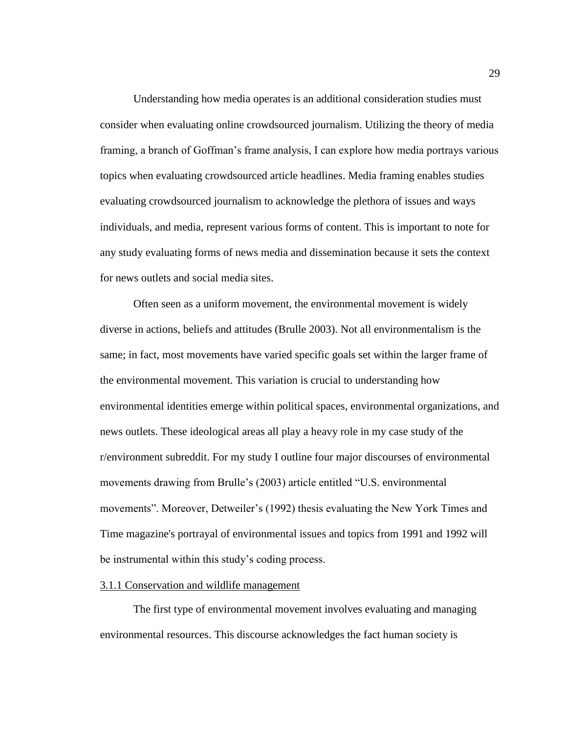Understanding how media operates is an additional consideration studies must consider when evaluating online crowdsourced journalism. Utilizing the theory of media framing, a branch of Goffman's frame analysis, I can explore how media portrays various topics when evaluating crowdsourced article headlines. Media framing enables studies evaluating crowdsourced journalism to acknowledge the plethora of issues and ways individuals, and media, represent various forms of content. This is important to note for any study evaluating forms of news media and dissemination because it sets the context for news outlets and social media sites.

Often seen as a uniform movement, the environmental movement is widely diverse in actions, beliefs and attitudes (Brulle 2003). Not all environmentalism is the same; in fact, most movements have varied specific goals set within the larger frame of the environmental movement. This variation is crucial to understanding how environmental identities emerge within political spaces, environmental organizations, and news outlets. These ideological areas all play a heavy role in my case study of the r/environment subreddit. For my study I outline four major discourses of environmental movements drawing from Brulle's (2003) article entitled "U.S. environmental movements". Moreover, Detweiler's (1992) thesis evaluating the New York Times and Time magazine's portrayal of environmental issues and topics from 1991 and 1992 will be instrumental within this study's coding process.

### 3.1.1 Conservation and wildlife management

The first type of environmental movement involves evaluating and managing environmental resources. This discourse acknowledges the fact human society is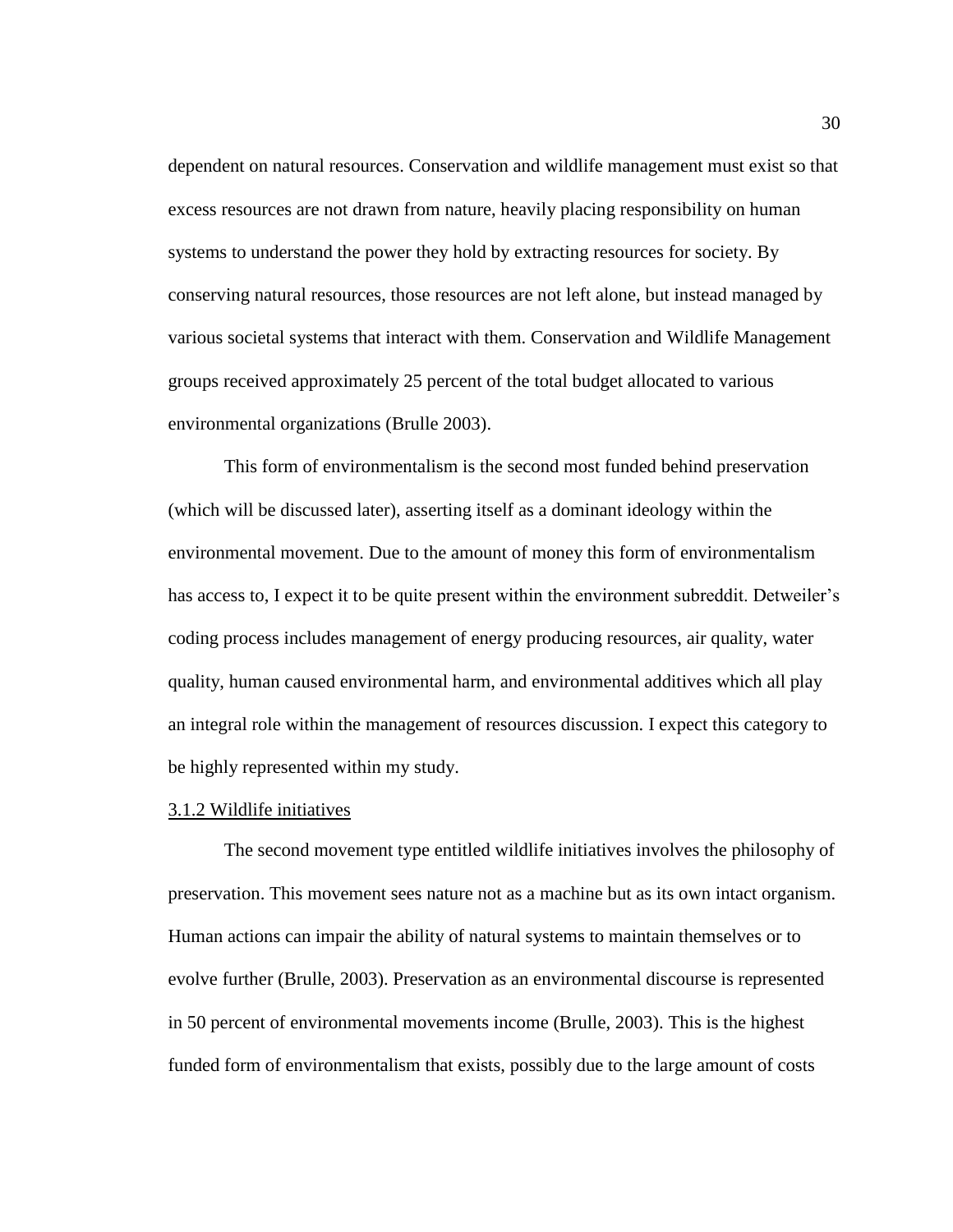dependent on natural resources. Conservation and wildlife management must exist so that excess resources are not drawn from nature, heavily placing responsibility on human systems to understand the power they hold by extracting resources for society. By conserving natural resources, those resources are not left alone, but instead managed by various societal systems that interact with them. Conservation and Wildlife Management groups received approximately 25 percent of the total budget allocated to various environmental organizations (Brulle 2003).

This form of environmentalism is the second most funded behind preservation (which will be discussed later), asserting itself as a dominant ideology within the environmental movement. Due to the amount of money this form of environmentalism has access to, I expect it to be quite present within the environment subreddit. Detweiler's coding process includes management of energy producing resources, air quality, water quality, human caused environmental harm, and environmental additives which all play an integral role within the management of resources discussion. I expect this category to be highly represented within my study.

### 3.1.2 Wildlife initiatives

The second movement type entitled wildlife initiatives involves the philosophy of preservation. This movement sees nature not as a machine but as its own intact organism. Human actions can impair the ability of natural systems to maintain themselves or to evolve further (Brulle, 2003). Preservation as an environmental discourse is represented in 50 percent of environmental movements income (Brulle, 2003). This is the highest funded form of environmentalism that exists, possibly due to the large amount of costs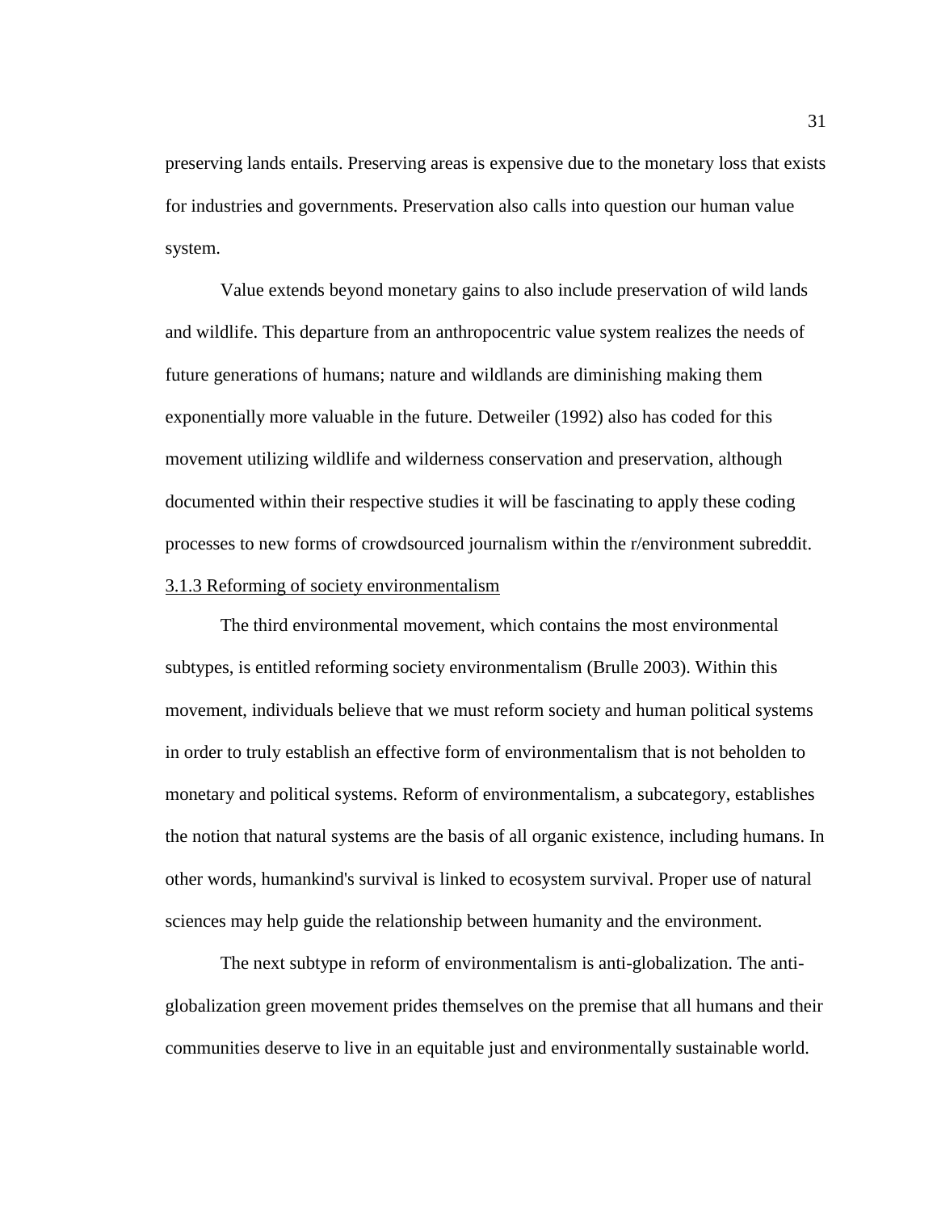preserving lands entails. Preserving areas is expensive due to the monetary loss that exists for industries and governments. Preservation also calls into question our human value system.

Value extends beyond monetary gains to also include preservation of wild lands and wildlife. This departure from an anthropocentric value system realizes the needs of future generations of humans; nature and wildlands are diminishing making them exponentially more valuable in the future. Detweiler (1992) also has coded for this movement utilizing wildlife and wilderness conservation and preservation, although documented within their respective studies it will be fascinating to apply these coding processes to new forms of crowdsourced journalism within the r/environment subreddit.

### 3.1.3 Reforming of society environmentalism

The third environmental movement, which contains the most environmental subtypes, is entitled reforming society environmentalism (Brulle 2003). Within this movement, individuals believe that we must reform society and human political systems in order to truly establish an effective form of environmentalism that is not beholden to monetary and political systems. Reform of environmentalism, a subcategory, establishes the notion that natural systems are the basis of all organic existence, including humans. In other words, humankind's survival is linked to ecosystem survival. Proper use of natural sciences may help guide the relationship between humanity and the environment.

The next subtype in reform of environmentalism is anti-globalization. The anti-globalization green movement prides themselves on the premise that all humans and their communities deserve to live in an equitable just and environmentally sustainable world.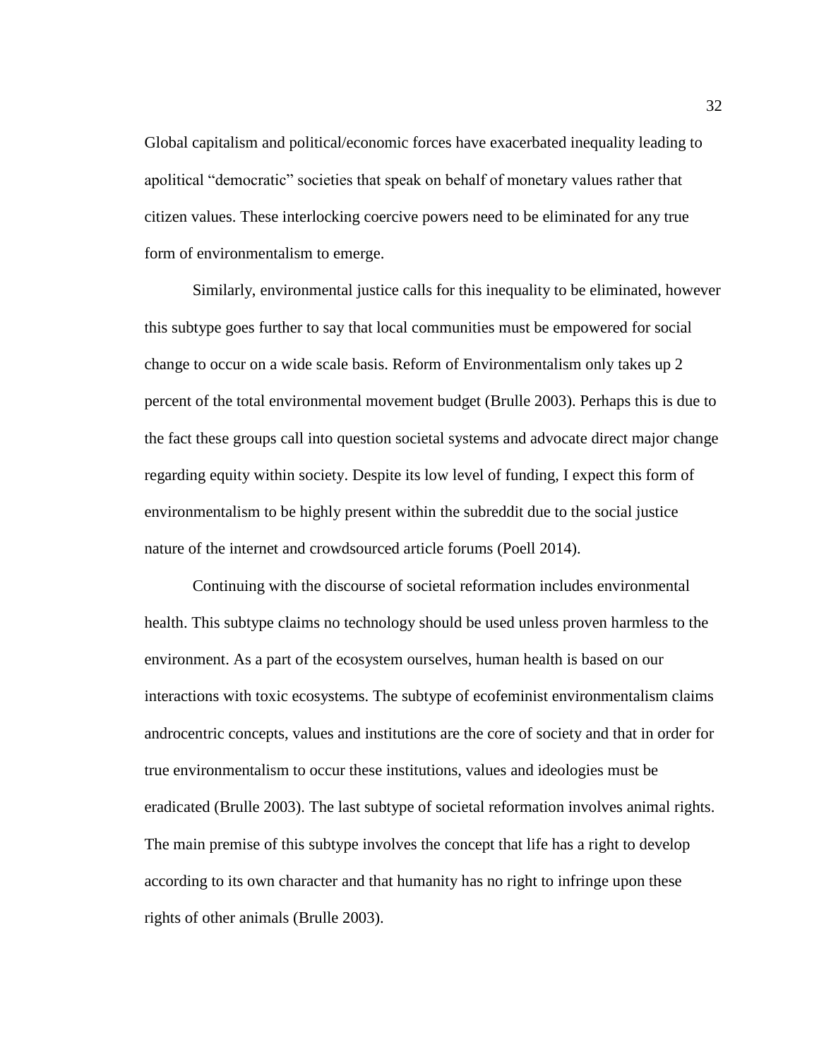Global capitalism and political/economic forces have exacerbated inequality leading to apolitical "democratic" societies that speak on behalf of monetary values rather that citizen values. These interlocking coercive powers need to be eliminated for any true form of environmentalism to emerge.

Similarly, environmental justice calls for this inequality to be eliminated, however this subtype goes further to say that local communities must be empowered for social change to occur on a wide scale basis. Reform of Environmentalism only takes up 2 percent of the total environmental movement budget (Brulle 2003). Perhaps this is due to the fact these groups call into question societal systems and advocate direct major change regarding equity within society. Despite its low level of funding, I expect this form of environmentalism to be highly present within the subreddit due to the social justice nature of the internet and crowdsourced article forums (Poell 2014).

Continuing with the discourse of societal reformation includes environmental health. This subtype claims no technology should be used unless proven harmless to the environment. As a part of the ecosystem ourselves, human health is based on our interactions with toxic ecosystems. The subtype of ecofeminist environmentalism claims androcentric concepts, values and institutions are the core of society and that in order for true environmentalism to occur these institutions, values and ideologies must be eradicated (Brulle 2003). The last subtype of societal reformation involves animal rights. The main premise of this subtype involves the concept that life has a right to develop according to its own character and that humanity has no right to infringe upon these rights of other animals (Brulle 2003).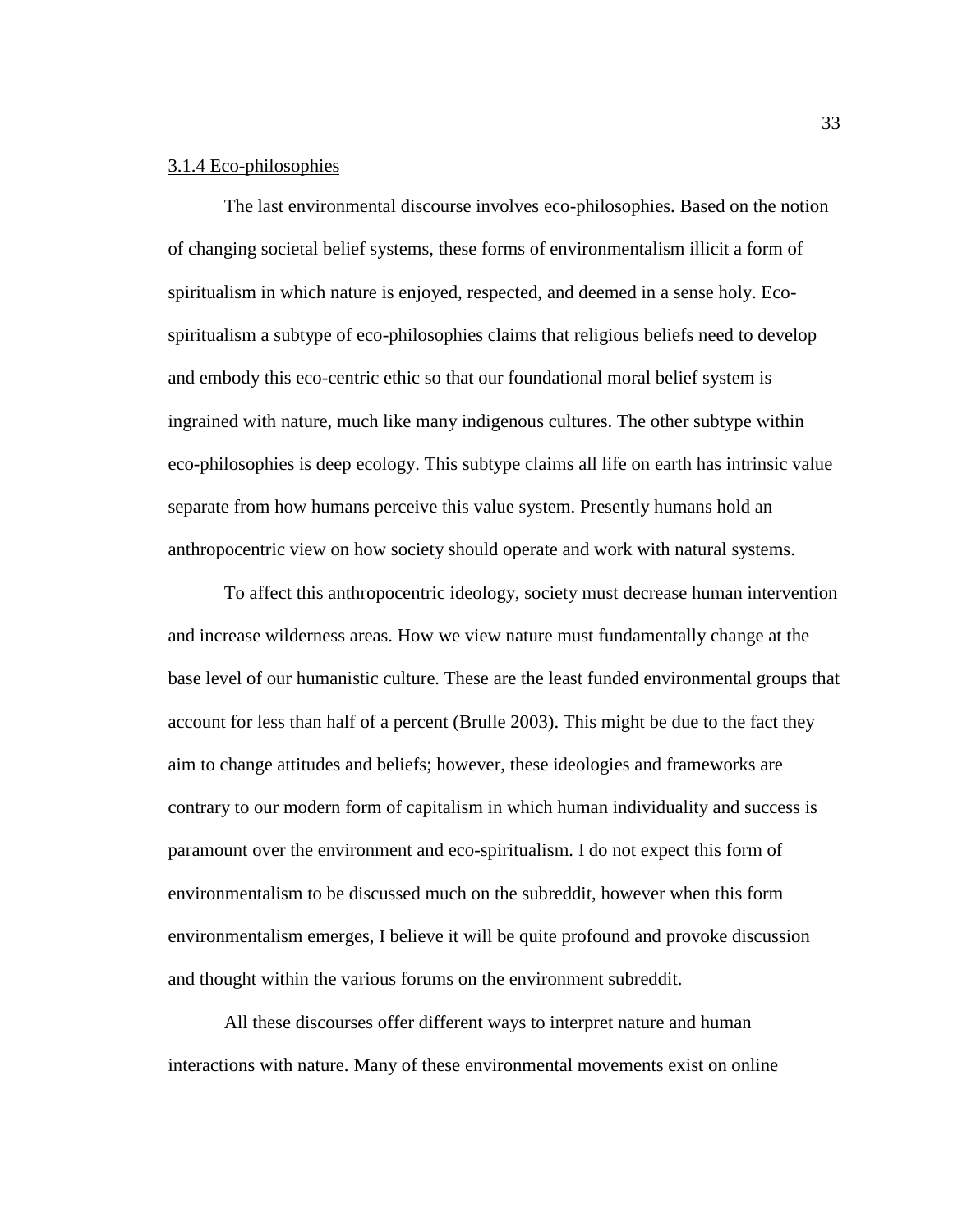### 3.1.4 Eco-philosophies

The last environmental discourse involves eco-philosophies. Based on the notion of changing societal belief systems, these forms of environmentalism illicit a form of spiritualism in which nature is enjoyed, respected, and deemed in a sense holy. Eco-spiritualism a subtype of eco-philosophies claims that religious beliefs need to develop and embody this eco-centric ethic so that our foundational moral belief system is ingrained with nature, much like many indigenous cultures. The other subtype within eco-philosophies is deep ecology. This subtype claims all life on earth has intrinsic value separate from how humans perceive this value system. Presently humans hold an anthropocentric view on how society should operate and work with natural systems.

To affect this anthropocentric ideology, society must decrease human intervention and increase wilderness areas. How we view nature must fundamentally change at the base level of our humanistic culture. These are the least funded environmental groups that account for less than half of a percent (Brulle 2003). This might be due to the fact they aim to change attitudes and beliefs; however, these ideologies and frameworks are contrary to our modern form of capitalism in which human individuality and success is paramount over the environment and eco-spiritualism. I do not expect this form of environmentalism to be discussed much on the subreddit, however when this form environmentalism emerges, I believe it will be quite profound and provoke discussion and thought within the various forums on the environment subreddit.

All these discourses offer different ways to interpret nature and human interactions with nature. Many of these environmental movements exist on online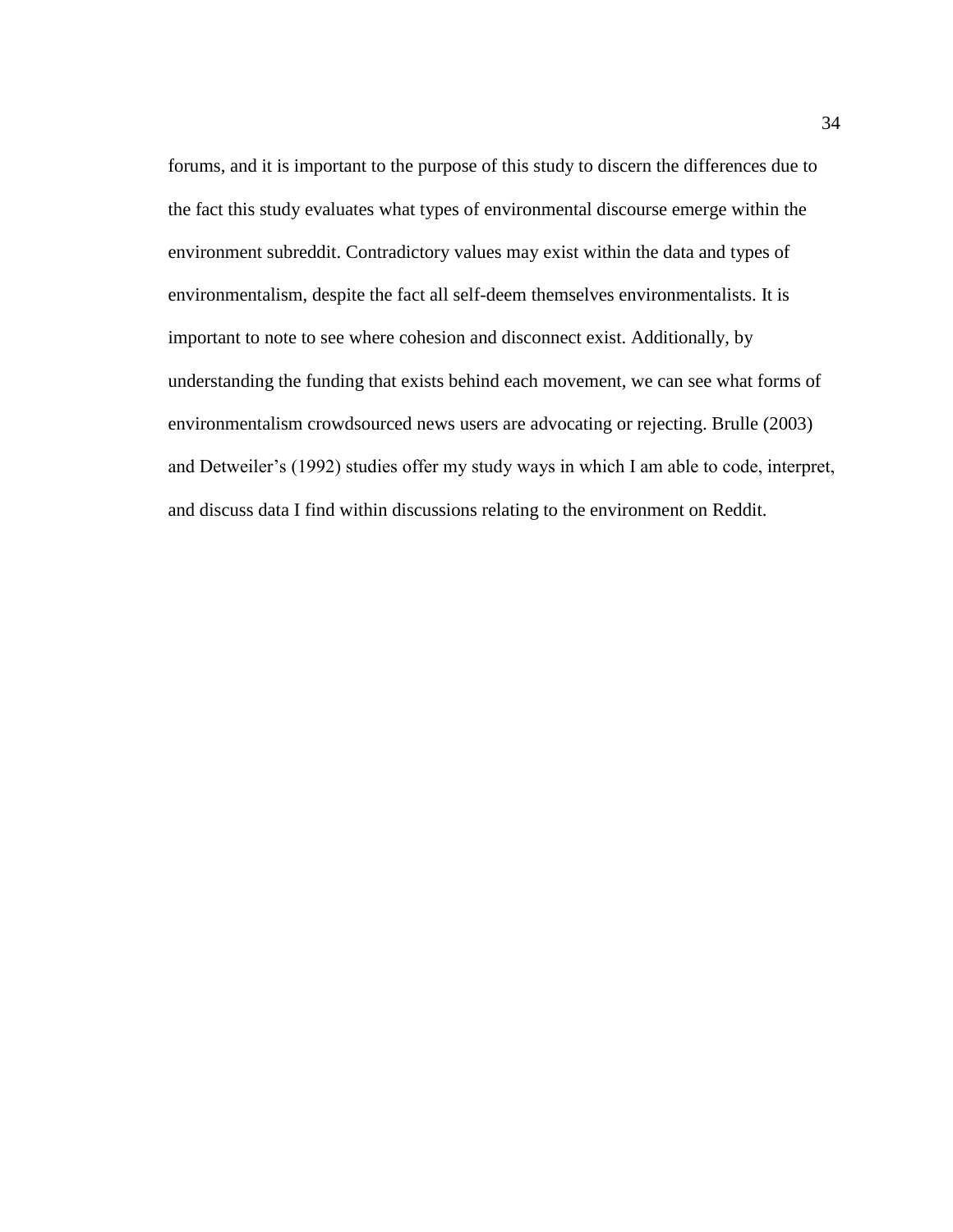forums, and it is important to the purpose of this study to discern the differences due to the fact this study evaluates what types of environmental discourse emerge within the environment subreddit. Contradictory values may exist within the data and types of environmentalism, despite the fact all self-deem themselves environmentalists. It is important to note to see where cohesion and disconnect exist. Additionally, by understanding the funding that exists behind each movement, we can see what forms of environmentalism crowdsourced news users are advocating or rejecting. Brulle (2003) and Detweiler's (1992) studies offer my study ways in which I am able to code, interpret, and discuss data I find within discussions relating to the environment on Reddit.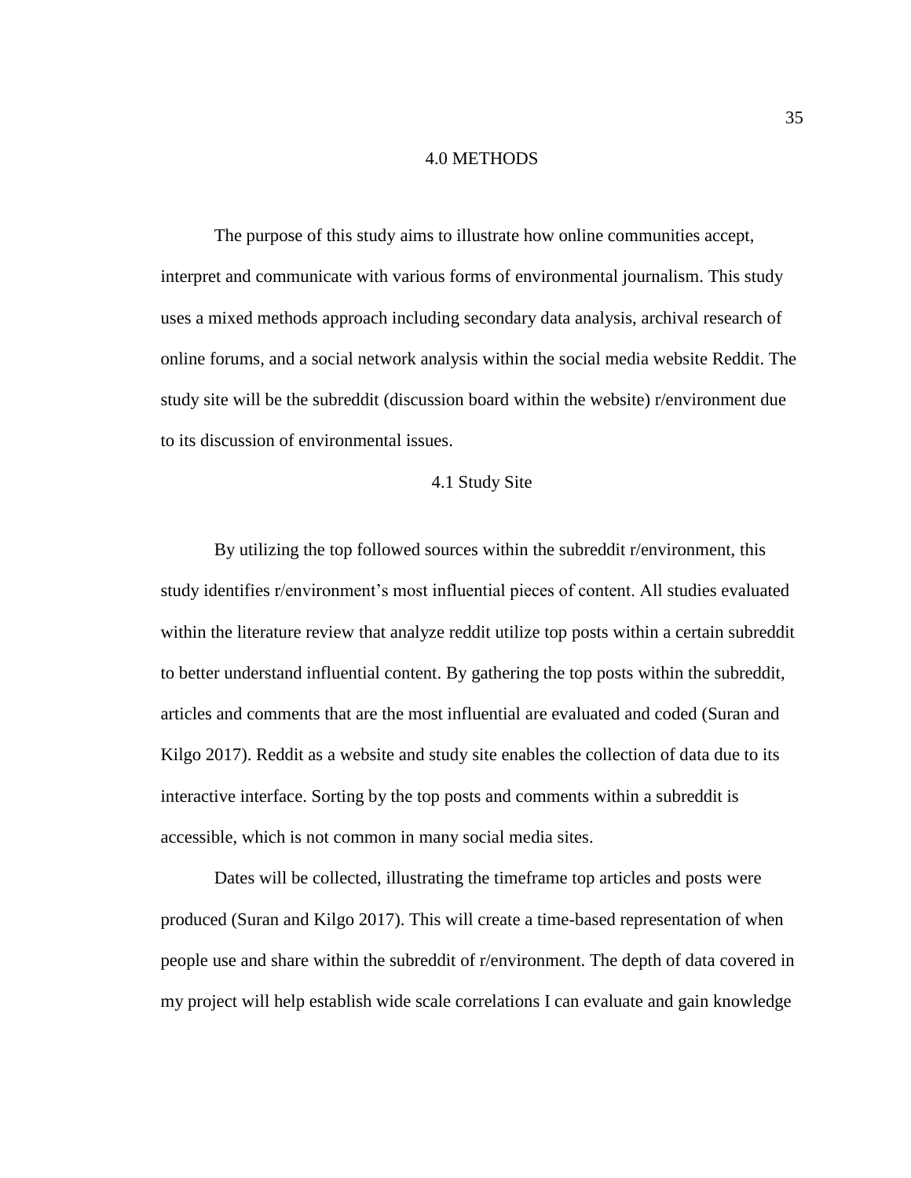# 4.0 METHODS

The purpose of this study aims to illustrate how online communities accept, interpret and communicate with various forms of environmental journalism. This study uses a mixed methods approach including secondary data analysis, archival research of online forums, and a social network analysis within the social media website Reddit. The study site will be the subreddit (discussion board within the website) r/environment due to its discussion of environmental issues.

## 4.1 Study Site

By utilizing the top followed sources within the subreddit r/environment, this study identifies r/environment's most influential pieces of content. All studies evaluated within the literature review that analyze reddit utilize top posts within a certain subreddit to better understand influential content. By gathering the top posts within the subreddit, articles and comments that are the most influential are evaluated and coded (Suran and Kilgo 2017). Reddit as a website and study site enables the collection of data due to its interactive interface. Sorting by the top posts and comments within a subreddit is accessible, which is not common in many social media sites.

Dates will be collected, illustrating the timeframe top articles and posts were produced (Suran and Kilgo 2017). This will create a time-based representation of when people use and share within the subreddit of r/environment. The depth of data covered in my project will help establish wide scale correlations I can evaluate and gain knowledge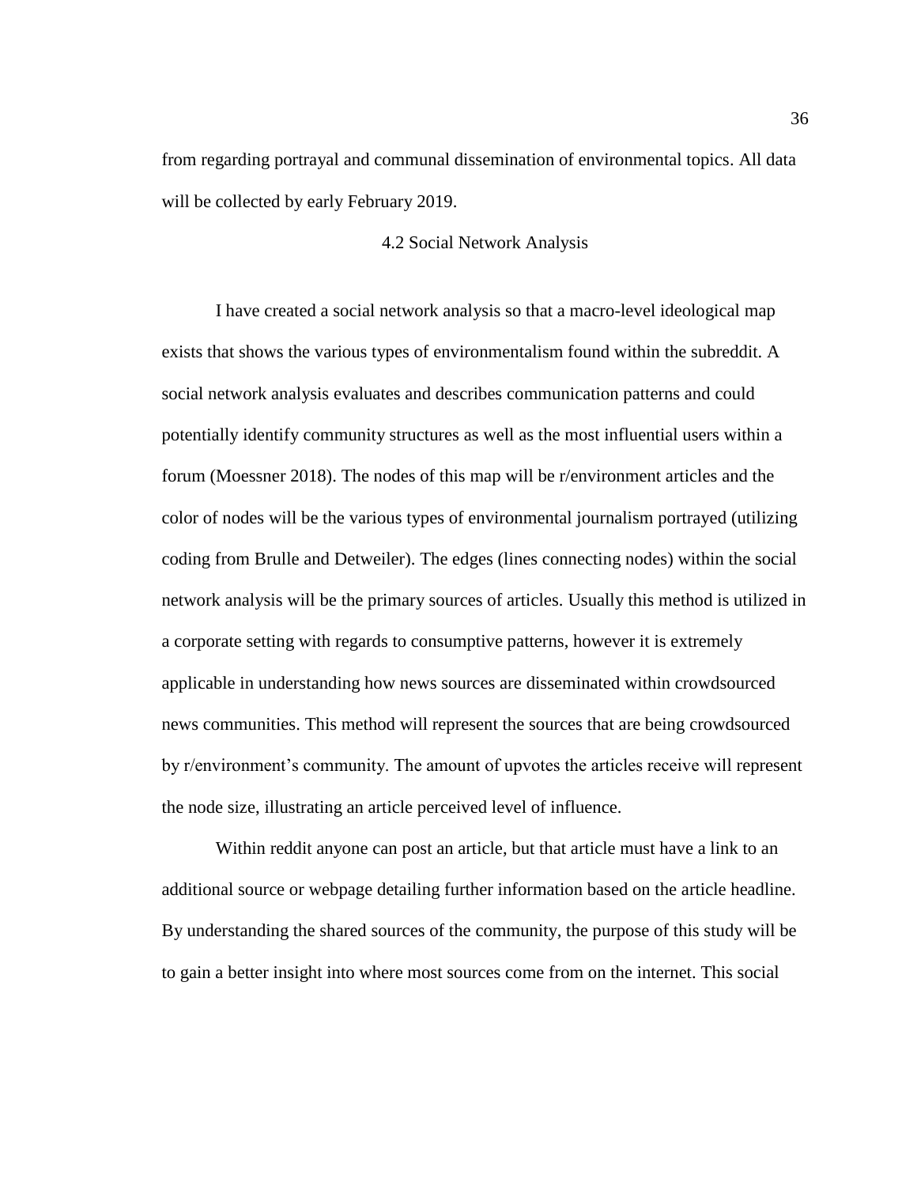from regarding portrayal and communal dissemination of environmental topics. All data will be collected by early February 2019.

### 4.2 Social Network Analysis

I have created a social network analysis so that a macro-level ideological map exists that shows the various types of environmentalism found within the subreddit. A social network analysis evaluates and describes communication patterns and could potentially identify community structures as well as the most influential users within a forum (Moessner 2018). The nodes of this map will be r/environment articles and the color of nodes will be the various types of environmental journalism portrayed (utilizing coding from Brulle and Detweiler). The edges (lines connecting nodes) within the social network analysis will be the primary sources of articles. Usually this method is utilized in a corporate setting with regards to consumptive patterns, however it is extremely applicable in understanding how news sources are disseminated within crowdsourced news communities. This method will represent the sources that are being crowdsourced by r/environment's community. The amount of upvotes the articles receive will represent the node size, illustrating an article perceived level of influence.

Within reddit anyone can post an article, but that article must have a link to an additional source or webpage detailing further information based on the article headline. By understanding the shared sources of the community, the purpose of this study will be to gain a better insight into where most sources come from on the internet. This social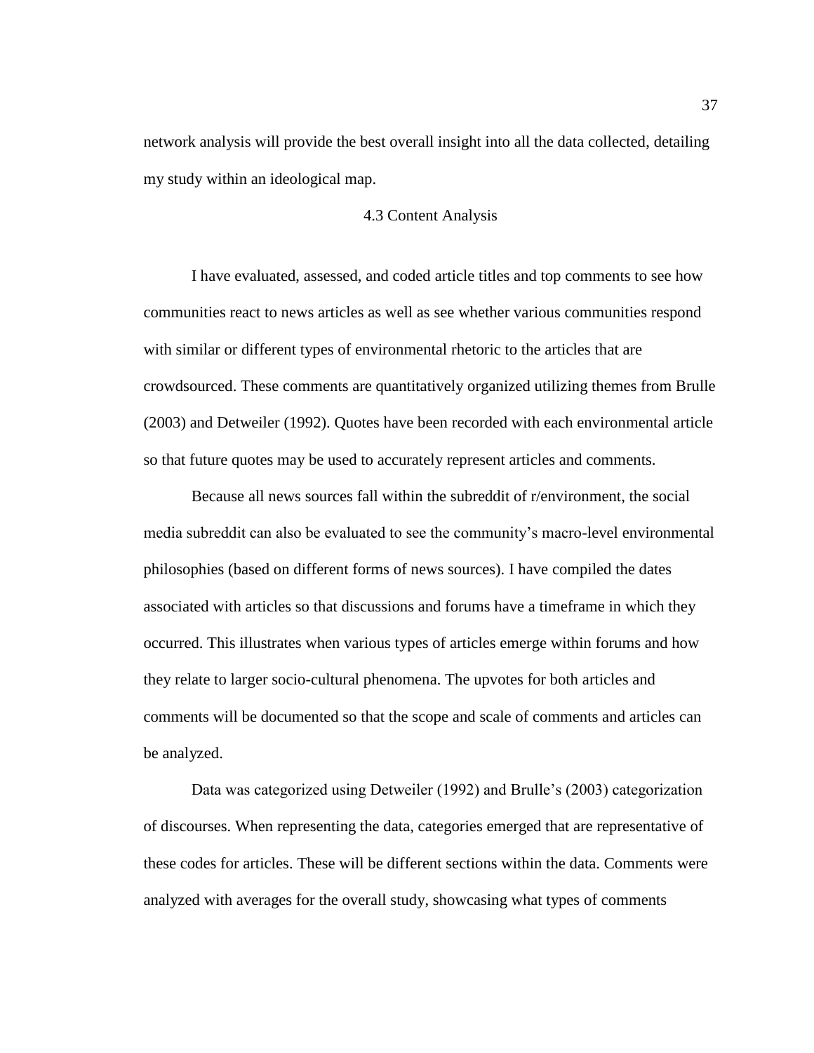network analysis will provide the best overall insight into all the data collected, detailing my study within an ideological map.

### 4.3 Content Analysis

I have evaluated, assessed, and coded article titles and top comments to see how communities react to news articles as well as see whether various communities respond with similar or different types of environmental rhetoric to the articles that are crowdsourced. These comments are quantitatively organized utilizing themes from Brulle (2003) and Detweiler (1992). Quotes have been recorded with each environmental article so that future quotes may be used to accurately represent articles and comments.

Because all news sources fall within the subreddit of r/environment, the social media subreddit can also be evaluated to see the community's macro-level environmental philosophies (based on different forms of news sources). I have compiled the dates associated with articles so that discussions and forums have a timeframe in which they occurred. This illustrates when various types of articles emerge within forums and how they relate to larger socio-cultural phenomena. The upvotes for both articles and comments will be documented so that the scope and scale of comments and articles can be analyzed.

Data was categorized using Detweiler (1992) and Brulle's (2003) categorization of discourses. When representing the data, categories emerged that are representative of these codes for articles. These will be different sections within the data. Comments were analyzed with averages for the overall study, showcasing what types of comments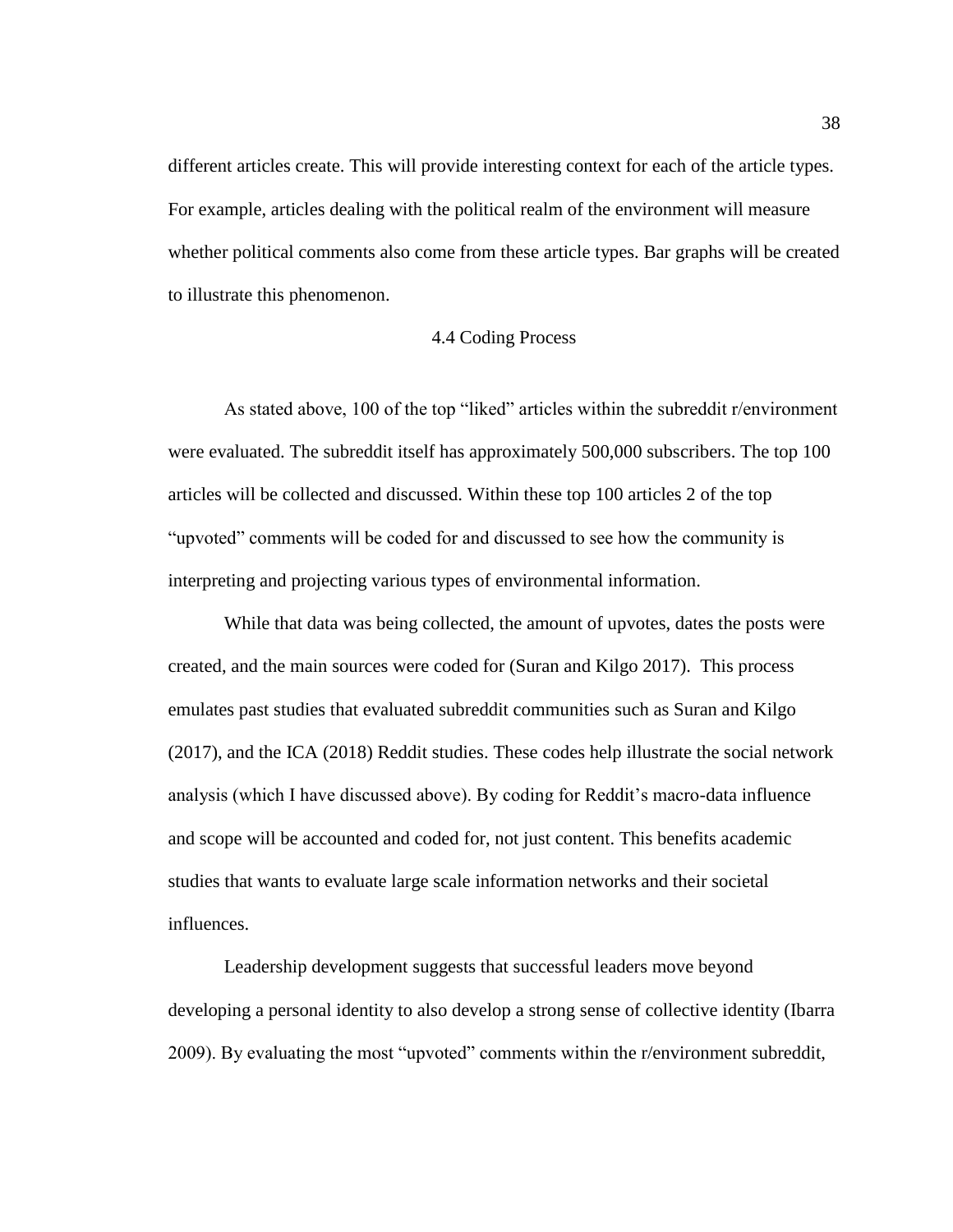different articles create. This will provide interesting context for each of the article types. For example, articles dealing with the political realm of the environment will measure whether political comments also come from these article types. Bar graphs will be created to illustrate this phenomenon.

## 4.4 Coding Process

As stated above, 100 of the top "liked" articles within the subreddit r/environment were evaluated. The subreddit itself has approximately 500,000 subscribers. The top 100 articles will be collected and discussed. Within these top 100 articles 2 of the top "upvoted" comments will be coded for and discussed to see how the community is interpreting and projecting various types of environmental information.

While that data was being collected, the amount of upvotes, dates the posts were created, and the main sources were coded for (Suran and Kilgo 2017). This process emulates past studies that evaluated subreddit communities such as Suran and Kilgo (2017), and the ICA (2018) Reddit studies. These codes help illustrate the social network analysis (which I have discussed above). By coding for Reddit's macro-data influence and scope will be accounted and coded for, not just content. This benefits academic studies that wants to evaluate large scale information networks and their societal influences.

Leadership development suggests that successful leaders move beyond developing a personal identity to also develop a strong sense of collective identity (Ibarra 2009). By evaluating the most "upvoted" comments within the r/environment subreddit,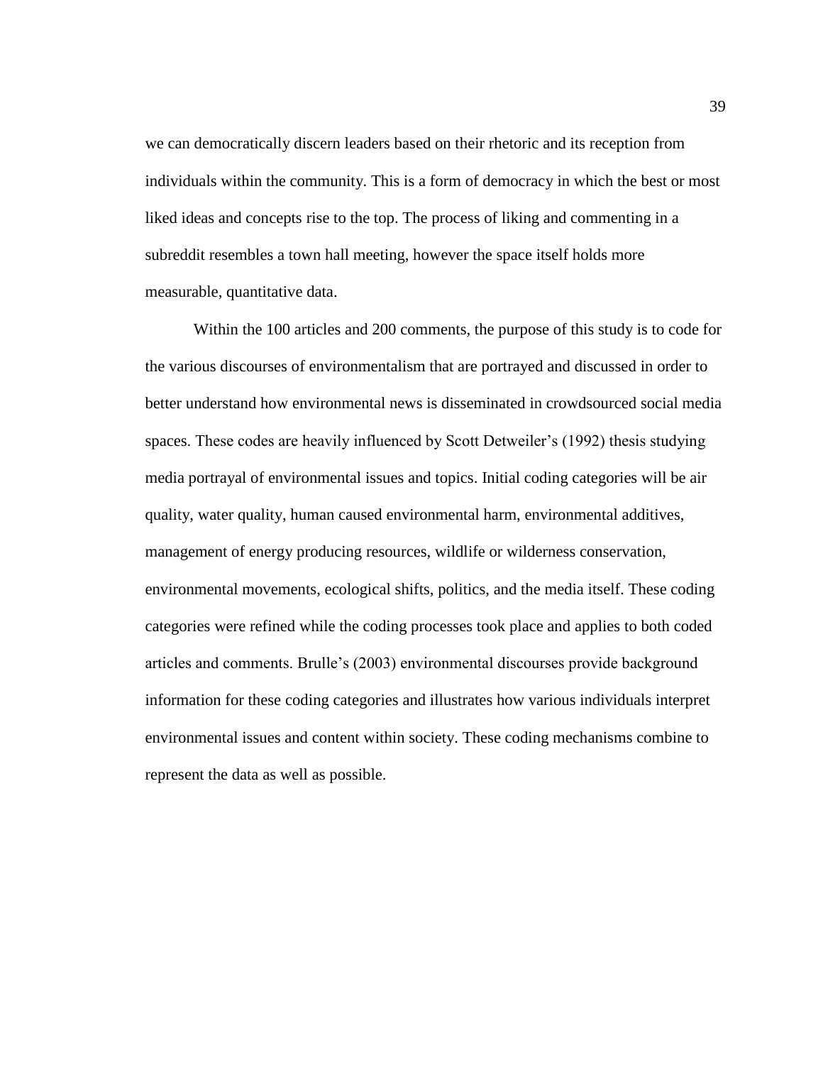we can democratically discern leaders based on their rhetoric and its reception from individuals within the community. This is a form of democracy in which the best or most liked ideas and concepts rise to the top. The process of liking and commenting in a subreddit resembles a town hall meeting, however the space itself holds more measurable, quantitative data.

Within the 100 articles and 200 comments, the purpose of this study is to code for the various discourses of environmentalism that are portrayed and discussed in order to better understand how environmental news is disseminated in crowdsourced social media spaces. These codes are heavily influenced by Scott Detweiler's (1992) thesis studying media portrayal of environmental issues and topics. Initial coding categories will be air quality, water quality, human caused environmental harm, environmental additives, management of energy producing resources, wildlife or wilderness conservation, environmental movements, ecological shifts, politics, and the media itself. These coding categories were refined while the coding processes took place and applies to both coded articles and comments. Brulle's (2003) environmental discourses provide background information for these coding categories and illustrates how various individuals interpret environmental issues and content within society. These coding mechanisms combine to represent the data as well as possible.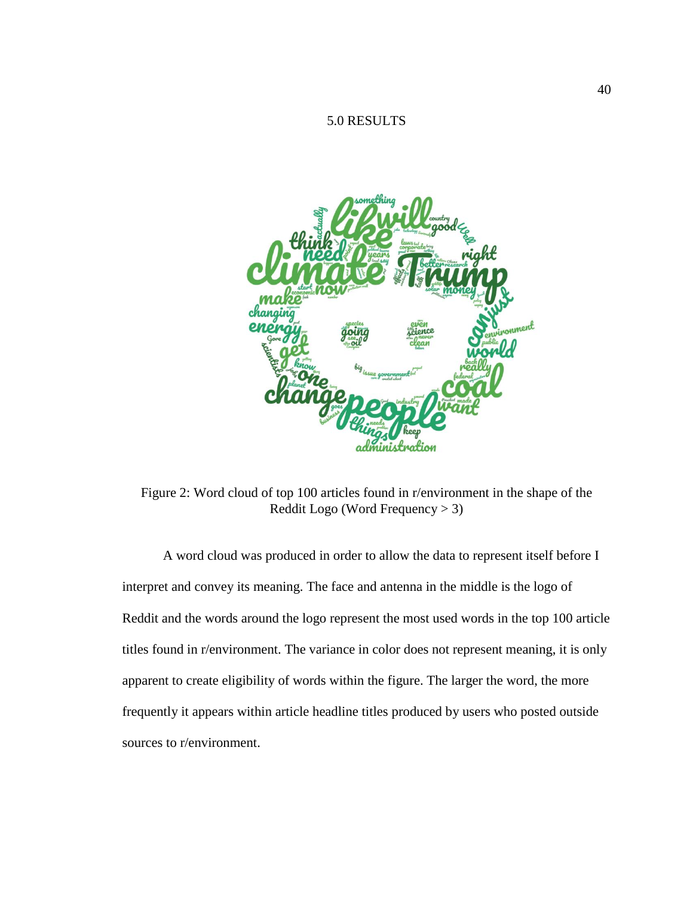# 5.0 RESULTS

Figure 2: Word cloud of top 100 articles found in r/environment in the shape of the Reddit Logo (Word Frequency > 3)

A word cloud was produced in order to allow the data to represent itself before I interpret and convey its meaning. The face and antenna in the middle is the logo of Reddit and the words around the logo represent the most used words in the top 100 article titles found in r/environment. The variance in color does not represent meaning, it is only apparent to create eligibility of words within the figure. The larger the word, the more frequently it appears within article headline titles produced by users who posted outside sources to r/environment.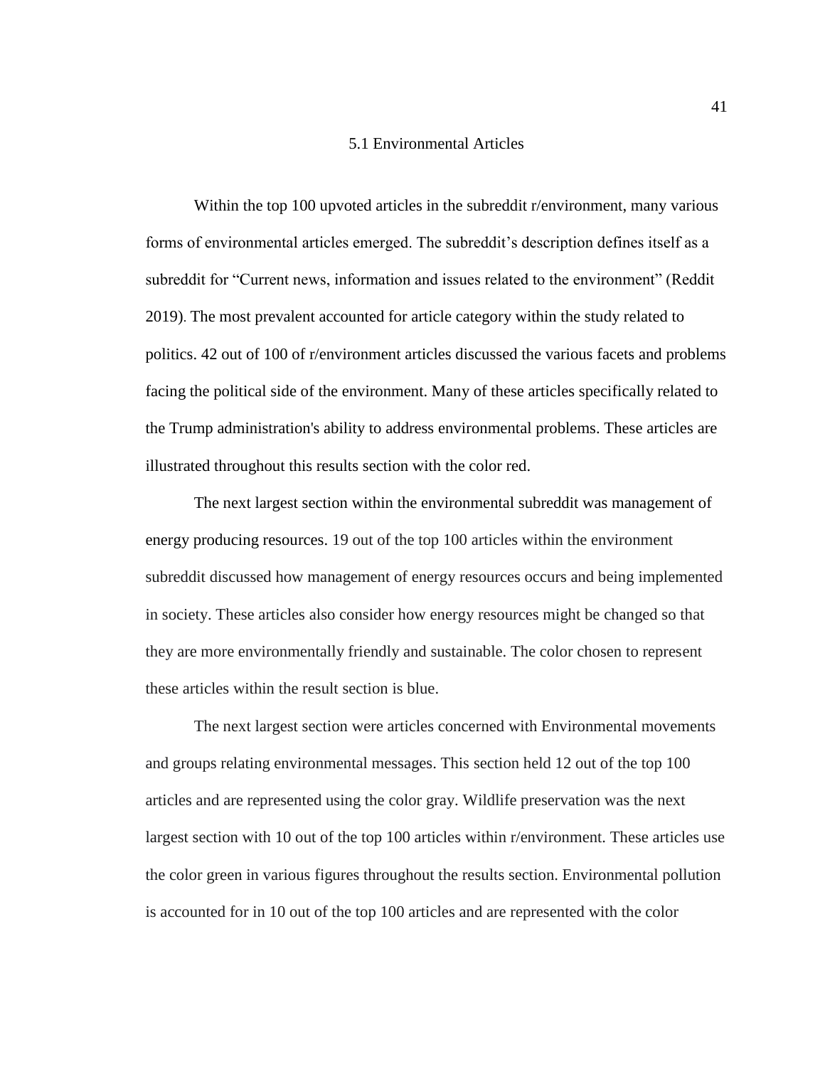## 5.1 Environmental Articles

Within the top 100 upvoted articles in the subreddit r/environment, many various forms of environmental articles emerged. The subreddit's description defines itself as a subreddit for "Current news, information and issues related to the environment" (Reddit 2019). The most prevalent accounted for article category within the study related to politics. 42 out of 100 of r/environment articles discussed the various facets and problems facing the political side of the environment. Many of these articles specifically related to the Trump administration's ability to address environmental problems. These articles are illustrated throughout this results section with the color red.

The next largest section within the environmental subreddit was management of energy producing resources. 19 out of the top 100 articles within the environment subreddit discussed how management of energy resources occurs and being implemented in society. These articles also consider how energy resources might be changed so that they are more environmentally friendly and sustainable. The color chosen to represent these articles within the result section is blue.

The next largest section were articles concerned with Environmental movements and groups relating environmental messages. This section held 12 out of the top 100 articles and are represented using the color gray. Wildlife preservation was the next largest section with 10 out of the top 100 articles within r/environment. These articles use the color green in various figures throughout the results section. Environmental pollution is accounted for in 10 out of the top 100 articles and are represented with the color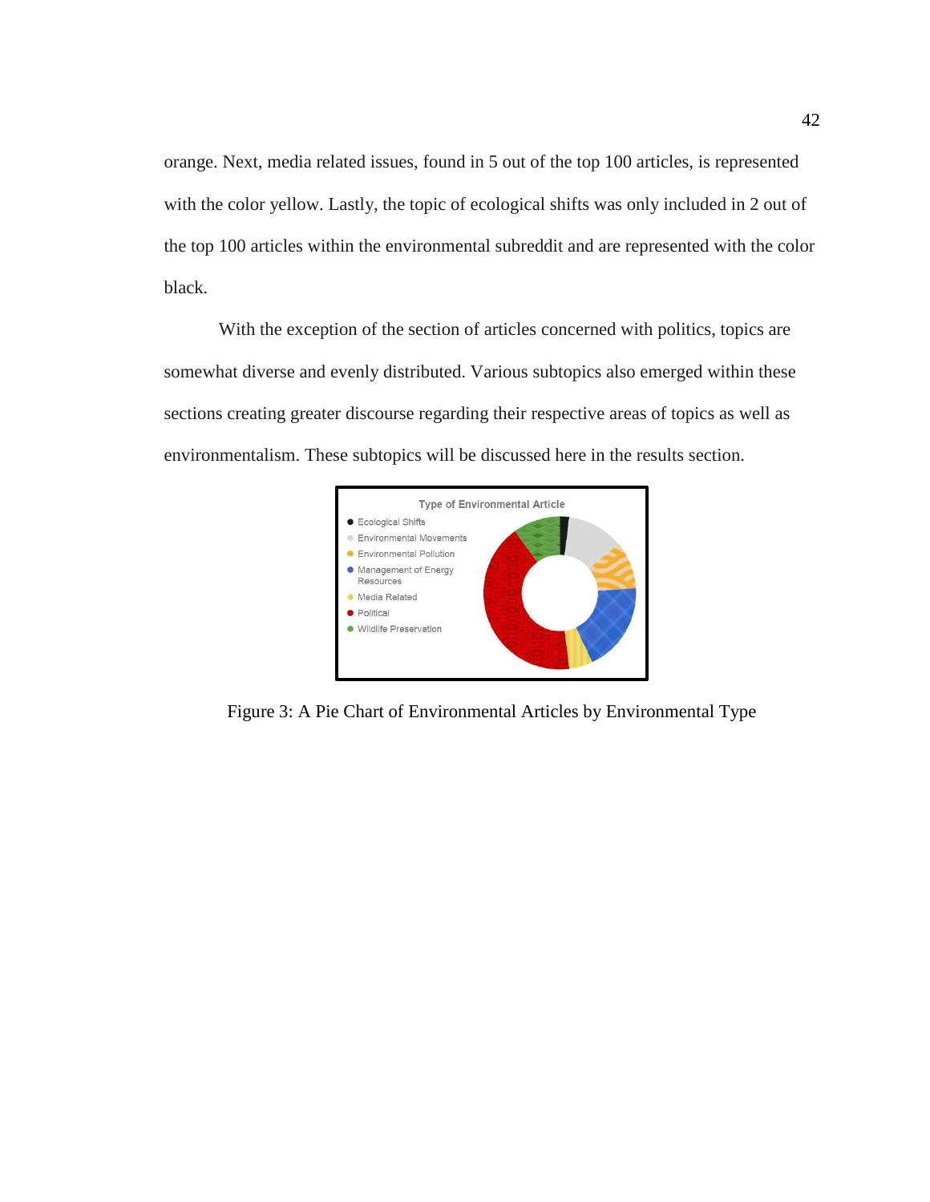orange. Next, media related issues, found in 5 out of the top 100 articles, is represented with the color yellow. Lastly, the topic of ecological shifts was only included in 2 out of the top 100 articles within the environmental subreddit and are represented with the color black.

With the exception of the section of articles concerned with politics, topics are somewhat diverse and evenly distributed. Various subtopics also emerged within these sections creating greater discourse regarding their respective areas of topics as well as environmentalism. These subtopics will be discussed here in the results section.

Figure 3: A Pie Chart of Environmental Articles by Environmental Type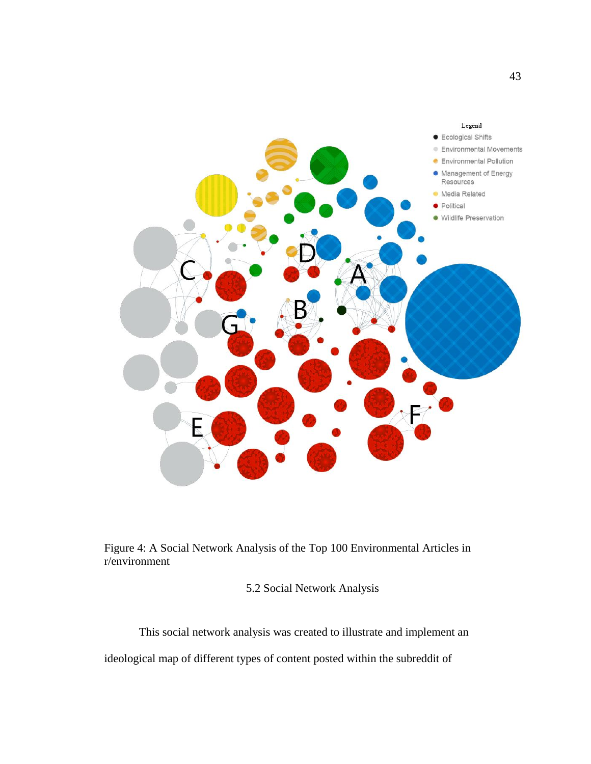Figure 4: A Social Network Analysis of the Top 100 Environmental Articles in r/environment

## 5.2 Social Network Analysis

This social network analysis was created to illustrate and implement an ideological map of different types of content posted within the subreddit of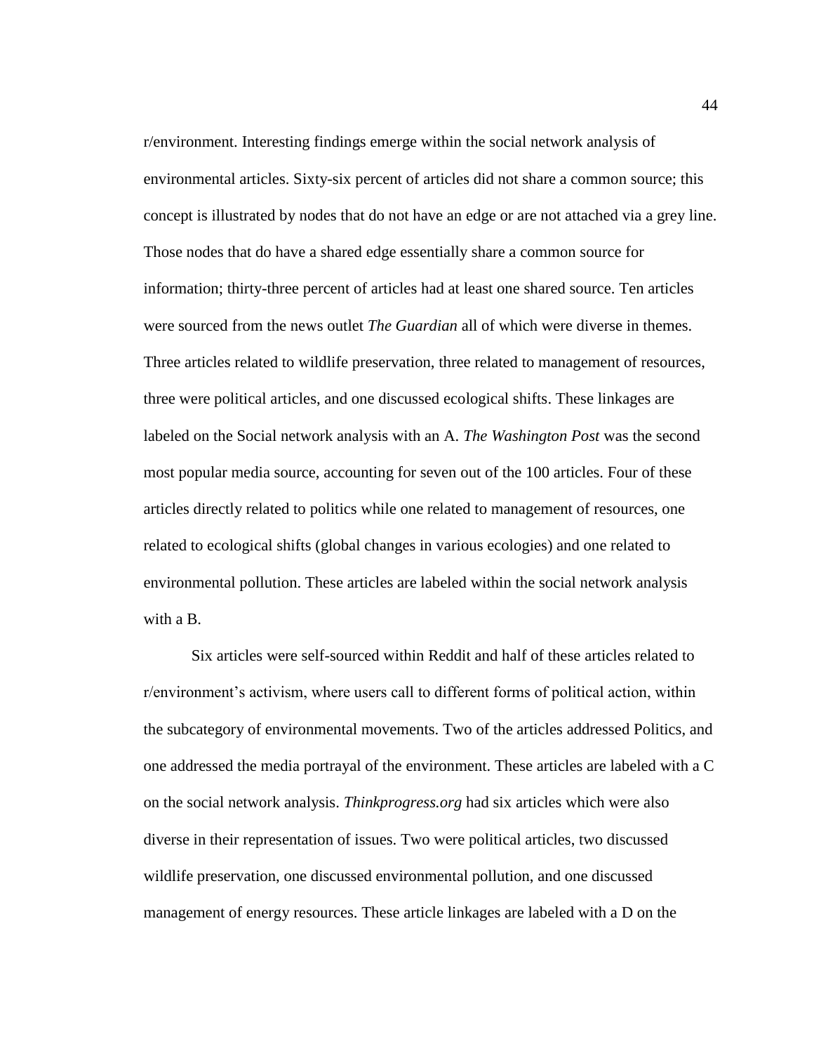r/environment. Interesting findings emerge within the social network analysis of environmental articles. Sixty-six percent of articles did not share a common source; this concept is illustrated by nodes that do not have an edge or are not attached via a grey line. Those nodes that do have a shared edge essentially share a common source for information; thirty-three percent of articles had at least one shared source. Ten articles were sourced from the news outlet *The Guardian* all of which were diverse in themes. Three articles related to wildlife preservation, three related to management of resources, three were political articles, and one discussed ecological shifts. These linkages are labeled on the Social network analysis with an A. *The Washington Post* was the second most popular media source, accounting for seven out of the 100 articles. Four of these articles directly related to politics while one related to management of resources, one related to ecological shifts (global changes in various ecologies) and one related to environmental pollution. These articles are labeled within the social network analysis with a B.

Six articles were self-sourced within Reddit and half of these articles related to r/environment's activism, where users call to different forms of political action, within the subcategory of environmental movements. Two of the articles addressed Politics, and one addressed the media portrayal of the environment. These articles are labeled with a C on the social network analysis. *Thinkprogress.org* had six articles which were also diverse in their representation of issues. Two were political articles, two discussed wildlife preservation, one discussed environmental pollution, and one discussed management of energy resources. These article linkages are labeled with a D on the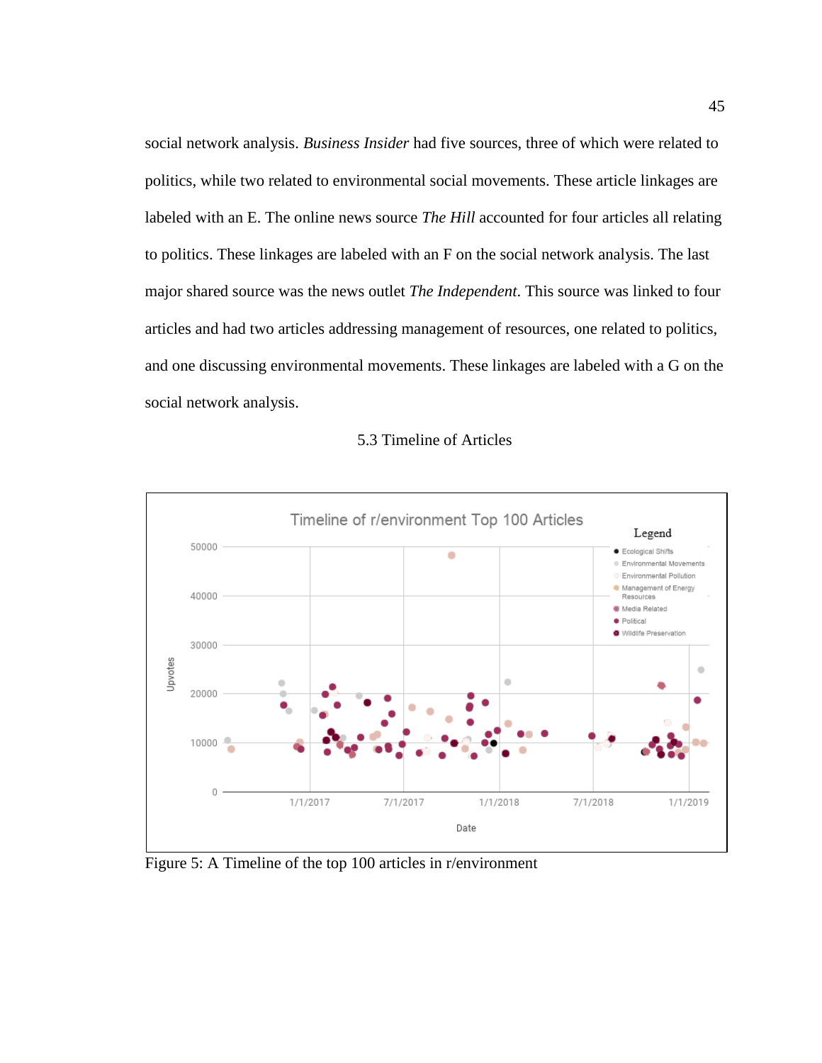social network analysis. *Business Insider* had five sources, three of which were related to politics, while two related to environmental social movements. These article linkages are labeled with an E. The online news source *The Hill* accounted for four articles all relating to politics. These linkages are labeled with an F on the social network analysis. The last major shared source was the news outlet *The Independent*. This source was linked to four articles and had two articles addressing management of resources, one related to politics, and one discussing environmental movements. These linkages are labeled with a G on the social network analysis.

## 5.3 Timeline of Articles

Figure 5: A Timeline of the top 100 articles in r/environment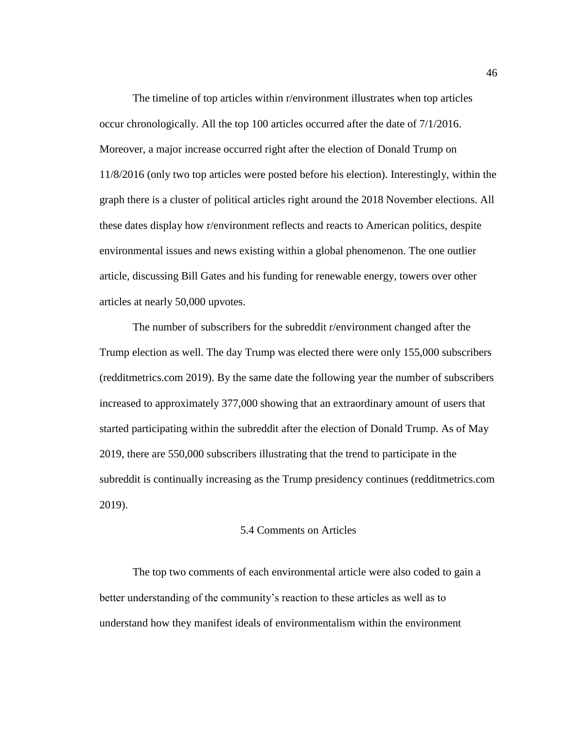The timeline of top articles within r/environment illustrates when top articles occur chronologically. All the top 100 articles occurred after the date of 7/1/2016. Moreover, a major increase occurred right after the election of Donald Trump on 11/8/2016 (only two top articles were posted before his election). Interestingly, within the graph there is a cluster of political articles right around the 2018 November elections. All these dates display how r/environment reflects and reacts to American politics, despite environmental issues and news existing within a global phenomenon. The one outlier article, discussing Bill Gates and his funding for renewable energy, towers over other articles at nearly 50,000 upvotes.

The number of subscribers for the subreddit r/environment changed after the Trump election as well. The day Trump was elected there were only 155,000 subscribers (redditmetrics.com 2019). By the same date the following year the number of subscribers increased to approximately 377,000 showing that an extraordinary amount of users that started participating within the subreddit after the election of Donald Trump. As of May 2019, there are 550,000 subscribers illustrating that the trend to participate in the subreddit is continually increasing as the Trump presidency continues (redditmetrics.com 2019).

### 5.4 Comments on Articles

The top two comments of each environmental article were also coded to gain a better understanding of the community's reaction to these articles as well as to understand how they manifest ideals of environmentalism within the environment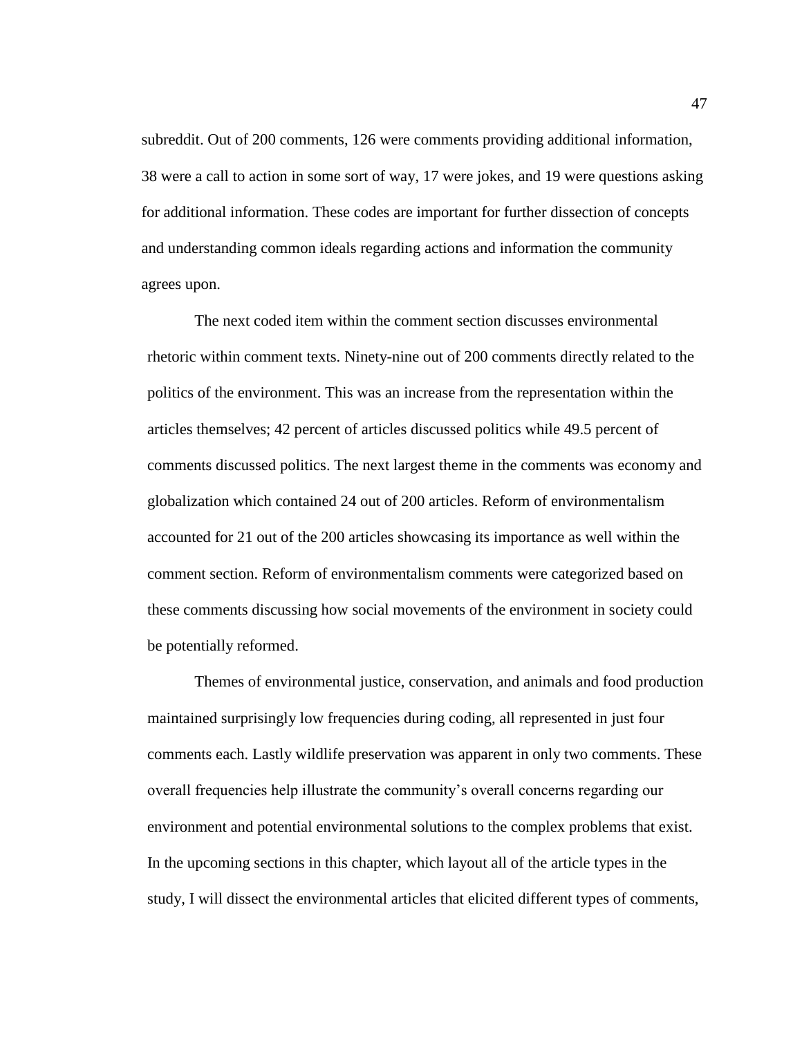subreddit. Out of 200 comments, 126 were comments providing additional information, 38 were a call to action in some sort of way, 17 were jokes, and 19 were questions asking for additional information. These codes are important for further dissection of concepts and understanding common ideals regarding actions and information the community agrees upon.

The next coded item within the comment section discusses environmental rhetoric within comment texts. Ninety-nine out of 200 comments directly related to the politics of the environment. This was an increase from the representation within the articles themselves; 42 percent of articles discussed politics while 49.5 percent of comments discussed politics. The next largest theme in the comments was economy and globalization which contained 24 out of 200 articles. Reform of environmentalism accounted for 21 out of the 200 articles showcasing its importance as well within the comment section. Reform of environmentalism comments were categorized based on these comments discussing how social movements of the environment in society could be potentially reformed.

Themes of environmental justice, conservation, and animals and food production maintained surprisingly low frequencies during coding, all represented in just four comments each. Lastly wildlife preservation was apparent in only two comments. These overall frequencies help illustrate the community's overall concerns regarding our environment and potential environmental solutions to the complex problems that exist. In the upcoming sections in this chapter, which layout all of the article types in the study, I will dissect the environmental articles that elicited different types of comments,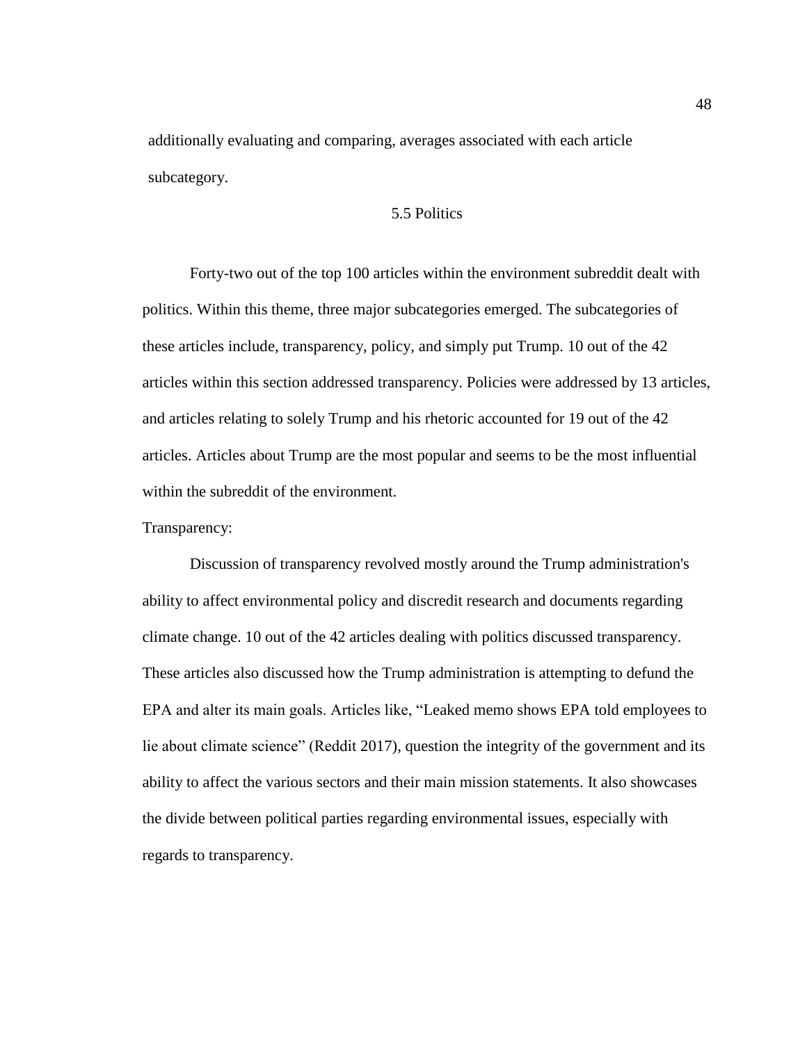additionally evaluating and comparing, averages associated with each article subcategory.

## 5.5 Politics

Forty-two out of the top 100 articles within the environment subreddit dealt with politics. Within this theme, three major subcategories emerged. The subcategories of these articles include, transparency, policy, and simply put Trump. 10 out of the 42 articles within this section addressed transparency. Policies were addressed by 13 articles, and articles relating to solely Trump and his rhetoric accounted for 19 out of the 42 articles. Articles about Trump are the most popular and seems to be the most influential within the subreddit of the environment.

Transparency:

Discussion of transparency revolved mostly around the Trump administration's ability to affect environmental policy and discredit research and documents regarding climate change. 10 out of the 42 articles dealing with politics discussed transparency. These articles also discussed how the Trump administration is attempting to defund the EPA and alter its main goals. Articles like, "Leaked memo shows EPA told employees to lie about climate science" (Reddit 2017), question the integrity of the government and its ability to affect the various sectors and their main mission statements. It also showcases the divide between political parties regarding environmental issues, especially with regards to transparency.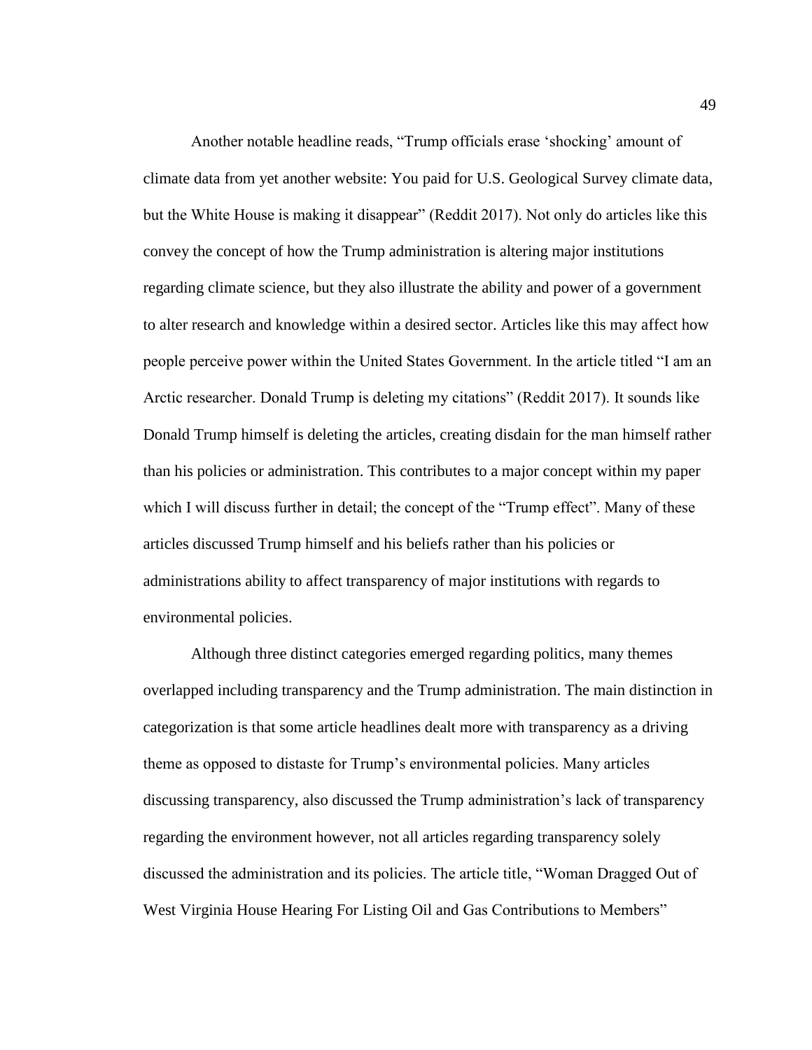Another notable headline reads, "Trump officials erase 'shocking' amount of climate data from yet another website: You paid for U.S. Geological Survey climate data, but the White House is making it disappear" (Reddit 2017). Not only do articles like this convey the concept of how the Trump administration is altering major institutions regarding climate science, but they also illustrate the ability and power of a government to alter research and knowledge within a desired sector. Articles like this may affect how people perceive power within the United States Government. In the article titled "I am an Arctic researcher. Donald Trump is deleting my citations" (Reddit 2017). It sounds like Donald Trump himself is deleting the articles, creating disdain for the man himself rather than his policies or administration. This contributes to a major concept within my paper which I will discuss further in detail; the concept of the "Trump effect". Many of these articles discussed Trump himself and his beliefs rather than his policies or administrations ability to affect transparency of major institutions with regards to environmental policies.

Although three distinct categories emerged regarding politics, many themes overlapped including transparency and the Trump administration. The main distinction in categorization is that some article headlines dealt more with transparency as a driving theme as opposed to distaste for Trump's environmental policies. Many articles discussing transparency, also discussed the Trump administration's lack of transparency regarding the environment however, not all articles regarding transparency solely discussed the administration and its policies. The article title, "Woman Dragged Out of West Virginia House Hearing For Listing Oil and Gas Contributions to Members"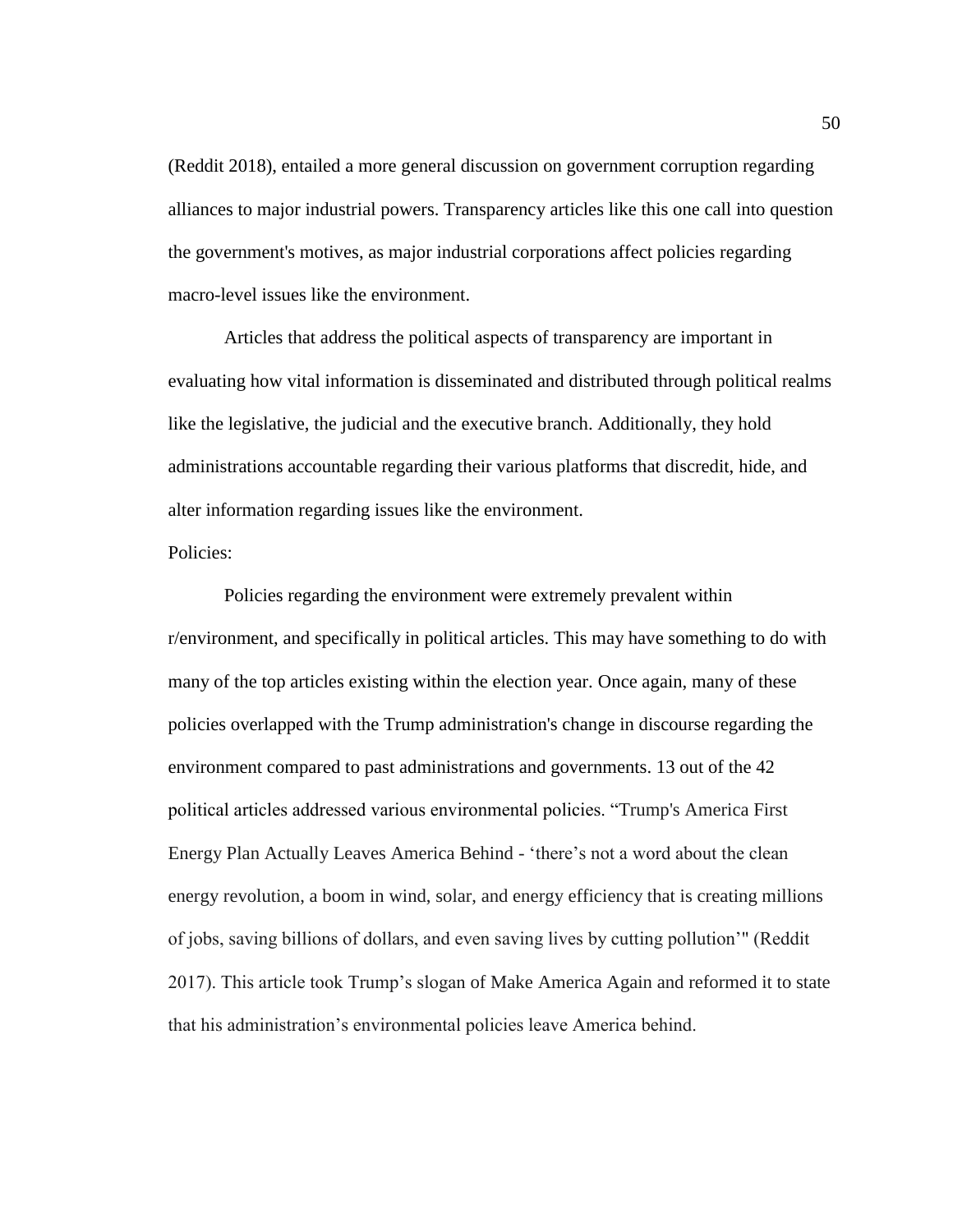(Reddit 2018), entailed a more general discussion on government corruption regarding alliances to major industrial powers. Transparency articles like this one call into question the government's motives, as major industrial corporations affect policies regarding macro-level issues like the environment.

Articles that address the political aspects of transparency are important in evaluating how vital information is disseminated and distributed through political realms like the legislative, the judicial and the executive branch. Additionally, they hold administrations accountable regarding their various platforms that discredit, hide, and alter information regarding issues like the environment.

Policies:

Policies regarding the environment were extremely prevalent within r/environment, and specifically in political articles. This may have something to do with many of the top articles existing within the election year. Once again, many of these policies overlapped with the Trump administration's change in discourse regarding the environment compared to past administrations and governments. 13 out of the 42 political articles addressed various environmental policies. "Trump's America First Energy Plan Actually Leaves America Behind - 'there's not a word about the clean energy revolution, a boom in wind, solar, and energy efficiency that is creating millions of jobs, saving billions of dollars, and even saving lives by cutting pollution'" (Reddit 2017). This article took Trump's slogan of Make America Again and reformed it to state that his administration's environmental policies leave America behind.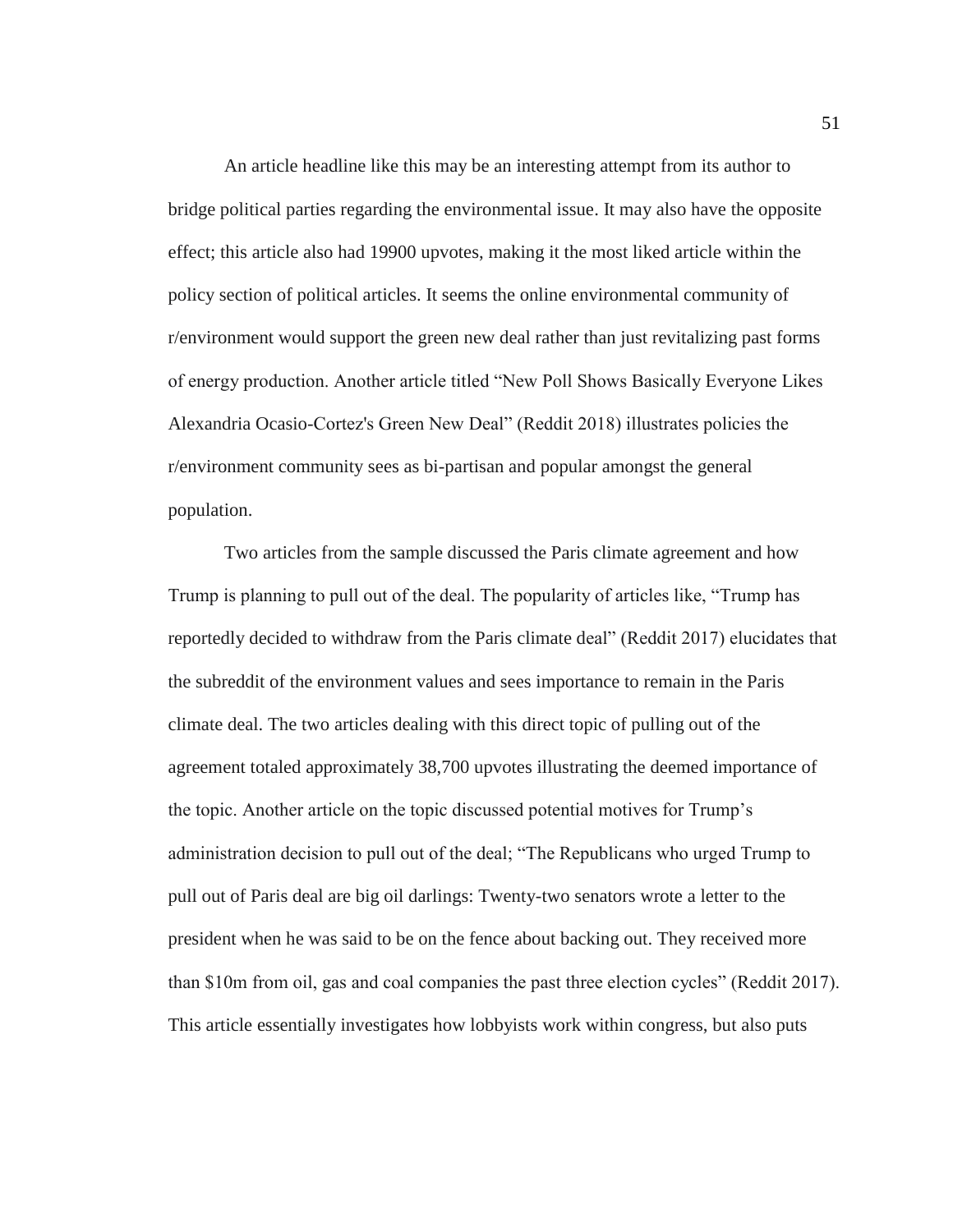An article headline like this may be an interesting attempt from its author to bridge political parties regarding the environmental issue. It may also have the opposite effect; this article also had 19900 upvotes, making it the most liked article within the policy section of political articles. It seems the online environmental community of r/environment would support the green new deal rather than just revitalizing past forms of energy production. Another article titled "New Poll Shows Basically Everyone Likes Alexandria Ocasio-Cortez's Green New Deal" (Reddit 2018) illustrates policies the r/environment community sees as bi-partisan and popular amongst the general population.

Two articles from the sample discussed the Paris climate agreement and how Trump is planning to pull out of the deal. The popularity of articles like, "Trump has reportedly decided to withdraw from the Paris climate deal" (Reddit 2017) elucidates that the subreddit of the environment values and sees importance to remain in the Paris climate deal. The two articles dealing with this direct topic of pulling out of the agreement totaled approximately 38,700 upvotes illustrating the deemed importance of the topic. Another article on the topic discussed potential motives for Trump's administration decision to pull out of the deal; "The Republicans who urged Trump to pull out of Paris deal are big oil darlings: Twenty-two senators wrote a letter to the president when he was said to be on the fence about backing out. They received more than $10m from oil, gas and coal companies the past three election cycles" (Reddit 2017). This article essentially investigates how lobbyists work within congress, but also puts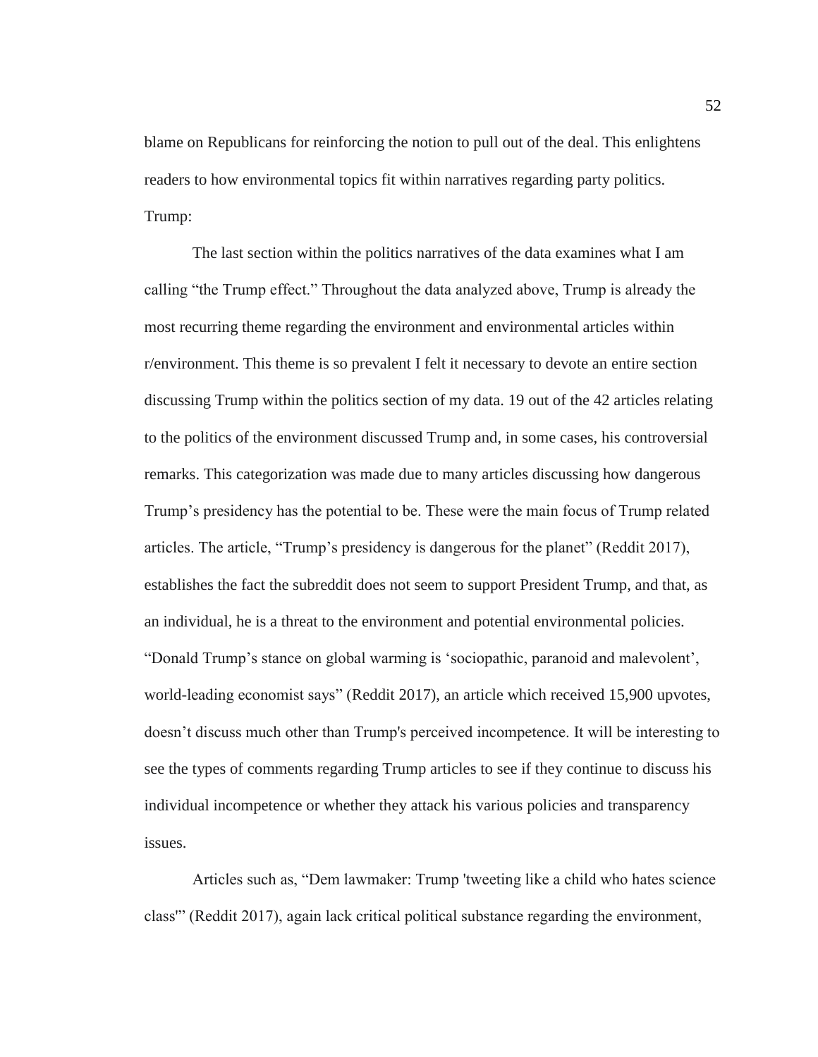blame on Republicans for reinforcing the notion to pull out of the deal. This enlightens readers to how environmental topics fit within narratives regarding party politics.

Trump:

The last section within the politics narratives of the data examines what I am calling "the Trump effect." Throughout the data analyzed above, Trump is already the most recurring theme regarding the environment and environmental articles within r/environment. This theme is so prevalent I felt it necessary to devote an entire section discussing Trump within the politics section of my data. 19 out of the 42 articles relating to the politics of the environment discussed Trump and, in some cases, his controversial remarks. This categorization was made due to many articles discussing how dangerous Trump's presidency has the potential to be. These were the main focus of Trump related articles. The article, "Trump's presidency is dangerous for the planet" (Reddit 2017), establishes the fact the subreddit does not seem to support President Trump, and that, as an individual, he is a threat to the environment and potential environmental policies. "Donald Trump's stance on global warming is 'sociopathic, paranoid and malevolent', world-leading economist says" (Reddit 2017), an article which received 15,900 upvotes, doesn't discuss much other than Trump's perceived incompetence. It will be interesting to see the types of comments regarding Trump articles to see if they continue to discuss his individual incompetence or whether they attack his various policies and transparency issues.

Articles such as, "Dem lawmaker: Trump 'tweeting like a child who hates science class'" (Reddit 2017), again lack critical political substance regarding the environment,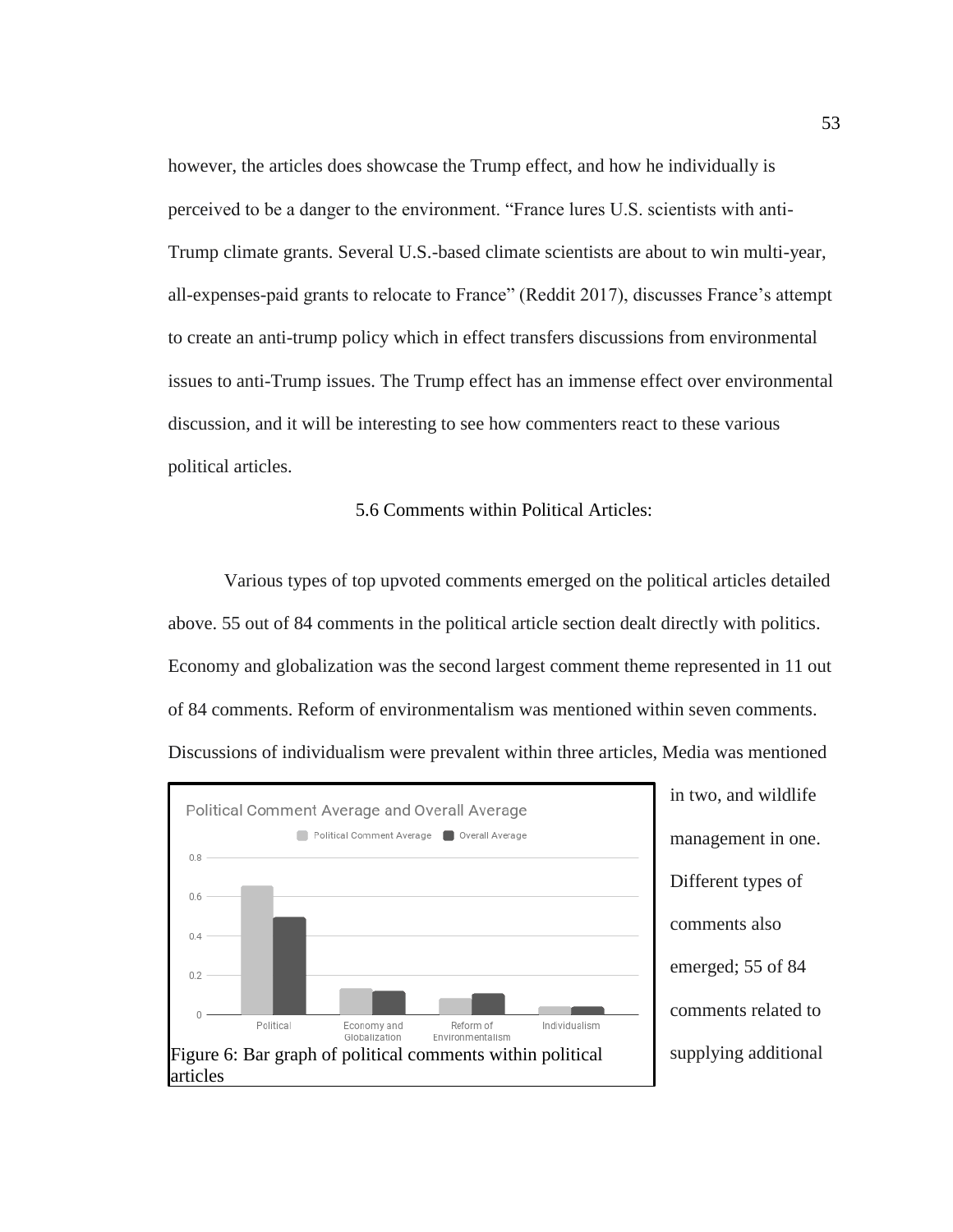however, the articles does showcase the Trump effect, and how he individually is perceived to be a danger to the environment. "France lures U.S. scientists with anti-Trump climate grants. Several U.S.-based climate scientists are about to win multi-year, all-expenses-paid grants to relocate to France" (Reddit 2017), discusses France's attempt to create an anti-trump policy which in effect transfers discussions from environmental issues to anti-Trump issues. The Trump effect has an immense effect over environmental discussion, and it will be interesting to see how commenters react to these various political articles.

## 5.6 Comments within Political Articles:

Various types of top upvoted comments emerged on the political articles detailed above. 55 out of 84 comments in the political article section dealt directly with politics. Economy and globalization was the second largest comment theme represented in 11 out of 84 comments. Reform of environmentalism was mentioned within seven comments. Discussions of individualism were prevalent within three articles, Media was mentioned in two, and wildlife management in one. Different types of comments also emerged; 55 of 84 comments related to supplying additional

Figure 6: Bar graph of political comments within political articles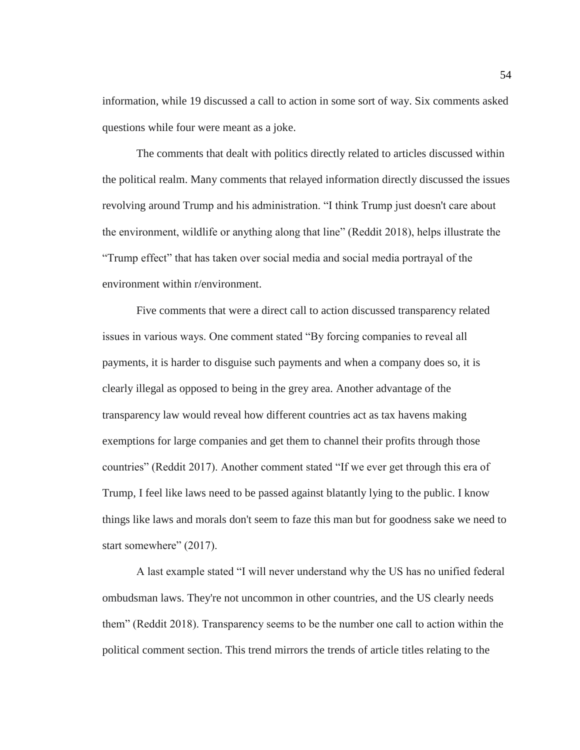information, while 19 discussed a call to action in some sort of way. Six comments asked questions while four were meant as a joke.

The comments that dealt with politics directly related to articles discussed within the political realm. Many comments that relayed information directly discussed the issues revolving around Trump and his administration. "I think Trump just doesn't care about the environment, wildlife or anything along that line" (Reddit 2018), helps illustrate the "Trump effect" that has taken over social media and social media portrayal of the environment within r/environment.

Five comments that were a direct call to action discussed transparency related issues in various ways. One comment stated "By forcing companies to reveal all payments, it is harder to disguise such payments and when a company does so, it is clearly illegal as opposed to being in the grey area. Another advantage of the transparency law would reveal how different countries act as tax havens making exemptions for large companies and get them to channel their profits through those countries" (Reddit 2017). Another comment stated "If we ever get through this era of Trump, I feel like laws need to be passed against blatantly lying to the public. I know things like laws and morals don't seem to faze this man but for goodness sake we need to start somewhere" (2017).

A last example stated "I will never understand why the US has no unified federal ombudsman laws. They're not uncommon in other countries, and the US clearly needs them" (Reddit 2018). Transparency seems to be the number one call to action within the political comment section. This trend mirrors the trends of article titles relating to the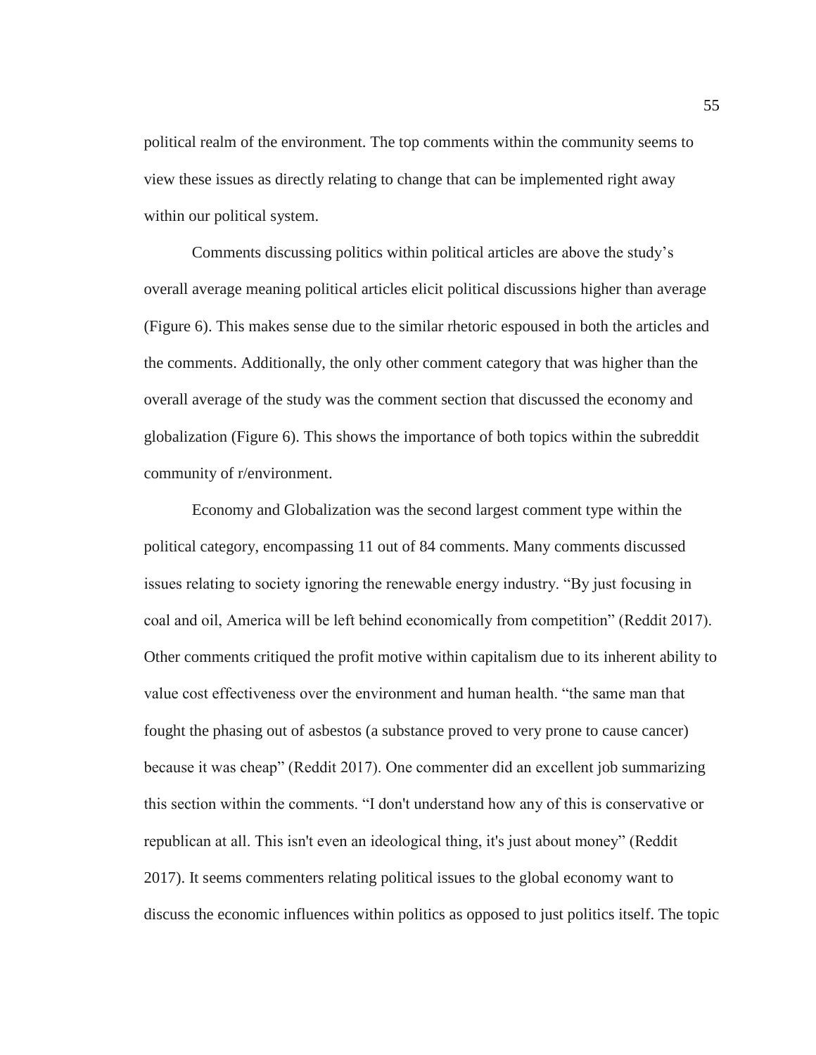political realm of the environment. The top comments within the community seems to view these issues as directly relating to change that can be implemented right away within our political system.

Comments discussing politics within political articles are above the study's overall average meaning political articles elicit political discussions higher than average (Figure 6). This makes sense due to the similar rhetoric espoused in both the articles and the comments. Additionally, the only other comment category that was higher than the overall average of the study was the comment section that discussed the economy and globalization (Figure 6). This shows the importance of both topics within the subreddit community of r/environment.

Economy and Globalization was the second largest comment type within the political category, encompassing 11 out of 84 comments. Many comments discussed issues relating to society ignoring the renewable energy industry. "By just focusing in coal and oil, America will be left behind economically from competition" (Reddit 2017). Other comments critiqued the profit motive within capitalism due to its inherent ability to value cost effectiveness over the environment and human health. "the same man that fought the phasing out of asbestos (a substance proved to very prone to cause cancer) because it was cheap" (Reddit 2017). One commenter did an excellent job summarizing this section within the comments. "I don't understand how any of this is conservative or republican at all. This isn't even an ideological thing, it's just about money" (Reddit 2017). It seems commenters relating political issues to the global economy want to discuss the economic influences within politics as opposed to just politics itself. The topic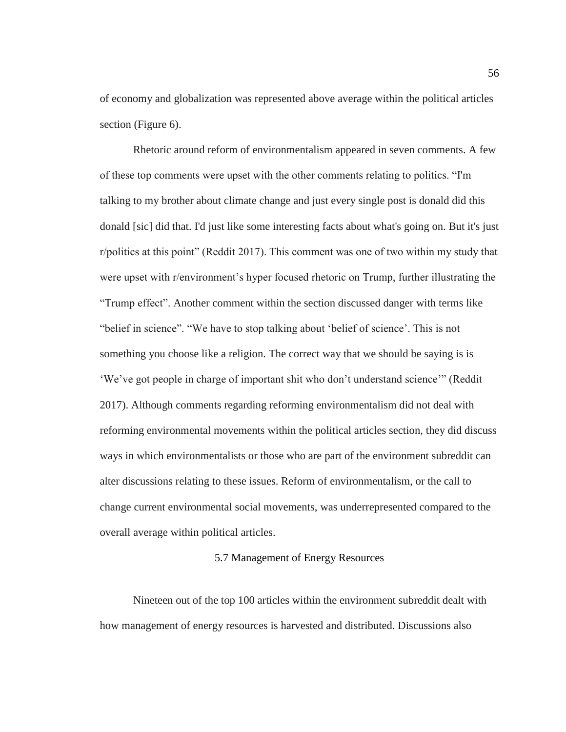of economy and globalization was represented above average within the political articles section (Figure 6).

Rhetoric around reform of environmentalism appeared in seven comments. A few of these top comments were upset with the other comments relating to politics. "I'm talking to my brother about climate change and just every single post is donald did this donald [sic] did that. I'd just like some interesting facts about what's going on. But it's just r/politics at this point" (Reddit 2017). This comment was one of two within my study that were upset with r/environment's hyper focused rhetoric on Trump, further illustrating the "Trump effect". Another comment within the section discussed danger with terms like "belief in science". "We have to stop talking about 'belief of science'. This is not something you choose like a religion. The correct way that we should be saying is is 'We've got people in charge of important shit who don't understand science'" (Reddit 2017). Although comments regarding reforming environmentalism did not deal with reforming environmental movements within the political articles section, they did discuss ways in which environmentalists or those who are part of the environment subreddit can alter discussions relating to these issues. Reform of environmentalism, or the call to change current environmental social movements, was underrepresented compared to the overall average within political articles.

## 5.7 Management of Energy Resources

Nineteen out of the top 100 articles within the environment subreddit dealt with how management of energy resources is harvested and distributed. Discussions also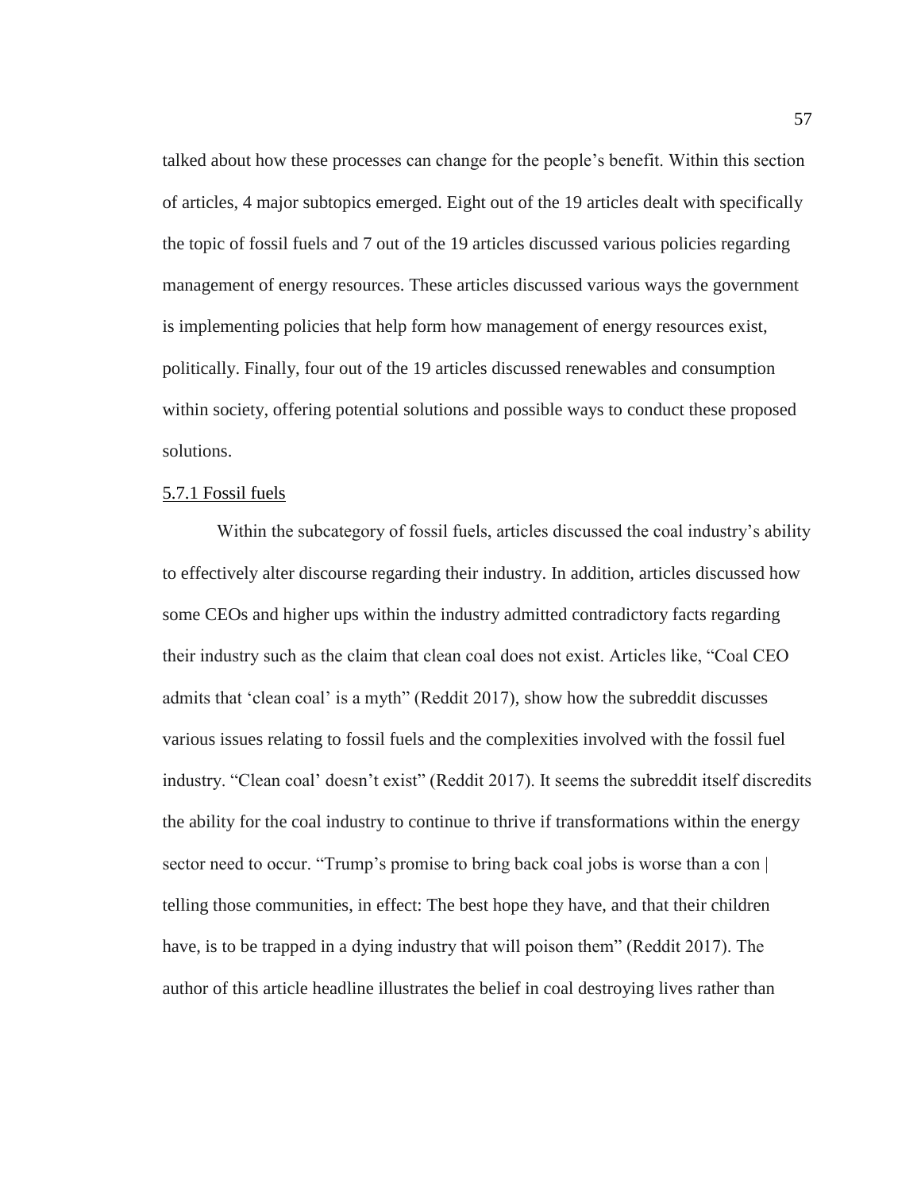talked about how these processes can change for the people's benefit. Within this section of articles, 4 major subtopics emerged. Eight out of the 19 articles dealt with specifically the topic of fossil fuels and 7 out of the 19 articles discussed various policies regarding management of energy resources. These articles discussed various ways the government is implementing policies that help form how management of energy resources exist, politically. Finally, four out of the 19 articles discussed renewables and consumption within society, offering potential solutions and possible ways to conduct these proposed solutions.

<u>5.7.1 Fossil fuels</u>

Within the subcategory of fossil fuels, articles discussed the coal industry's ability to effectively alter discourse regarding their industry. In addition, articles discussed how some CEOs and higher ups within the industry admitted contradictory facts regarding their industry such as the claim that clean coal does not exist. Articles like, "Coal CEO admits that 'clean coal' is a myth" (Reddit 2017), show how the subreddit discusses various issues relating to fossil fuels and the complexities involved with the fossil fuel industry. "Clean coal' doesn't exist" (Reddit 2017). It seems the subreddit itself discredits the ability for the coal industry to continue to thrive if transformations within the energy sector need to occur. "Trump's promise to bring back coal jobs is worse than a con | telling those communities, in effect: The best hope they have, and that their children have, is to be trapped in a dying industry that will poison them" (Reddit 2017). The author of this article headline illustrates the belief in coal destroying lives rather than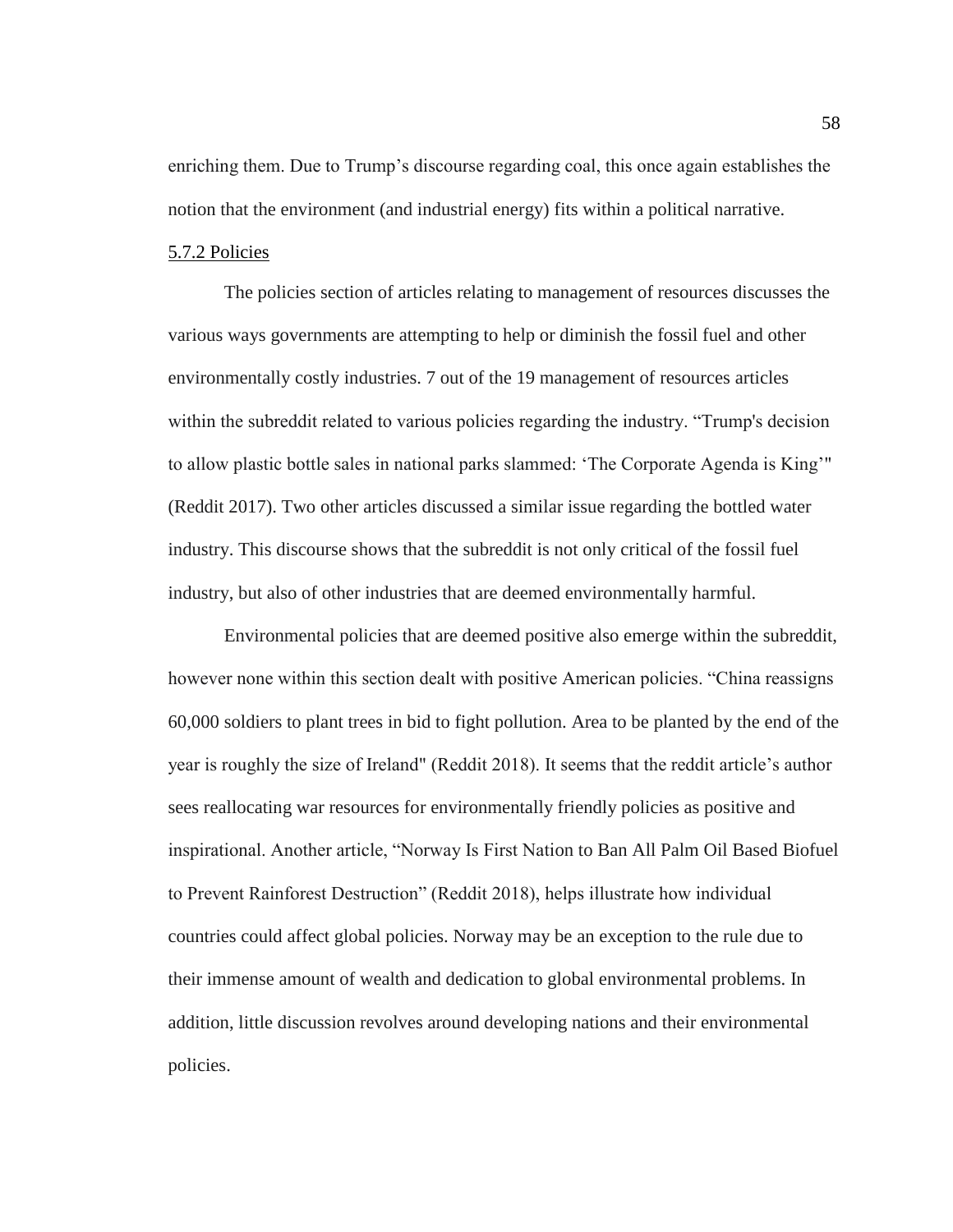enriching them. Due to Trump's discourse regarding coal, this once again establishes the notion that the environment (and industrial energy) fits within a political narrative.

### 5.7.2 Policies

The policies section of articles relating to management of resources discusses the various ways governments are attempting to help or diminish the fossil fuel and other environmentally costly industries. 7 out of the 19 management of resources articles within the subreddit related to various policies regarding the industry. "Trump's decision to allow plastic bottle sales in national parks slammed: 'The Corporate Agenda is King'" (Reddit 2017). Two other articles discussed a similar issue regarding the bottled water industry. This discourse shows that the subreddit is not only critical of the fossil fuel industry, but also of other industries that are deemed environmentally harmful.

Environmental policies that are deemed positive also emerge within the subreddit, however none within this section dealt with positive American policies. "China reassigns 60,000 soldiers to plant trees in bid to fight pollution. Area to be planted by the end of the year is roughly the size of Ireland" (Reddit 2018). It seems that the reddit article's author sees reallocating war resources for environmentally friendly policies as positive and inspirational. Another article, "Norway Is First Nation to Ban All Palm Oil Based Biofuel to Prevent Rainforest Destruction" (Reddit 2018), helps illustrate how individual countries could affect global policies. Norway may be an exception to the rule due to their immense amount of wealth and dedication to global environmental problems. In addition, little discussion revolves around developing nations and their environmental policies.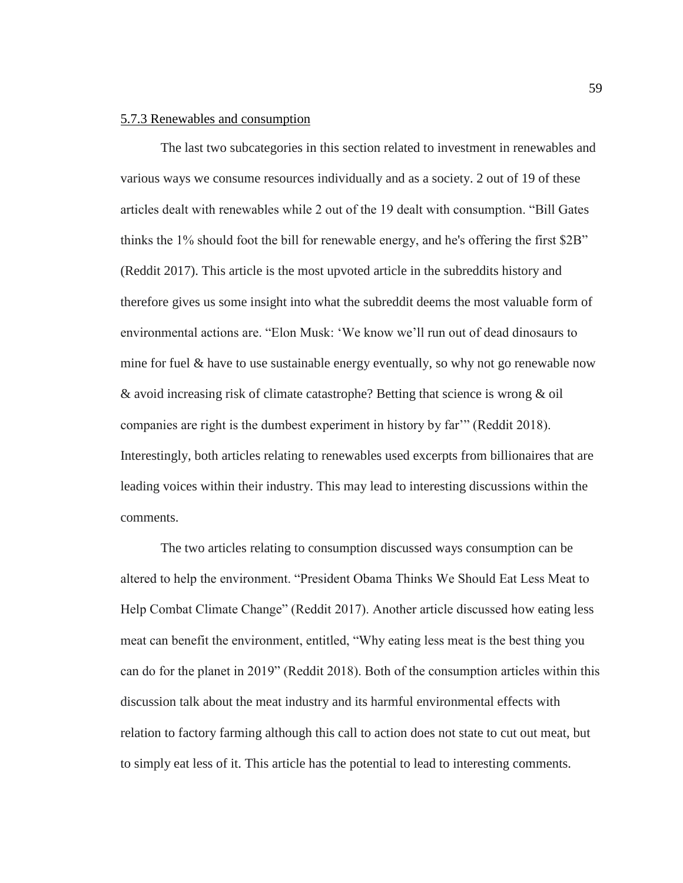### 5.7.3 Renewables and consumption

The last two subcategories in this section related to investment in renewables and various ways we consume resources individually and as a society. 2 out of 19 of these articles dealt with renewables while 2 out of the 19 dealt with consumption. "Bill Gates thinks the 1% should foot the bill for renewable energy, and he's offering the first $2B" (Reddit 2017). This article is the most upvoted article in the subreddits history and therefore gives us some insight into what the subreddit deems the most valuable form of environmental actions are. "Elon Musk: 'We know we'll run out of dead dinosaurs to mine for fuel & have to use sustainable energy eventually, so why not go renewable now & avoid increasing risk of climate catastrophe? Betting that science is wrong & oil companies are right is the dumbest experiment in history by far'" (Reddit 2018). Interestingly, both articles relating to renewables used excerpts from billionaires that are leading voices within their industry. This may lead to interesting discussions within the comments.

The two articles relating to consumption discussed ways consumption can be altered to help the environment. "President Obama Thinks We Should Eat Less Meat to Help Combat Climate Change" (Reddit 2017). Another article discussed how eating less meat can benefit the environment, entitled, "Why eating less meat is the best thing you can do for the planet in 2019" (Reddit 2018). Both of the consumption articles within this discussion talk about the meat industry and its harmful environmental effects with relation to factory farming although this call to action does not state to cut out meat, but to simply eat less of it. This article has the potential to lead to interesting comments.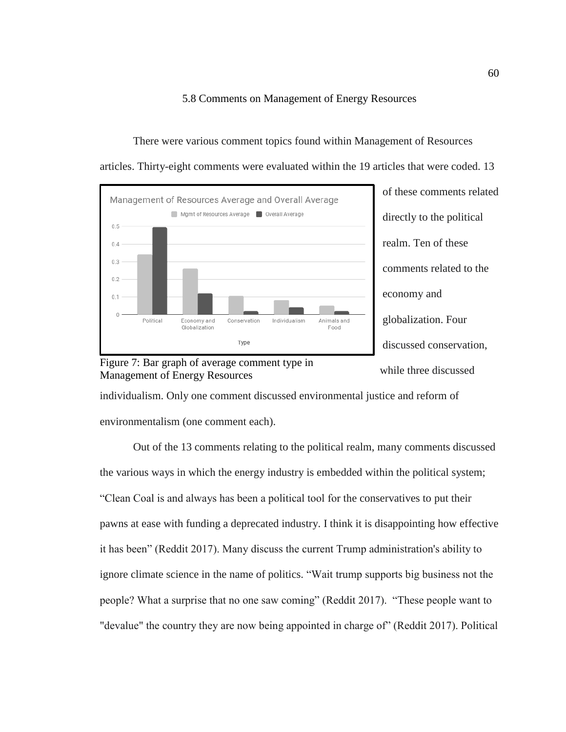## 5.8 Comments on Management of Energy Resources

There were various comment topics found within Management of Resources articles. Thirty-eight comments were evaluated within the 19 articles that were coded. 13 of these comments related directly to the political realm. Ten of these comments related to the economy and globalization. Four discussed conservation, while three discussed individualism. Only one comment discussed environmental justice and reform of environmentalism (one comment each).

Figure 7: Bar graph of average comment type in Management of Energy Resources

Out of the 13 comments relating to the political realm, many comments discussed the various ways in which the energy industry is embedded within the political system; "Clean Coal is and always has been a political tool for the conservatives to put their pawns at ease with funding a deprecated industry. I think it is disappointing how effective it has been" (Reddit 2017). Many discuss the current Trump administration's ability to ignore climate science in the name of politics. "Wait trump supports big business not the people? What a surprise that no one saw coming" (Reddit 2017). "These people want to "devalue" the country they are now being appointed in charge of" (Reddit 2017). Political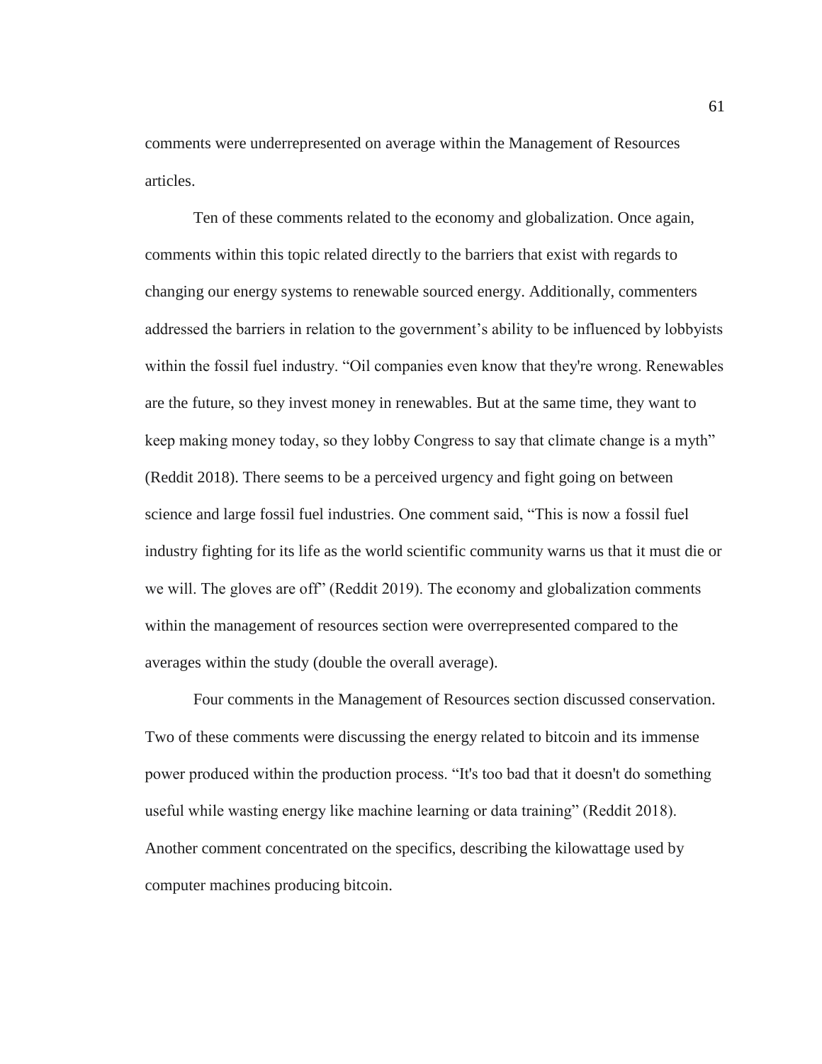comments were underrepresented on average within the Management of Resources articles.

Ten of these comments related to the economy and globalization. Once again, comments within this topic related directly to the barriers that exist with regards to changing our energy systems to renewable sourced energy. Additionally, commenters addressed the barriers in relation to the government's ability to be influenced by lobbyists within the fossil fuel industry. "Oil companies even know that they're wrong. Renewables are the future, so they invest money in renewables. But at the same time, they want to keep making money today, so they lobby Congress to say that climate change is a myth" (Reddit 2018). There seems to be a perceived urgency and fight going on between science and large fossil fuel industries. One comment said, "This is now a fossil fuel industry fighting for its life as the world scientific community warns us that it must die or we will. The gloves are off" (Reddit 2019). The economy and globalization comments within the management of resources section were overrepresented compared to the averages within the study (double the overall average).

Four comments in the Management of Resources section discussed conservation. Two of these comments were discussing the energy related to bitcoin and its immense power produced within the production process. "It's too bad that it doesn't do something useful while wasting energy like machine learning or data training" (Reddit 2018). Another comment concentrated on the specifics, describing the kilowattage used by computer machines producing bitcoin.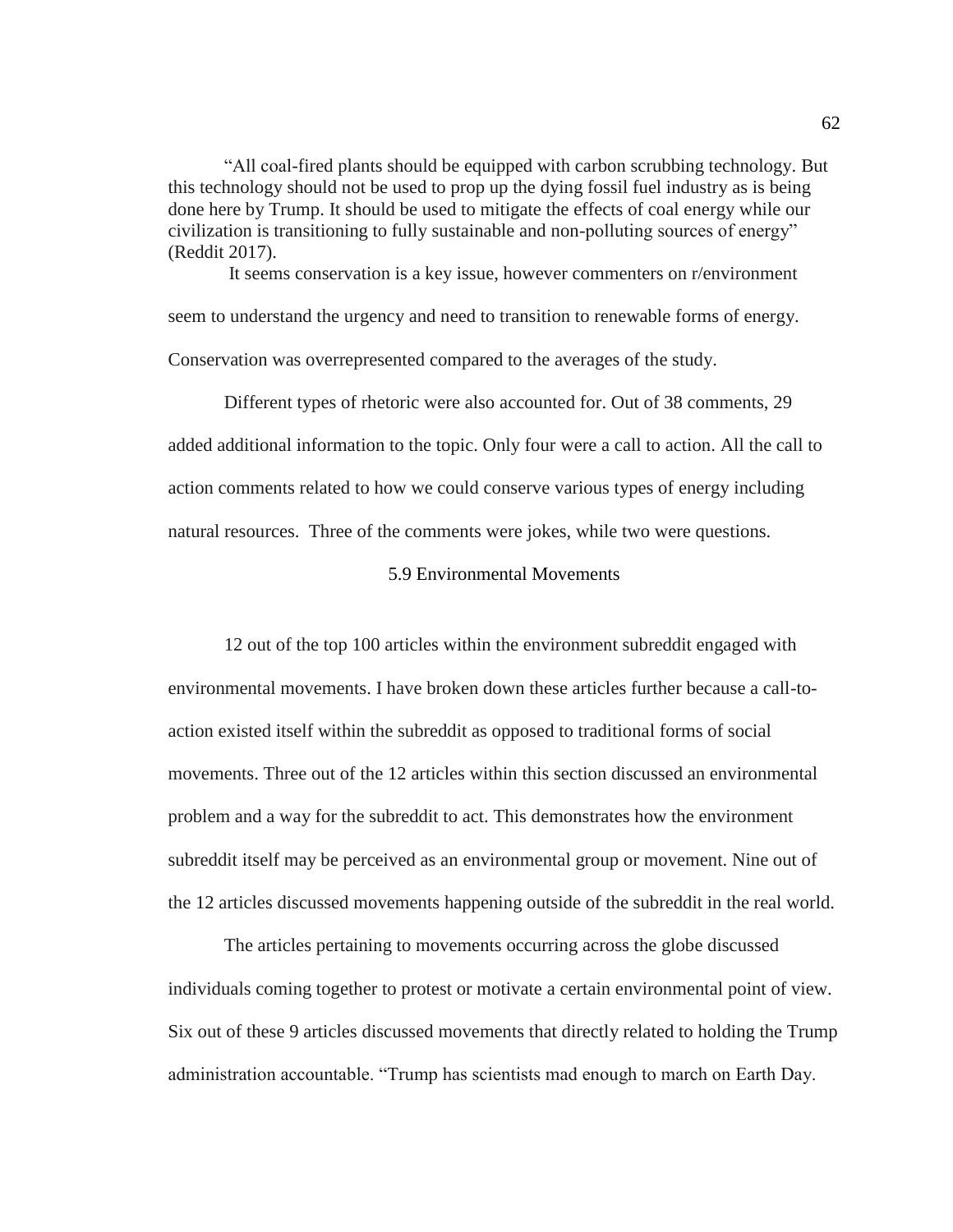"All coal-fired plants should be equipped with carbon scrubbing technology. But this technology should not be used to prop up the dying fossil fuel industry as is being done here by Trump. It should be used to mitigate the effects of coal energy while our civilization is transitioning to fully sustainable and non-polluting sources of energy" (Reddit 2017).

It seems conservation is a key issue, however commenters on r/environment seem to understand the urgency and need to transition to renewable forms of energy. Conservation was overrepresented compared to the averages of the study.

Different types of rhetoric were also accounted for. Out of 38 comments, 29 added additional information to the topic. Only four were a call to action. All the call to action comments related to how we could conserve various types of energy including natural resources. Three of the comments were jokes, while two were questions.

## 5.9 Environmental Movements

12 out of the top 100 articles within the environment subreddit engaged with environmental movements. I have broken down these articles further because a call-to-action existed itself within the subreddit as opposed to traditional forms of social movements. Three out of the 12 articles within this section discussed an environmental problem and a way for the subreddit to act. This demonstrates how the environment subreddit itself may be perceived as an environmental group or movement. Nine out of the 12 articles discussed movements happening outside of the subreddit in the real world.

The articles pertaining to movements occurring across the globe discussed individuals coming together to protest or motivate a certain environmental point of view. Six out of these 9 articles discussed movements that directly related to holding the Trump administration accountable. "Trump has scientists mad enough to march on Earth Day.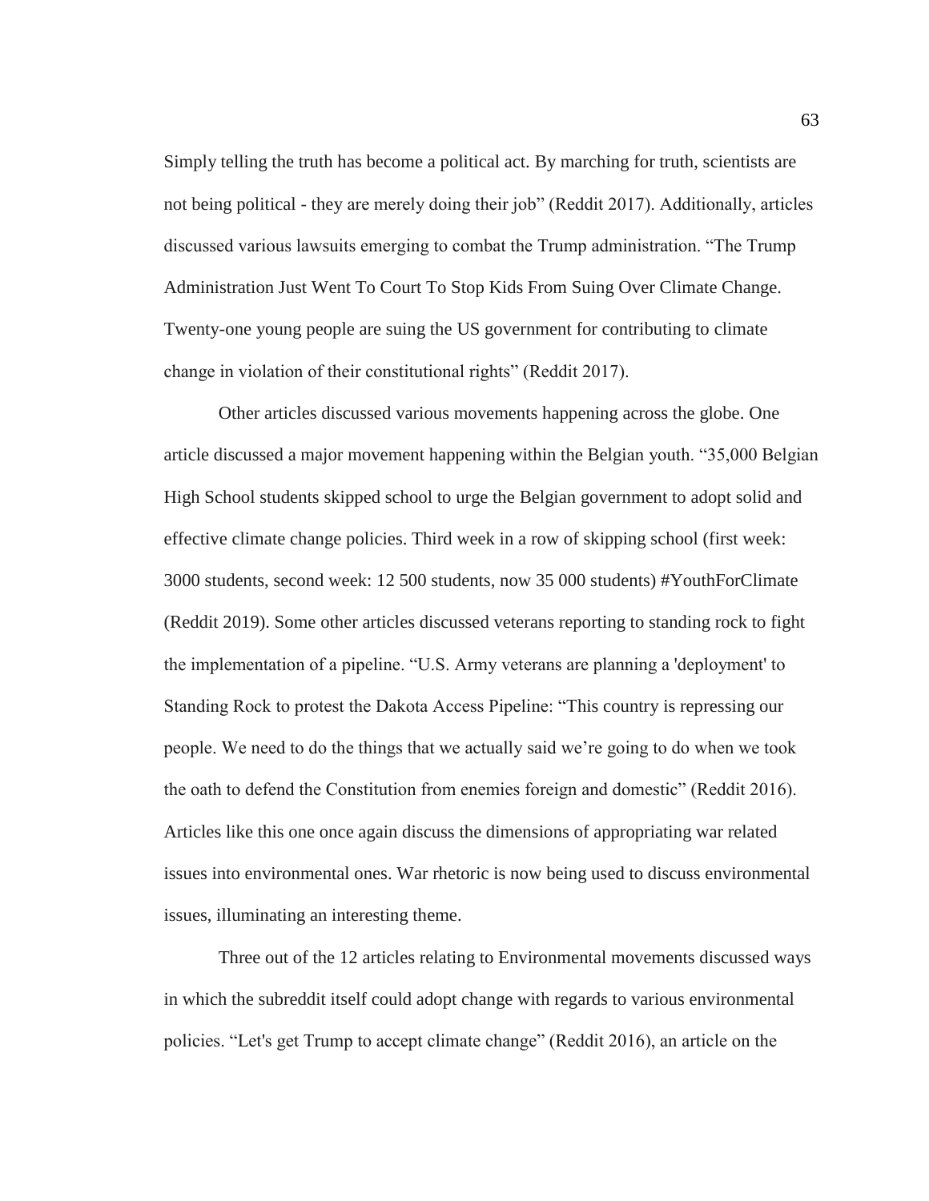Simply telling the truth has become a political act. By marching for truth, scientists are not being political - they are merely doing their job" (Reddit 2017). Additionally, articles discussed various lawsuits emerging to combat the Trump administration. "The Trump Administration Just Went To Court To Stop Kids From Suing Over Climate Change. Twenty-one young people are suing the US government for contributing to climate change in violation of their constitutional rights" (Reddit 2017).

Other articles discussed various movements happening across the globe. One article discussed a major movement happening within the Belgian youth. "35,000 Belgian High School students skipped school to urge the Belgian government to adopt solid and effective climate change policies. Third week in a row of skipping school (first week: 3000 students, second week: 12 500 students, now 35 000 students) #YouthForClimate (Reddit 2019). Some other articles discussed veterans reporting to standing rock to fight the implementation of a pipeline. "U.S. Army veterans are planning a 'deployment' to Standing Rock to protest the Dakota Access Pipeline: "This country is repressing our people. We need to do the things that we actually said we're going to do when we took the oath to defend the Constitution from enemies foreign and domestic" (Reddit 2016). Articles like this one once again discuss the dimensions of appropriating war related issues into environmental ones. War rhetoric is now being used to discuss environmental issues, illuminating an interesting theme.

Three out of the 12 articles relating to Environmental movements discussed ways in which the subreddit itself could adopt change with regards to various environmental policies. "Let's get Trump to accept climate change" (Reddit 2016), an article on the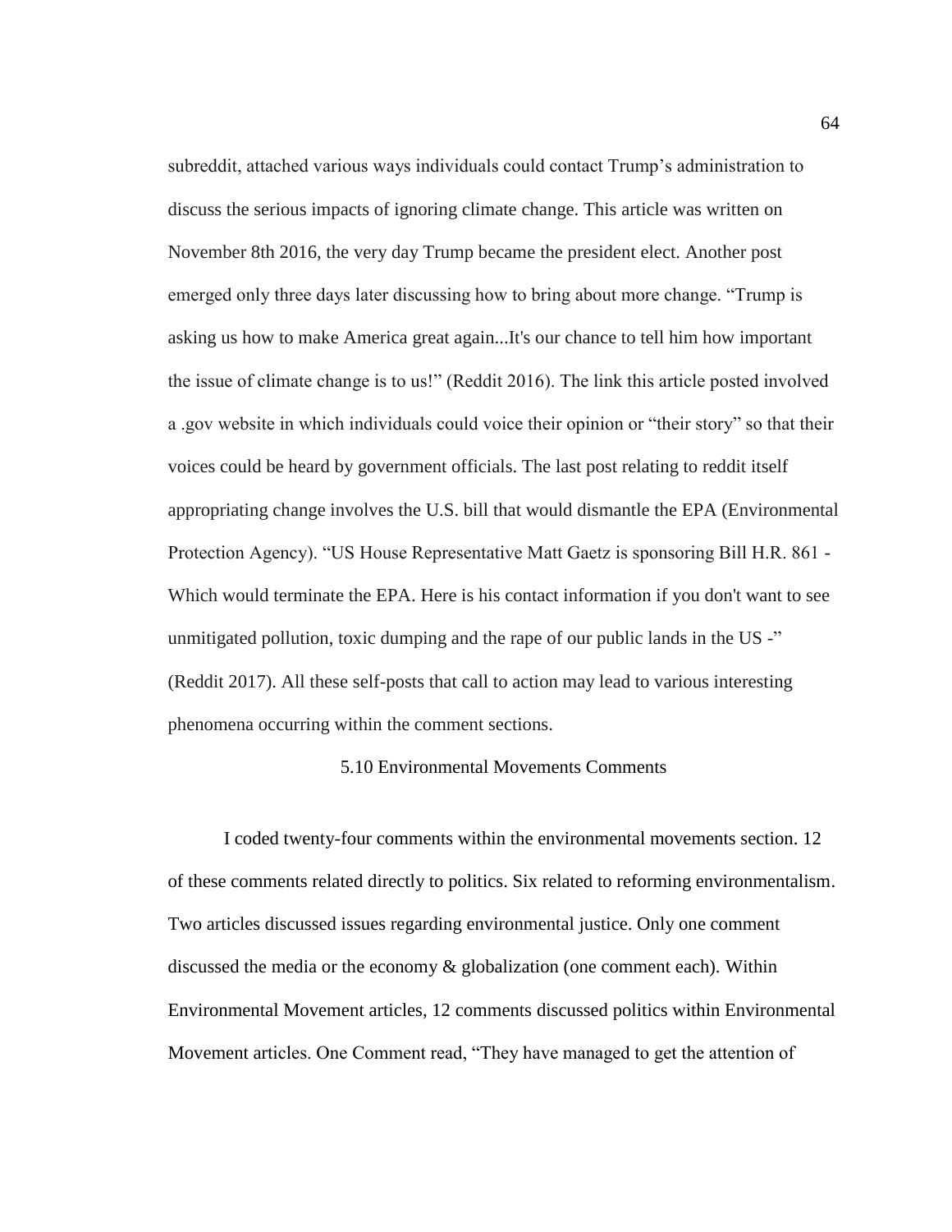subreddit, attached various ways individuals could contact Trump's administration to discuss the serious impacts of ignoring climate change. This article was written on November 8th 2016, the very day Trump became the president elect. Another post emerged only three days later discussing how to bring about more change. "Trump is asking us how to make America great again...It's our chance to tell him how important the issue of climate change is to us!" (Reddit 2016). The link this article posted involved a .gov website in which individuals could voice their opinion or "their story" so that their voices could be heard by government officials. The last post relating to reddit itself appropriating change involves the U.S. bill that would dismantle the EPA (Environmental Protection Agency). "US House Representative Matt Gaetz is sponsoring Bill H.R. 861 - Which would terminate the EPA. Here is his contact information if you don't want to see unmitigated pollution, toxic dumping and the rape of our public lands in the US -" (Reddit 2017). All these self-posts that call to action may lead to various interesting phenomena occurring within the comment sections.

## 5.10 Environmental Movements Comments

I coded twenty-four comments within the environmental movements section. 12 of these comments related directly to politics. Six related to reforming environmentalism. Two articles discussed issues regarding environmental justice. Only one comment discussed the media or the economy & globalization (one comment each). Within Environmental Movement articles, 12 comments discussed politics within Environmental Movement articles. One Comment read, "They have managed to get the attention of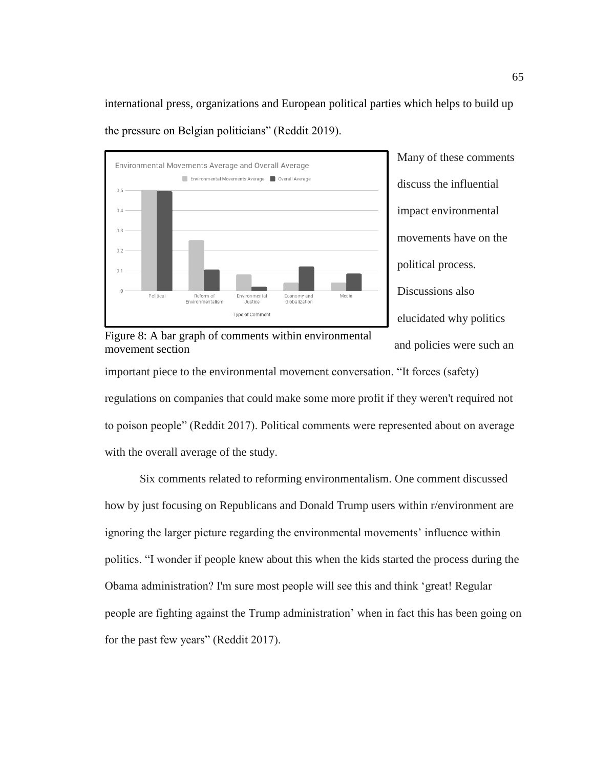international press, organizations and European political parties which helps to build up the pressure on Belgian politicians" (Reddit 2019).

Many of these comments discuss the influential impact environmental movements have on the political process. Discussions also elucidated why politics and policies were such an important piece to the environmental movement conversation. "It forces (safety) regulations on companies that could make some more profit if they weren't required not to poison people" (Reddit 2017). Political comments were represented about on average with the overall average of the study.

Figure 8: A bar graph of comments within environmental movement section

Six comments related to reforming environmentalism. One comment discussed how by just focusing on Republicans and Donald Trump users within r/environment are ignoring the larger picture regarding the environmental movements' influence within politics. "I wonder if people knew about this when the kids started the process during the Obama administration? I'm sure most people will see this and think 'great! Regular people are fighting against the Trump administration' when in fact this has been going on for the past few years" (Reddit 2017).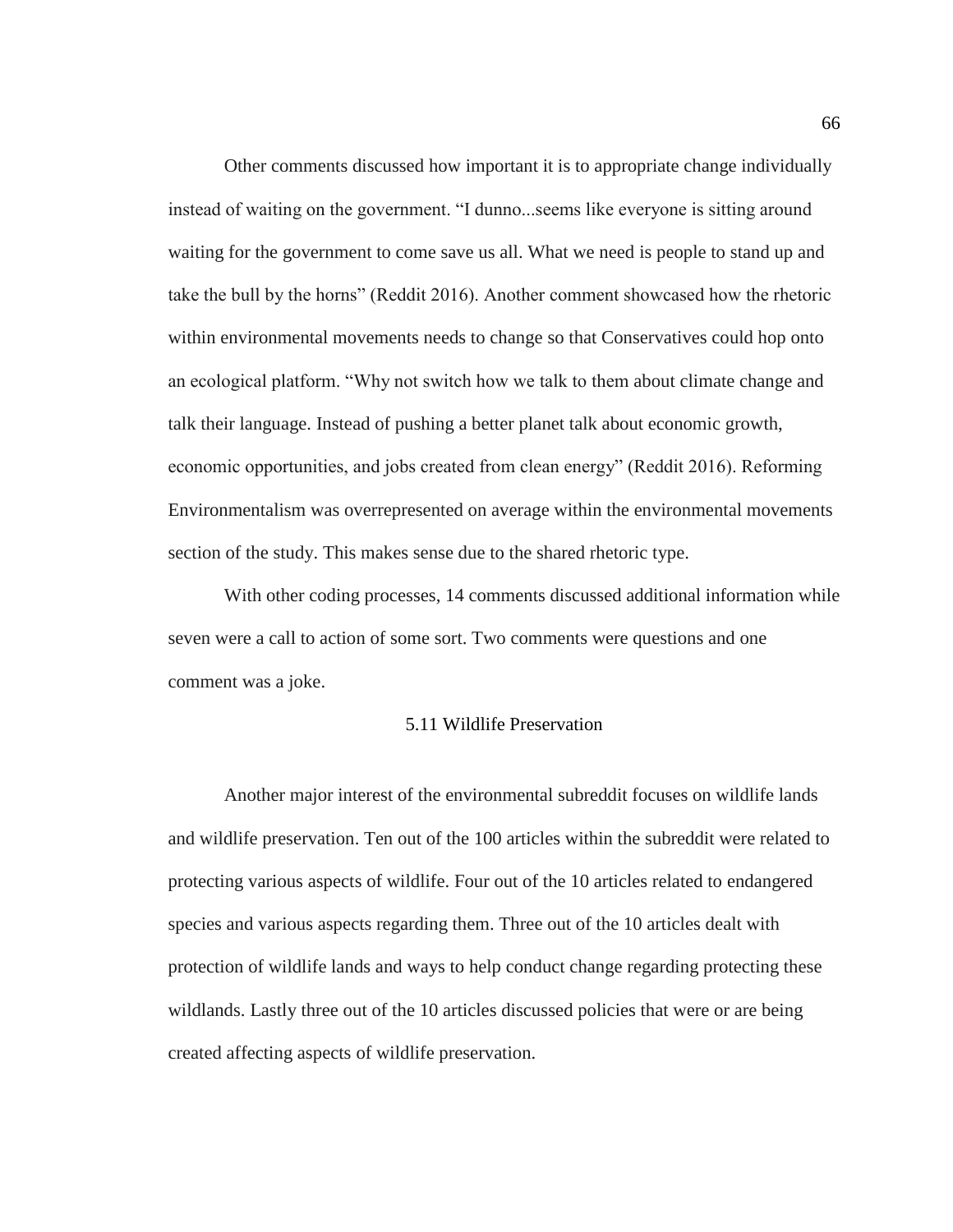Other comments discussed how important it is to appropriate change individually instead of waiting on the government. "I dunno...seems like everyone is sitting around waiting for the government to come save us all. What we need is people to stand up and take the bull by the horns" (Reddit 2016). Another comment showcased how the rhetoric within environmental movements needs to change so that Conservatives could hop onto an ecological platform. "Why not switch how we talk to them about climate change and talk their language. Instead of pushing a better planet talk about economic growth, economic opportunities, and jobs created from clean energy" (Reddit 2016). Reforming Environmentalism was overrepresented on average within the environmental movements section of the study. This makes sense due to the shared rhetoric type.

With other coding processes, 14 comments discussed additional information while seven were a call to action of some sort. Two comments were questions and one comment was a joke.

## 5.11 Wildlife Preservation

Another major interest of the environmental subreddit focuses on wildlife lands and wildlife preservation. Ten out of the 100 articles within the subreddit were related to protecting various aspects of wildlife. Four out of the 10 articles related to endangered species and various aspects regarding them. Three out of the 10 articles dealt with protection of wildlife lands and ways to help conduct change regarding protecting these wildlands. Lastly three out of the 10 articles discussed policies that were or are being created affecting aspects of wildlife preservation.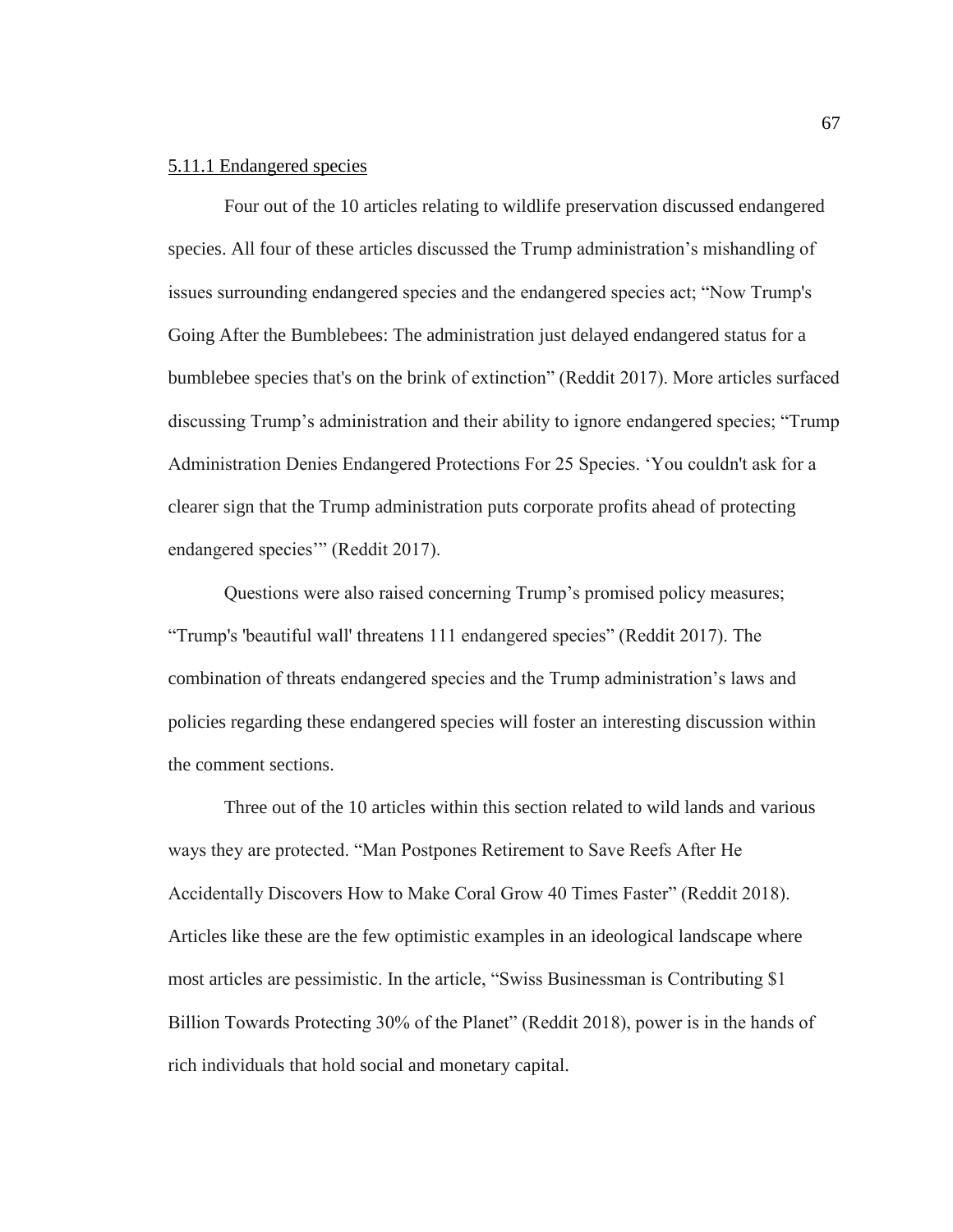#### 5.11.1 Endangered species

Four out of the 10 articles relating to wildlife preservation discussed endangered species. All four of these articles discussed the Trump administration's mishandling of issues surrounding endangered species and the endangered species act; "Now Trump's Going After the Bumblebees: The administration just delayed endangered status for a bumblebee species that's on the brink of extinction" (Reddit 2017). More articles surfaced discussing Trump's administration and their ability to ignore endangered species; "Trump Administration Denies Endangered Protections For 25 Species. 'You couldn't ask for a clearer sign that the Trump administration puts corporate profits ahead of protecting endangered species'" (Reddit 2017).

Questions were also raised concerning Trump's promised policy measures; "Trump's 'beautiful wall' threatens 111 endangered species" (Reddit 2017). The combination of threats endangered species and the Trump administration's laws and policies regarding these endangered species will foster an interesting discussion within the comment sections.

Three out of the 10 articles within this section related to wild lands and various ways they are protected. "Man Postpones Retirement to Save Reefs After He Accidentally Discovers How to Make Coral Grow 40 Times Faster" (Reddit 2018). Articles like these are the few optimistic examples in an ideological landscape where most articles are pessimistic. In the article, "Swiss Businessman is Contributing $1 Billion Towards Protecting 30% of the Planet" (Reddit 2018), power is in the hands of rich individuals that hold social and monetary capital.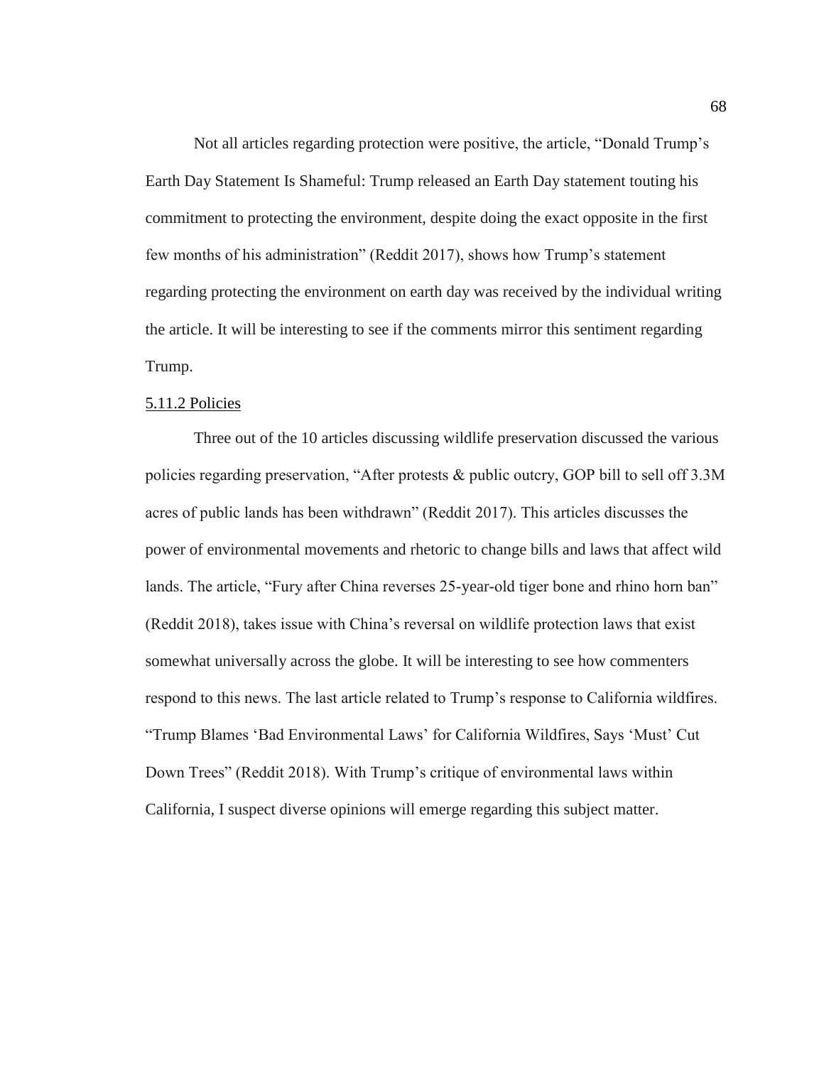Not all articles regarding protection were positive, the article, "Donald Trump's Earth Day Statement Is Shameful: Trump released an Earth Day statement touting his commitment to protecting the environment, despite doing the exact opposite in the first few months of his administration" (Reddit 2017), shows how Trump's statement regarding protecting the environment on earth day was received by the individual writing the article. It will be interesting to see if the comments mirror this sentiment regarding Trump.

#### 5.11.2 Policies

Three out of the 10 articles discussing wildlife preservation discussed the various policies regarding preservation, "After protests & public outcry, GOP bill to sell off 3.3M acres of public lands has been withdrawn" (Reddit 2017). This articles discusses the power of environmental movements and rhetoric to change bills and laws that affect wild lands. The article, "Fury after China reverses 25-year-old tiger bone and rhino horn ban" (Reddit 2018), takes issue with China's reversal on wildlife protection laws that exist somewhat universally across the globe. It will be interesting to see how commenters respond to this news. The last article related to Trump's response to California wildfires. "Trump Blames 'Bad Environmental Laws' for California Wildfires, Says 'Must' Cut Down Trees" (Reddit 2018). With Trump's critique of environmental laws within California, I suspect diverse opinions will emerge regarding this subject matter.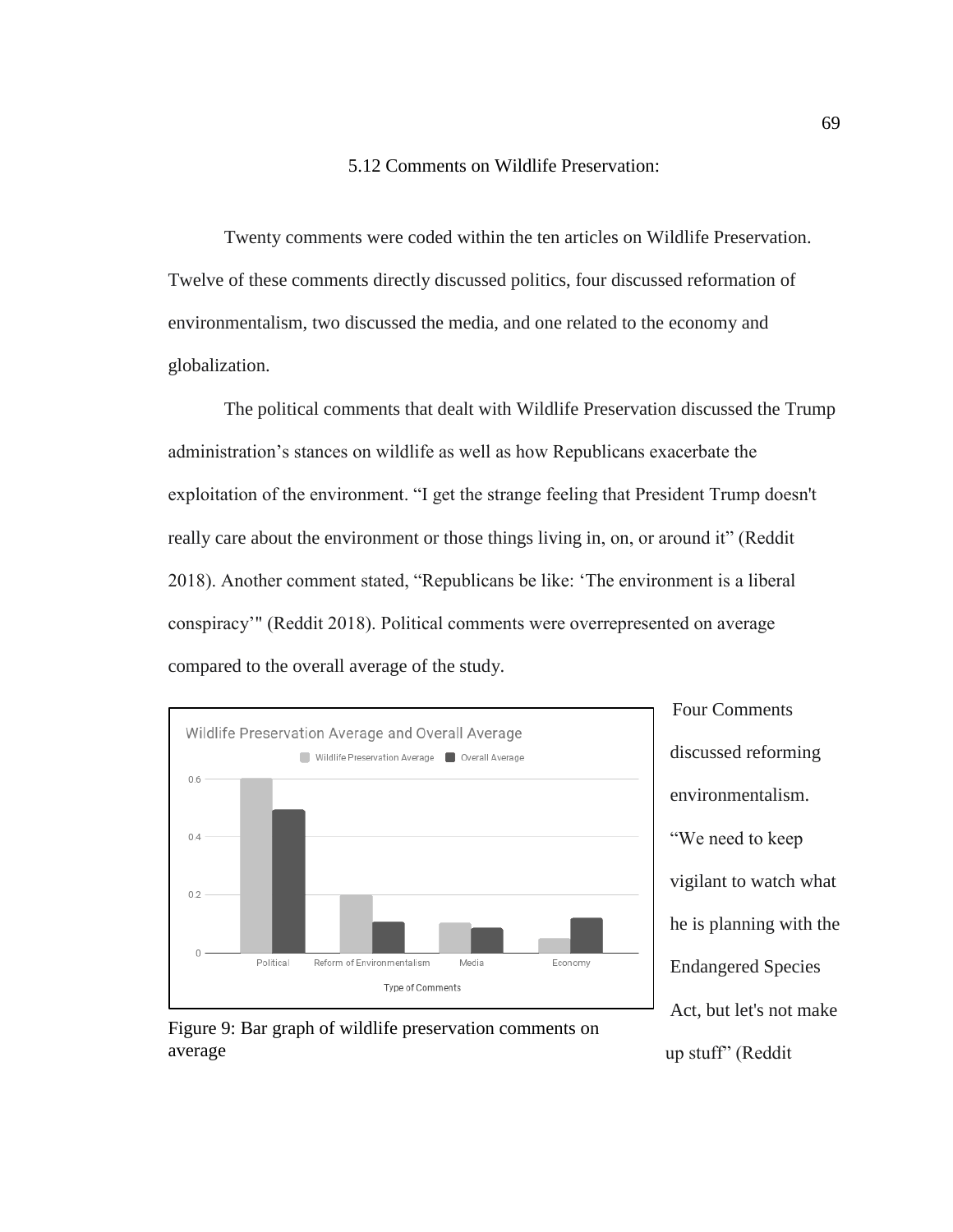### 5.12 Comments on Wildlife Preservation:

Twenty comments were coded within the ten articles on Wildlife Preservation. Twelve of these comments directly discussed politics, four discussed reformation of environmentalism, two discussed the media, and one related to the economy and globalization.

The political comments that dealt with Wildlife Preservation discussed the Trump administration's stances on wildlife as well as how Republicans exacerbate the exploitation of the environment. "I get the strange feeling that President Trump doesn't really care about the environment or those things living in, on, or around it" (Reddit 2018). Another comment stated, "Republicans be like: 'The environment is a liberal conspiracy'" (Reddit 2018). Political comments were overrepresented on average compared to the overall average of the study.

Figure 9: Bar graph of wildlife preservation comments on average

Four Comments discussed reforming environmentalism. "We need to keep vigilant to watch what he is planning with the Endangered Species Act, but let's not make up stuff" (Reddit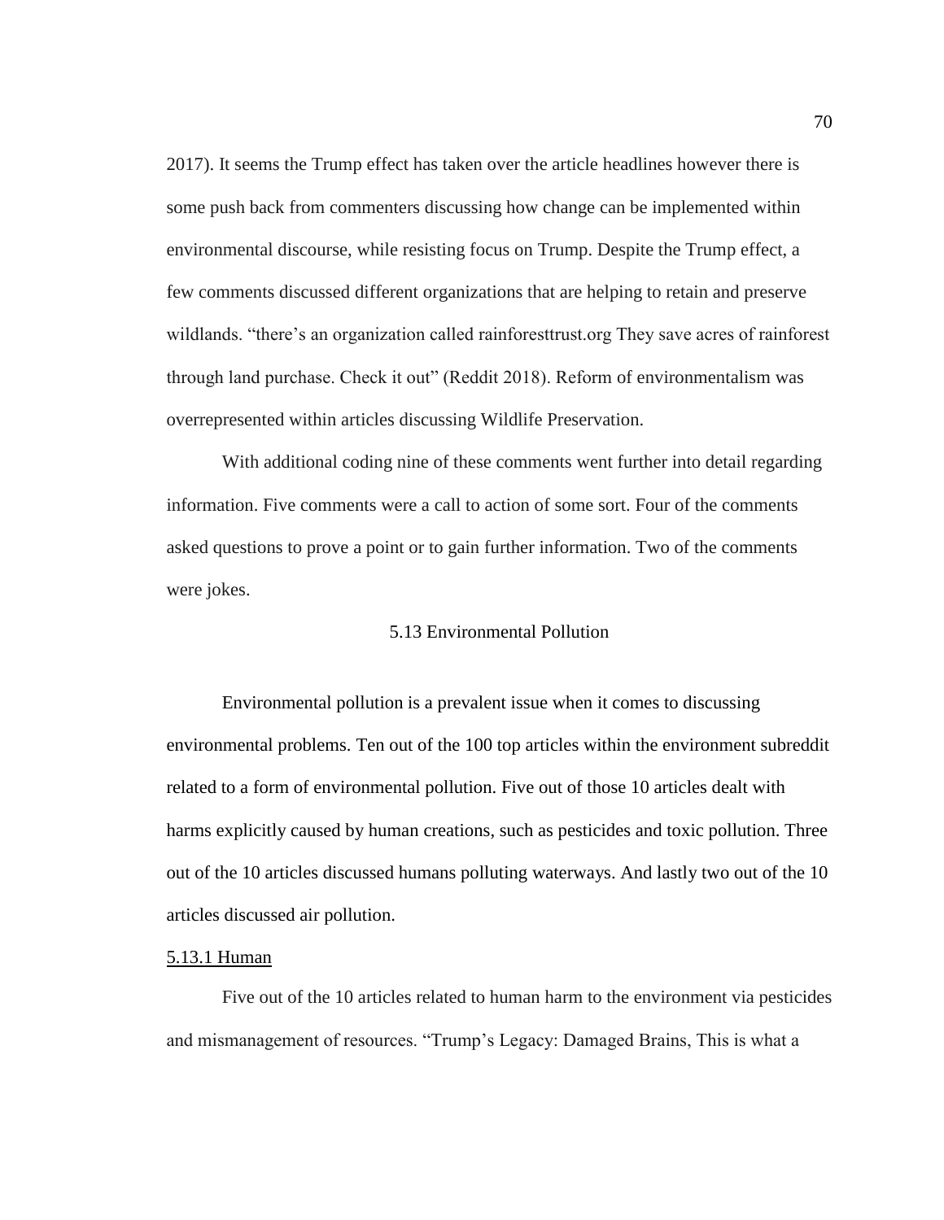2017). It seems the Trump effect has taken over the article headlines however there is some push back from commenters discussing how change can be implemented within environmental discourse, while resisting focus on Trump. Despite the Trump effect, a few comments discussed different organizations that are helping to retain and preserve wildlands. "there's an organization called rainforesttrust.org They save acres of rainforest through land purchase. Check it out" (Reddit 2018). Reform of environmentalism was overrepresented within articles discussing Wildlife Preservation.

With additional coding nine of these comments went further into detail regarding information. Five comments were a call to action of some sort. Four of the comments asked questions to prove a point or to gain further information. Two of the comments were jokes.

## 5.13 Environmental Pollution

Environmental pollution is a prevalent issue when it comes to discussing environmental problems. Ten out of the 100 top articles within the environment subreddit related to a form of environmental pollution. Five out of those 10 articles dealt with harms explicitly caused by human creations, such as pesticides and toxic pollution. Three out of the 10 articles discussed humans polluting waterways. And lastly two out of the 10 articles discussed air pollution.

### 5.13.1 Human

Five out of the 10 articles related to human harm to the environment via pesticides and mismanagement of resources. "Trump's Legacy: Damaged Brains, This is what a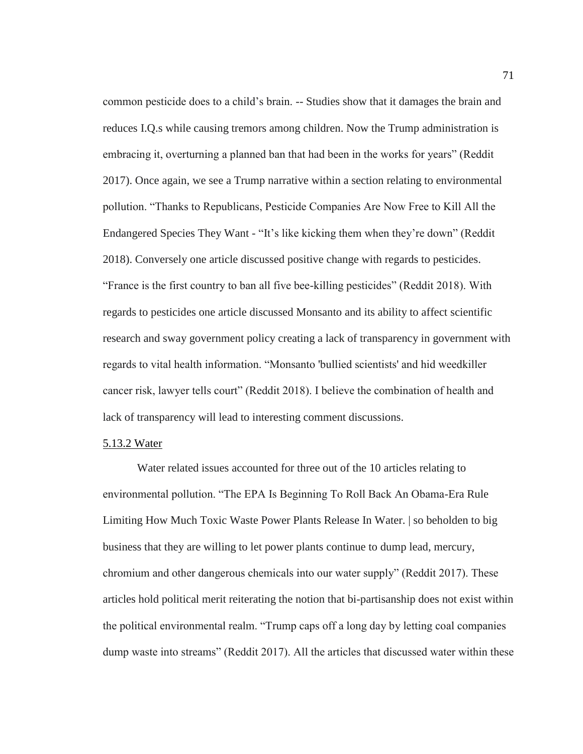common pesticide does to a child's brain. -- Studies show that it damages the brain and reduces I.Q.s while causing tremors among children. Now the Trump administration is embracing it, overturning a planned ban that had been in the works for years" (Reddit 2017). Once again, we see a Trump narrative within a section relating to environmental pollution. "Thanks to Republicans, Pesticide Companies Are Now Free to Kill All the Endangered Species They Want - "It's like kicking them when they're down" (Reddit 2018). Conversely one article discussed positive change with regards to pesticides. "France is the first country to ban all five bee-killing pesticides" (Reddit 2018). With regards to pesticides one article discussed Monsanto and its ability to affect scientific research and sway government policy creating a lack of transparency in government with regards to vital health information. "Monsanto 'bullied scientists' and hid weedkiller cancer risk, lawyer tells court" (Reddit 2018). I believe the combination of health and lack of transparency will lead to interesting comment discussions.

5.13.2 Water

Water related issues accounted for three out of the 10 articles relating to environmental pollution. "The EPA Is Beginning To Roll Back An Obama-Era Rule Limiting How Much Toxic Waste Power Plants Release In Water. | so beholden to big business that they are willing to let power plants continue to dump lead, mercury, chromium and other dangerous chemicals into our water supply" (Reddit 2017). These articles hold political merit reiterating the notion that bi-partisanship does not exist within the political environmental realm. "Trump caps off a long day by letting coal companies dump waste into streams" (Reddit 2017). All the articles that discussed water within these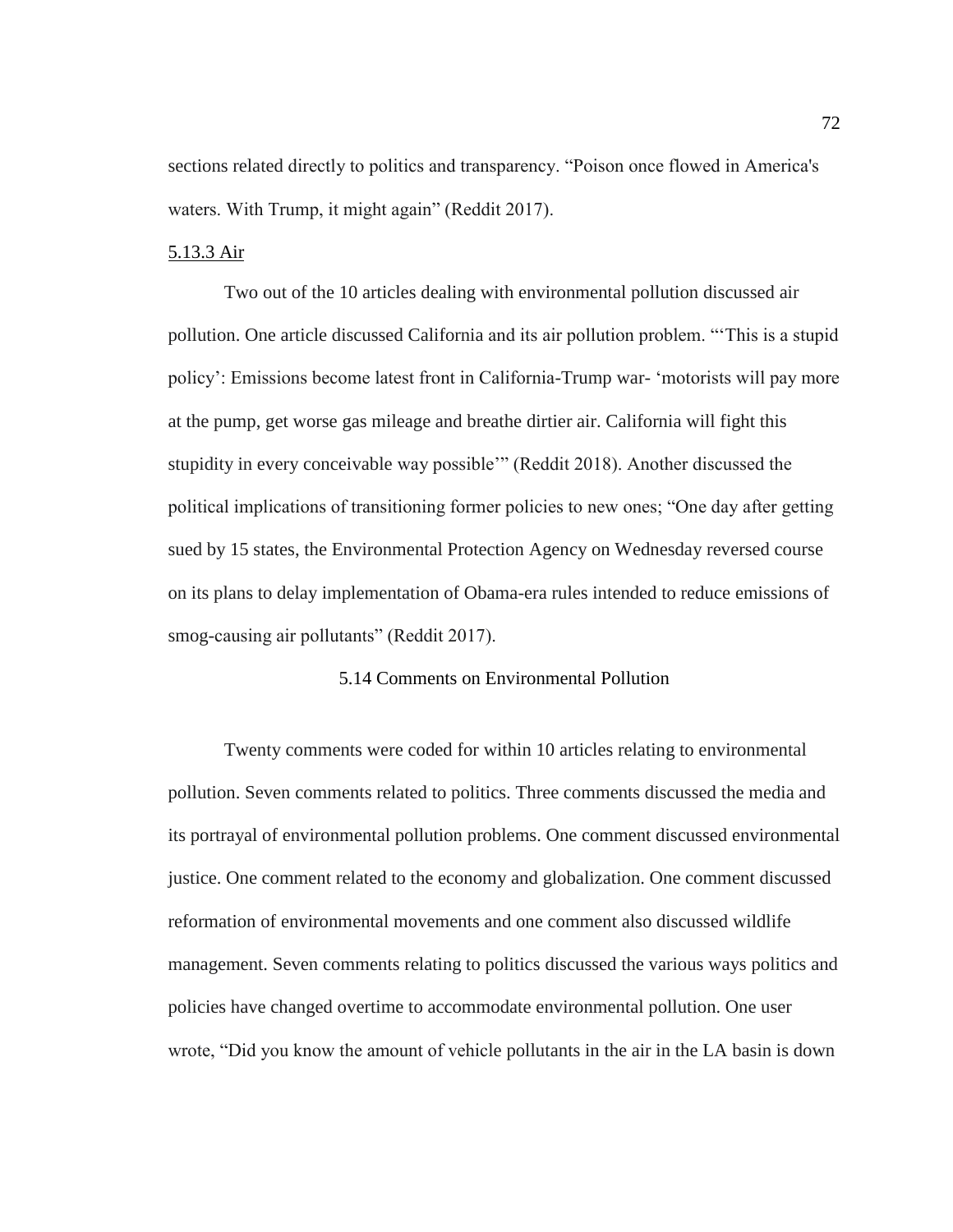sections related directly to politics and transparency. "Poison once flowed in America's waters. With Trump, it might again" (Reddit 2017).

### 5.13.3 Air

Two out of the 10 articles dealing with environmental pollution discussed air pollution. One article discussed California and its air pollution problem. "'This is a stupid policy': Emissions become latest front in California-Trump war- 'motorists will pay more at the pump, get worse gas mileage and breathe dirtier air. California will fight this stupidity in every conceivable way possible'" (Reddit 2018). Another discussed the political implications of transitioning former policies to new ones; "One day after getting sued by 15 states, the Environmental Protection Agency on Wednesday reversed course on its plans to delay implementation of Obama-era rules intended to reduce emissions of smog-causing air pollutants" (Reddit 2017).

## 5.14 Comments on Environmental Pollution

Twenty comments were coded for within 10 articles relating to environmental pollution. Seven comments related to politics. Three comments discussed the media and its portrayal of environmental pollution problems. One comment discussed environmental justice. One comment related to the economy and globalization. One comment discussed reformation of environmental movements and one comment also discussed wildlife management. Seven comments relating to politics discussed the various ways politics and policies have changed overtime to accommodate environmental pollution. One user wrote, "Did you know the amount of vehicle pollutants in the air in the LA basin is down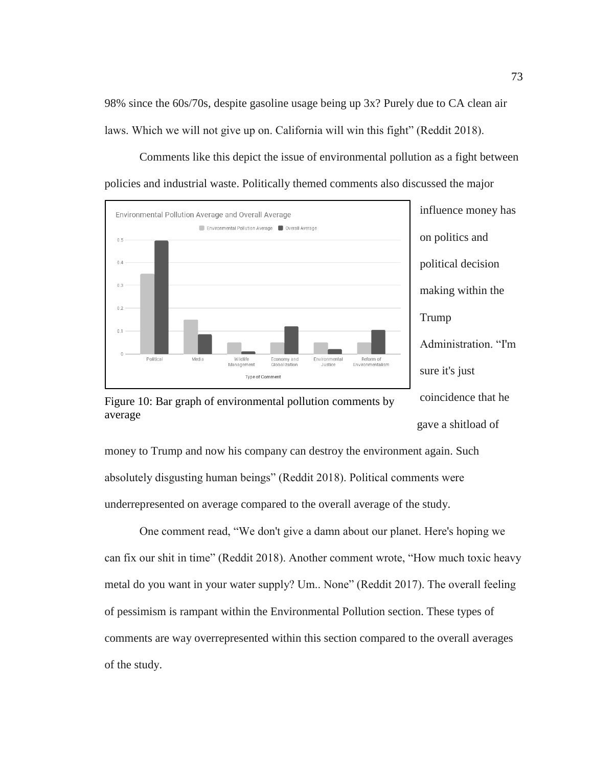98% since the 60s/70s, despite gasoline usage being up 3x? Purely due to CA clean air laws. Which we will not give up on. California will win this fight" (Reddit 2018).

Comments like this depict the issue of environmental pollution as a fight between policies and industrial waste. Politically themed comments also discussed the major influence money has on politics and political decision making within the Trump Administration. "I'm sure it's just coincidence that he gave a shitload of money to Trump and now his company can destroy the environment again. Such absolutely disgusting human beings" (Reddit 2018). Political comments were underrepresented on average compared to the overall average of the study.

Figure 10: Bar graph of environmental pollution comments by average

One comment read, "We don't give a damn about our planet. Here's hoping we can fix our shit in time" (Reddit 2018). Another comment wrote, "How much toxic heavy metal do you want in your water supply? Um.. None" (Reddit 2017). The overall feeling of pessimism is rampant within the Environmental Pollution section. These types of comments are way overrepresented within this section compared to the overall averages of the study.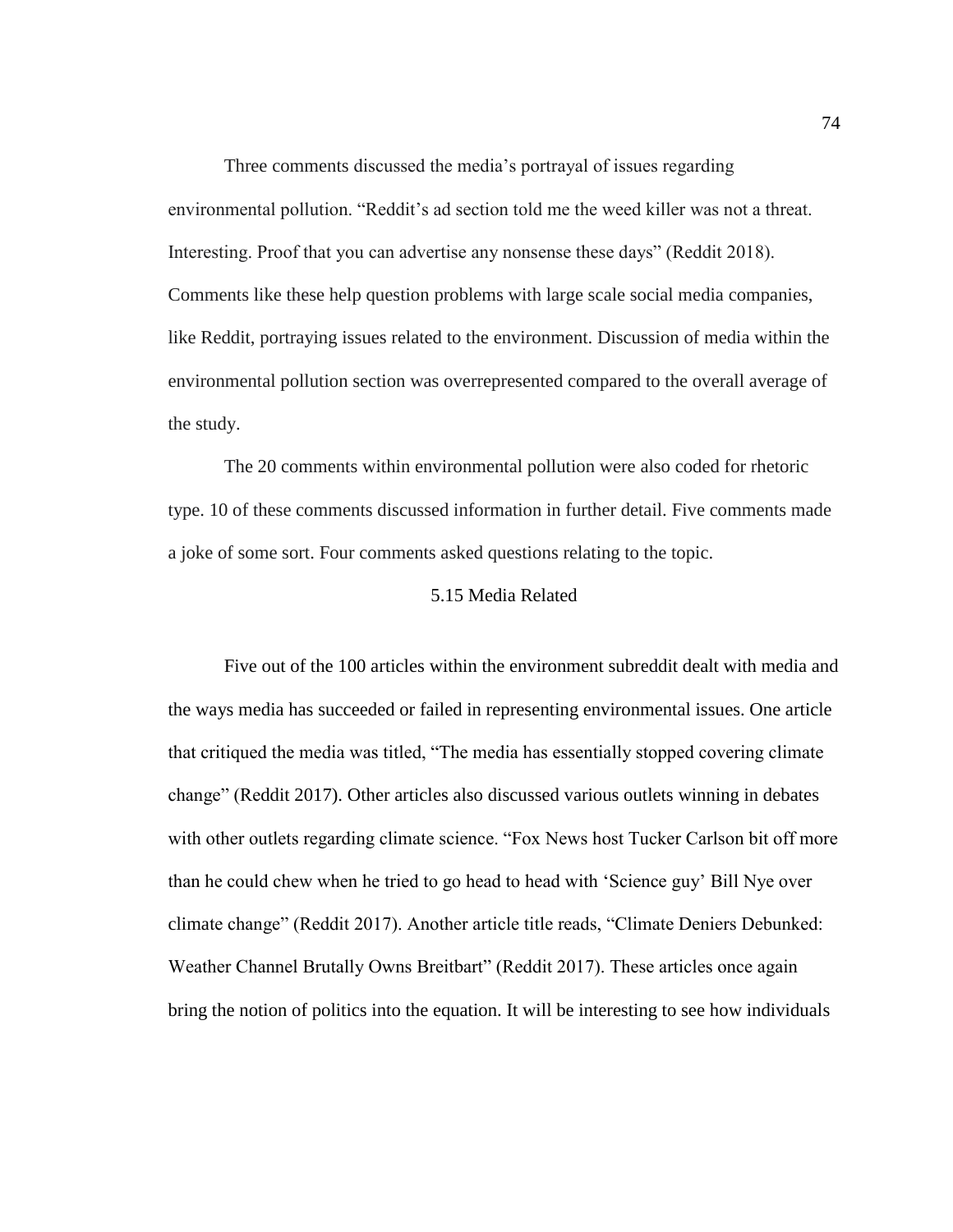Three comments discussed the media's portrayal of issues regarding environmental pollution. "Reddit's ad section told me the weed killer was not a threat. Interesting. Proof that you can advertise any nonsense these days" (Reddit 2018). Comments like these help question problems with large scale social media companies, like Reddit, portraying issues related to the environment. Discussion of media within the environmental pollution section was overrepresented compared to the overall average of the study.

The 20 comments within environmental pollution were also coded for rhetoric type. 10 of these comments discussed information in further detail. Five comments made a joke of some sort. Four comments asked questions relating to the topic.

### 5.15 Media Related

Five out of the 100 articles within the environment subreddit dealt with media and the ways media has succeeded or failed in representing environmental issues. One article that critiqued the media was titled, "The media has essentially stopped covering climate change" (Reddit 2017). Other articles also discussed various outlets winning in debates with other outlets regarding climate science. "Fox News host Tucker Carlson bit off more than he could chew when he tried to go head to head with 'Science guy' Bill Nye over climate change" (Reddit 2017). Another article title reads, "Climate Deniers Debunked: Weather Channel Brutally Owns Breitbart" (Reddit 2017). These articles once again bring the notion of politics into the equation. It will be interesting to see how individuals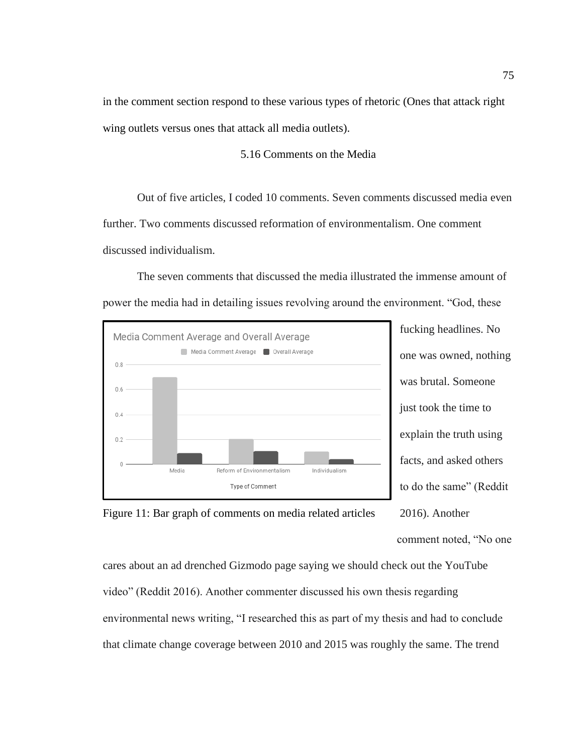in the comment section respond to these various types of rhetoric (Ones that attack right wing outlets versus ones that attack all media outlets).

### 5.16 Comments on the Media

Out of five articles, I coded 10 comments. Seven comments discussed media even further. Two comments discussed reformation of environmentalism. One comment discussed individualism.

The seven comments that discussed the media illustrated the immense amount of power the media had in detailing issues revolving around the environment. “God, these fucking headlines. No one was owned, nothing was brutal. Someone just took the time to explain the truth using facts, and asked others to do the same” (Reddit 2016). Another comment noted, “No one cares about an ad drenched Gizmodo page saying we should check out the YouTube video” (Reddit 2016). Another commenter discussed his own thesis regarding environmental news writing, “I researched this as part of my thesis and had to conclude that climate change coverage between 2010 and 2015 was roughly the same. The trend

Figure 11: Bar graph of comments on media related articles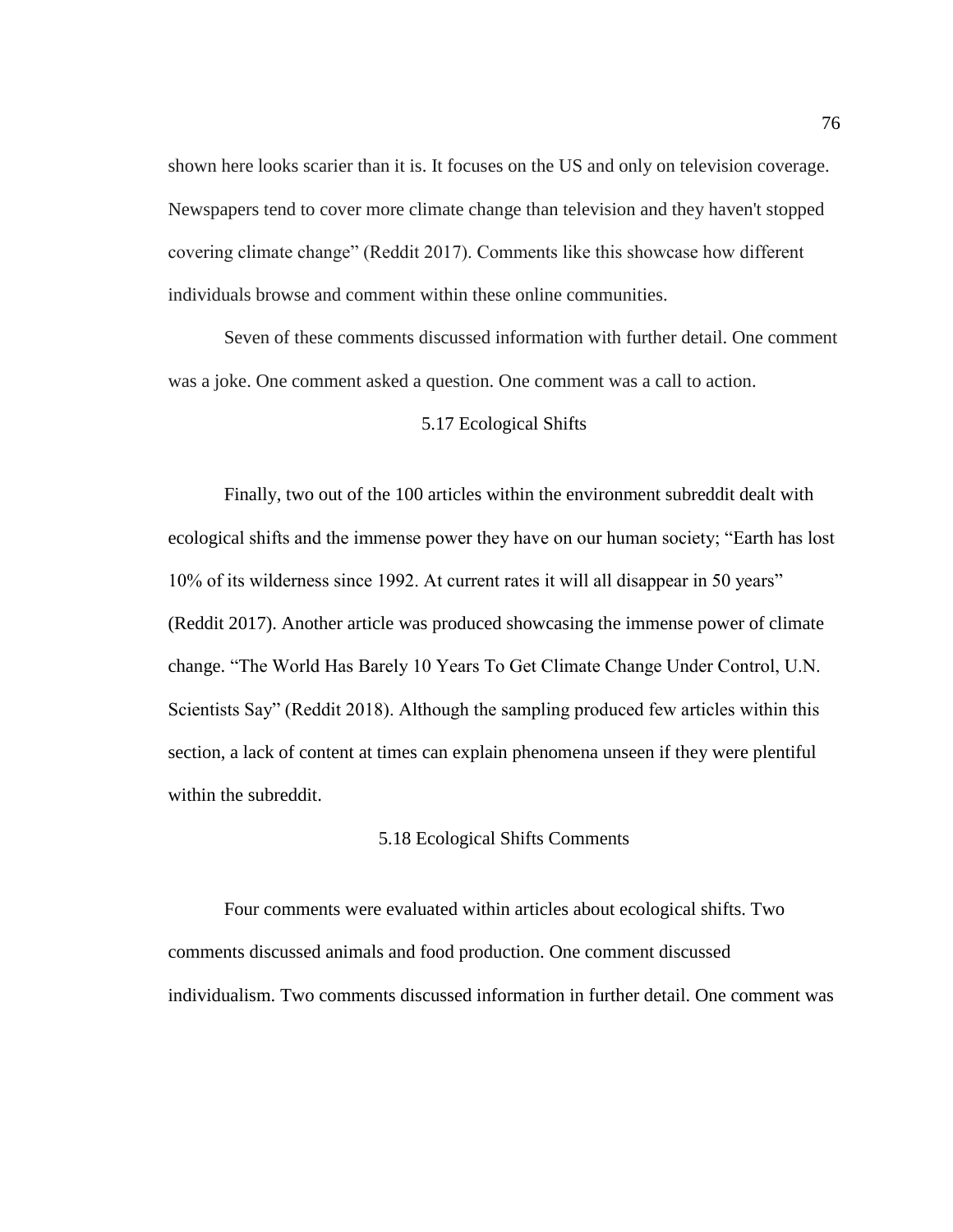shown here looks scarier than it is. It focuses on the US and only on television coverage. Newspapers tend to cover more climate change than television and they haven't stopped covering climate change" (Reddit 2017). Comments like this showcase how different individuals browse and comment within these online communities.

Seven of these comments discussed information with further detail. One comment was a joke. One comment asked a question. One comment was a call to action.

### 5.17 Ecological Shifts

Finally, two out of the 100 articles within the environment subreddit dealt with ecological shifts and the immense power they have on our human society; "Earth has lost 10% of its wilderness since 1992. At current rates it will all disappear in 50 years" (Reddit 2017). Another article was produced showcasing the immense power of climate change. "The World Has Barely 10 Years To Get Climate Change Under Control, U.N. Scientists Say" (Reddit 2018). Although the sampling produced few articles within this section, a lack of content at times can explain phenomena unseen if they were plentiful within the subreddit.

### 5.18 Ecological Shifts Comments

Four comments were evaluated within articles about ecological shifts. Two comments discussed animals and food production. One comment discussed individualism. Two comments discussed information in further detail. One comment was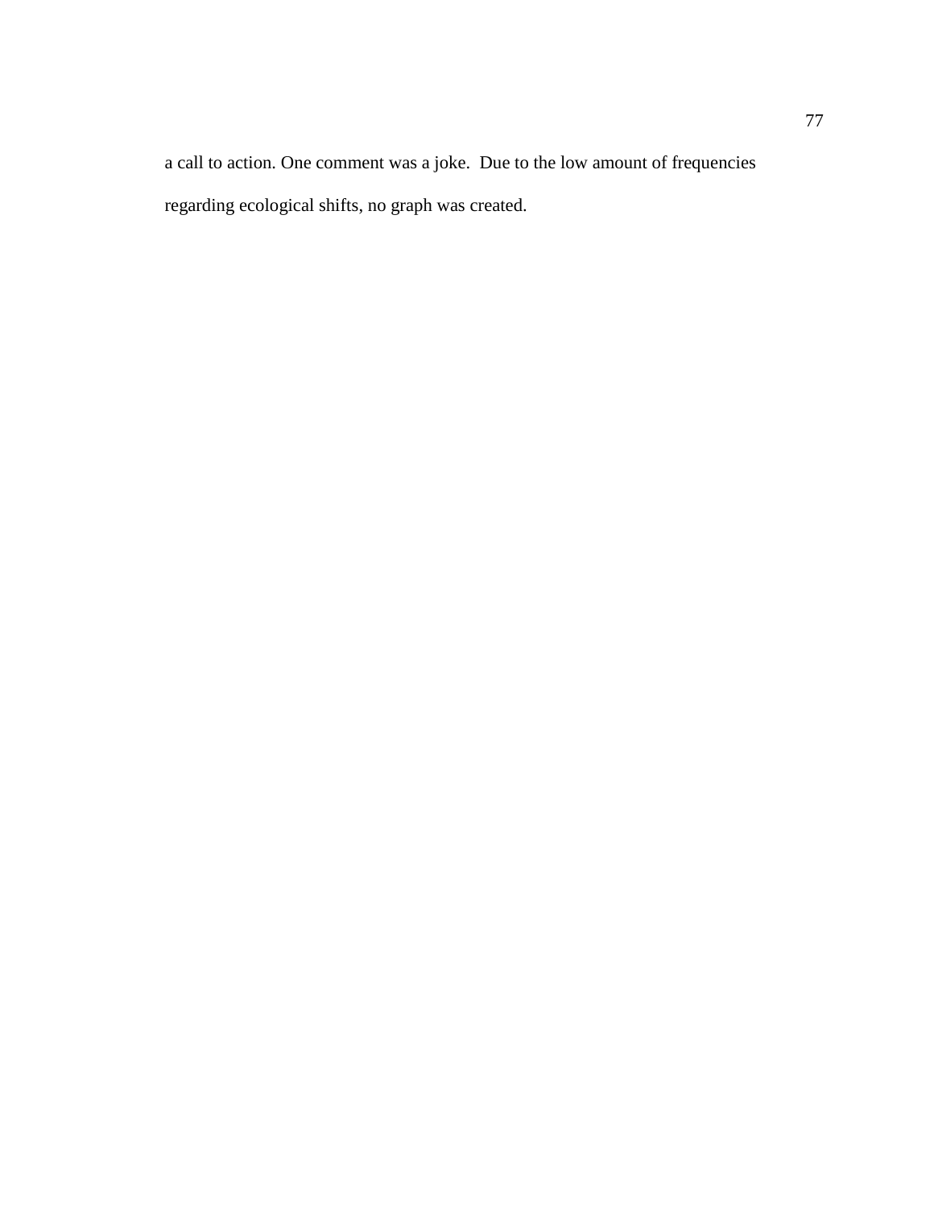a call to action. One comment was a joke.  Due to the low amount of frequencies regarding ecological shifts, no graph was created.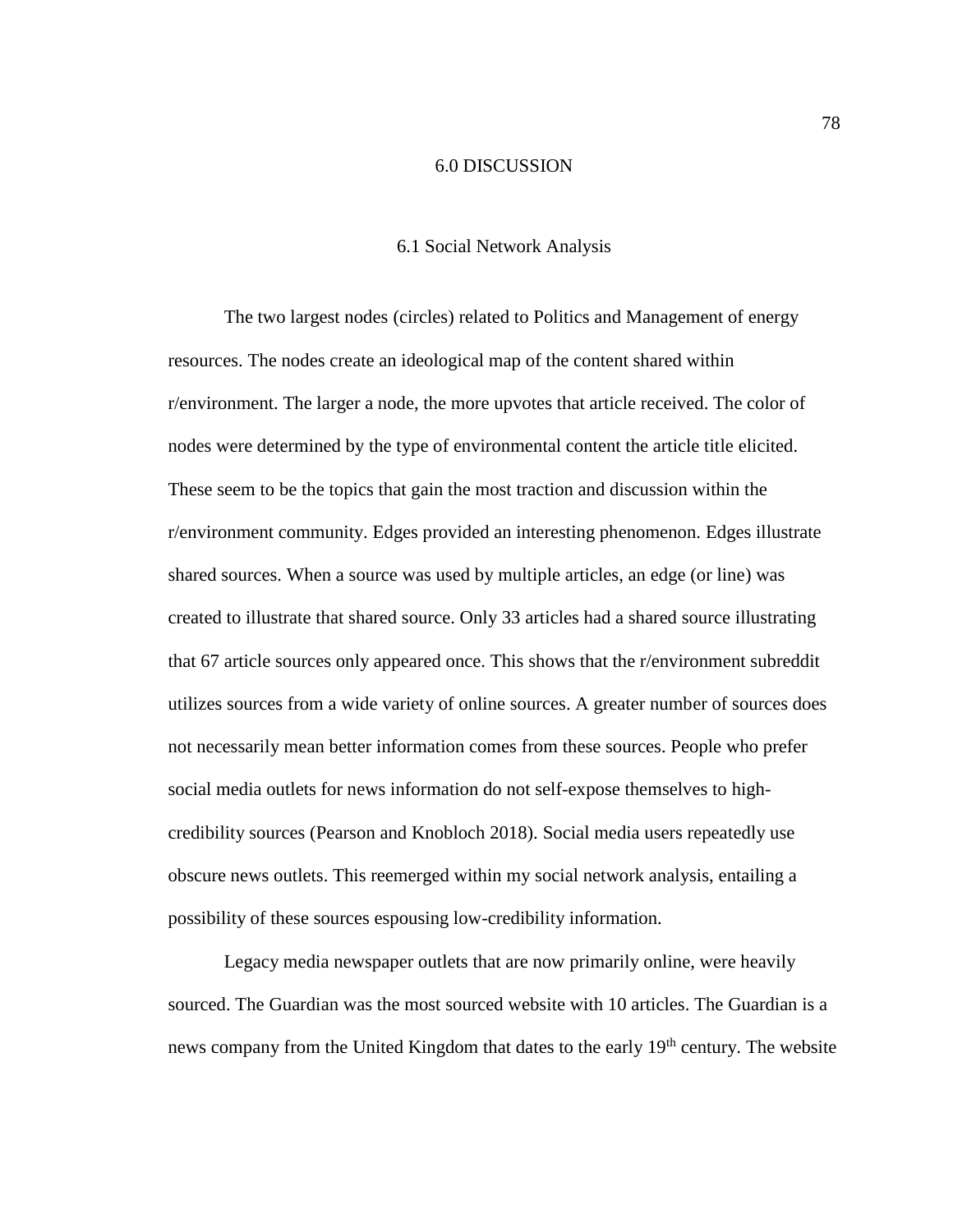# 6.0 DISCUSSION

## 6.1 Social Network Analysis

The two largest nodes (circles) related to Politics and Management of energy resources. The nodes create an ideological map of the content shared within r/environment. The larger a node, the more upvotes that article received. The color of nodes were determined by the type of environmental content the article title elicited. These seem to be the topics that gain the most traction and discussion within the r/environment community. Edges provided an interesting phenomenon. Edges illustrate shared sources. When a source was used by multiple articles, an edge (or line) was created to illustrate that shared source. Only 33 articles had a shared source illustrating that 67 article sources only appeared once. This shows that the r/environment subreddit utilizes sources from a wide variety of online sources. A greater number of sources does not necessarily mean better information comes from these sources. People who prefer social media outlets for news information do not self-expose themselves to high-credibility sources (Pearson and Knobloch 2018). Social media users repeatedly use obscure news outlets. This reemerged within my social network analysis, entailing a possibility of these sources espousing low-credibility information.

Legacy media newspaper outlets that are now primarily online, were heavily sourced. The Guardian was the most sourced website with 10 articles. The Guardian is a news company from the United Kingdom that dates to the early 19th century. The website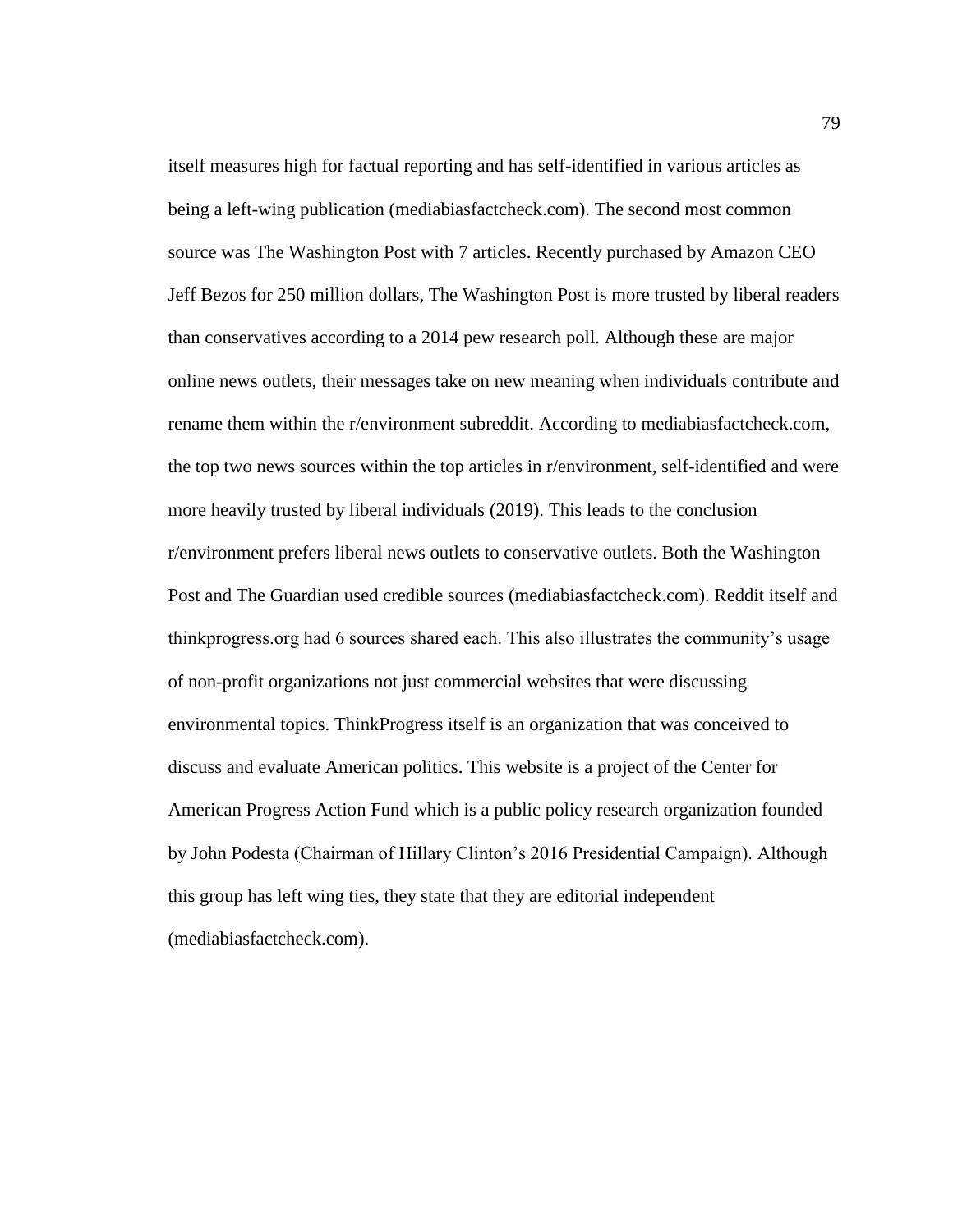itself measures high for factual reporting and has self-identified in various articles as being a left-wing publication (mediabiasfactcheck.com). The second most common source was The Washington Post with 7 articles. Recently purchased by Amazon CEO Jeff Bezos for 250 million dollars, The Washington Post is more trusted by liberal readers than conservatives according to a 2014 pew research poll. Although these are major online news outlets, their messages take on new meaning when individuals contribute and rename them within the r/environment subreddit. According to mediabiasfactcheck.com, the top two news sources within the top articles in r/environment, self-identified and were more heavily trusted by liberal individuals (2019). This leads to the conclusion r/environment prefers liberal news outlets to conservative outlets. Both the Washington Post and The Guardian used credible sources (mediabiasfactcheck.com). Reddit itself and thinkprogress.org had 6 sources shared each. This also illustrates the community's usage of non-profit organizations not just commercial websites that were discussing environmental topics. ThinkProgress itself is an organization that was conceived to discuss and evaluate American politics. This website is a project of the Center for American Progress Action Fund which is a public policy research organization founded by John Podesta (Chairman of Hillary Clinton's 2016 Presidential Campaign). Although this group has left wing ties, they state that they are editorial independent (mediabiasfactcheck.com).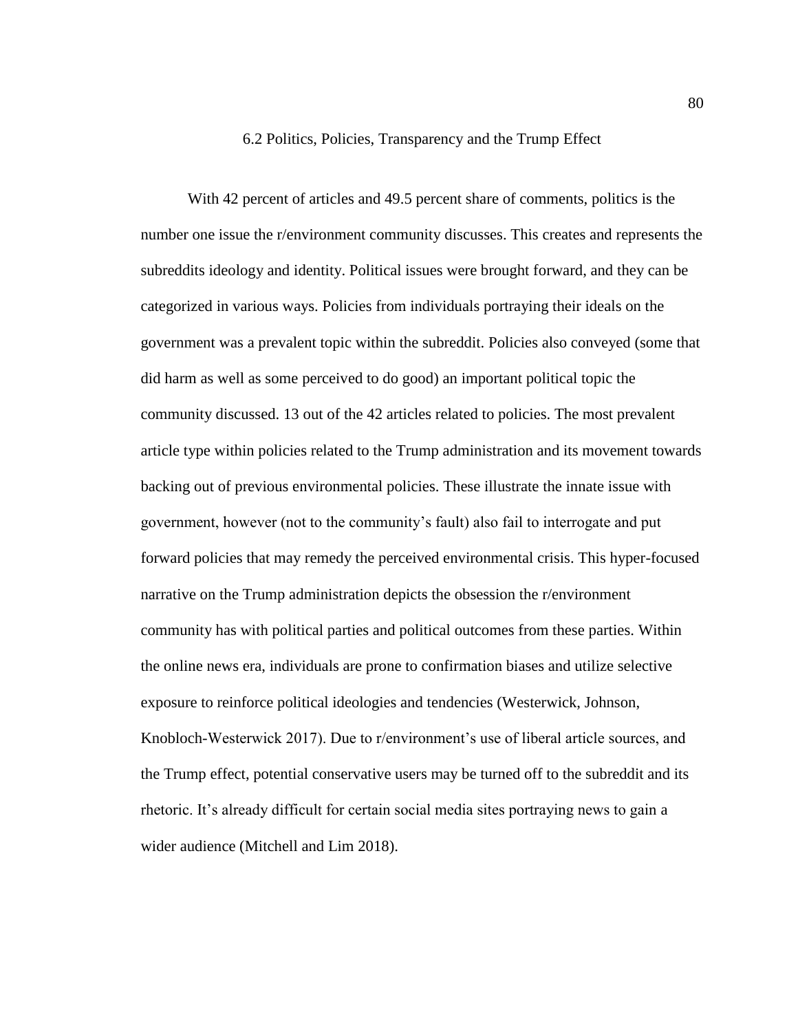## 6.2 Politics, Policies, Transparency and the Trump Effect

With 42 percent of articles and 49.5 percent share of comments, politics is the number one issue the r/environment community discusses. This creates and represents the subreddits ideology and identity. Political issues were brought forward, and they can be categorized in various ways. Policies from individuals portraying their ideals on the government was a prevalent topic within the subreddit. Policies also conveyed (some that did harm as well as some perceived to do good) an important political topic the community discussed. 13 out of the 42 articles related to policies. The most prevalent article type within policies related to the Trump administration and its movement towards backing out of previous environmental policies. These illustrate the innate issue with government, however (not to the community's fault) also fail to interrogate and put forward policies that may remedy the perceived environmental crisis. This hyper-focused narrative on the Trump administration depicts the obsession the r/environment community has with political parties and political outcomes from these parties. Within the online news era, individuals are prone to confirmation biases and utilize selective exposure to reinforce political ideologies and tendencies (Westerwick, Johnson, Knobloch-Westerwick 2017). Due to r/environment's use of liberal article sources, and the Trump effect, potential conservative users may be turned off to the subreddit and its rhetoric. It's already difficult for certain social media sites portraying news to gain a wider audience (Mitchell and Lim 2018).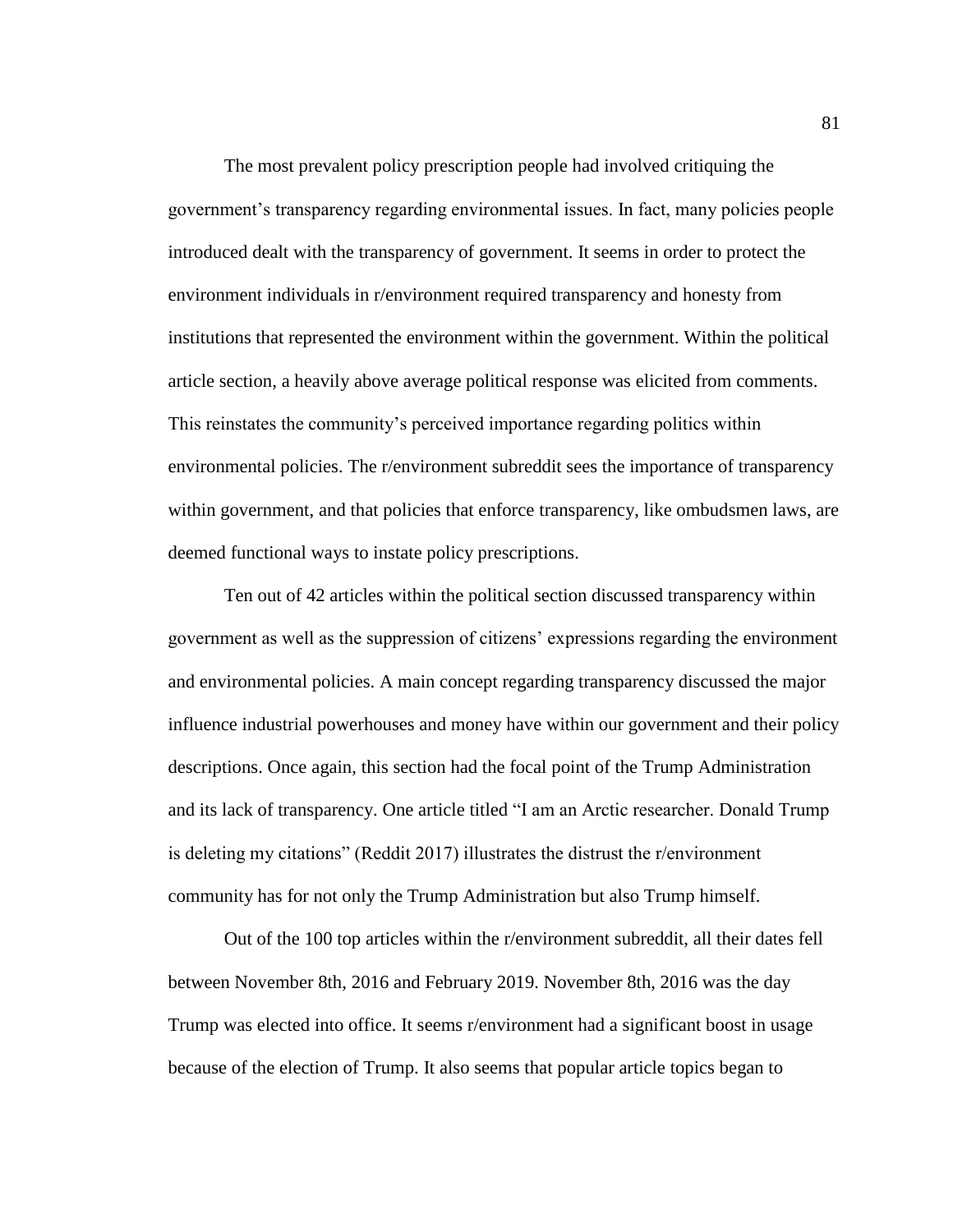The most prevalent policy prescription people had involved critiquing the government's transparency regarding environmental issues. In fact, many policies people introduced dealt with the transparency of government. It seems in order to protect the environment individuals in r/environment required transparency and honesty from institutions that represented the environment within the government. Within the political article section, a heavily above average political response was elicited from comments. This reinstates the community's perceived importance regarding politics within environmental policies. The r/environment subreddit sees the importance of transparency within government, and that policies that enforce transparency, like ombudsmen laws, are deemed functional ways to instate policy prescriptions.

Ten out of 42 articles within the political section discussed transparency within government as well as the suppression of citizens' expressions regarding the environment and environmental policies. A main concept regarding transparency discussed the major influence industrial powerhouses and money have within our government and their policy descriptions. Once again, this section had the focal point of the Trump Administration and its lack of transparency. One article titled "I am an Arctic researcher. Donald Trump is deleting my citations" (Reddit 2017) illustrates the distrust the r/environment community has for not only the Trump Administration but also Trump himself.

Out of the 100 top articles within the r/environment subreddit, all their dates fell between November 8th, 2016 and February 2019. November 8th, 2016 was the day Trump was elected into office. It seems r/environment had a significant boost in usage because of the election of Trump. It also seems that popular article topics began to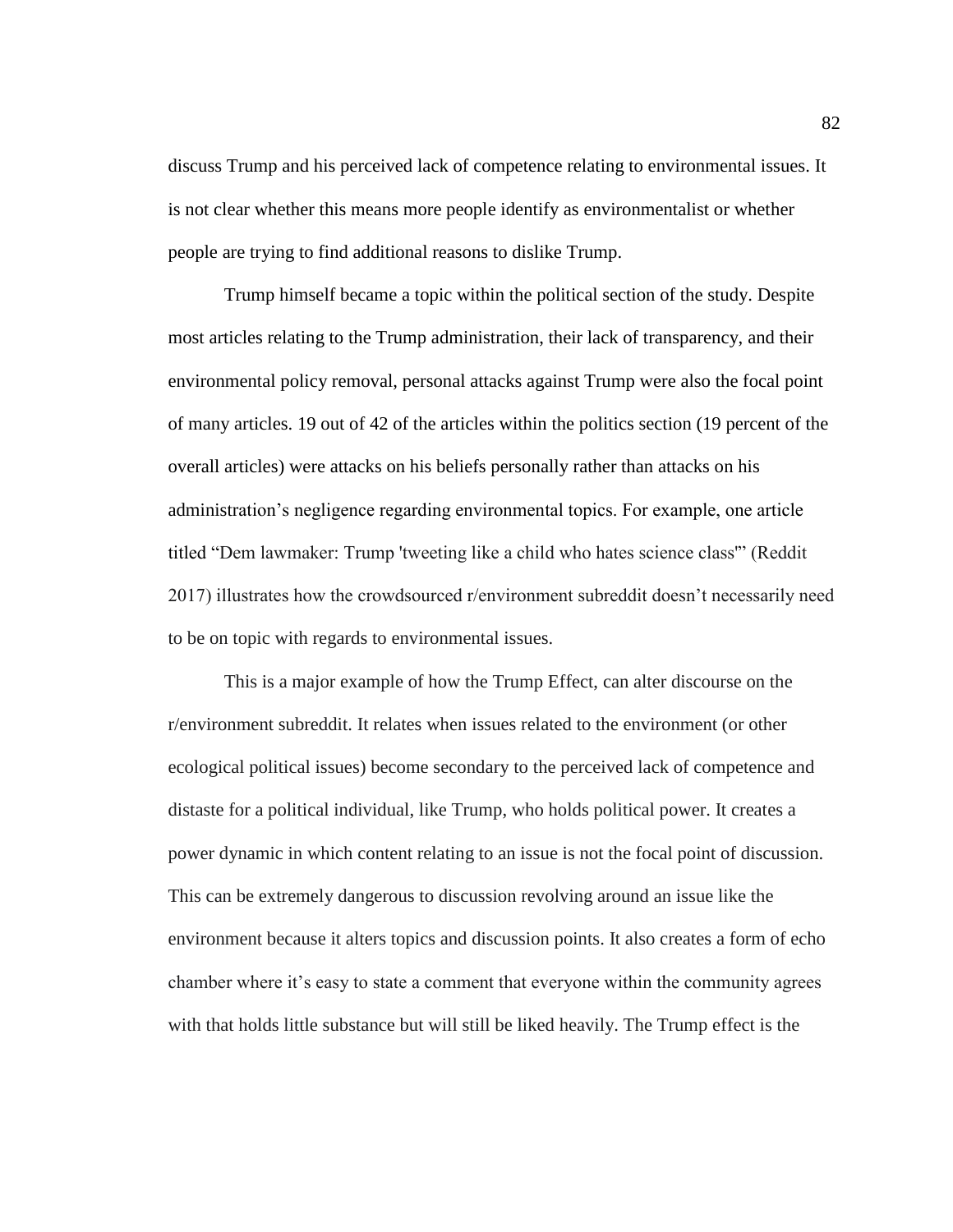discuss Trump and his perceived lack of competence relating to environmental issues. It is not clear whether this means more people identify as environmentalist or whether people are trying to find additional reasons to dislike Trump.

Trump himself became a topic within the political section of the study. Despite most articles relating to the Trump administration, their lack of transparency, and their environmental policy removal, personal attacks against Trump were also the focal point of many articles. 19 out of 42 of the articles within the politics section (19 percent of the overall articles) were attacks on his beliefs personally rather than attacks on his administration's negligence regarding environmental topics. For example, one article titled "Dem lawmaker: Trump 'tweeting like a child who hates science class'" (Reddit 2017) illustrates how the crowdsourced r/environment subreddit doesn't necessarily need to be on topic with regards to environmental issues.

This is a major example of how the Trump Effect, can alter discourse on the r/environment subreddit. It relates when issues related to the environment (or other ecological political issues) become secondary to the perceived lack of competence and distaste for a political individual, like Trump, who holds political power. It creates a power dynamic in which content relating to an issue is not the focal point of discussion. This can be extremely dangerous to discussion revolving around an issue like the environment because it alters topics and discussion points. It also creates a form of echo chamber where it's easy to state a comment that everyone within the community agrees with that holds little substance but will still be liked heavily. The Trump effect is the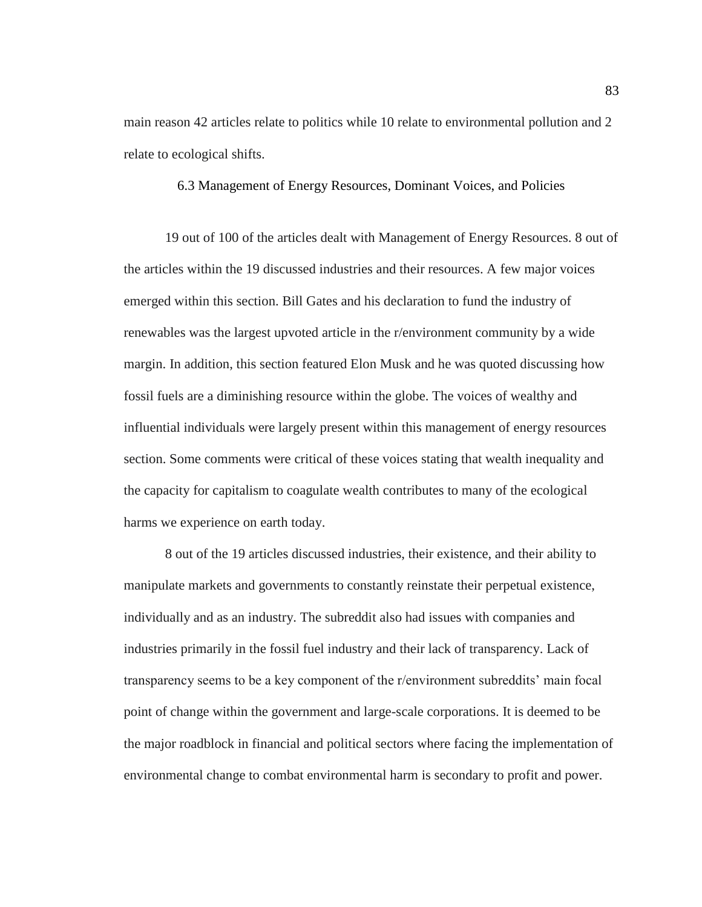main reason 42 articles relate to politics while 10 relate to environmental pollution and 2 relate to ecological shifts.

### 6.3 Management of Energy Resources, Dominant Voices, and Policies

19 out of 100 of the articles dealt with Management of Energy Resources. 8 out of the articles within the 19 discussed industries and their resources. A few major voices emerged within this section. Bill Gates and his declaration to fund the industry of renewables was the largest upvoted article in the r/environment community by a wide margin. In addition, this section featured Elon Musk and he was quoted discussing how fossil fuels are a diminishing resource within the globe. The voices of wealthy and influential individuals were largely present within this management of energy resources section. Some comments were critical of these voices stating that wealth inequality and the capacity for capitalism to coagulate wealth contributes to many of the ecological harms we experience on earth today.

8 out of the 19 articles discussed industries, their existence, and their ability to manipulate markets and governments to constantly reinstate their perpetual existence, individually and as an industry. The subreddit also had issues with companies and industries primarily in the fossil fuel industry and their lack of transparency. Lack of transparency seems to be a key component of the r/environment subreddits' main focal point of change within the government and large-scale corporations. It is deemed to be the major roadblock in financial and political sectors where facing the implementation of environmental change to combat environmental harm is secondary to profit and power.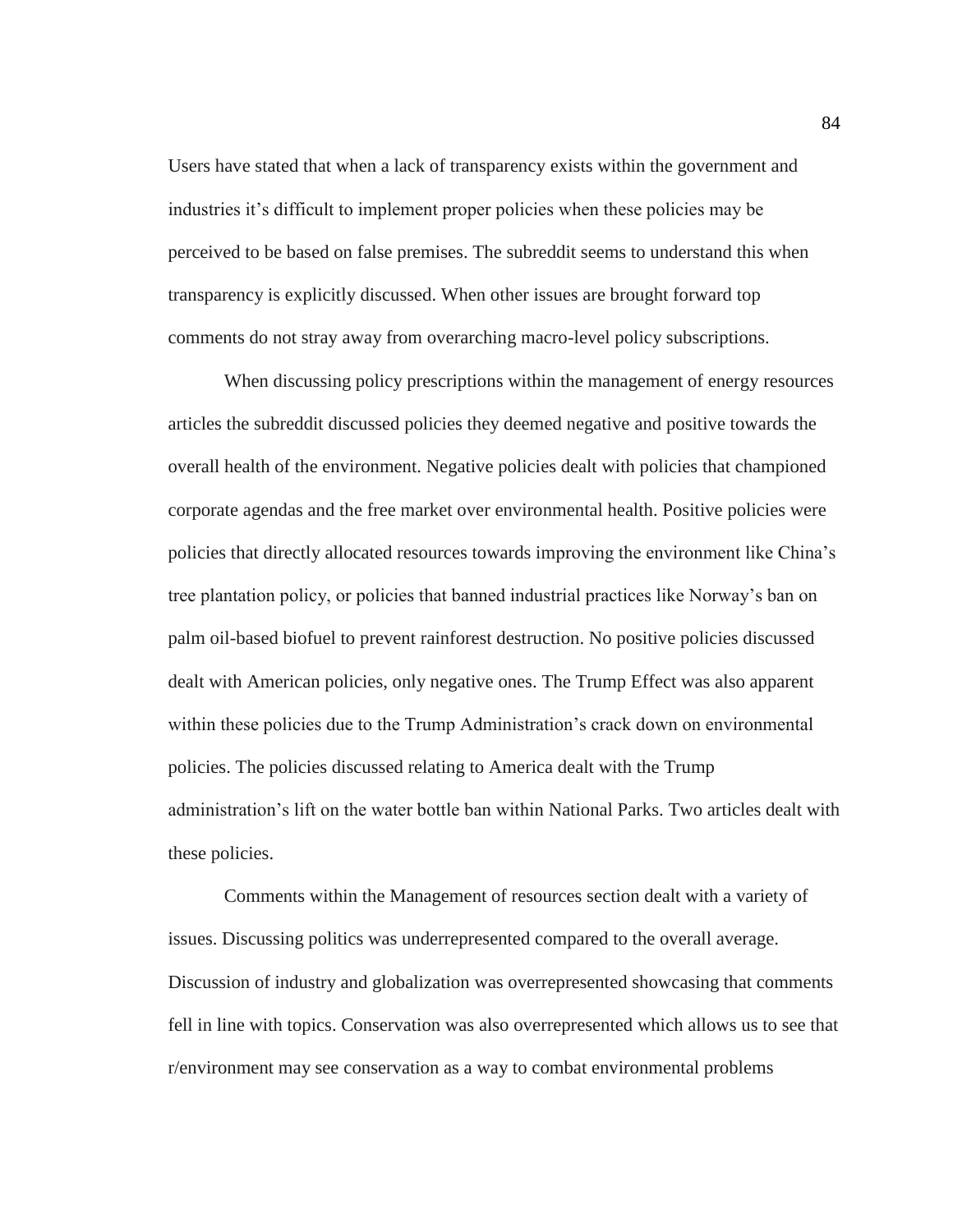Users have stated that when a lack of transparency exists within the government and industries it's difficult to implement proper policies when these policies may be perceived to be based on false premises. The subreddit seems to understand this when transparency is explicitly discussed. When other issues are brought forward top comments do not stray away from overarching macro-level policy subscriptions.

When discussing policy prescriptions within the management of energy resources articles the subreddit discussed policies they deemed negative and positive towards the overall health of the environment. Negative policies dealt with policies that championed corporate agendas and the free market over environmental health. Positive policies were policies that directly allocated resources towards improving the environment like China's tree plantation policy, or policies that banned industrial practices like Norway's ban on palm oil-based biofuel to prevent rainforest destruction. No positive policies discussed dealt with American policies, only negative ones. The Trump Effect was also apparent within these policies due to the Trump Administration's crack down on environmental policies. The policies discussed relating to America dealt with the Trump administration's lift on the water bottle ban within National Parks. Two articles dealt with these policies.

Comments within the Management of resources section dealt with a variety of issues. Discussing politics was underrepresented compared to the overall average. Discussion of industry and globalization was overrepresented showcasing that comments fell in line with topics. Conservation was also overrepresented which allows us to see that r/environment may see conservation as a way to combat environmental problems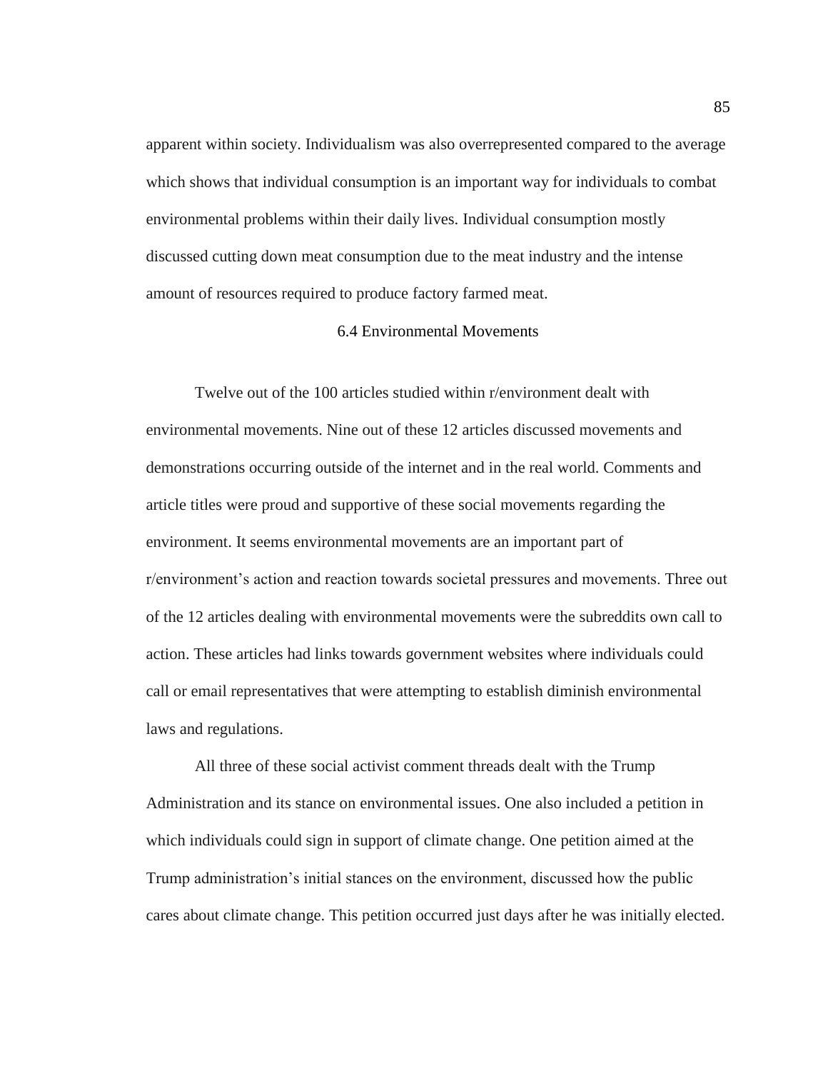apparent within society. Individualism was also overrepresented compared to the average which shows that individual consumption is an important way for individuals to combat environmental problems within their daily lives. Individual consumption mostly discussed cutting down meat consumption due to the meat industry and the intense amount of resources required to produce factory farmed meat.

### 6.4 Environmental Movements

Twelve out of the 100 articles studied within r/environment dealt with environmental movements. Nine out of these 12 articles discussed movements and demonstrations occurring outside of the internet and in the real world. Comments and article titles were proud and supportive of these social movements regarding the environment. It seems environmental movements are an important part of r/environment's action and reaction towards societal pressures and movements. Three out of the 12 articles dealing with environmental movements were the subreddits own call to action. These articles had links towards government websites where individuals could call or email representatives that were attempting to establish diminish environmental laws and regulations.

All three of these social activist comment threads dealt with the Trump Administration and its stance on environmental issues. One also included a petition in which individuals could sign in support of climate change. One petition aimed at the Trump administration's initial stances on the environment, discussed how the public cares about climate change. This petition occurred just days after he was initially elected.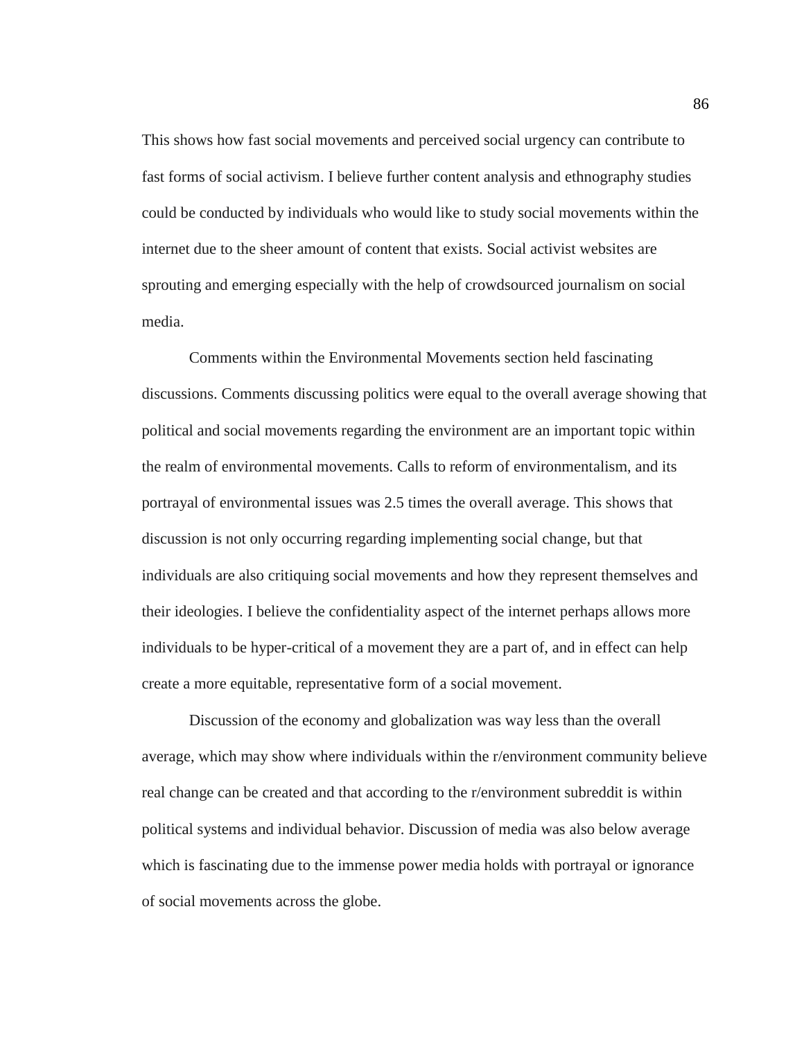This shows how fast social movements and perceived social urgency can contribute to fast forms of social activism. I believe further content analysis and ethnography studies could be conducted by individuals who would like to study social movements within the internet due to the sheer amount of content that exists. Social activist websites are sprouting and emerging especially with the help of crowdsourced journalism on social media.

Comments within the Environmental Movements section held fascinating discussions. Comments discussing politics were equal to the overall average showing that political and social movements regarding the environment are an important topic within the realm of environmental movements. Calls to reform of environmentalism, and its portrayal of environmental issues was 2.5 times the overall average. This shows that discussion is not only occurring regarding implementing social change, but that individuals are also critiquing social movements and how they represent themselves and their ideologies. I believe the confidentiality aspect of the internet perhaps allows more individuals to be hyper-critical of a movement they are a part of, and in effect can help create a more equitable, representative form of a social movement.

Discussion of the economy and globalization was way less than the overall average, which may show where individuals within the r/environment community believe real change can be created and that according to the r/environment subreddit is within political systems and individual behavior. Discussion of media was also below average which is fascinating due to the immense power media holds with portrayal or ignorance of social movements across the globe.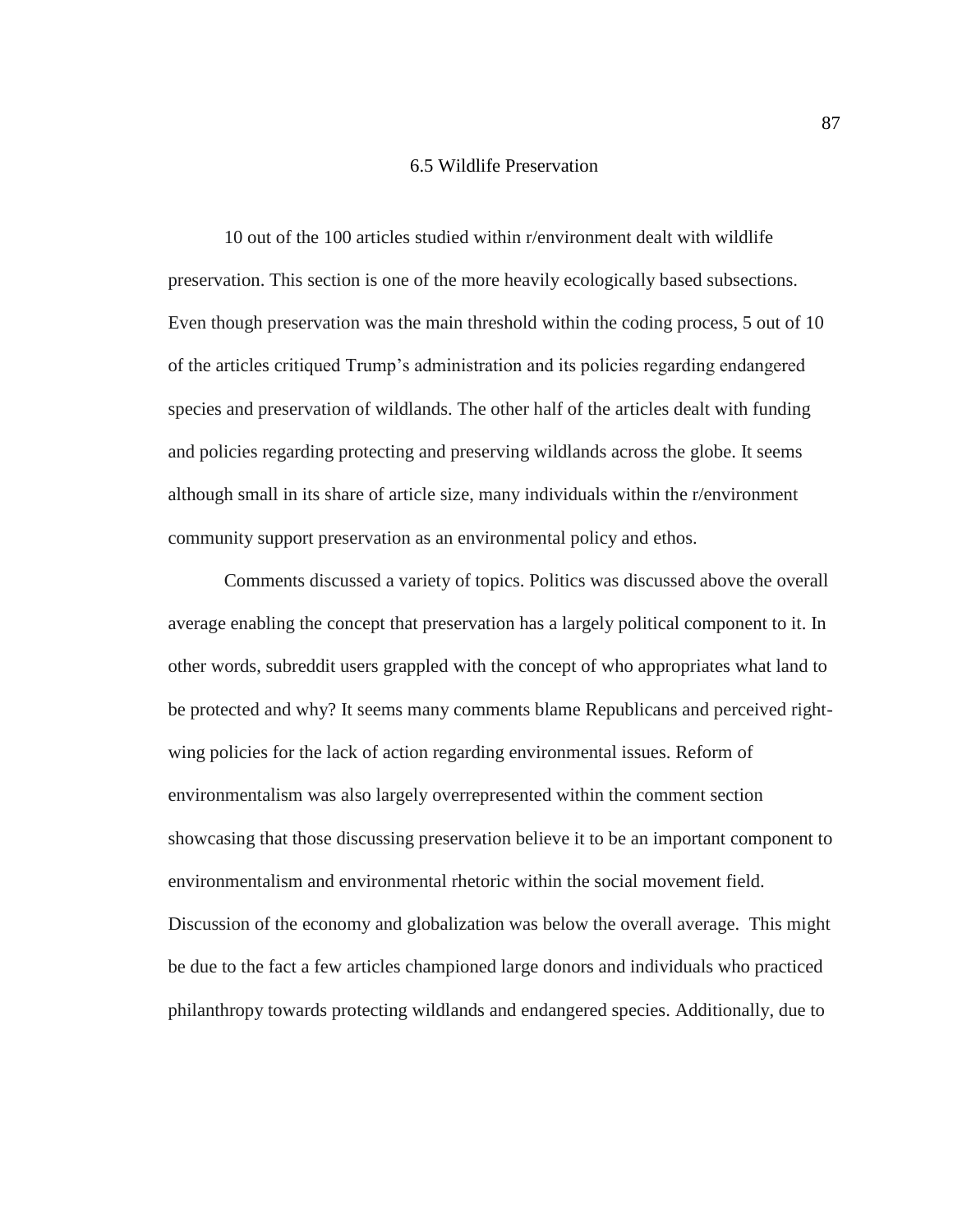## 6.5 Wildlife Preservation

10 out of the 100 articles studied within r/environment dealt with wildlife preservation. This section is one of the more heavily ecologically based subsections. Even though preservation was the main threshold within the coding process, 5 out of 10 of the articles critiqued Trump's administration and its policies regarding endangered species and preservation of wildlands. The other half of the articles dealt with funding and policies regarding protecting and preserving wildlands across the globe. It seems although small in its share of article size, many individuals within the r/environment community support preservation as an environmental policy and ethos.

Comments discussed a variety of topics. Politics was discussed above the overall average enabling the concept that preservation has a largely political component to it. In other words, subreddit users grappled with the concept of who appropriates what land to be protected and why? It seems many comments blame Republicans and perceived right-wing policies for the lack of action regarding environmental issues. Reform of environmentalism was also largely overrepresented within the comment section showcasing that those discussing preservation believe it to be an important component to environmentalism and environmental rhetoric within the social movement field. Discussion of the economy and globalization was below the overall average. This might be due to the fact a few articles championed large donors and individuals who practiced philanthropy towards protecting wildlands and endangered species. Additionally, due to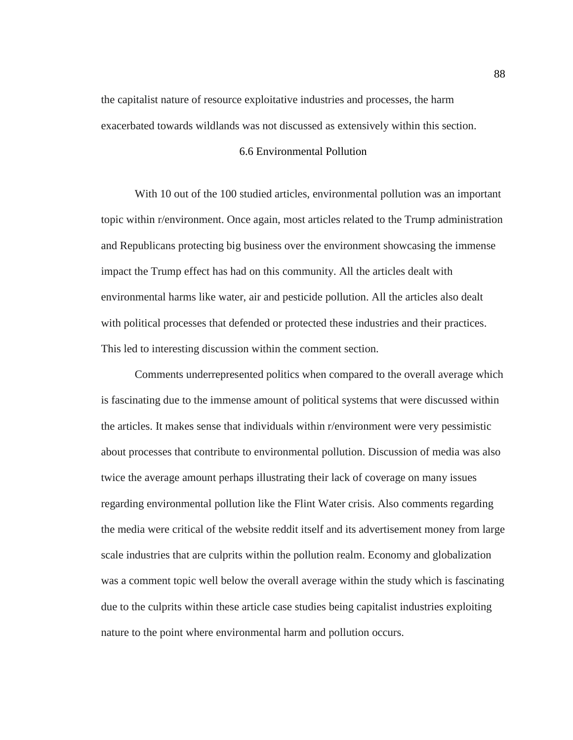the capitalist nature of resource exploitative industries and processes, the harm exacerbated towards wildlands was not discussed as extensively within this section.

## 6.6 Environmental Pollution

With 10 out of the 100 studied articles, environmental pollution was an important topic within r/environment. Once again, most articles related to the Trump administration and Republicans protecting big business over the environment showcasing the immense impact the Trump effect has had on this community. All the articles dealt with environmental harms like water, air and pesticide pollution. All the articles also dealt with political processes that defended or protected these industries and their practices. This led to interesting discussion within the comment section.

Comments underrepresented politics when compared to the overall average which is fascinating due to the immense amount of political systems that were discussed within the articles. It makes sense that individuals within r/environment were very pessimistic about processes that contribute to environmental pollution. Discussion of media was also twice the average amount perhaps illustrating their lack of coverage on many issues regarding environmental pollution like the Flint Water crisis. Also comments regarding the media were critical of the website reddit itself and its advertisement money from large scale industries that are culprits within the pollution realm. Economy and globalization was a comment topic well below the overall average within the study which is fascinating due to the culprits within these article case studies being capitalist industries exploiting nature to the point where environmental harm and pollution occurs.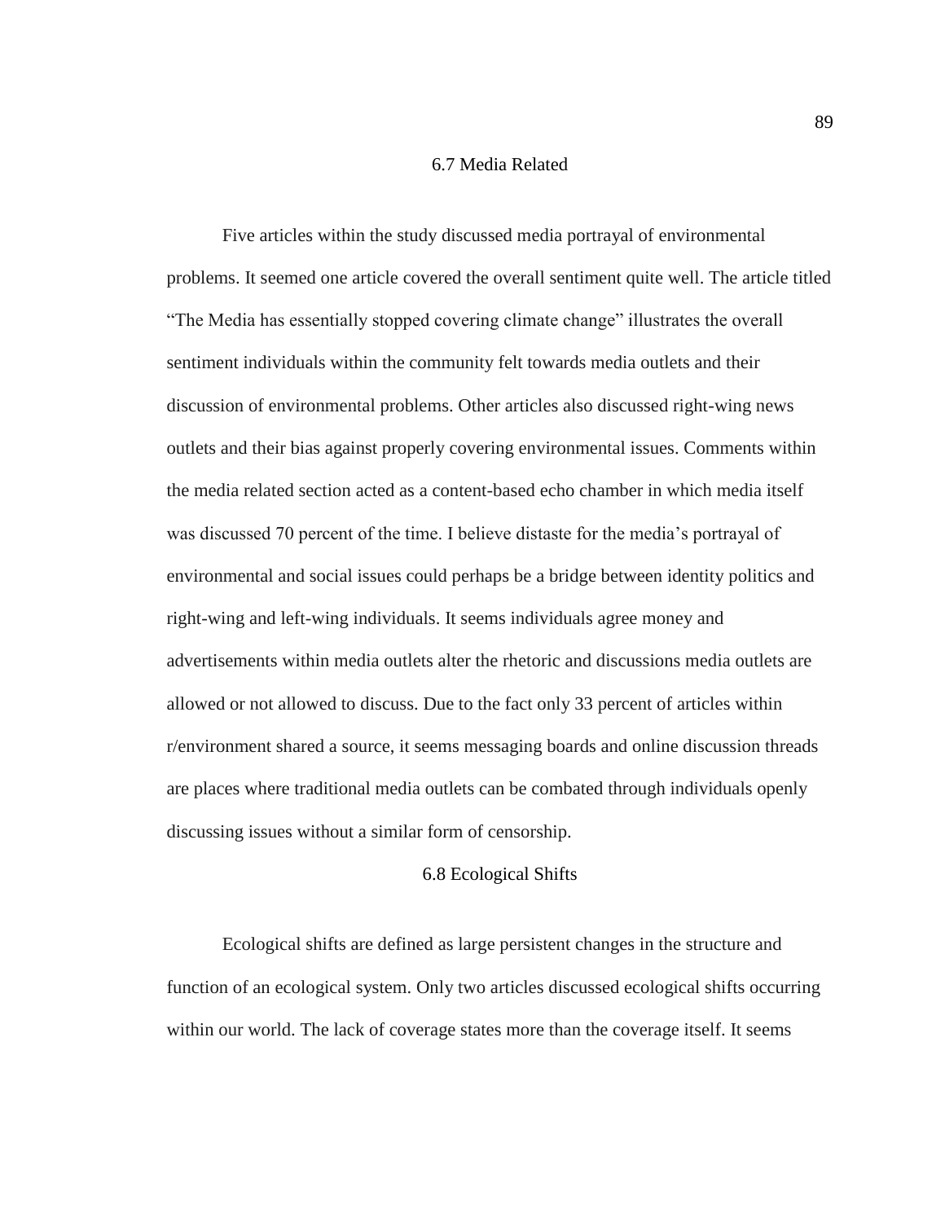## 6.7 Media Related

Five articles within the study discussed media portrayal of environmental problems. It seemed one article covered the overall sentiment quite well. The article titled "The Media has essentially stopped covering climate change" illustrates the overall sentiment individuals within the community felt towards media outlets and their discussion of environmental problems. Other articles also discussed right-wing news outlets and their bias against properly covering environmental issues. Comments within the media related section acted as a content-based echo chamber in which media itself was discussed 70 percent of the time. I believe distaste for the media's portrayal of environmental and social issues could perhaps be a bridge between identity politics and right-wing and left-wing individuals. It seems individuals agree money and advertisements within media outlets alter the rhetoric and discussions media outlets are allowed or not allowed to discuss. Due to the fact only 33 percent of articles within r/environment shared a source, it seems messaging boards and online discussion threads are places where traditional media outlets can be combated through individuals openly discussing issues without a similar form of censorship.

## 6.8 Ecological Shifts

Ecological shifts are defined as large persistent changes in the structure and function of an ecological system. Only two articles discussed ecological shifts occurring within our world. The lack of coverage states more than the coverage itself. It seems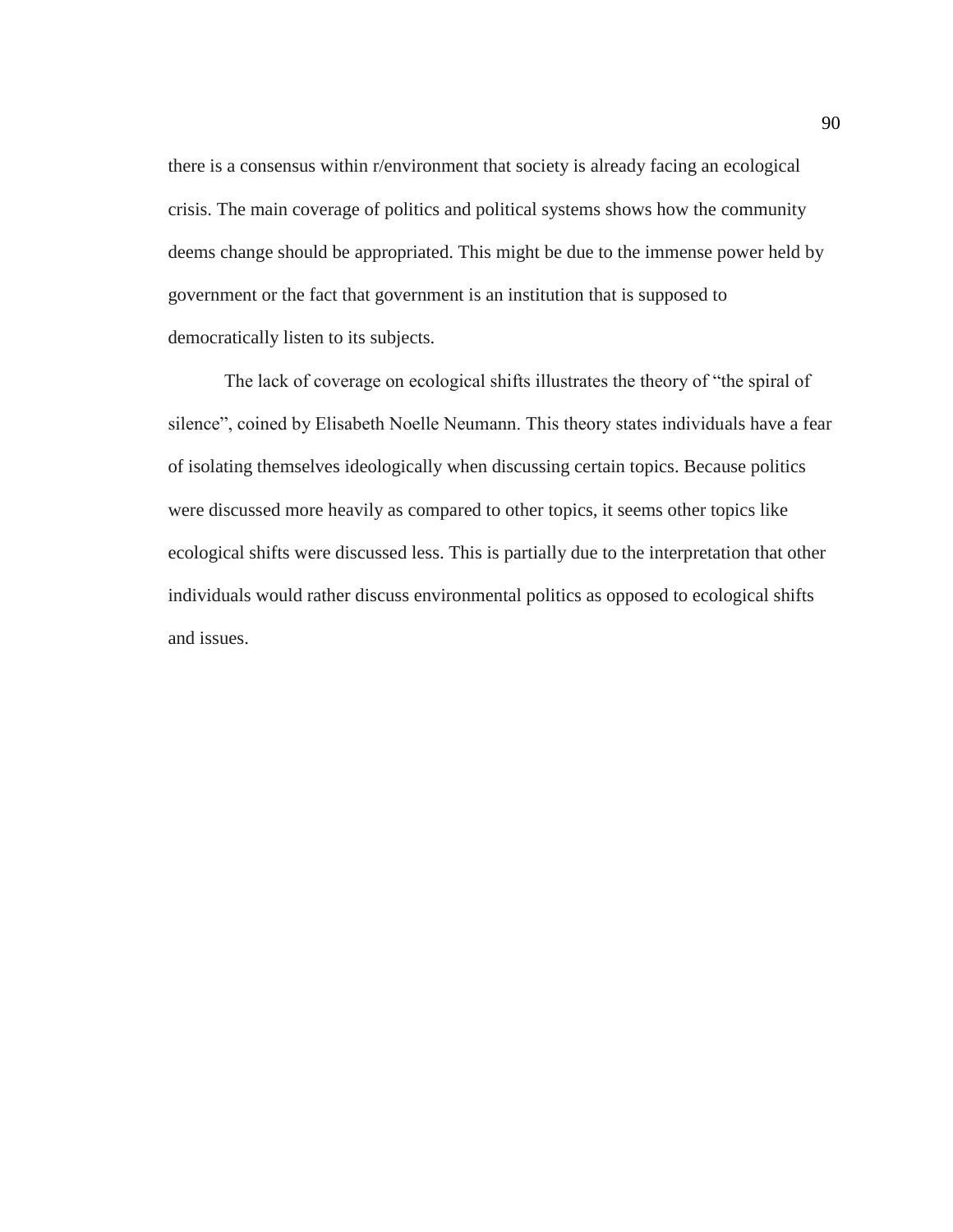there is a consensus within r/environment that society is already facing an ecological crisis. The main coverage of politics and political systems shows how the community deems change should be appropriated. This might be due to the immense power held by government or the fact that government is an institution that is supposed to democratically listen to its subjects.

The lack of coverage on ecological shifts illustrates the theory of "the spiral of silence", coined by Elisabeth Noelle Neumann. This theory states individuals have a fear of isolating themselves ideologically when discussing certain topics. Because politics were discussed more heavily as compared to other topics, it seems other topics like ecological shifts were discussed less. This is partially due to the interpretation that other individuals would rather discuss environmental politics as opposed to ecological shifts and issues.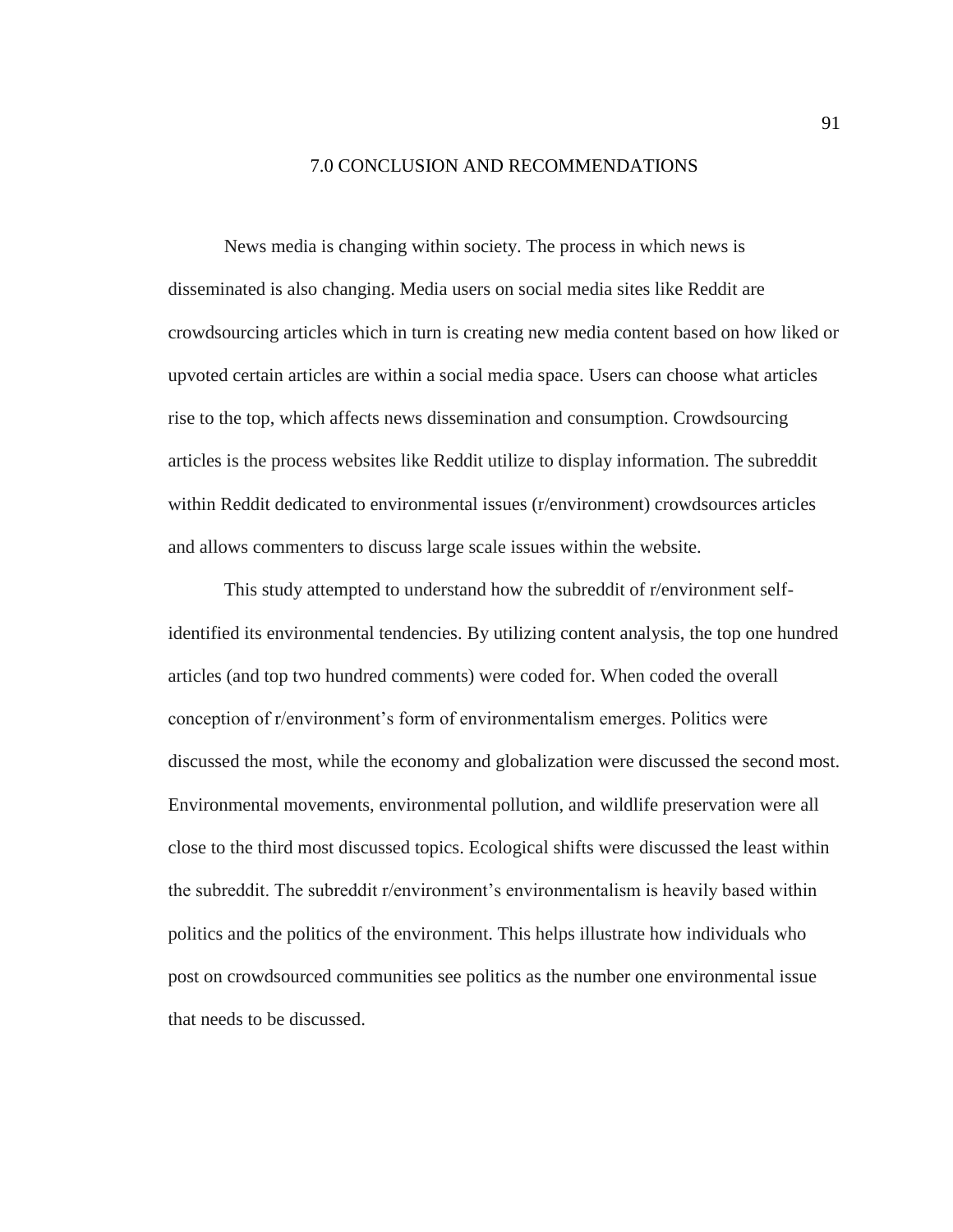# 7.0 CONCLUSION AND RECOMMENDATIONS

News media is changing within society. The process in which news is disseminated is also changing. Media users on social media sites like Reddit are crowdsourcing articles which in turn is creating new media content based on how liked or upvoted certain articles are within a social media space. Users can choose what articles rise to the top, which affects news dissemination and consumption. Crowdsourcing articles is the process websites like Reddit utilize to display information. The subreddit within Reddit dedicated to environmental issues (r/environment) crowdsources articles and allows commenters to discuss large scale issues within the website.

This study attempted to understand how the subreddit of r/environment self-identified its environmental tendencies. By utilizing content analysis, the top one hundred articles (and top two hundred comments) were coded for. When coded the overall conception of r/environment's form of environmentalism emerges. Politics were discussed the most, while the economy and globalization were discussed the second most. Environmental movements, environmental pollution, and wildlife preservation were all close to the third most discussed topics. Ecological shifts were discussed the least within the subreddit. The subreddit r/environment's environmentalism is heavily based within politics and the politics of the environment. This helps illustrate how individuals who post on crowdsourced communities see politics as the number one environmental issue that needs to be discussed.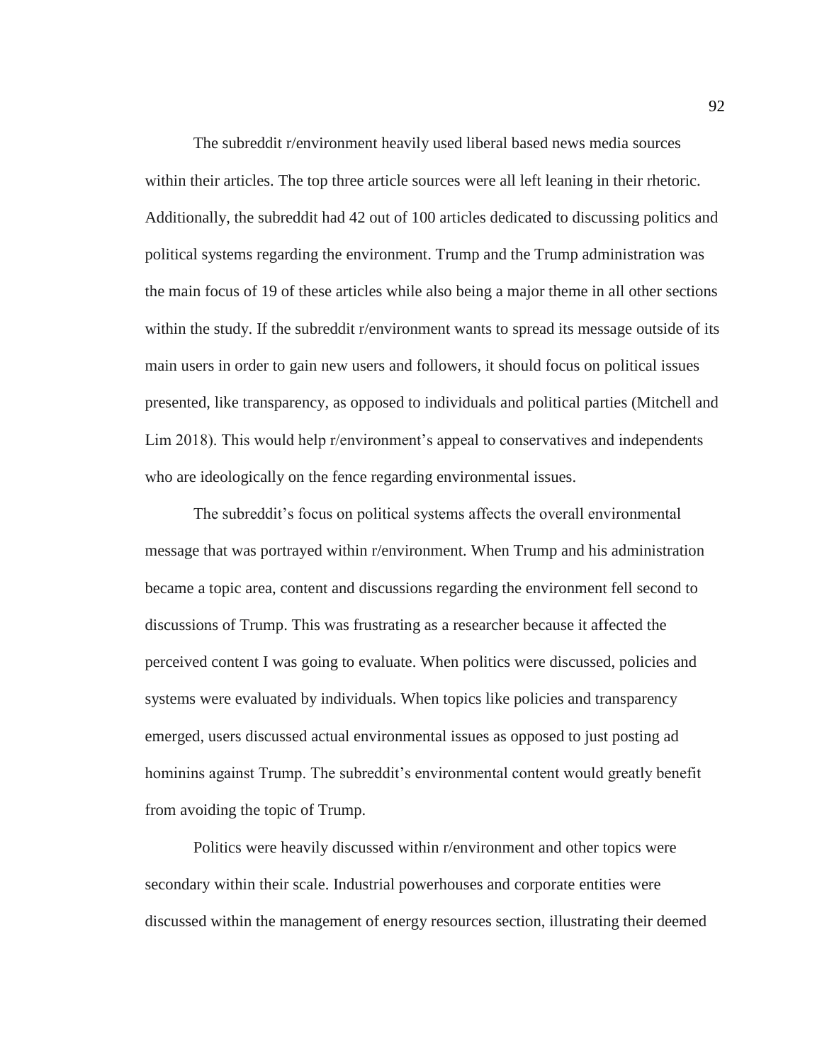The subreddit r/environment heavily used liberal based news media sources within their articles. The top three article sources were all left leaning in their rhetoric. Additionally, the subreddit had 42 out of 100 articles dedicated to discussing politics and political systems regarding the environment. Trump and the Trump administration was the main focus of 19 of these articles while also being a major theme in all other sections within the study. If the subreddit r/environment wants to spread its message outside of its main users in order to gain new users and followers, it should focus on political issues presented, like transparency, as opposed to individuals and political parties (Mitchell and Lim 2018). This would help r/environment's appeal to conservatives and independents who are ideologically on the fence regarding environmental issues.

The subreddit's focus on political systems affects the overall environmental message that was portrayed within r/environment. When Trump and his administration became a topic area, content and discussions regarding the environment fell second to discussions of Trump. This was frustrating as a researcher because it affected the perceived content I was going to evaluate. When politics were discussed, policies and systems were evaluated by individuals. When topics like policies and transparency emerged, users discussed actual environmental issues as opposed to just posting ad hominins against Trump. The subreddit's environmental content would greatly benefit from avoiding the topic of Trump.

Politics were heavily discussed within r/environment and other topics were secondary within their scale. Industrial powerhouses and corporate entities were discussed within the management of energy resources section, illustrating their deemed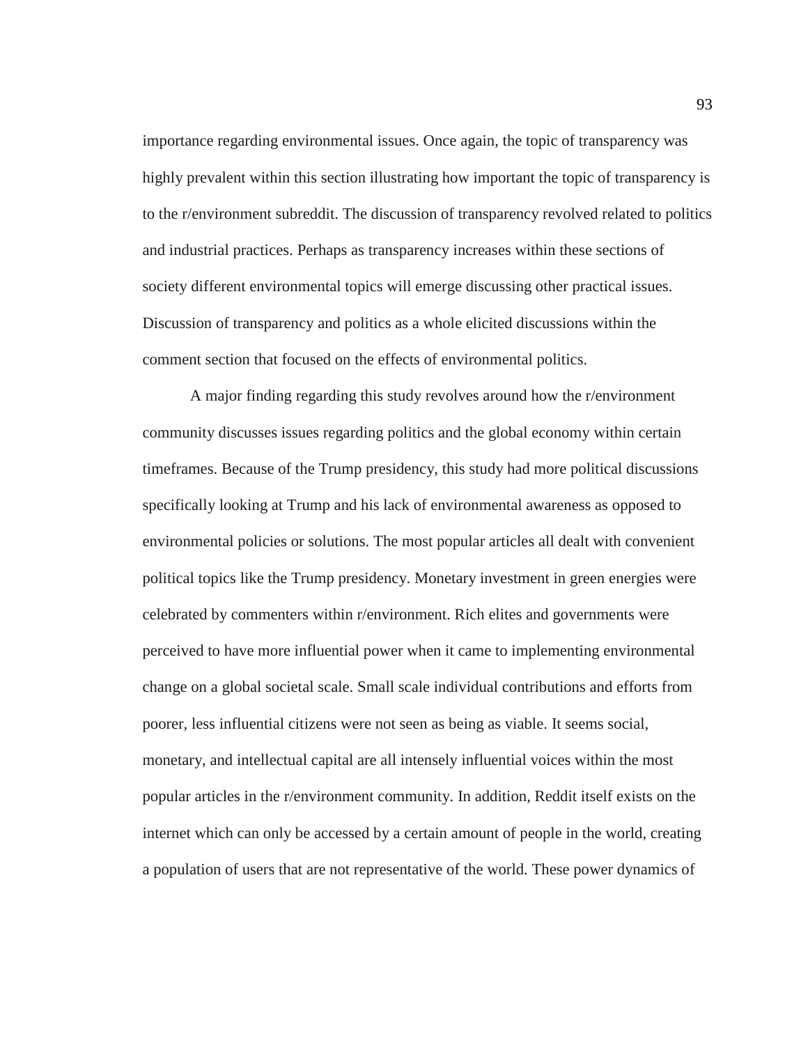importance regarding environmental issues. Once again, the topic of transparency was highly prevalent within this section illustrating how important the topic of transparency is to the r/environment subreddit. The discussion of transparency revolved related to politics and industrial practices. Perhaps as transparency increases within these sections of society different environmental topics will emerge discussing other practical issues. Discussion of transparency and politics as a whole elicited discussions within the comment section that focused on the effects of environmental politics.

A major finding regarding this study revolves around how the r/environment community discusses issues regarding politics and the global economy within certain timeframes. Because of the Trump presidency, this study had more political discussions specifically looking at Trump and his lack of environmental awareness as opposed to environmental policies or solutions. The most popular articles all dealt with convenient political topics like the Trump presidency. Monetary investment in green energies were celebrated by commenters within r/environment. Rich elites and governments were perceived to have more influential power when it came to implementing environmental change on a global societal scale. Small scale individual contributions and efforts from poorer, less influential citizens were not seen as being as viable. It seems social, monetary, and intellectual capital are all intensely influential voices within the most popular articles in the r/environment community. In addition, Reddit itself exists on the internet which can only be accessed by a certain amount of people in the world, creating a population of users that are not representative of the world. These power dynamics of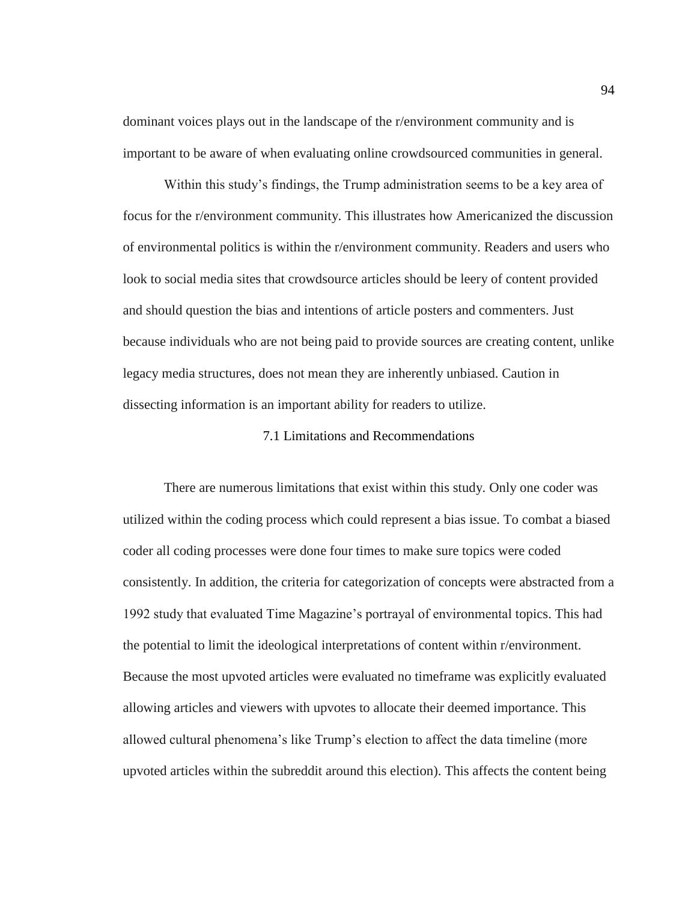dominant voices plays out in the landscape of the r/environment community and is important to be aware of when evaluating online crowdsourced communities in general.

Within this study's findings, the Trump administration seems to be a key area of focus for the r/environment community. This illustrates how Americanized the discussion of environmental politics is within the r/environment community. Readers and users who look to social media sites that crowdsource articles should be leery of content provided and should question the bias and intentions of article posters and commenters. Just because individuals who are not being paid to provide sources are creating content, unlike legacy media structures, does not mean they are inherently unbiased. Caution in dissecting information is an important ability for readers to utilize.

## 7.1 Limitations and Recommendations

There are numerous limitations that exist within this study. Only one coder was utilized within the coding process which could represent a bias issue. To combat a biased coder all coding processes were done four times to make sure topics were coded consistently. In addition, the criteria for categorization of concepts were abstracted from a 1992 study that evaluated Time Magazine's portrayal of environmental topics. This had the potential to limit the ideological interpretations of content within r/environment. Because the most upvoted articles were evaluated no timeframe was explicitly evaluated allowing articles and viewers with upvotes to allocate their deemed importance. This allowed cultural phenomena's like Trump's election to affect the data timeline (more upvoted articles within the subreddit around this election). This affects the content being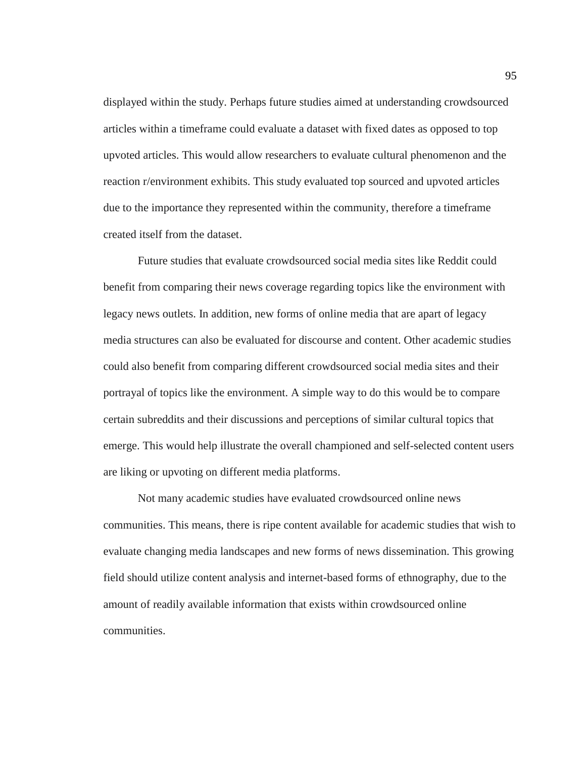displayed within the study. Perhaps future studies aimed at understanding crowdsourced articles within a timeframe could evaluate a dataset with fixed dates as opposed to top upvoted articles. This would allow researchers to evaluate cultural phenomenon and the reaction r/environment exhibits. This study evaluated top sourced and upvoted articles due to the importance they represented within the community, therefore a timeframe created itself from the dataset.

Future studies that evaluate crowdsourced social media sites like Reddit could benefit from comparing their news coverage regarding topics like the environment with legacy news outlets. In addition, new forms of online media that are apart of legacy media structures can also be evaluated for discourse and content. Other academic studies could also benefit from comparing different crowdsourced social media sites and their portrayal of topics like the environment. A simple way to do this would be to compare certain subreddits and their discussions and perceptions of similar cultural topics that emerge. This would help illustrate the overall championed and self-selected content users are liking or upvoting on different media platforms.

Not many academic studies have evaluated crowdsourced online news communities. This means, there is ripe content available for academic studies that wish to evaluate changing media landscapes and new forms of news dissemination. This growing field should utilize content analysis and internet-based forms of ethnography, due to the amount of readily available information that exists within crowdsourced online communities.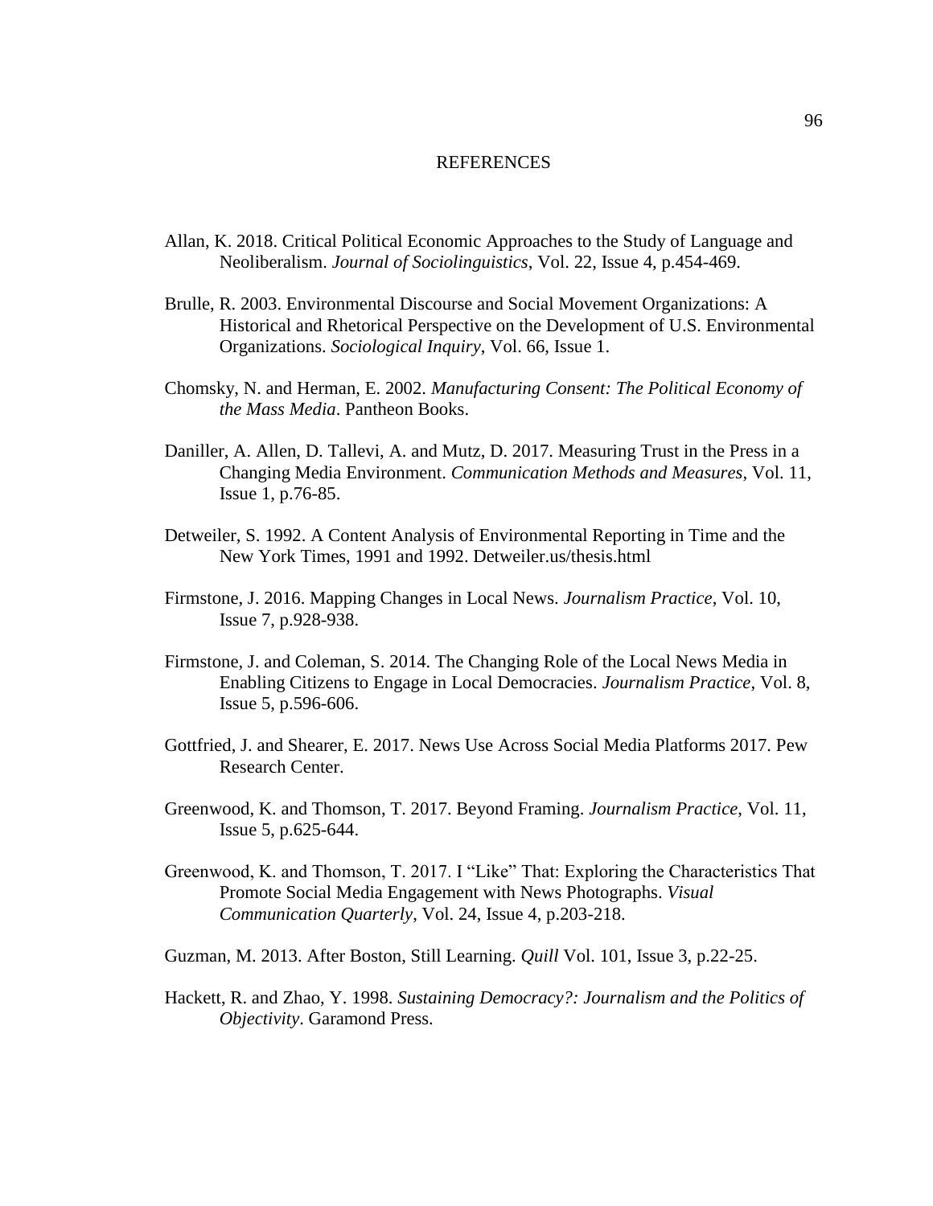# REFERENCES

Allan, K. 2018. Critical Political Economic Approaches to the Study of Language and Neoliberalism. *Journal of Sociolinguistics*, Vol. 22, Issue 4, p.454-469.

Brulle, R. 2003. Environmental Discourse and Social Movement Organizations: A Historical and Rhetorical Perspective on the Development of U.S. Environmental Organizations. *Sociological Inquiry*, Vol. 66, Issue 1.

Chomsky, N. and Herman, E. 2002. *Manufacturing Consent: The Political Economy of the Mass Media*. Pantheon Books.

Daniller, A. Allen, D. Tallevi, A. and Mutz, D. 2017. Measuring Trust in the Press in a Changing Media Environment. *Communication Methods and Measures*, Vol. 11, Issue 1, p.76-85.

Detweiler, S. 1992. A Content Analysis of Environmental Reporting in Time and the New York Times, 1991 and 1992. Detweiler.us/thesis.html

Firmstone, J. 2016. Mapping Changes in Local News. *Journalism Practice*, Vol. 10, Issue 7, p.928-938.

Firmstone, J. and Coleman, S. 2014. The Changing Role of the Local News Media in Enabling Citizens to Engage in Local Democracies. *Journalism Practice*, Vol. 8, Issue 5, p.596-606.

Gottfried, J. and Shearer, E. 2017. News Use Across Social Media Platforms 2017. Pew Research Center.

Greenwood, K. and Thomson, T. 2017. Beyond Framing. *Journalism Practice*, Vol. 11, Issue 5, p.625-644.

Greenwood, K. and Thomson, T. 2017. I "Like" That: Exploring the Characteristics That Promote Social Media Engagement with News Photographs. *Visual Communication Quarterly*, Vol. 24, Issue 4, p.203-218.

Guzman, M. 2013. After Boston, Still Learning. *Quill* Vol. 101, Issue 3, p.22-25.

Hackett, R. and Zhao, Y. 1998. *Sustaining Democracy?: Journalism and the Politics of Objectivity*. Garamond Press.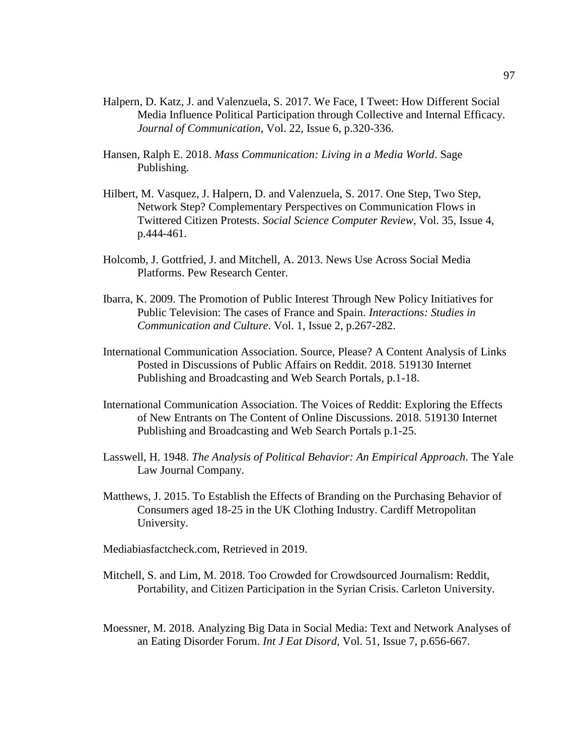Halpern, D. Katz, J. and Valenzuela, S. 2017. We Face, I Tweet: How Different Social Media Influence Political Participation through Collective and Internal Efficacy. *Journal of Communication*, Vol. 22, Issue 6, p.320-336.

Hansen, Ralph E. 2018. *Mass Communication: Living in a Media World*. Sage Publishing.

Hilbert, M. Vasquez, J. Halpern, D. and Valenzuela, S. 2017. One Step, Two Step, Network Step? Complementary Perspectives on Communication Flows in Twittered Citizen Protests. *Social Science Computer Review*, Vol. 35, Issue 4, p.444-461.

Holcomb, J. Gottfried, J. and Mitchell, A. 2013. News Use Across Social Media Platforms. Pew Research Center.

Ibarra, K. 2009. The Promotion of Public Interest Through New Policy Initiatives for Public Television: The cases of France and Spain. *Interactions: Studies in Communication and Culture*. Vol. 1, Issue 2, p.267-282.

International Communication Association. Source, Please? A Content Analysis of Links Posted in Discussions of Public Affairs on Reddit. 2018. 519130 Internet Publishing and Broadcasting and Web Search Portals, p.1-18.

International Communication Association. The Voices of Reddit: Exploring the Effects of New Entrants on The Content of Online Discussions. 2018. 519130 Internet Publishing and Broadcasting and Web Search Portals p.1-25.

Lasswell, H. 1948. *The Analysis of Political Behavior: An Empirical Approach*. The Yale Law Journal Company.

Matthews, J. 2015. To Establish the Effects of Branding on the Purchasing Behavior of Consumers aged 18-25 in the UK Clothing Industry. Cardiff Metropolitan University.

Mediabiasfactcheck.com, Retrieved in 2019.

Mitchell, S. and Lim, M. 2018. Too Crowded for Crowdsourced Journalism: Reddit, Portability, and Citizen Participation in the Syrian Crisis. Carleton University.

Moessner, M. 2018. Analyzing Big Data in Social Media: Text and Network Analyses of an Eating Disorder Forum. *Int J Eat Disord*, Vol. 51, Issue 7, p.656-667.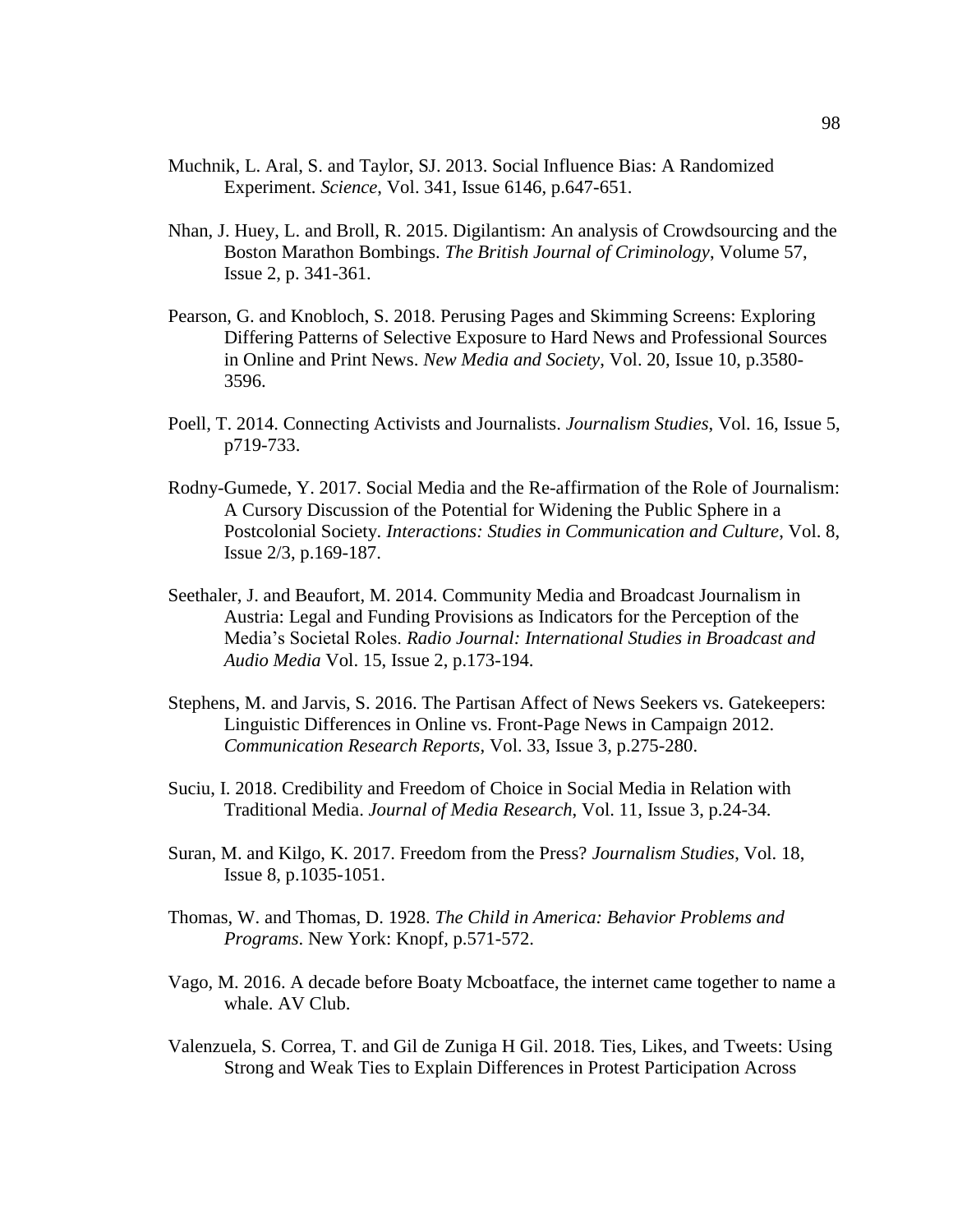Muchnik, L. Aral, S. and Taylor, SJ. 2013. Social Influence Bias: A Randomized Experiment. *Science*, Vol. 341, Issue 6146, p.647-651.

Nhan, J. Huey, L. and Broll, R. 2015. Digilantism: An analysis of Crowdsourcing and the Boston Marathon Bombings. *The British Journal of Criminology*, Volume 57, Issue 2, p. 341-361.

Pearson, G. and Knobloch, S. 2018. Perusing Pages and Skimming Screens: Exploring Differing Patterns of Selective Exposure to Hard News and Professional Sources in Online and Print News. *New Media and Society*, Vol. 20, Issue 10, p.3580-3596.

Poell, T. 2014. Connecting Activists and Journalists. *Journalism Studies*, Vol. 16, Issue 5, p719-733.

Rodny-Gumede, Y. 2017. Social Media and the Re-affirmation of the Role of Journalism: A Cursory Discussion of the Potential for Widening the Public Sphere in a Postcolonial Society. *Interactions: Studies in Communication and Culture*, Vol. 8, Issue 2/3, p.169-187.

Seethaler, J. and Beaufort, M. 2014. Community Media and Broadcast Journalism in Austria: Legal and Funding Provisions as Indicators for the Perception of the Media's Societal Roles. *Radio Journal: International Studies in Broadcast and Audio Media* Vol. 15, Issue 2, p.173-194.

Stephens, M. and Jarvis, S. 2016. The Partisan Affect of News Seekers vs. Gatekeepers: Linguistic Differences in Online vs. Front-Page News in Campaign 2012. *Communication Research Reports*, Vol. 33, Issue 3, p.275-280.

Suciu, I. 2018. Credibility and Freedom of Choice in Social Media in Relation with Traditional Media. *Journal of Media Research*, Vol. 11, Issue 3, p.24-34.

Suran, M. and Kilgo, K. 2017. Freedom from the Press? *Journalism Studies*, Vol. 18, Issue 8, p.1035-1051.

Thomas, W. and Thomas, D. 1928. *The Child in America: Behavior Problems and Programs*. New York: Knopf, p.571-572.

Vago, M. 2016. A decade before Boaty Mcboatface, the internet came together to name a whale. AV Club.

Valenzuela, S. Correa, T. and Gil de Zuniga H Gil. 2018. Ties, Likes, and Tweets: Using Strong and Weak Ties to Explain Differences in Protest Participation Across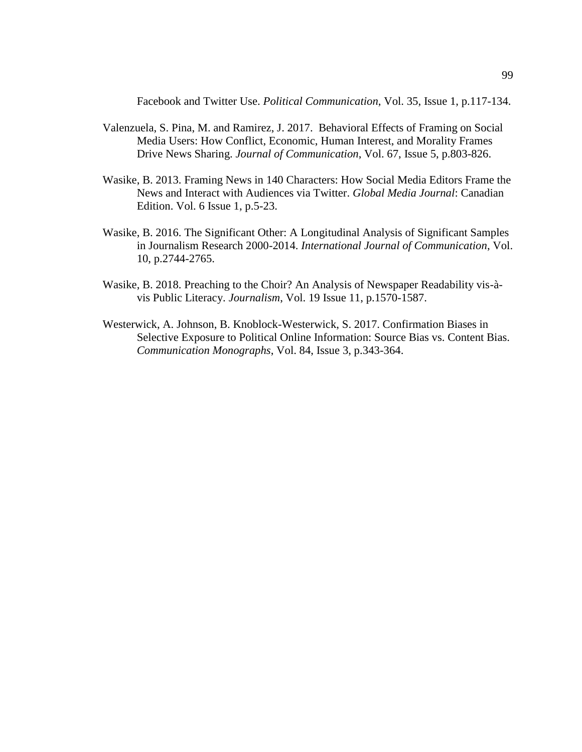Facebook and Twitter Use. *Political Communication*, Vol. 35, Issue 1, p.117-134.

Valenzuela, S. Pina, M. and Ramirez, J. 2017. Behavioral Effects of Framing on Social Media Users: How Conflict, Economic, Human Interest, and Morality Frames Drive News Sharing. *Journal of Communication*, Vol. 67, Issue 5, p.803-826.

Wasike, B. 2013. Framing News in 140 Characters: How Social Media Editors Frame the News and Interact with Audiences via Twitter. *Global Media Journal*: Canadian Edition. Vol. 6 Issue 1, p.5-23.

Wasike, B. 2016. The Significant Other: A Longitudinal Analysis of Significant Samples in Journalism Research 2000-2014. *International Journal of Communication*, Vol. 10, p.2744-2765.

Wasike, B. 2018. Preaching to the Choir? An Analysis of Newspaper Readability vis-à-vis Public Literacy. *Journalism*, Vol. 19 Issue 11, p.1570-1587.

Westerwick, A. Johnson, B. Knoblock-Westerwick, S. 2017. Confirmation Biases in Selective Exposure to Political Online Information: Source Bias vs. Content Bias. *Communication Monographs*, Vol. 84, Issue 3, p.343-364.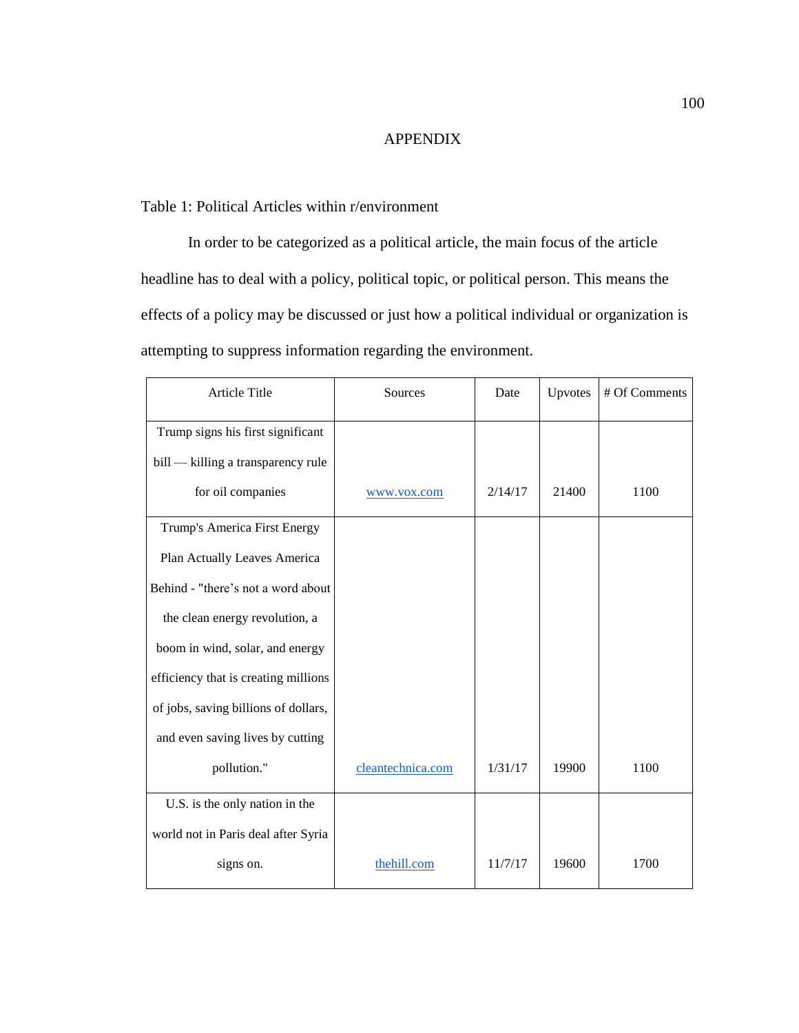# APPENDIX

Table 1: Political Articles within r/environment

In order to be categorized as a political article, the main focus of the article headline has to deal with a policy, political topic, or political person. This means the effects of a policy may be discussed or just how a political individual or organization is attempting to suppress information regarding the environment.

| Article Title | Sources | Date | Upvotes | # Of Comments |
|---|---|---|---|---|
| Trump signs his first significant bill — killing a transparency rule for oil companies | www.vox.com | 2/14/17 | 21400 | 1100 |
| Trump's America First Energy Plan Actually Leaves America Behind - "there's not a word about the clean energy revolution, a boom in wind, solar, and energy efficiency that is creating millions of jobs, saving billions of dollars, and even saving lives by cutting pollution." | cleantechnica.com | 1/31/17 | 19900 | 1100 |
| U.S. is the only nation in the world not in Paris deal after Syria signs on. | thehill.com | 11/7/17 | 19600 | 1700 |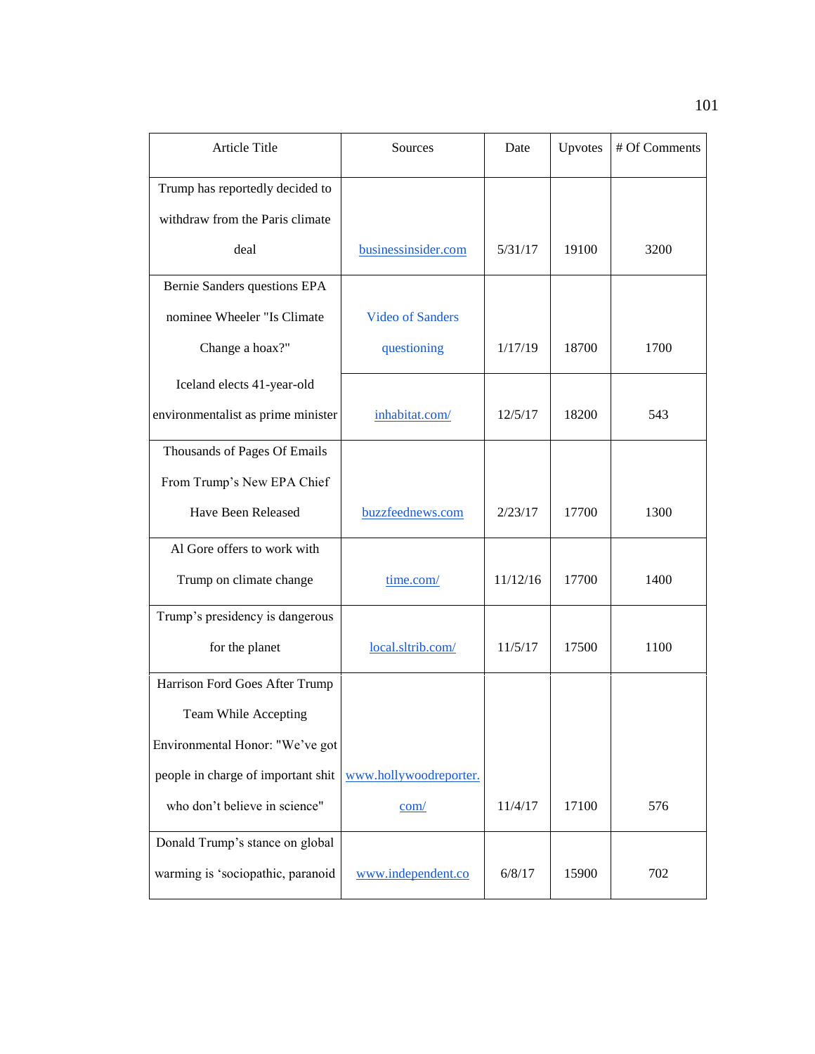| Article Title | Sources | Date | Upvotes | # Of Comments |
|---|---|---|---|---|
| Trump has reportedly decided to withdraw from the Paris climate deal | businessinsider.com | 5/31/17 | 19100 | 3200 |
| Bernie Sanders questions EPA nominee Wheeler "Is Climate Change a hoax?" | Video of Sanders questioning | 1/17/19 | 18700 | 1700 |
| Iceland elects 41-year-old environmentalist as prime minister | inhabitat.com/ | 12/5/17 | 18200 | 543 |
| Thousands of Pages Of Emails From Trump's New EPA Chief Have Been Released | buzzfeednews.com | 2/23/17 | 17700 | 1300 |
| Al Gore offers to work with Trump on climate change | time.com/ | 11/12/16 | 17700 | 1400 |
| Trump's presidency is dangerous for the planet | local.sltrib.com/ | 11/5/17 | 17500 | 1100 |
| Harrison Ford Goes After Trump Team While Accepting Environmental Honor: "We've got people in charge of important shit who don't believe in science" | www.hollywoodreporter.com/ | 11/4/17 | 17100 | 576 |
| Donald Trump's stance on global warming is 'sociopathic, paranoid | www.independent.co | 6/8/17 | 15900 | 702 |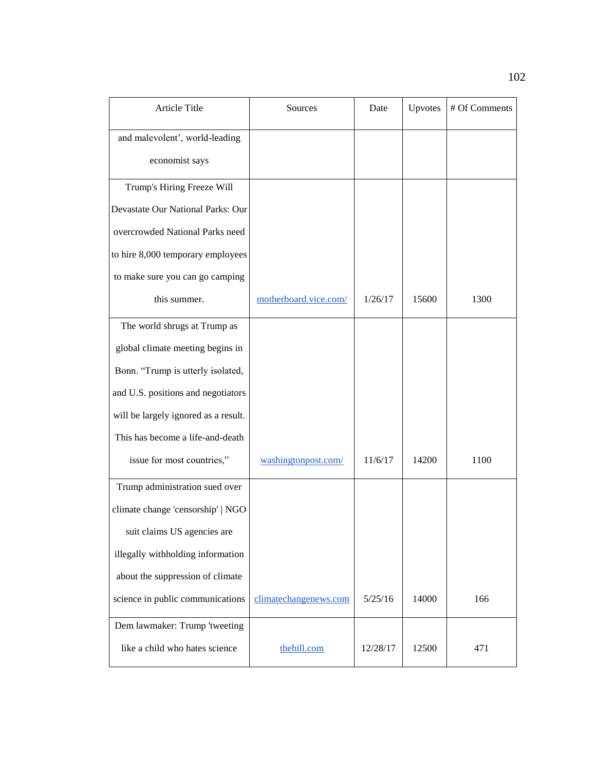| Article Title | Sources | Date | Upvotes | # Of Comments |
|---|---|---|---|---|
| and malevolent', world-leading economist says | | | | |
| Trump's Hiring Freeze Will Devastate Our National Parks: Our overcrowded National Parks need to hire 8,000 temporary employees to make sure you can go camping this summer. | motherboard.vice.com/ | 1/26/17 | 15600 | 1300 |
| The world shrugs at Trump as global climate meeting begins in Bonn. "Trump is utterly isolated, and U.S. positions and negotiators will be largely ignored as a result. This has become a life-and-death issue for most countries," | washingtonpost.com/ | 11/6/17 | 14200 | 1100 |
| Trump administration sued over climate change 'censorship' \| NGO suit claims US agencies are illegally withholding information about the suppression of climate science in public communications | climatechangenews.com | 5/25/16 | 14000 | 166 |
| Dem lawmaker: Trump 'tweeting like a child who hates science | thehill.com | 12/28/17 | 12500 | 471 |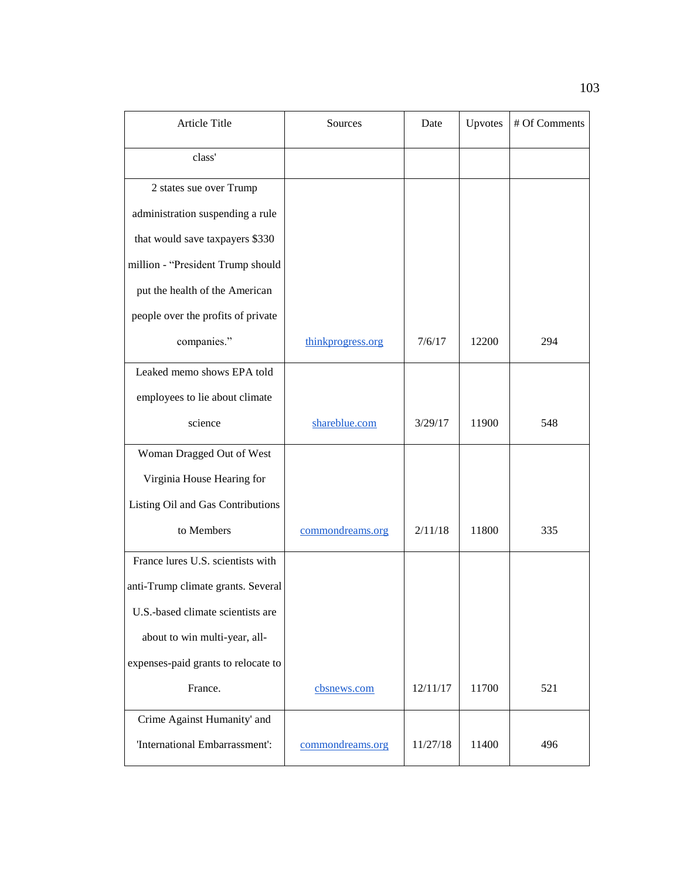| Article Title | Sources | Date | Upvotes | # Of Comments |
|---|---|---|---|---|
| class' | | | | |
| 2 states sue over Trump administration suspending a rule that would save taxpayers $330 million - “President Trump should put the health of the American people over the profits of private companies.” | thinkprogress.org | 7/6/17 | 12200 | 294 |
| Leaked memo shows EPA told employees to lie about climate science | shareblue.com | 3/29/17 | 11900 | 548 |
| Woman Dragged Out of West Virginia House Hearing for Listing Oil and Gas Contributions to Members | commondreams.org | 2/11/18 | 11800 | 335 |
| France lures U.S. scientists with anti-Trump climate grants. Several U.S.-based climate scientists are about to win multi-year, all-expenses-paid grants to relocate to France. | cbsnews.com | 12/11/17 | 11700 | 521 |
| Crime Against Humanity' and 'International Embarrassment': | commondreams.org | 11/27/18 | 11400 | 496 |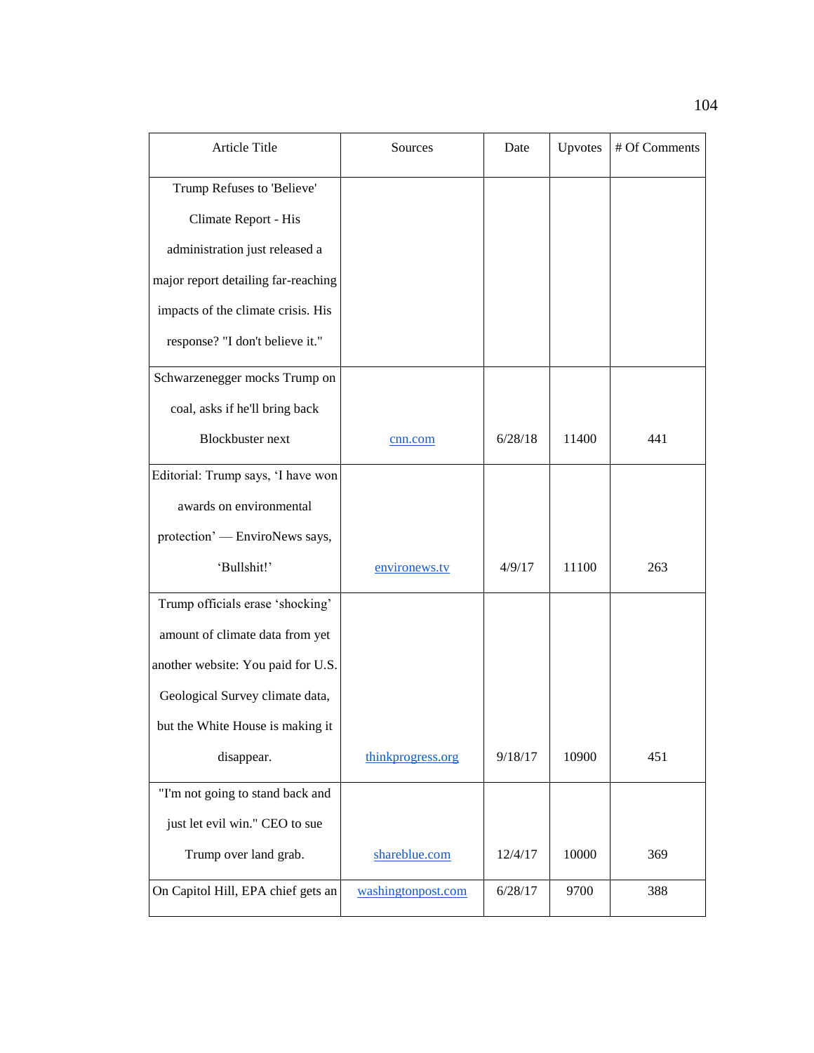| Article Title | Sources | Date | Upvotes | # Of Comments |
|---|---|---|---|---|
| Trump Refuses to 'Believe' Climate Report - His administration just released a major report detailing far-reaching impacts of the climate crisis. His response? "I don't believe it." | | | | |
| Schwarzenegger mocks Trump on coal, asks if he'll bring back Blockbuster next | cnn.com | 6/28/18 | 11400 | 441 |
| Editorial: Trump says, 'I have won awards on environmental protection' — EnviroNews says, 'Bullshit!' | environews.tv | 4/9/17 | 11100 | 263 |
| Trump officials erase 'shocking' amount of climate data from yet another website: You paid for U.S. Geological Survey climate data, but the White House is making it disappear. | thinkprogress.org | 9/18/17 | 10900 | 451 |
| "I'm not going to stand back and just let evil win." CEO to sue Trump over land grab. | shareblue.com | 12/4/17 | 10000 | 369 |
| On Capitol Hill, EPA chief gets an | washingtonpost.com | 6/28/17 | 9700 | 388 |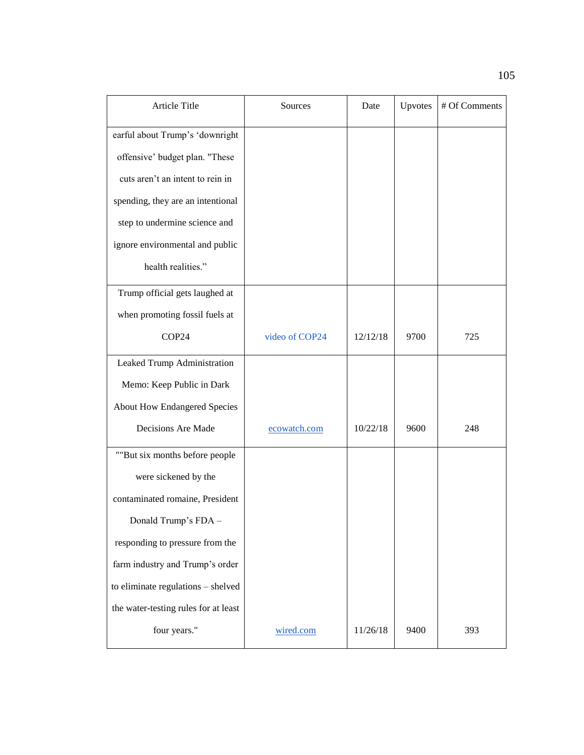| Article Title | Sources | Date | Upvotes | # Of Comments |
|---|---|---|---|---|
| earful about Trump's 'downright offensive' budget plan. "These cuts aren't an intent to rein in spending, they are an intentional step to undermine science and ignore environmental and public health realities." | | | | |
| Trump official gets laughed at when promoting fossil fuels at COP24 | video of COP24 | 12/12/18 | 9700 | 725 |
| Leaked Trump Administration Memo: Keep Public in Dark About How Endangered Species Decisions Are Made | ecowatch.com | 10/22/18 | 9600 | 248 |
| ""But six months before people were sickened by the contaminated romaine, President Donald Trump's FDA – responding to pressure from the farm industry and Trump's order to eliminate regulations – shelved the water-testing rules for at least four years." | wired.com | 11/26/18 | 9400 | 393 |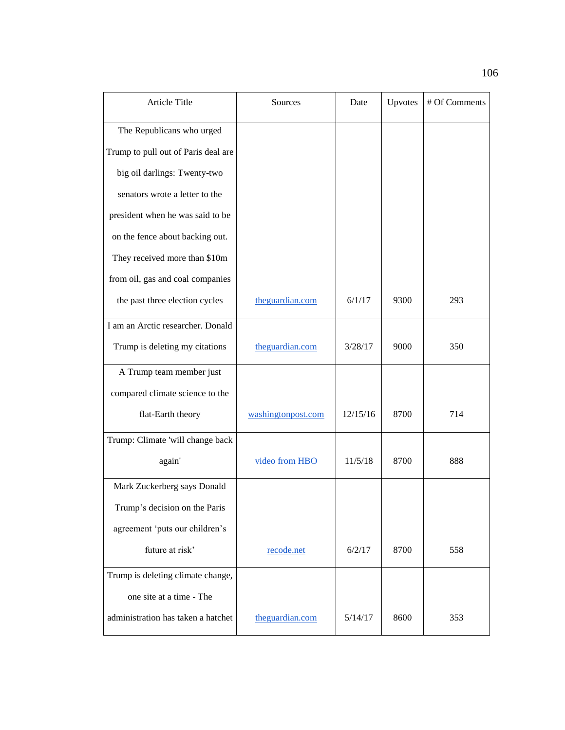| Article Title | Sources | Date | Upvotes | # Of Comments |
| --- | --- | --- | --- | --- |
| The Republicans who urged Trump to pull out of Paris deal are big oil darlings: Twenty-two senators wrote a letter to the president when he was said to be on the fence about backing out. They received more than $10m from oil, gas and coal companies the past three election cycles | theguardian.com | 6/1/17 | 9300 | 293 |
| I am an Arctic researcher. Donald Trump is deleting my citations | theguardian.com | 3/28/17 | 9000 | 350 |
| A Trump team member just compared climate science to the flat-Earth theory | washingtonpost.com | 12/15/16 | 8700 | 714 |
| Trump: Climate 'will change back again' | video from HBO | 11/5/18 | 8700 | 888 |
| Mark Zuckerberg says Donald Trump's decision on the Paris agreement 'puts our children's future at risk' | recode.net | 6/2/17 | 8700 | 558 |
| Trump is deleting climate change, one site at a time - The administration has taken a hatchet | theguardian.com | 5/14/17 | 8600 | 353 |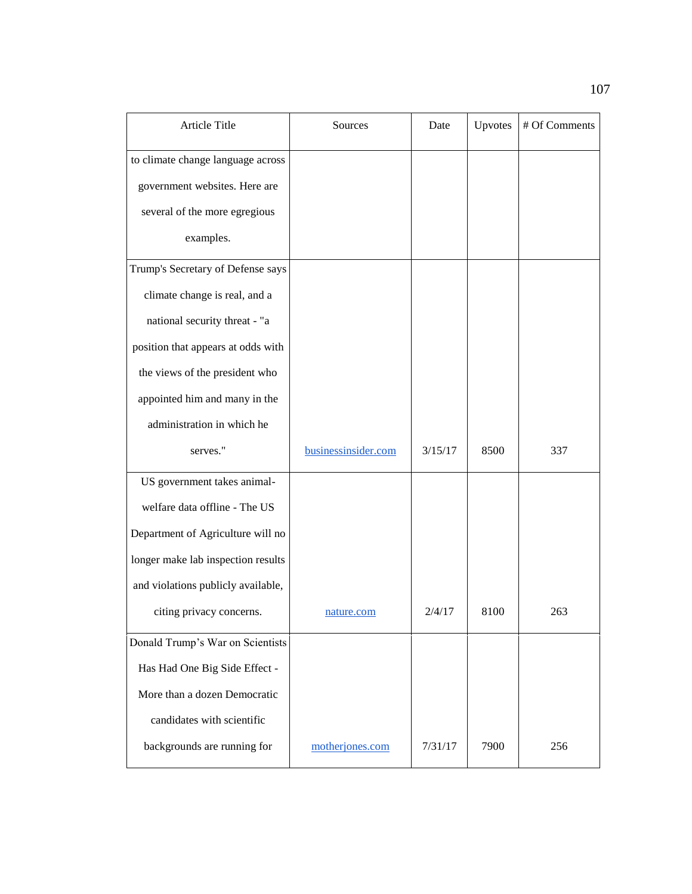| Article Title | Sources | Date | Upvotes | # Of Comments |
|---|---|---|---|---|
| to climate change language across government websites. Here are several of the more egregious examples. | | | | |
| Trump's Secretary of Defense says climate change is real, and a national security threat - "a position that appears at odds with the views of the president who appointed him and many in the administration in which he serves." | businessinsider.com | 3/15/17 | 8500 | 337 |
| US government takes animal-welfare data offline - The US Department of Agriculture will no longer make lab inspection results and violations publicly available, citing privacy concerns. | nature.com | 2/4/17 | 8100 | 263 |
| Donald Trump's War on Scientists Has Had One Big Side Effect - More than a dozen Democratic candidates with scientific backgrounds are running for | motherjones.com | 7/31/17 | 7900 | 256 |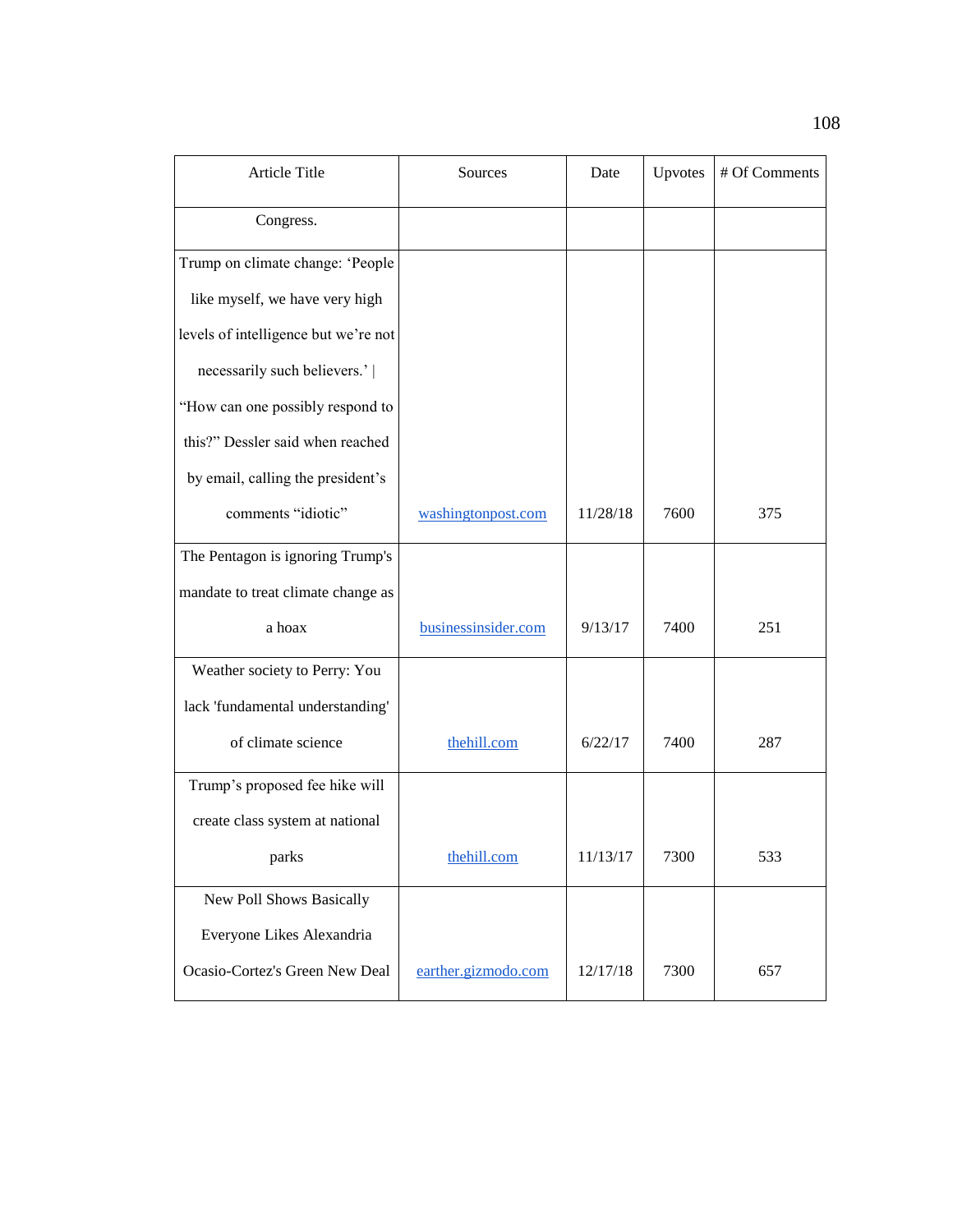| Article Title | Sources | Date | Upvotes | # Of Comments |
| --- | --- | --- | --- | --- |
| Congress. | | | | |
| Trump on climate change: 'People like myself, we have very high levels of intelligence but we're not necessarily such believers.' \| "How can one possibly respond to this?" Dessler said when reached by email, calling the president's comments "idiotic" | washingtonpost.com | 11/28/18 | 7600 | 375 |
| The Pentagon is ignoring Trump's mandate to treat climate change as a hoax | businessinsider.com | 9/13/17 | 7400 | 251 |
| Weather society to Perry: You lack 'fundamental understanding' of climate science | thehill.com | 6/22/17 | 7400 | 287 |
| Trump's proposed fee hike will create class system at national parks | thehill.com | 11/13/17 | 7300 | 533 |
| New Poll Shows Basically Everyone Likes Alexandria Ocasio-Cortez's Green New Deal | earther.gizmodo.com | 12/17/18 | 7300 | 657 |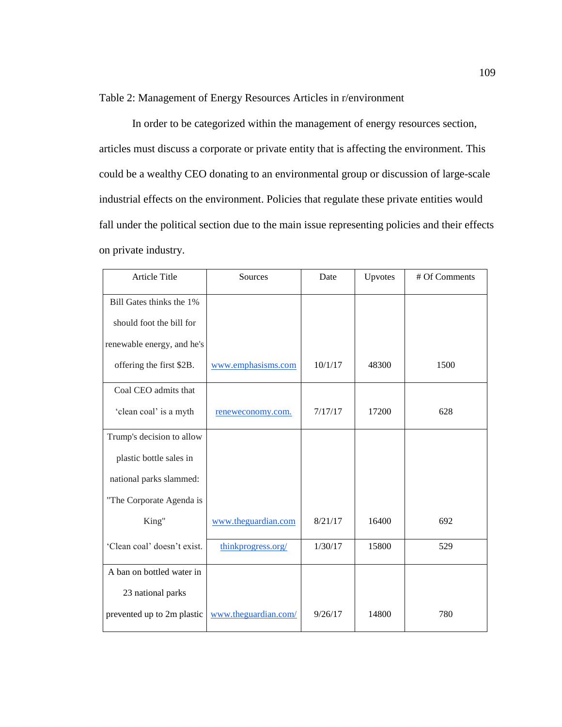Table 2: Management of Energy Resources Articles in r/environment

In order to be categorized within the management of energy resources section, articles must discuss a corporate or private entity that is affecting the environment. This could be a wealthy CEO donating to an environmental group or discussion of large-scale industrial effects on the environment. Policies that regulate these private entities would fall under the political section due to the main issue representing policies and their effects on private industry.

| Article Title | Sources | Date | Upvotes | # Of Comments |
|---|---|---|---|---|
| Bill Gates thinks the 1% should foot the bill for renewable energy, and he's offering the first $2B. | www.emphasisms.com | 10/1/17 | 48300 | 1500 |
| Coal CEO admits that 'clean coal' is a myth | reneweconomy.com. | 7/17/17 | 17200 | 628 |
| Trump's decision to allow plastic bottle sales in national parks slammed: "The Corporate Agenda is King" | www.theguardian.com | 8/21/17 | 16400 | 692 |
| 'Clean coal' doesn't exist. | thinkprogress.org/ | 1/30/17 | 15800 | 529 |
| A ban on bottled water in 23 national parks prevented up to 2m plastic | www.theguardian.com/ | 9/26/17 | 14800 | 780 |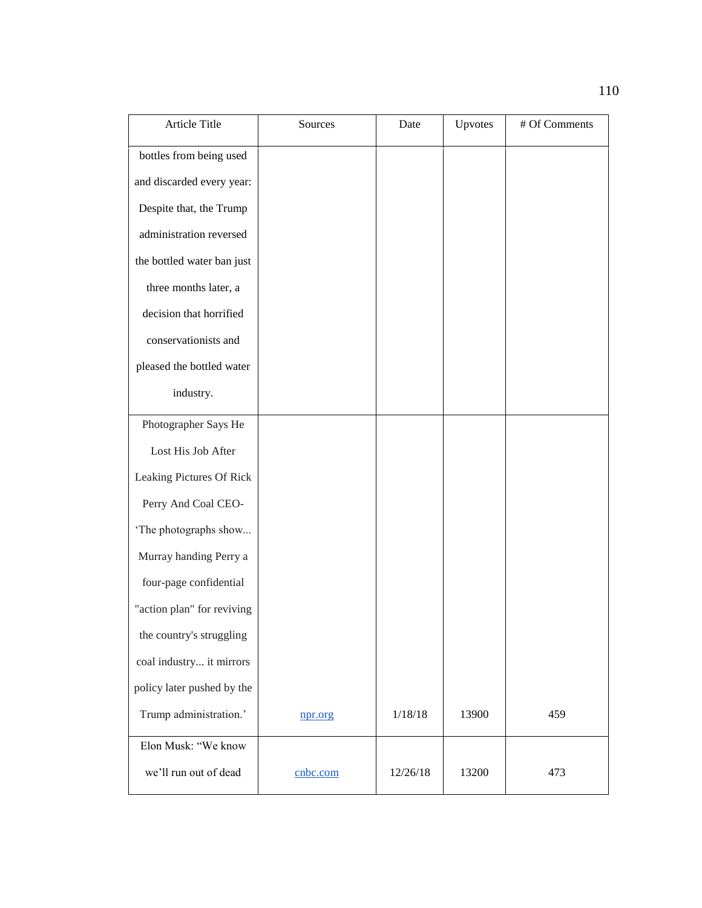| Article Title | Sources | Date | Upvotes | # Of Comments |
|---|---|---|---|---|
| bottles from being used and discarded every year: Despite that, the Trump administration reversed the bottled water ban just three months later, a decision that horrified conservationists and pleased the bottled water industry. | | | | |
| Photographer Says He Lost His Job After Leaking Pictures Of Rick Perry And Coal CEO- 'The photographs show... Murray handing Perry a four-page confidential "action plan" for reviving the country's struggling coal industry... it mirrors policy later pushed by the Trump administration.' | npr.org | 1/18/18 | 13900 | 459 |
| Elon Musk: "We know we'll run out of dead | cnbc.com | 12/26/18 | 13200 | 473 |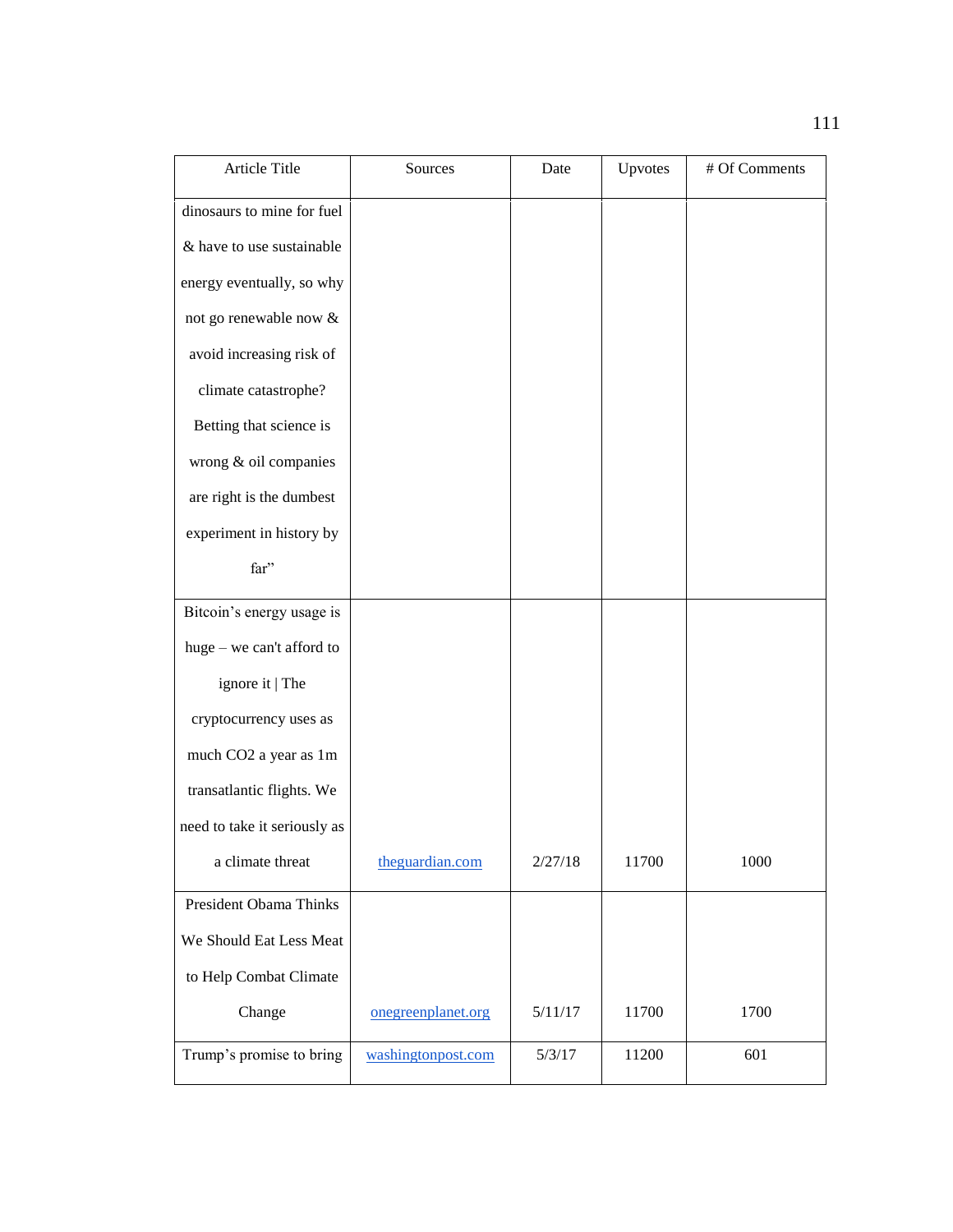| Article Title | Sources | Date | Upvotes | # Of Comments |
| --- | --- | --- | --- | --- |
| dinosaurs to mine for fuel & have to use sustainable energy eventually, so why not go renewable now & avoid increasing risk of climate catastrophe? Betting that science is wrong & oil companies are right is the dumbest experiment in history by far” | | | | |
| Bitcoin’s energy usage is huge – we can't afford to ignore it \| The cryptocurrency uses as much CO2 a year as 1m transatlantic flights. We need to take it seriously as a climate threat | theguardian.com | 2/27/18 | 11700 | 1000 |
| President Obama Thinks We Should Eat Less Meat to Help Combat Climate Change | onegreenplanet.org | 5/11/17 | 11700 | 1700 |
| Trump’s promise to bring | washingtonpost.com | 5/3/17 | 11200 | 601 |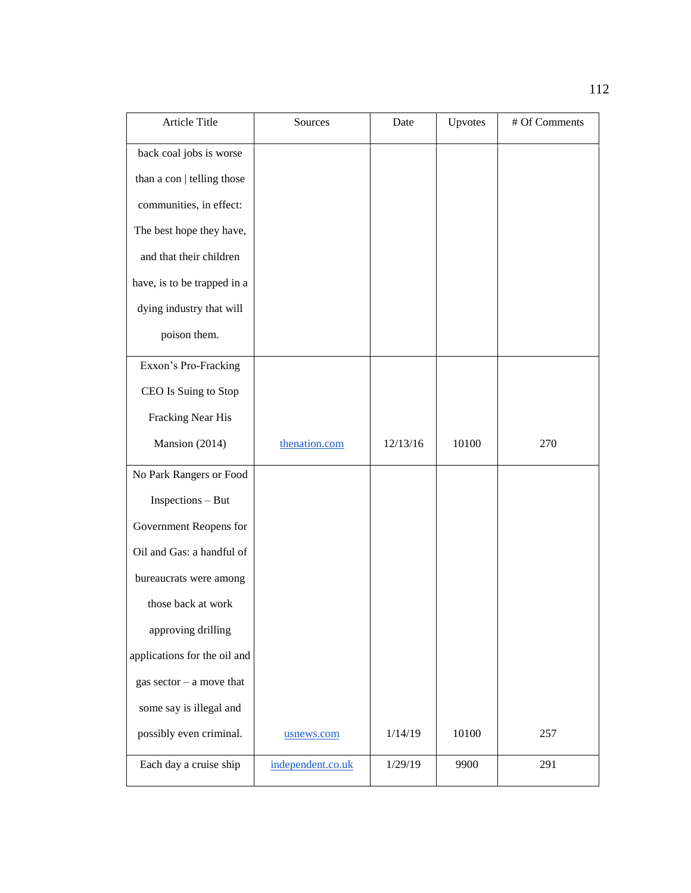| Article Title | Sources | Date | Upvotes | # Of Comments |
|---|---|---|---|---|
| back coal jobs is worse than a con \| telling those communities, in effect: The best hope they have, and that their children have, is to be trapped in a dying industry that will poison them. | | | | |
| Exxon's Pro-Fracking CEO Is Suing to Stop Fracking Near His Mansion (2014) | thenation.com | 12/13/16 | 10100 | 270 |
| No Park Rangers or Food Inspections – But Government Reopens for Oil and Gas: a handful of bureaucrats were among those back at work approving drilling applications for the oil and gas sector – a move that some say is illegal and possibly even criminal. | usnews.com | 1/14/19 | 10100 | 257 |
| Each day a cruise ship | independent.co.uk | 1/29/19 | 9900 | 291 |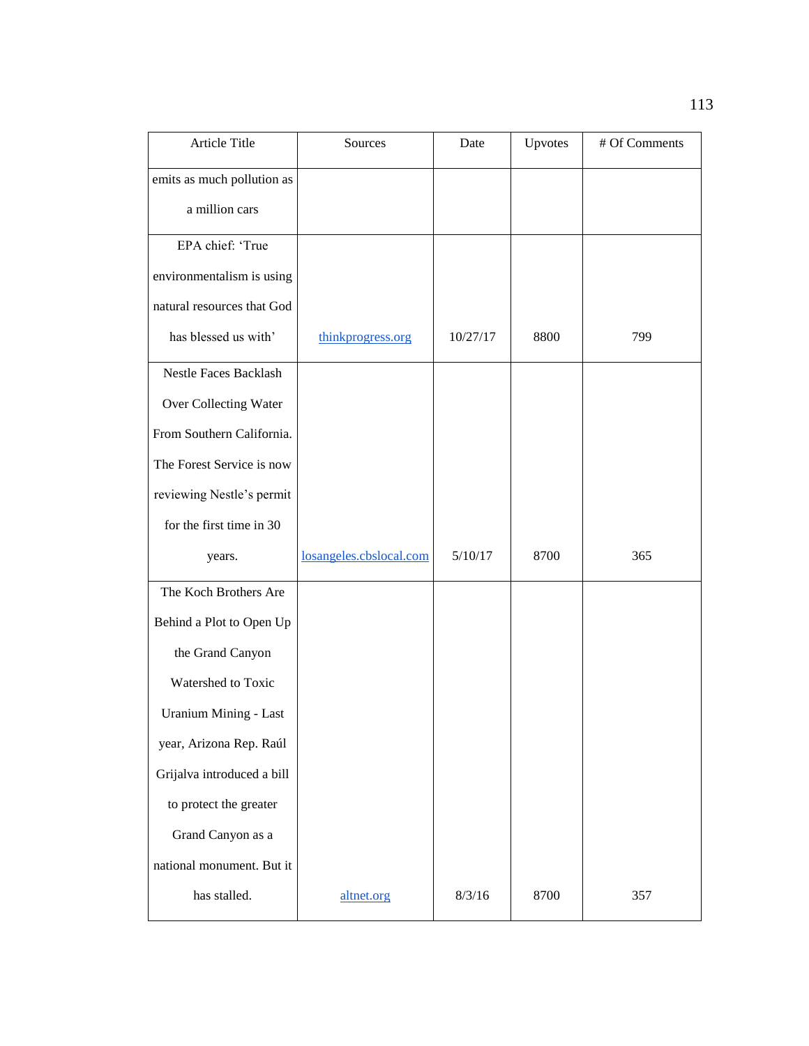| Article Title | Sources | Date | Upvotes | # Of Comments |
|---|---|---|---|---|
| emits as much pollution as a million cars | | | | |
| EPA chief: 'True environmentalism is using natural resources that God has blessed us with' | thinkprogress.org | 10/27/17 | 8800 | 799 |
| Nestle Faces Backlash Over Collecting Water From Southern California. The Forest Service is now reviewing Nestle's permit for the first time in 30 years. | losangeles.cbslocal.com | 5/10/17 | 8700 | 365 |
| The Koch Brothers Are Behind a Plot to Open Up the Grand Canyon Watershed to Toxic Uranium Mining - Last year, Arizona Rep. Raúl Grijalva introduced a bill to protect the greater Grand Canyon as a national monument. But it has stalled. | altnet.org | 8/3/16 | 8700 | 357 |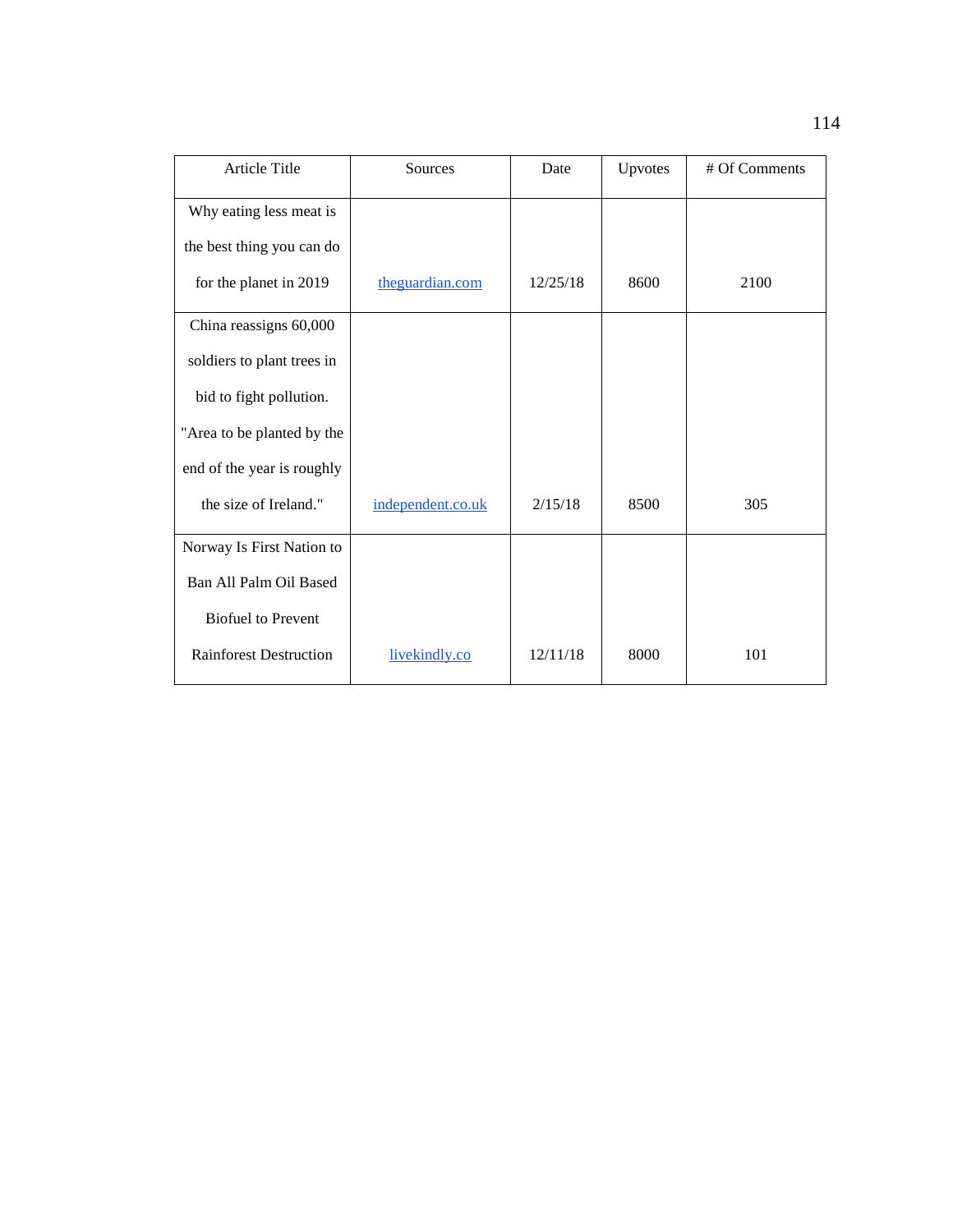| Article Title | Sources | Date | Upvotes | # Of Comments |
|---|---|---|---|---|
| Why eating less meat is the best thing you can do for the planet in 2019 | theguardian.com | 12/25/18 | 8600 | 2100 |
| China reassigns 60,000 soldiers to plant trees in bid to fight pollution. "Area to be planted by the end of the year is roughly the size of Ireland." | independent.co.uk | 2/15/18 | 8500 | 305 |
| Norway Is First Nation to Ban All Palm Oil Based Biofuel to Prevent Rainforest Destruction | livekindly.co | 12/11/18 | 8000 | 101 |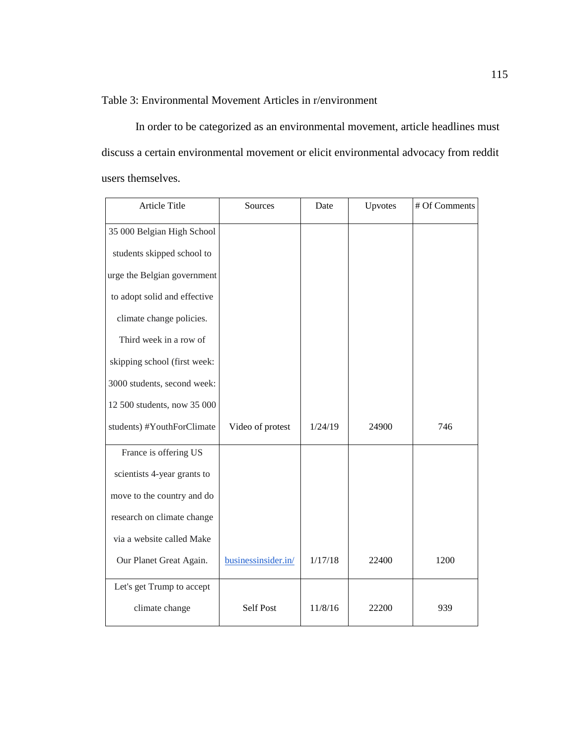Table 3: Environmental Movement Articles in r/environment

In order to be categorized as an environmental movement, article headlines must discuss a certain environmental movement or elicit environmental advocacy from reddit users themselves.

| Article Title | Sources | Date | Upvotes | # Of Comments |
|---|---|---|---|---|
| 35 000 Belgian High School students skipped school to urge the Belgian government to adopt solid and effective climate change policies. Third week in a row of skipping school (first week: 3000 students, second week: 12 500 students, now 35 000 students) #YouthForClimate | Video of protest | 1/24/19 | 24900 | 746 |
| France is offering US scientists 4-year grants to move to the country and do research on climate change via a website called Make Our Planet Great Again. | businessinsider.in/ | 1/17/18 | 22400 | 1200 |
| Let's get Trump to accept climate change | Self Post | 11/8/16 | 22200 | 939 |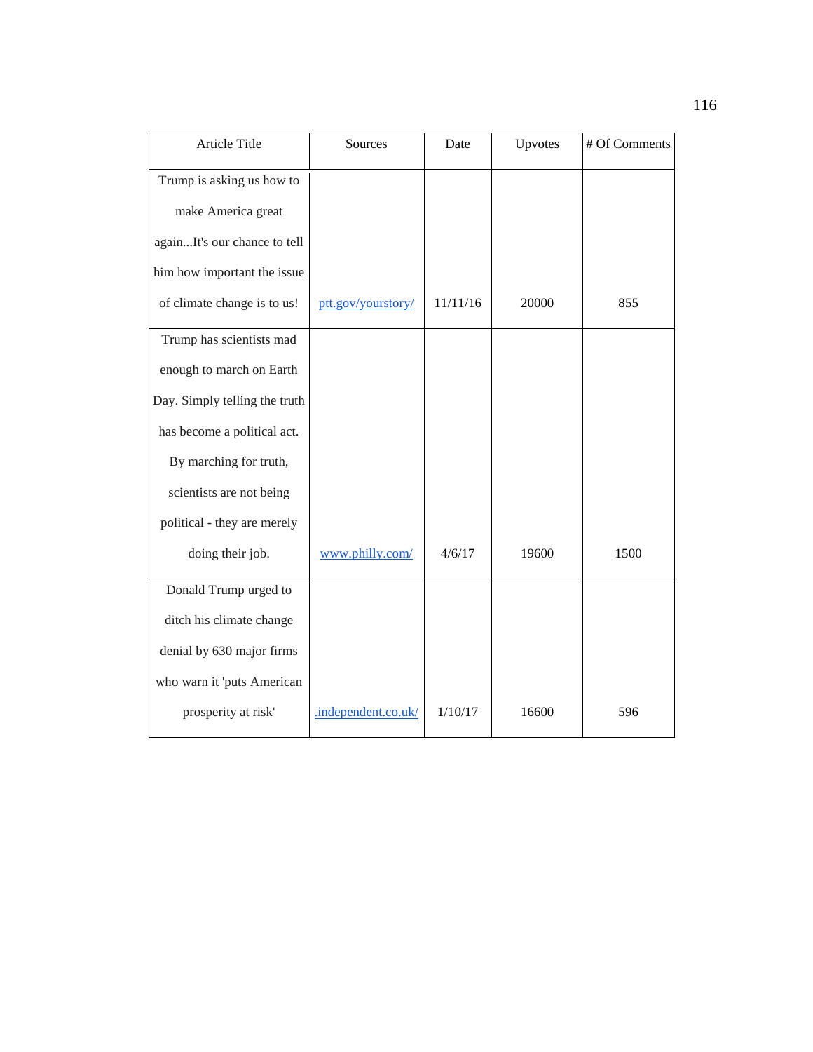| Article Title | Sources | Date | Upvotes | # Of Comments |
| --- | --- | --- | --- | --- |
| Trump is asking us how to make America great again...It's our chance to tell him how important the issue of climate change is to us! | ptt.gov/yourstory/ | 11/11/16 | 20000 | 855 |
| Trump has scientists mad enough to march on Earth Day. Simply telling the truth has become a political act. By marching for truth, scientists are not being political - they are merely doing their job. | www.philly.com/ | 4/6/17 | 19600 | 1500 |
| Donald Trump urged to ditch his climate change denial by 630 major firms who warn it 'puts American prosperity at risk' | .independent.co.uk/ | 1/10/17 | 16600 | 596 |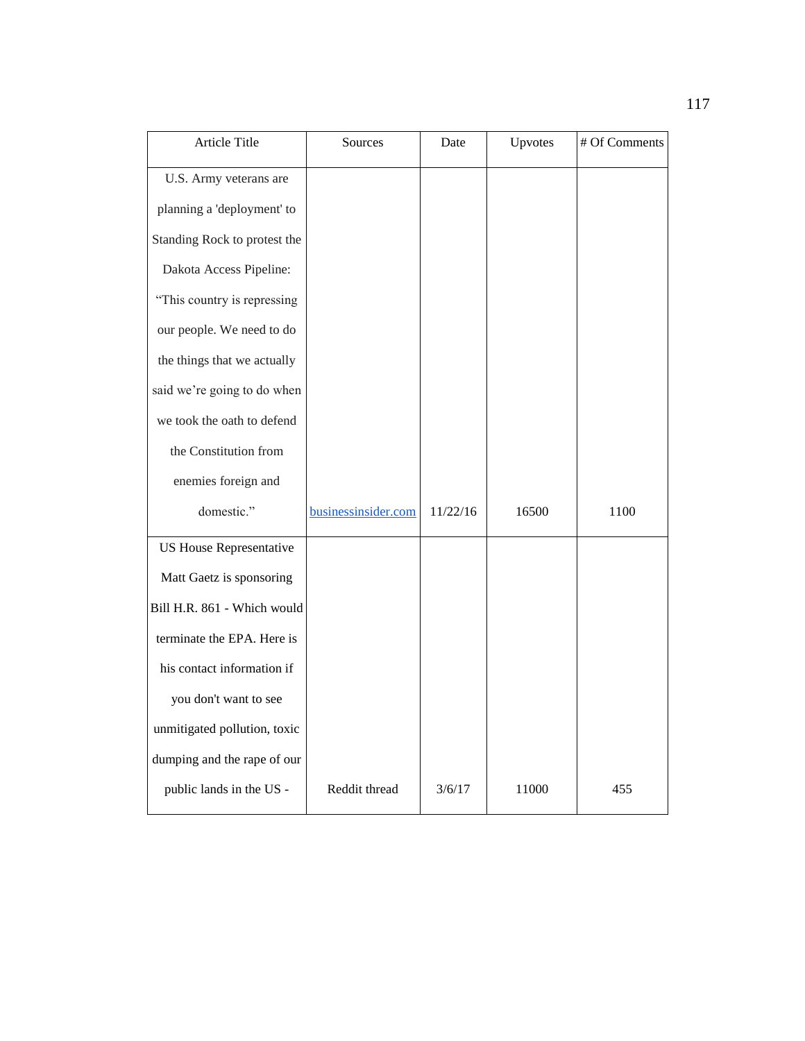| Article Title | Sources | Date | Upvotes | # Of Comments |
|---|---|---|---|---|
| U.S. Army veterans are planning a 'deployment' to Standing Rock to protest the Dakota Access Pipeline: “This country is repressing our people. We need to do the things that we actually said we’re going to do when we took the oath to defend the Constitution from enemies foreign and domestic.” | businessinsider.com | 11/22/16 | 16500 | 1100 |
| US House Representative Matt Gaetz is sponsoring Bill H.R. 861 - Which would terminate the EPA. Here is his contact information if you don't want to see unmitigated pollution, toxic dumping and the rape of our public lands in the US - | Reddit thread | 3/6/17 | 11000 | 455 |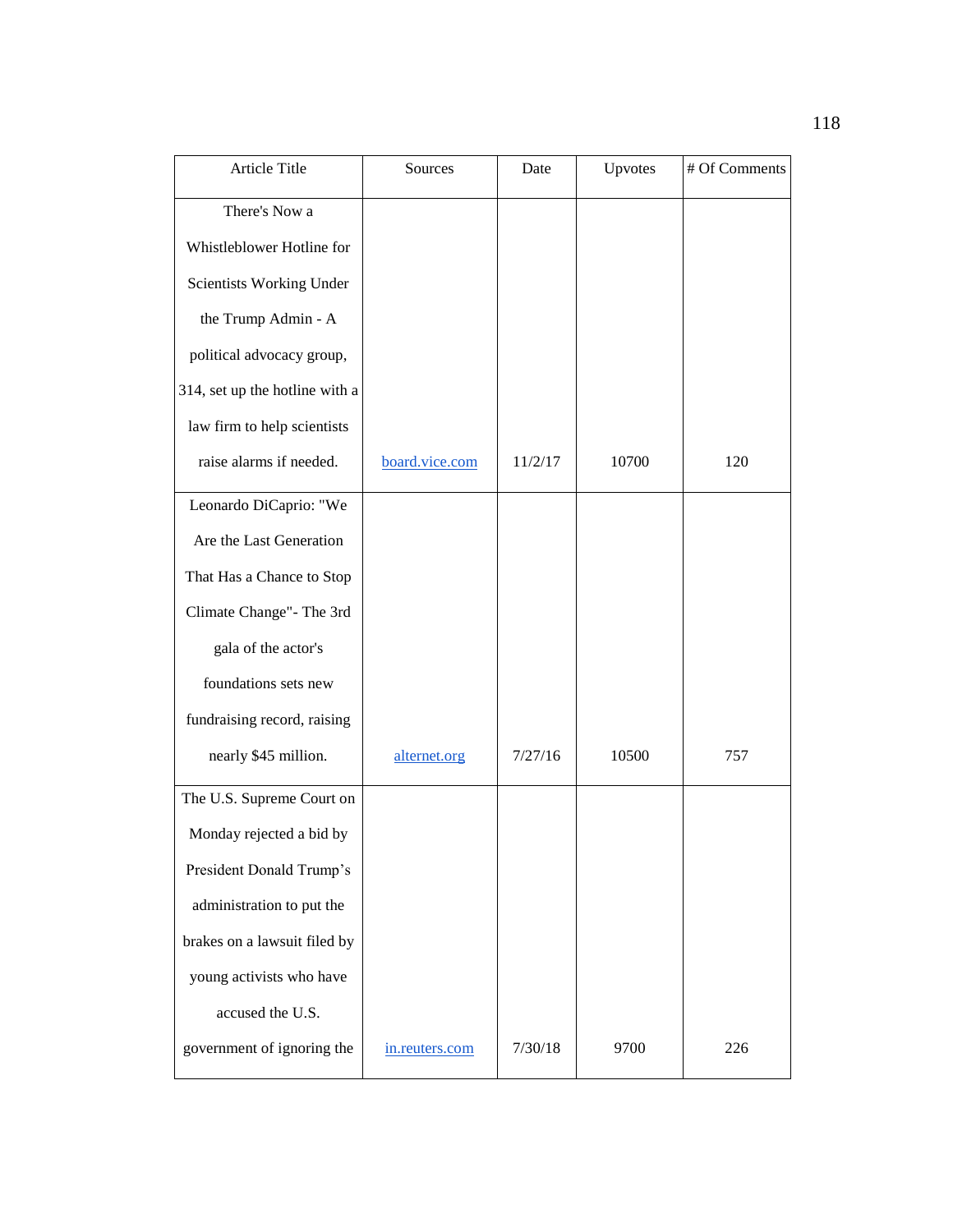| Article Title | Sources | Date | Upvotes | # Of Comments |
|---|---|---|---|---|
| There's Now a Whistleblower Hotline for Scientists Working Under the Trump Admin - A political advocacy group, 314, set up the hotline with a law firm to help scientists raise alarms if needed. | board.vice.com | 11/2/17 | 10700 | 120 |
| Leonardo DiCaprio: "We Are the Last Generation That Has a Chance to Stop Climate Change"- The 3rd gala of the actor's foundations sets new fundraising record, raising nearly $45 million. | alternet.org | 7/27/16 | 10500 | 757 |
| The U.S. Supreme Court on Monday rejected a bid by President Donald Trump's administration to put the brakes on a lawsuit filed by young activists who have accused the U.S. government of ignoring the | in.reuters.com | 7/30/18 | 9700 | 226 |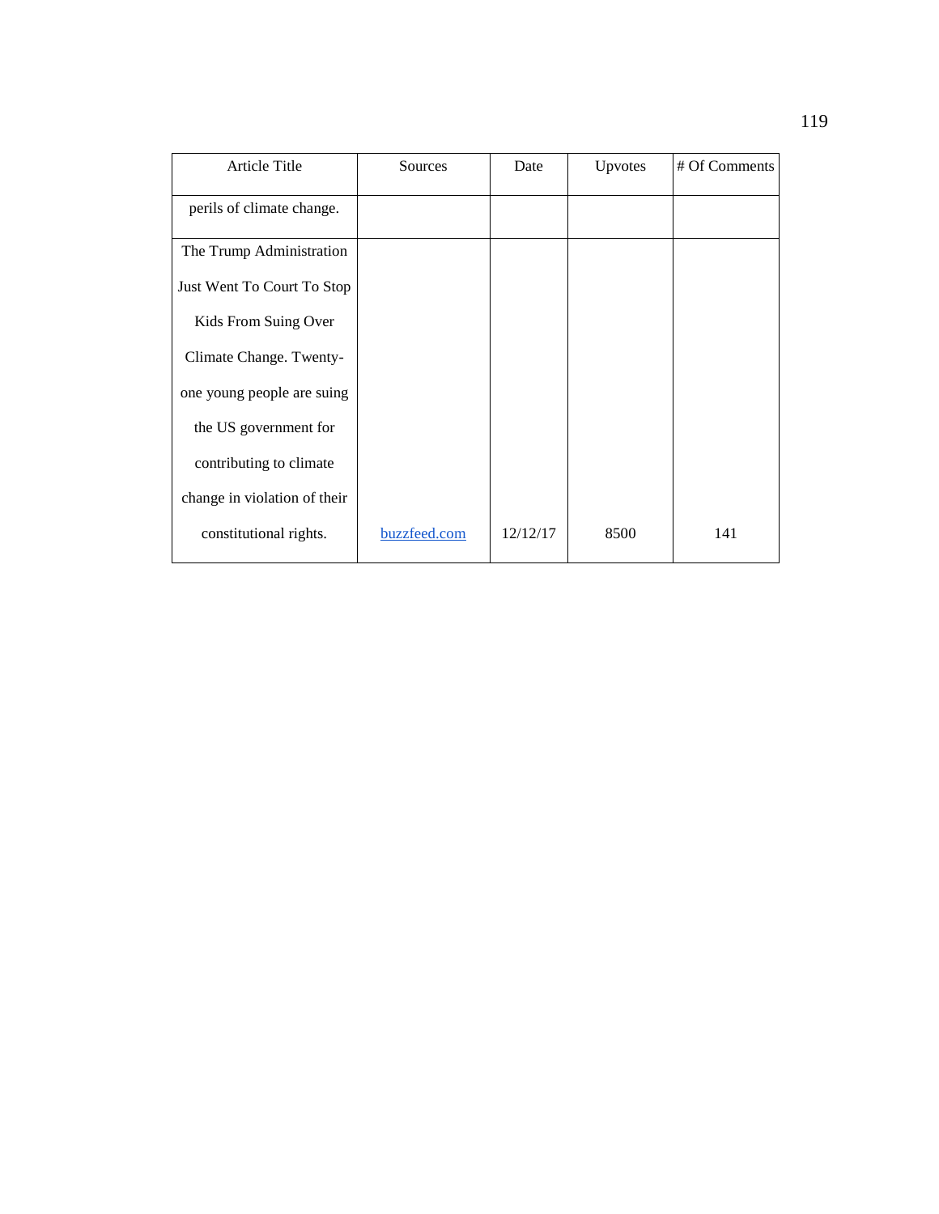| Article Title | Sources | Date | Upvotes | # Of Comments |
|---|---|---|---|---|
| perils of climate change. | | | | |
| The Trump Administration Just Went To Court To Stop Kids From Suing Over Climate Change. Twenty-one young people are suing the US government for contributing to climate change in violation of their constitutional rights. | buzzfeed.com | 12/12/17 | 8500 | 141 |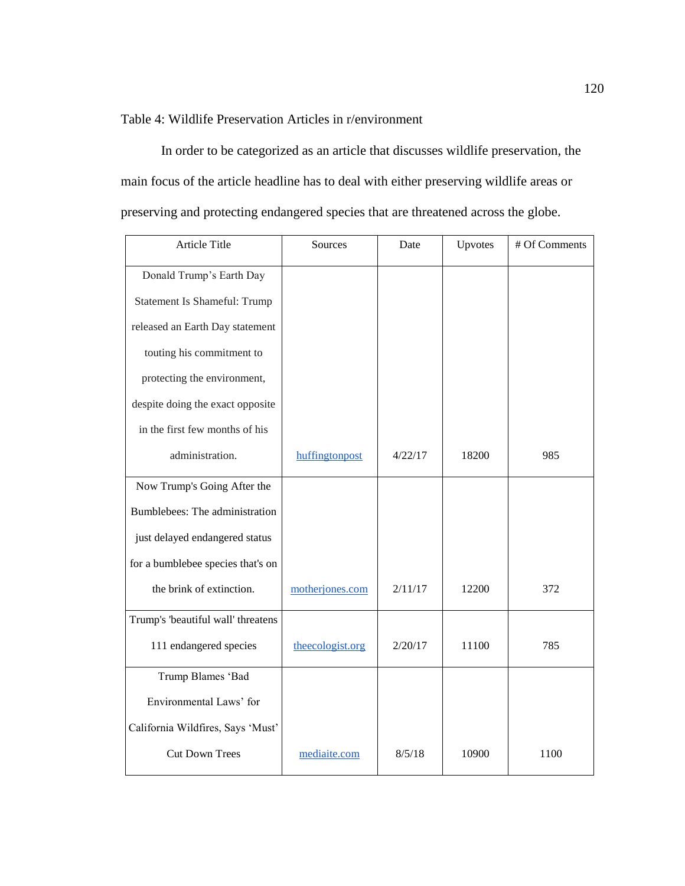Table 4: Wildlife Preservation Articles in r/environment

In order to be categorized as an article that discusses wildlife preservation, the main focus of the article headline has to deal with either preserving wildlife areas or preserving and protecting endangered species that are threatened across the globe.

| Article Title | Sources | Date | Upvotes | # Of Comments |
|---|---|---|---|---|
| Donald Trump’s Earth Day Statement Is Shameful: Trump released an Earth Day statement touting his commitment to protecting the environment, despite doing the exact opposite in the first few months of his administration. | huffingtonpost | 4/22/17 | 18200 | 985 |
| Now Trump's Going After the Bumblebees: The administration just delayed endangered status for a bumblebee species that's on the brink of extinction. | motherjones.com | 2/11/17 | 12200 | 372 |
| Trump's 'beautiful wall' threatens 111 endangered species | theecologist.org | 2/20/17 | 11100 | 785 |
| Trump Blames ‘Bad Environmental Laws’ for California Wildfires, Says ‘Must’ Cut Down Trees | mediaite.com | 8/5/18 | 10900 | 1100 |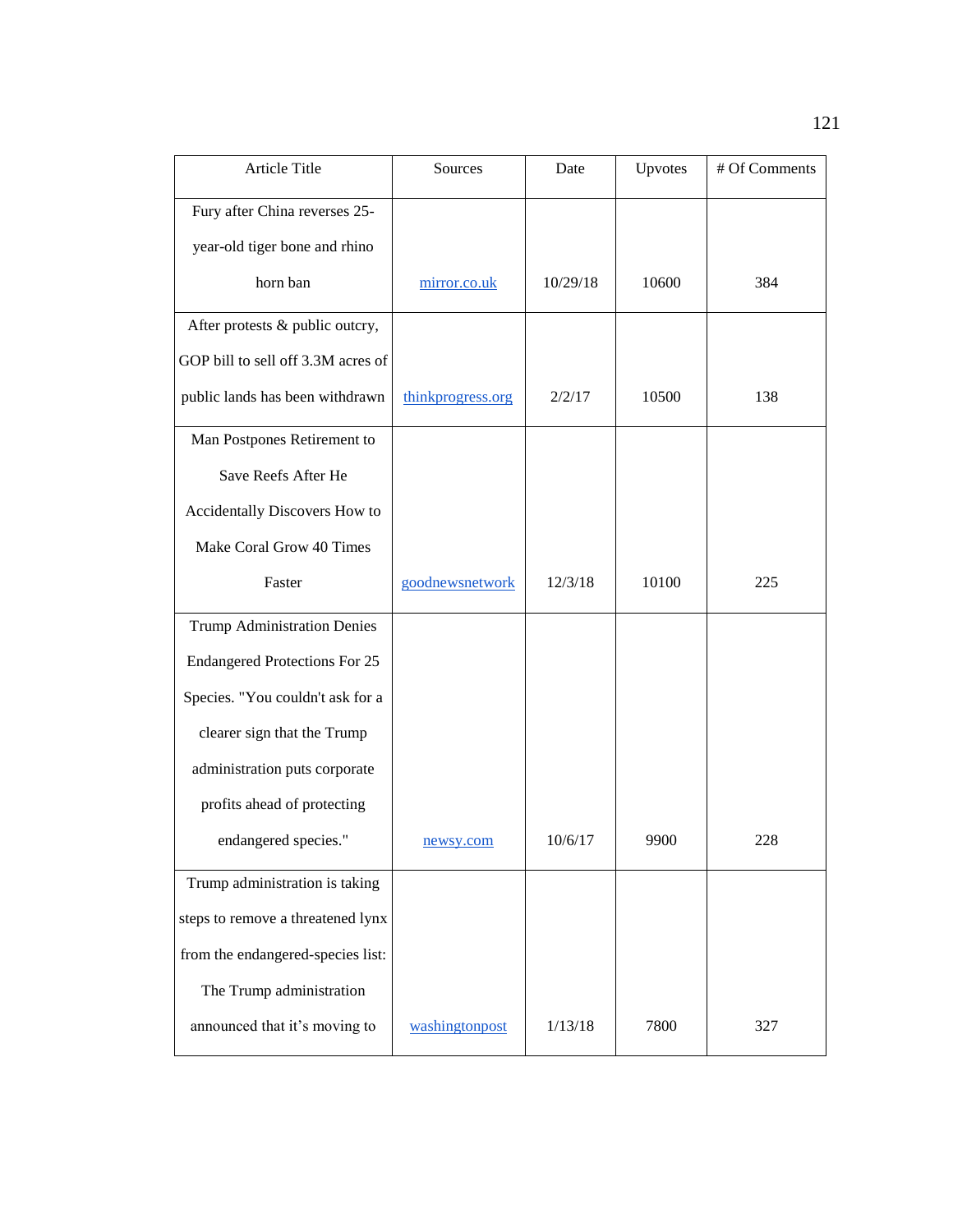| Article Title | Sources | Date | Upvotes | # Of Comments |
|---|---|---|---|---|
| Fury after China reverses 25-year-old tiger bone and rhino horn ban | mirror.co.uk | 10/29/18 | 10600 | 384 |
| After protests & public outcry, GOP bill to sell off 3.3M acres of public lands has been withdrawn | thinkprogress.org | 2/2/17 | 10500 | 138 |
| Man Postpones Retirement to Save Reefs After He Accidentally Discovers How to Make Coral Grow 40 Times Faster | goodnewsnetwork | 12/3/18 | 10100 | 225 |
| Trump Administration Denies Endangered Protections For 25 Species. "You couldn't ask for a clearer sign that the Trump administration puts corporate profits ahead of protecting endangered species." | newsy.com | 10/6/17 | 9900 | 228 |
| Trump administration is taking steps to remove a threatened lynx from the endangered-species list: The Trump administration announced that it's moving to | washingtonpost | 1/13/18 | 7800 | 327 |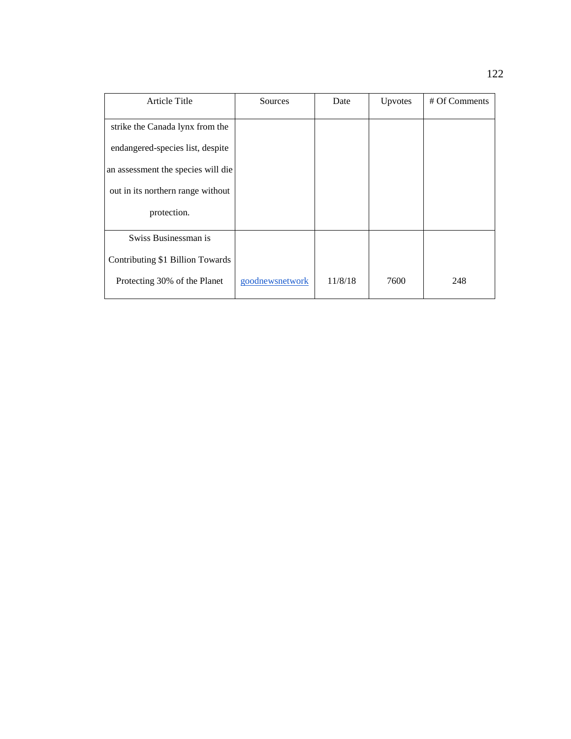| Article Title | Sources | Date | Upvotes | # Of Comments |
|---|---|---|---|---|
| strike the Canada lynx from the endangered-species list, despite an assessment the species will die out in its northern range without protection. | | | | |
| Swiss Businessman is Contributing $1 Billion Towards Protecting 30% of the Planet | goodnewsnetwork | 11/8/18 | 7600 | 248 |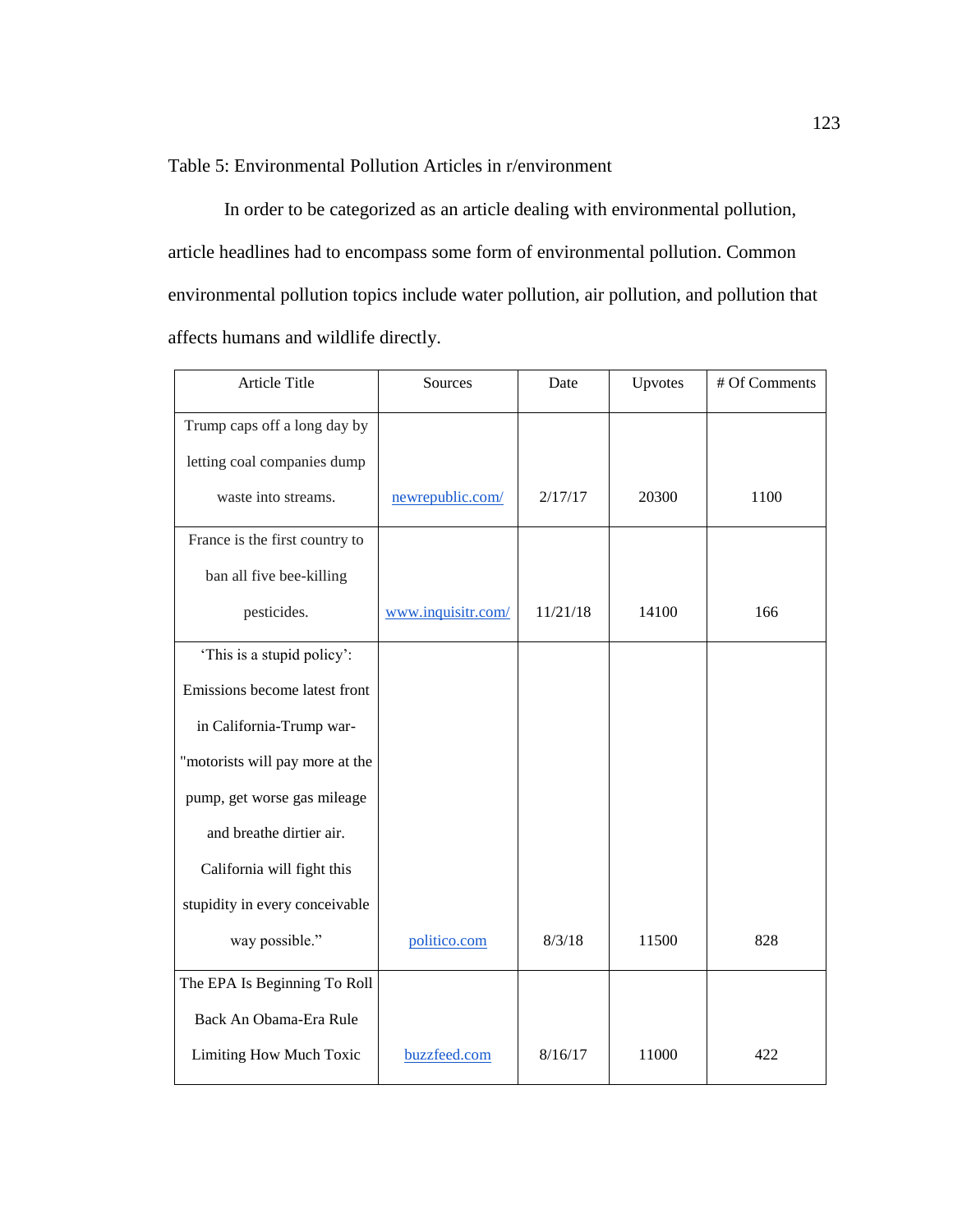Table 5: Environmental Pollution Articles in r/environment

In order to be categorized as an article dealing with environmental pollution, article headlines had to encompass some form of environmental pollution. Common environmental pollution topics include water pollution, air pollution, and pollution that affects humans and wildlife directly.

| Article Title | Sources | Date | Upvotes | # Of Comments |
|---|---|---|---|---|
| Trump caps off a long day by letting coal companies dump waste into streams. | newrepublic.com/ | 2/17/17 | 20300 | 1100 |
| France is the first country to ban all five bee-killing pesticides. | www.inquisitr.com/ | 11/21/18 | 14100 | 166 |
| 'This is a stupid policy': Emissions become latest front in California-Trump war- "motorists will pay more at the pump, get worse gas mileage and breathe dirtier air. California will fight this stupidity in every conceivable way possible." | politico.com | 8/3/18 | 11500 | 828 |
| The EPA Is Beginning To Roll Back An Obama-Era Rule Limiting How Much Toxic | buzzfeed.com | 8/16/17 | 11000 | 422 |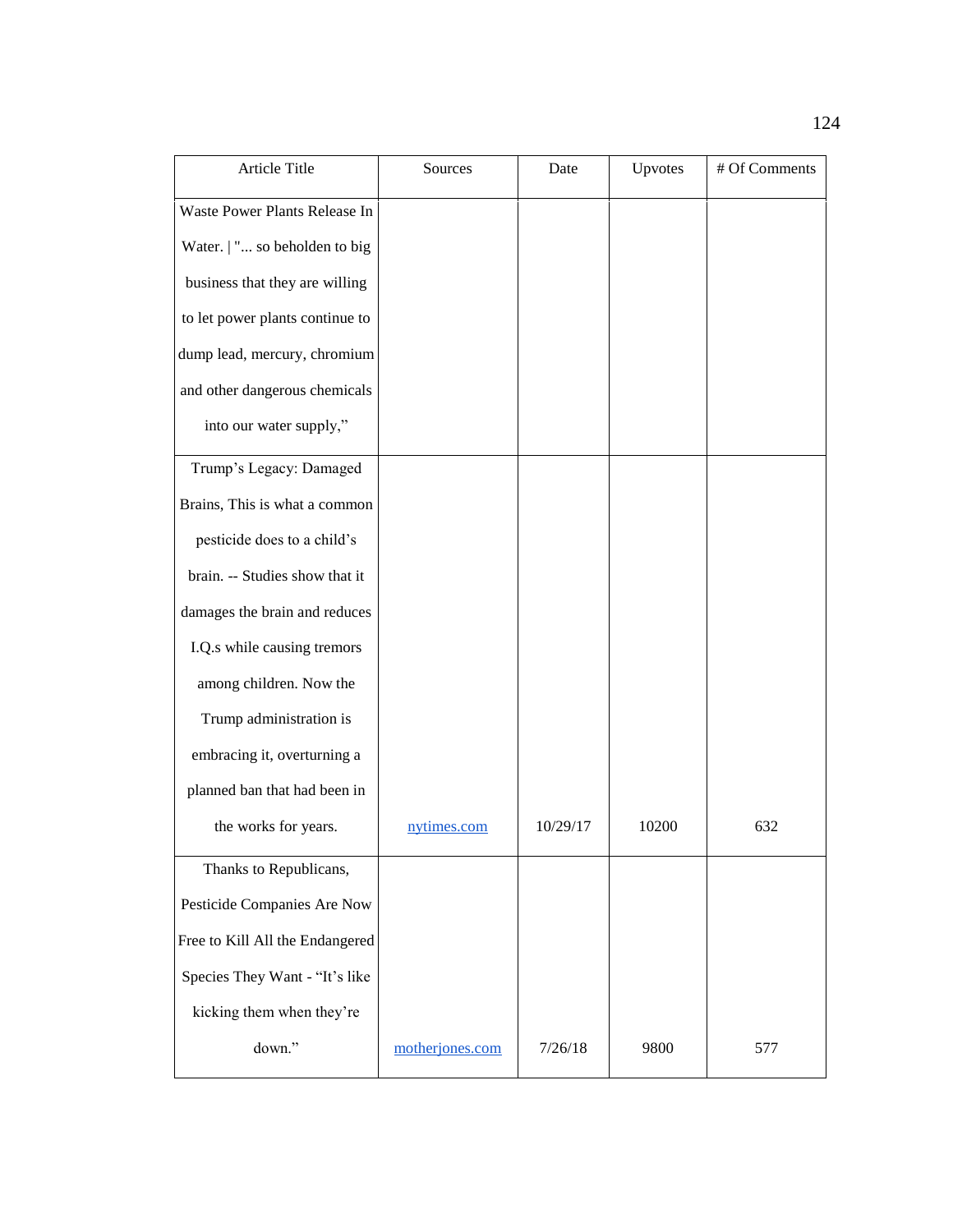| Article Title | Sources | Date | Upvotes | # Of Comments |
|---|---|---|---|---|
| Waste Power Plants Release In Water. \| "... so beholden to big business that they are willing to let power plants continue to dump lead, mercury, chromium and other dangerous chemicals into our water supply," | | | | |
| Trump's Legacy: Damaged Brains, This is what a common pesticide does to a child's brain. -- Studies show that it damages the brain and reduces I.Q.s while causing tremors among children. Now the Trump administration is embracing it, overturning a planned ban that had been in the works for years. | nytimes.com | 10/29/17 | 10200 | 632 |
| Thanks to Republicans, Pesticide Companies Are Now Free to Kill All the Endangered Species They Want - "It's like kicking them when they're down." | motherjones.com | 7/26/18 | 9800 | 577 |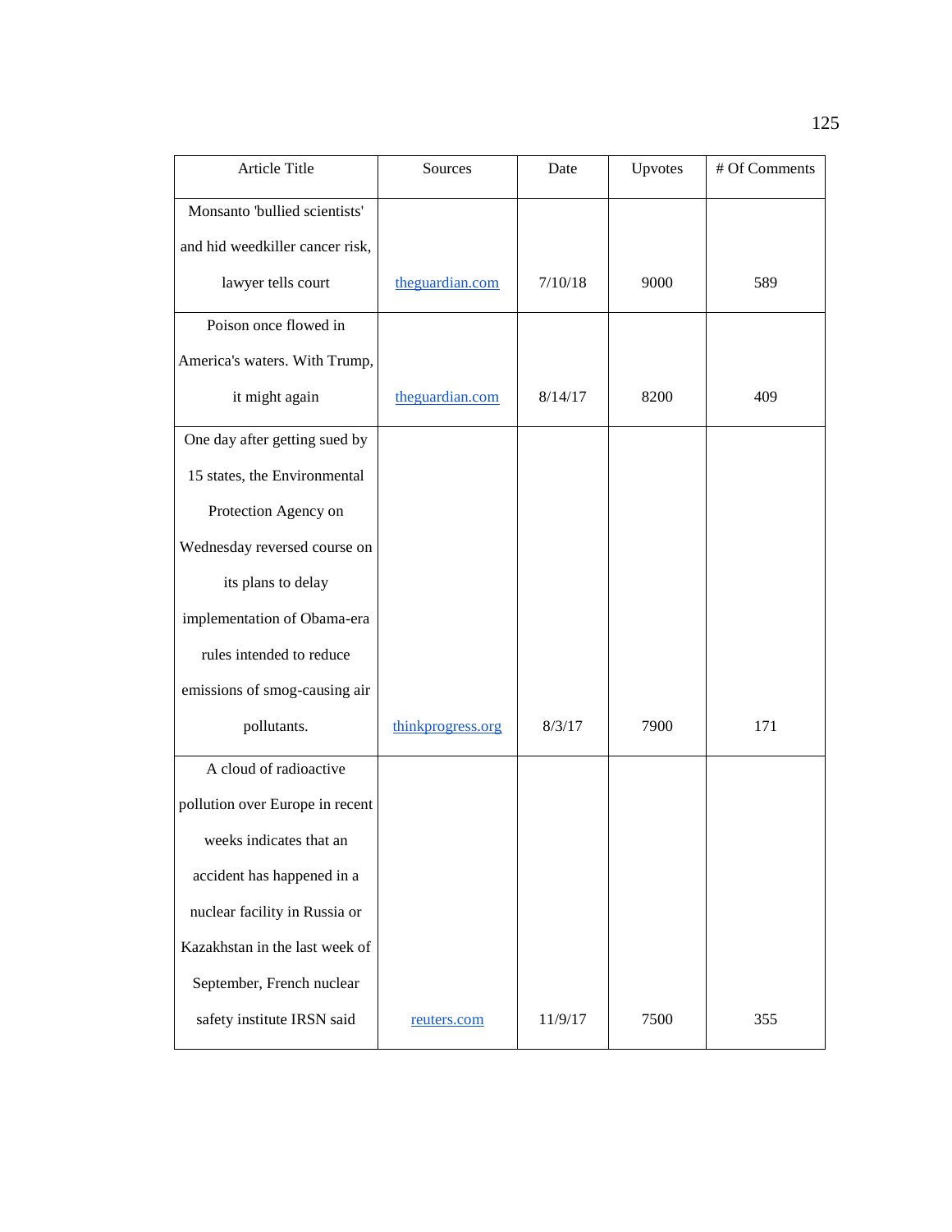| Article Title | Sources | Date | Upvotes | # Of Comments |
| --- | --- | --- | --- | --- |
| Monsanto 'bullied scientists' and hid weedkiller cancer risk, lawyer tells court | theguardian.com | 7/10/18 | 9000 | 589 |
| Poison once flowed in America's waters. With Trump, it might again | theguardian.com | 8/14/17 | 8200 | 409 |
| One day after getting sued by 15 states, the Environmental Protection Agency on Wednesday reversed course on its plans to delay implementation of Obama-era rules intended to reduce emissions of smog-causing air pollutants. | thinkprogress.org | 8/3/17 | 7900 | 171 |
| A cloud of radioactive pollution over Europe in recent weeks indicates that an accident has happened in a nuclear facility in Russia or Kazakhstan in the last week of September, French nuclear safety institute IRSN said | reuters.com | 11/9/17 | 7500 | 355 |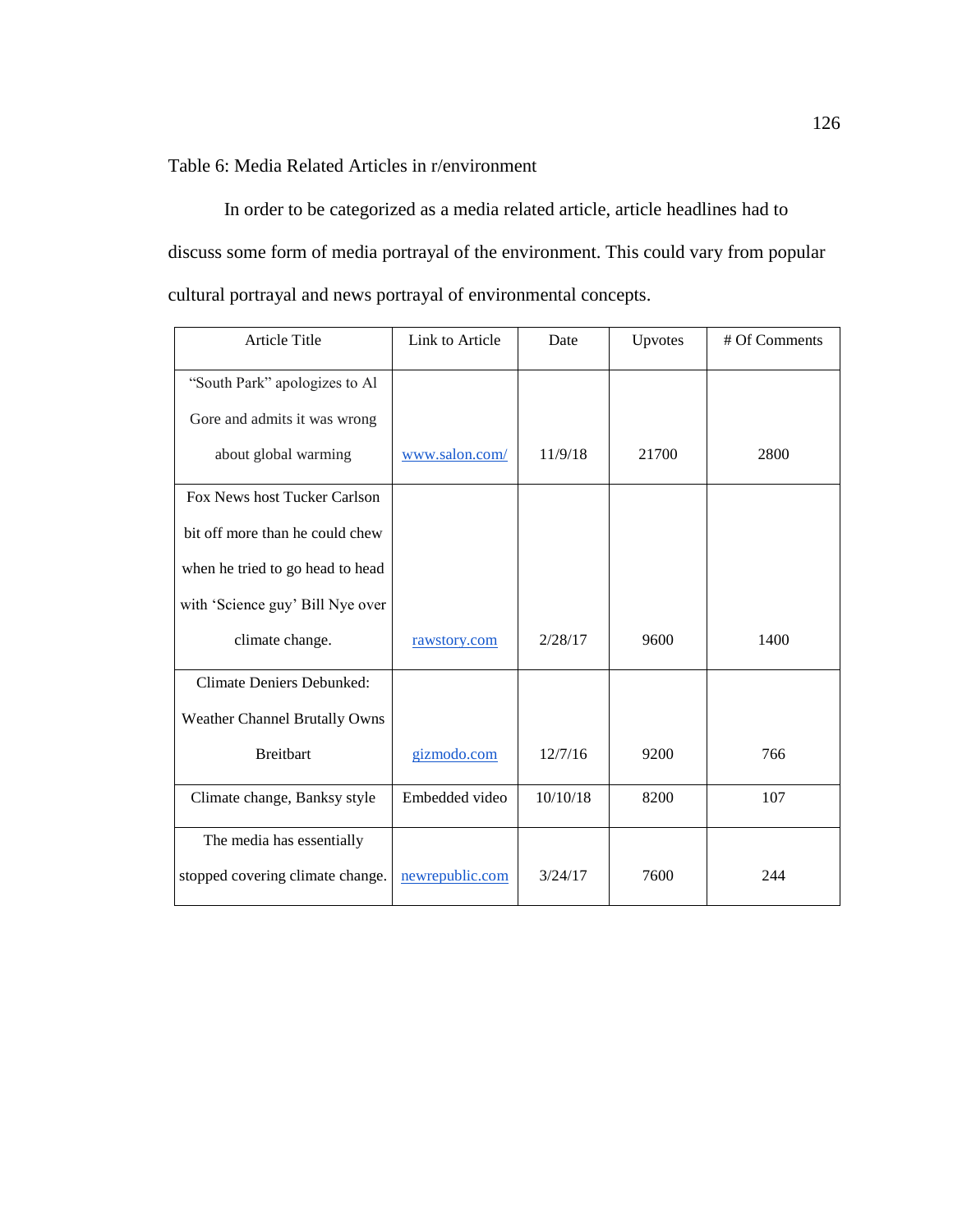Table 6: Media Related Articles in r/environment

In order to be categorized as a media related article, article headlines had to discuss some form of media portrayal of the environment. This could vary from popular cultural portrayal and news portrayal of environmental concepts.

| Article Title | Link to Article | Date | Upvotes | # Of Comments |
|---|---|---|---|---|
| "South Park" apologizes to Al Gore and admits it was wrong about global warming | www.salon.com/ | 11/9/18 | 21700 | 2800 |
| Fox News host Tucker Carlson bit off more than he could chew when he tried to go head to head with 'Science guy' Bill Nye over climate change. | rawstory.com | 2/28/17 | 9600 | 1400 |
| Climate Deniers Debunked: Weather Channel Brutally Owns Breitbart | gizmodo.com | 12/7/16 | 9200 | 766 |
| Climate change, Banksy style | Embedded video | 10/10/18 | 8200 | 107 |
| The media has essentially stopped covering climate change. | newrepublic.com | 3/24/17 | 7600 | 244 |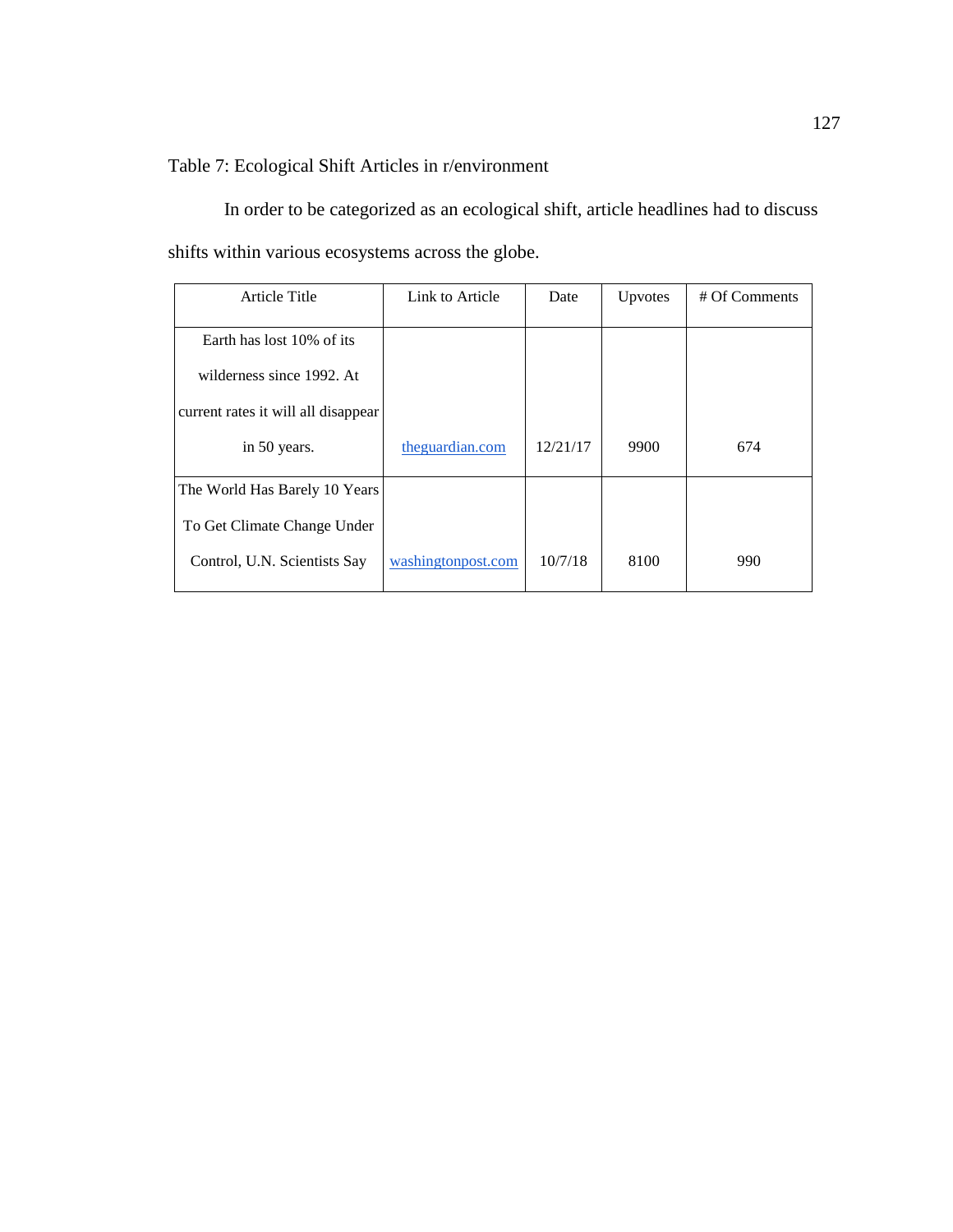Table 7: Ecological Shift Articles in r/environment

In order to be categorized as an ecological shift, article headlines had to discuss shifts within various ecosystems across the globe.

| Article Title | Link to Article | Date | Upvotes | # Of Comments |
|---|---|---|---|---|
| Earth has lost 10% of its wilderness since 1992. At current rates it will all disappear in 50 years. | theguardian.com | 12/21/17 | 9900 | 674 |
| The World Has Barely 10 Years To Get Climate Change Under Control, U.N. Scientists Say | washingtonpost.com | 10/7/18 | 8100 | 990 |